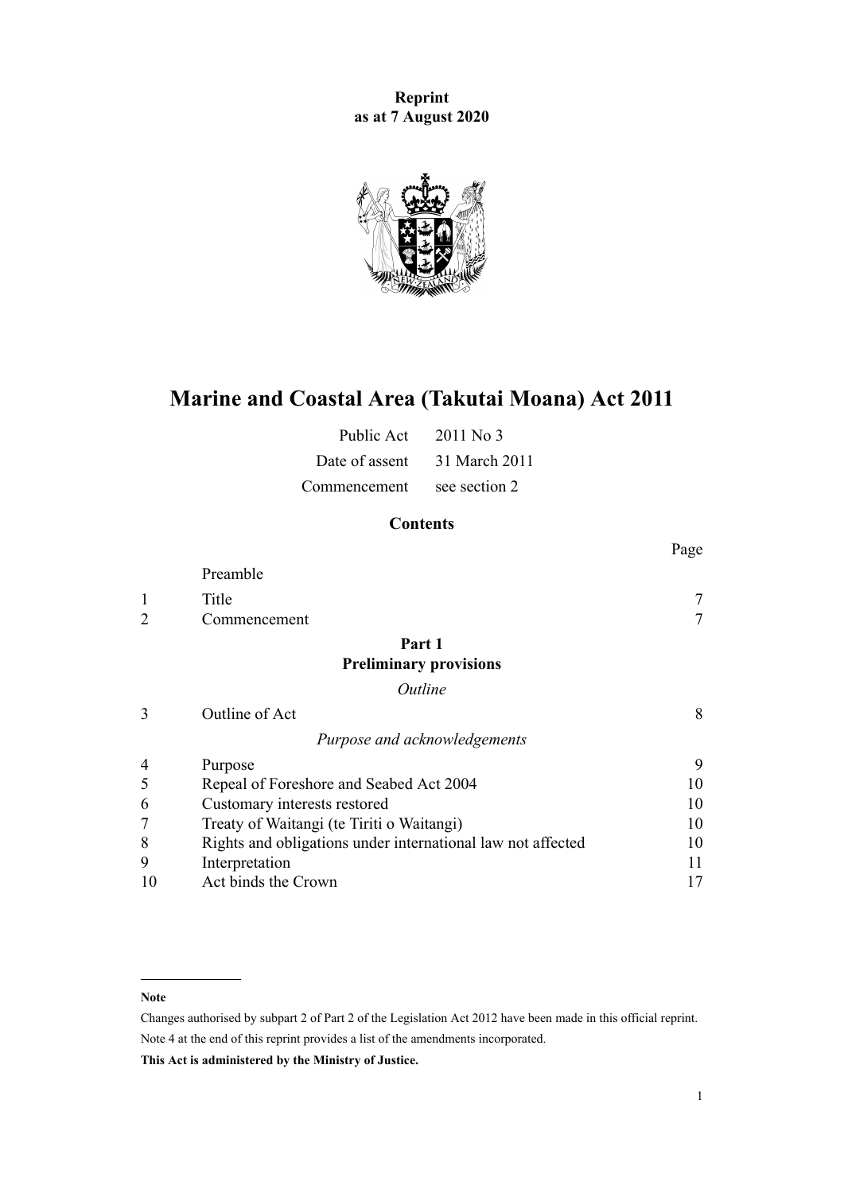**Reprint**
**as at 7 August 2020**

# Marine and Coastal Area (Takutai Moana) Act 2011

| | |
|---|---|
| Public Act | 2011 No 3 |
| Date of assent | 31 March 2011 |
| Commencement | see section 2 |

## Contents

| | | Page |
|---|---|---|
| | Preamble | |
| 1 | Title | 7 |
| 2 | Commencement | 7 |
| | **Part 1** **Preliminary provisions** | |
| | *Outline* | |
| 3 | Outline of Act | 8 |
| | *Purpose and acknowledgements* | |
| 4 | Purpose | 9 |
| 5 | Repeal of Foreshore and Seabed Act 2004 | 10 |
| 6 | Customary interests restored | 10 |
| 7 | Treaty of Waitangi (te Tiriti o Waitangi) | 10 |
| 8 | Rights and obligations under international law not affected | 10 |
| 9 | Interpretation | 11 |
| 10 | Act binds the Crown | 17 |

**Note**

Changes authorised by subpart 2 of Part 2 of the Legislation Act 2012 have been made in this official reprint.

Note 4 at the end of this reprint provides a list of the amendments incorporated.

**This Act is administered by the Ministry of Justice.**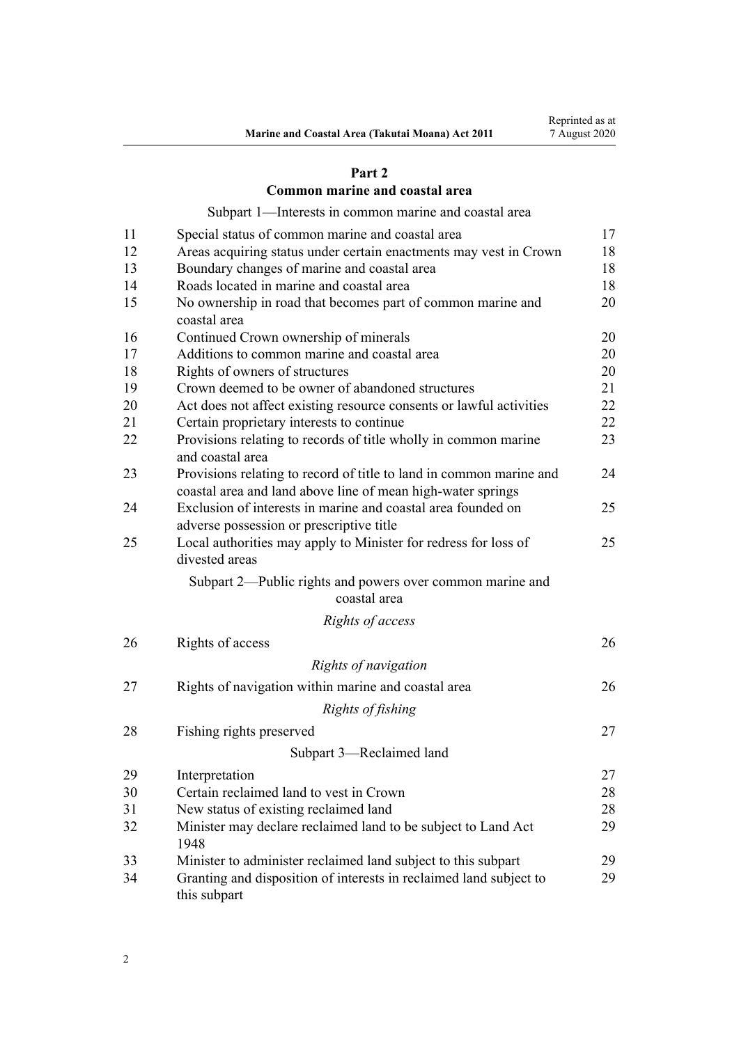## Part 2
## Common marine and coastal area

Subpart 1—Interests in common marine and coastal area

| | | |
|---|---|---|
| 11 | Special status of common marine and coastal area | 17 |
| 12 | Areas acquiring status under certain enactments may vest in Crown | 18 |
| 13 | Boundary changes of marine and coastal area | 18 |
| 14 | Roads located in marine and coastal area | 18 |
| 15 | No ownership in road that becomes part of common marine and coastal area | 20 |
| 16 | Continued Crown ownership of minerals | 20 |
| 17 | Additions to common marine and coastal area | 20 |
| 18 | Rights of owners of structures | 20 |
| 19 | Crown deemed to be owner of abandoned structures | 21 |
| 20 | Act does not affect existing resource consents or lawful activities | 22 |
| 21 | Certain proprietary interests to continue | 22 |
| 22 | Provisions relating to records of title wholly in common marine and coastal area | 23 |
| 23 | Provisions relating to record of title to land in common marine and coastal area and land above line of mean high-water springs | 24 |
| 24 | Exclusion of interests in marine and coastal area founded on adverse possession or prescriptive title | 25 |
| 25 | Local authorities may apply to Minister for redress for loss of divested areas | 25 |

Subpart 2—Public rights and powers over common marine and coastal area

*Rights of access*

| | | |
|---|---|---|
| 26 | Rights of access | 26 |

*Rights of navigation*

| | | |
|---|---|---|
| 27 | Rights of navigation within marine and coastal area | 26 |

*Rights of fishing*

| | | |
|---|---|---|
| 28 | Fishing rights preserved | 27 |

Subpart 3—Reclaimed land

| | | |
|---|---|---|
| 29 | Interpretation | 27 |
| 30 | Certain reclaimed land to vest in Crown | 28 |
| 31 | New status of existing reclaimed land | 28 |
| 32 | Minister may declare reclaimed land to be subject to Land Act 1948 | 29 |
| 33 | Minister to administer reclaimed land subject to this subpart | 29 |
| 34 | Granting and disposition of interests in reclaimed land subject to this subpart | 29 |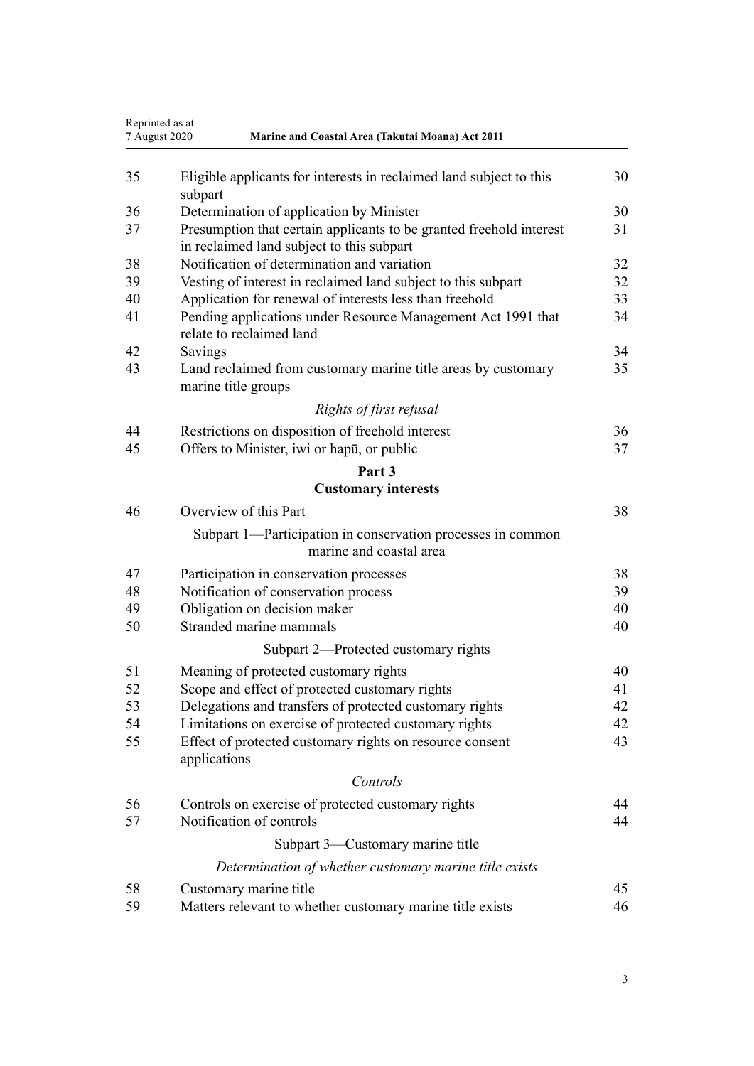| | | |
|---|---|---|
| 35 | Eligible applicants for interests in reclaimed land subject to this subpart | 30 |
| 36 | Determination of application by Minister | 30 |
| 37 | Presumption that certain applicants to be granted freehold interest in reclaimed land subject to this subpart | 31 |
| 38 | Notification of determination and variation | 32 |
| 39 | Vesting of interest in reclaimed land subject to this subpart | 32 |
| 40 | Application for renewal of interests less than freehold | 33 |
| 41 | Pending applications under Resource Management Act 1991 that relate to reclaimed land | 34 |
| 42 | Savings | 34 |
| 43 | Land reclaimed from customary marine title areas by customary marine title groups | 35 |

*Rights of first refusal*

| | | |
|---|---|---|
| 44 | Restrictions on disposition of freehold interest | 36 |
| 45 | Offers to Minister, iwi or hapū, or public | 37 |

**Part 3**
**Customary interests**

| | | |
|---|---|---|
| 46 | Overview of this Part | 38 |

Subpart 1—Participation in conservation processes in common marine and coastal area

| | | |
|---|---|---|
| 47 | Participation in conservation processes | 38 |
| 48 | Notification of conservation process | 39 |
| 49 | Obligation on decision maker | 40 |
| 50 | Stranded marine mammals | 40 |

Subpart 2—Protected customary rights

| | | |
|---|---|---|
| 51 | Meaning of protected customary rights | 40 |
| 52 | Scope and effect of protected customary rights | 41 |
| 53 | Delegations and transfers of protected customary rights | 42 |
| 54 | Limitations on exercise of protected customary rights | 42 |
| 55 | Effect of protected customary rights on resource consent applications | 43 |

*Controls*

| | | |
|---|---|---|
| 56 | Controls on exercise of protected customary rights | 44 |
| 57 | Notification of controls | 44 |

Subpart 3—Customary marine title

*Determination of whether customary marine title exists*

| | | |
|---|---|---|
| 58 | Customary marine title | 45 |
| 59 | Matters relevant to whether customary marine title exists | 46 |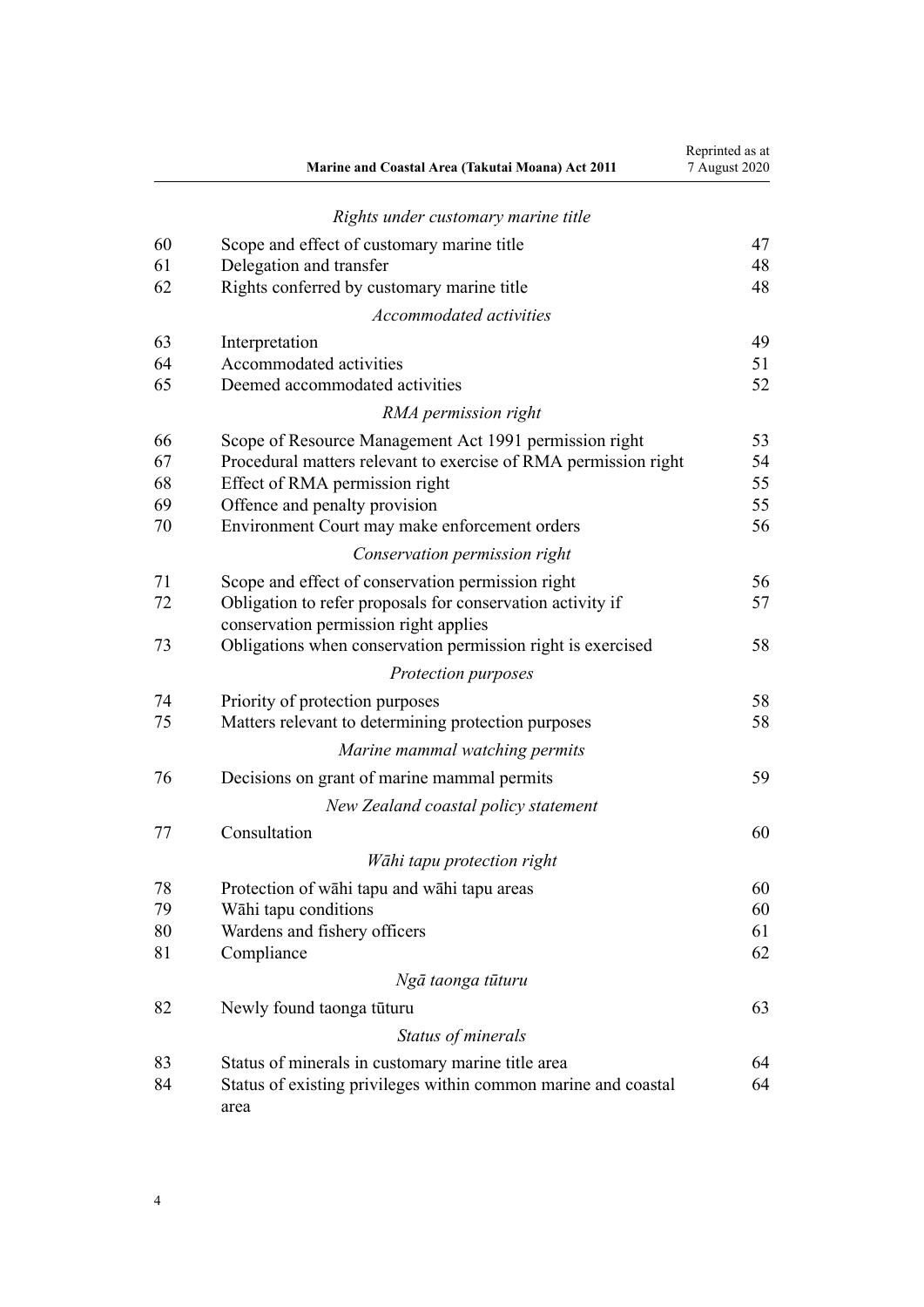*Rights under customary marine title*

| | | |
|---|---|---|
| 60 | Scope and effect of customary marine title | 47 |
| 61 | Delegation and transfer | 48 |
| 62 | Rights conferred by customary marine title | 48 |

*Accommodated activities*

| | | |
|---|---|---|
| 63 | Interpretation | 49 |
| 64 | Accommodated activities | 51 |
| 65 | Deemed accommodated activities | 52 |

*RMA permission right*

| | | |
|---|---|---|
| 66 | Scope of Resource Management Act 1991 permission right | 53 |
| 67 | Procedural matters relevant to exercise of RMA permission right | 54 |
| 68 | Effect of RMA permission right | 55 |
| 69 | Offence and penalty provision | 55 |
| 70 | Environment Court may make enforcement orders | 56 |

*Conservation permission right*

| | | |
|---|---|---|
| 71 | Scope and effect of conservation permission right | 56 |
| 72 | Obligation to refer proposals for conservation activity if conservation permission right applies | 57 |
| 73 | Obligations when conservation permission right is exercised | 58 |

*Protection purposes*

| | | |
|---|---|---|
| 74 | Priority of protection purposes | 58 |
| 75 | Matters relevant to determining protection purposes | 58 |

*Marine mammal watching permits*

| | | |
|---|---|---|
| 76 | Decisions on grant of marine mammal permits | 59 |

*New Zealand coastal policy statement*

| | | |
|---|---|---|
| 77 | Consultation | 60 |

*Wāhi tapu protection right*

| | | |
|---|---|---|
| 78 | Protection of wāhi tapu and wāhi tapu areas | 60 |
| 79 | Wāhi tapu conditions | 60 |
| 80 | Wardens and fishery officers | 61 |
| 81 | Compliance | 62 |

*Ngā taonga tūturu*

| | | |
|---|---|---|
| 82 | Newly found taonga tūturu | 63 |

*Status of minerals*

| | | |
|---|---|---|
| 83 | Status of minerals in customary marine title area | 64 |
| 84 | Status of existing privileges within common marine and coastal area | 64 |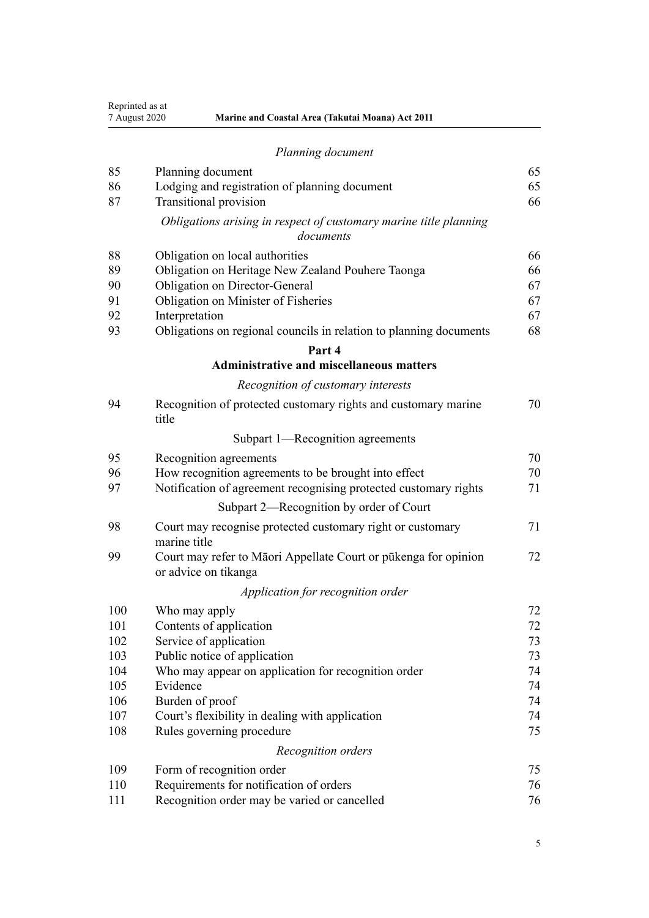*Planning document*

| | | |
|---|---|---|
| 85 | Planning document | 65 |
| 86 | Lodging and registration of planning document | 65 |
| 87 | Transitional provision | 66 |

*Obligations arising in respect of customary marine title planning documents*

| | | |
|---|---|---|
| 88 | Obligation on local authorities | 66 |
| 89 | Obligation on Heritage New Zealand Pouhere Taonga | 66 |
| 90 | Obligation on Director-General | 67 |
| 91 | Obligation on Minister of Fisheries | 67 |
| 92 | Interpretation | 67 |
| 93 | Obligations on regional councils in relation to planning documents | 68 |

## Part 4
## Administrative and miscellaneous matters

*Recognition of customary interests*

| | | |
|---|---|---|
| 94 | Recognition of protected customary rights and customary marine title | 70 |

Subpart 1—Recognition agreements

| | | |
|---|---|---|
| 95 | Recognition agreements | 70 |
| 96 | How recognition agreements to be brought into effect | 70 |
| 97 | Notification of agreement recognising protected customary rights | 71 |

Subpart 2—Recognition by order of Court

| | | |
|---|---|---|
| 98 | Court may recognise protected customary right or customary marine title | 71 |
| 99 | Court may refer to Māori Appellate Court or pūkenga for opinion or advice on tikanga | 72 |

*Application for recognition order*

| | | |
|---|---|---|
| 100 | Who may apply | 72 |
| 101 | Contents of application | 72 |
| 102 | Service of application | 73 |
| 103 | Public notice of application | 73 |
| 104 | Who may appear on application for recognition order | 74 |
| 105 | Evidence | 74 |
| 106 | Burden of proof | 74 |
| 107 | Court's flexibility in dealing with application | 74 |
| 108 | Rules governing procedure | 75 |

*Recognition orders*

| | | |
|---|---|---|
| 109 | Form of recognition order | 75 |
| 110 | Requirements for notification of orders | 76 |
| 111 | Recognition order may be varied or cancelled | 76 |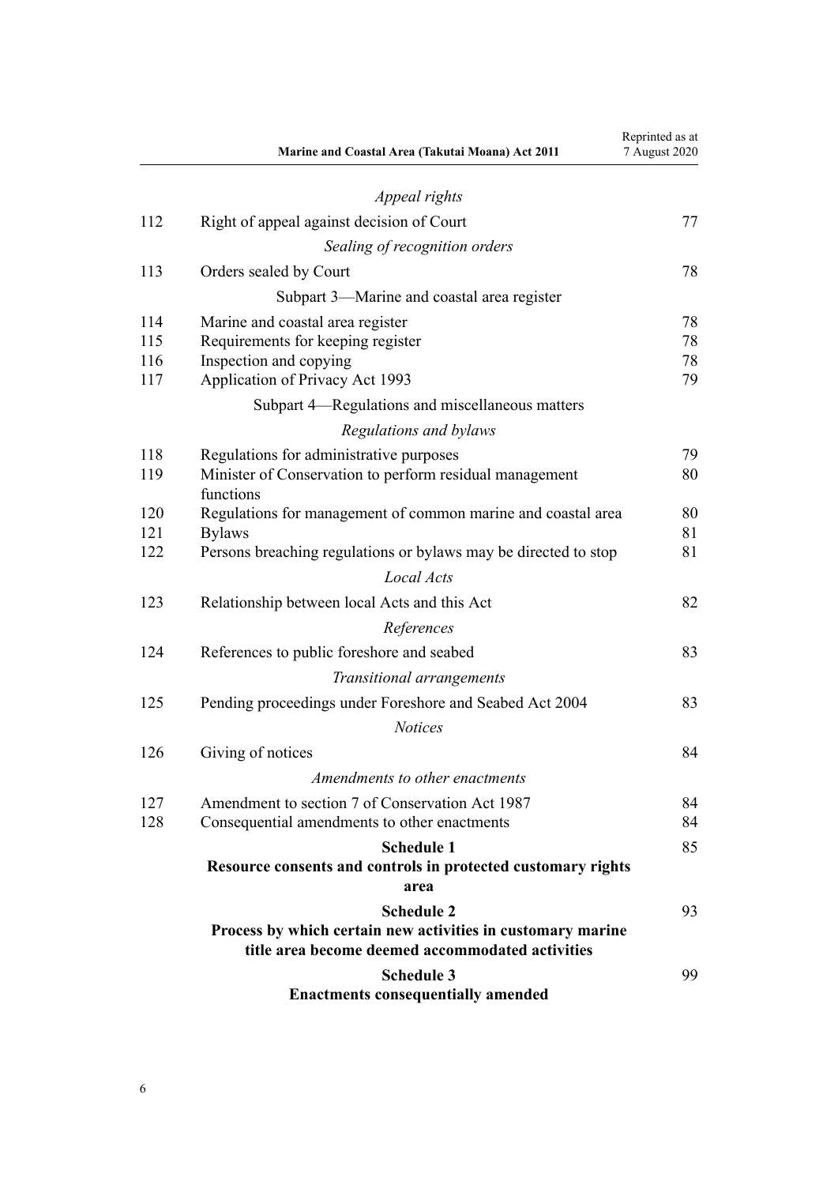*Appeal rights*

| | | |
|---|---|---|
| 112 | Right of appeal against decision of Court | 77 |
| | *Sealing of recognition orders* | |
| 113 | Orders sealed by Court | 78 |
| | Subpart 3—Marine and coastal area register | |
| 114 | Marine and coastal area register | 78 |
| 115 | Requirements for keeping register | 78 |
| 116 | Inspection and copying | 78 |
| 117 | Application of Privacy Act 1993 | 79 |
| | Subpart 4—Regulations and miscellaneous matters | |
| | *Regulations and bylaws* | |
| 118 | Regulations for administrative purposes | 79 |
| 119 | Minister of Conservation to perform residual management functions | 80 |
| 120 | Regulations for management of common marine and coastal area | 80 |
| 121 | Bylaws | 81 |
| 122 | Persons breaching regulations or bylaws may be directed to stop | 81 |
| | *Local Acts* | |
| 123 | Relationship between local Acts and this Act | 82 |
| | *References* | |
| 124 | References to public foreshore and seabed | 83 |
| | *Transitional arrangements* | |
| 125 | Pending proceedings under Foreshore and Seabed Act 2004 | 83 |
| | *Notices* | |
| 126 | Giving of notices | 84 |
| | *Amendments to other enactments* | |
| 127 | Amendment to section 7 of Conservation Act 1987 | 84 |
| 128 | Consequential amendments to other enactments | 84 |
| | **Schedule 1** **Resource consents and controls in protected customary rights area** | 85 |
| | **Schedule 2** **Process by which certain new activities in customary marine title area become deemed accommodated activities** | 93 |
| | **Schedule 3** **Enactments consequentially amended** | 99 |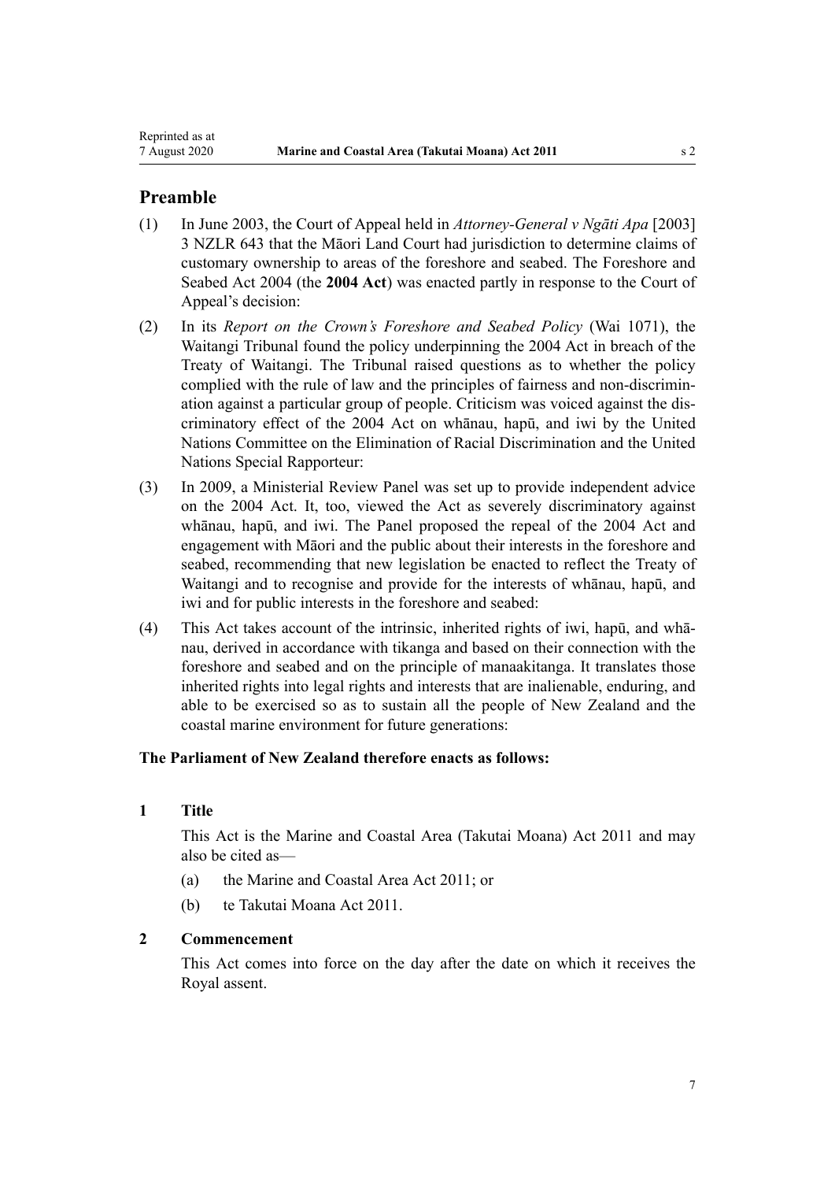## Preamble

(1) In June 2003, the Court of Appeal held in *Attorney-General v Ngāti Apa* [2003] 3 NZLR 643 that the Māori Land Court had jurisdiction to determine claims of customary ownership to areas of the foreshore and seabed. The Foreshore and Seabed Act 2004 (the **2004 Act**) was enacted partly in response to the Court of Appeal's decision:

(2) In its *Report on the Crown's Foreshore and Seabed Policy* (Wai 1071), the Waitangi Tribunal found the policy underpinning the 2004 Act in breach of the Treaty of Waitangi. The Tribunal raised questions as to whether the policy complied with the rule of law and the principles of fairness and non-discrimination against a particular group of people. Criticism was voiced against the discriminatory effect of the 2004 Act on whānau, hapū, and iwi by the United Nations Committee on the Elimination of Racial Discrimination and the United Nations Special Rapporteur:

(3) In 2009, a Ministerial Review Panel was set up to provide independent advice on the 2004 Act. It, too, viewed the Act as severely discriminatory against whānau, hapū, and iwi. The Panel proposed the repeal of the 2004 Act and engagement with Māori and the public about their interests in the foreshore and seabed, recommending that new legislation be enacted to reflect the Treaty of Waitangi and to recognise and provide for the interests of whānau, hapū, and iwi and for public interests in the foreshore and seabed:

(4) This Act takes account of the intrinsic, inherited rights of iwi, hapū, and whānau, derived in accordance with tikanga and based on their connection with the foreshore and seabed and on the principle of manaakitanga. It translates those inherited rights into legal rights and interests that are inalienable, enduring, and able to be exercised so as to sustain all the people of New Zealand and the coastal marine environment for future generations:

**The Parliament of New Zealand therefore enacts as follows:**

### 1 Title

This Act is the Marine and Coastal Area (Takutai Moana) Act 2011 and may also be cited as—

(a) the Marine and Coastal Area Act 2011; or

(b) te Takutai Moana Act 2011.

### 2 Commencement

This Act comes into force on the day after the date on which it receives the Royal assent.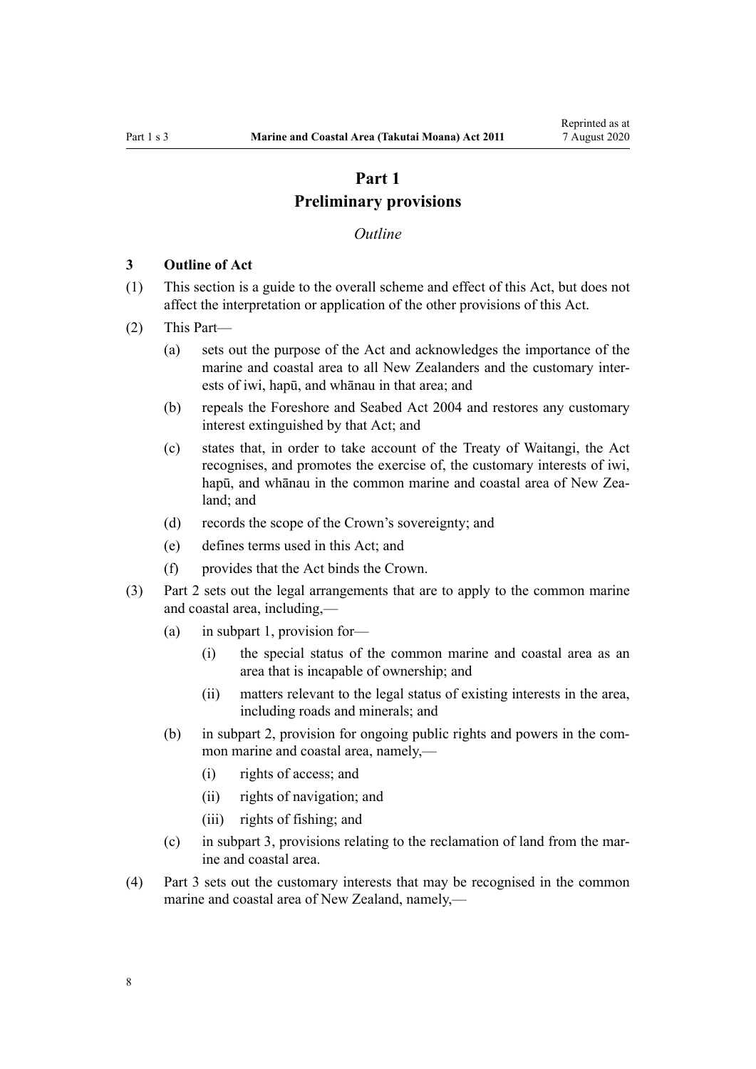# Part 1
# Preliminary provisions

*Outline*

### 3 Outline of Act

(1) This section is a guide to the overall scheme and effect of this Act, but does not affect the interpretation or application of the other provisions of this Act.

(2) This Part—

- (a) sets out the purpose of the Act and acknowledges the importance of the marine and coastal area to all New Zealanders and the customary interests of iwi, hapū, and whānau in that area; and
- (b) repeals the Foreshore and Seabed Act 2004 and restores any customary interest extinguished by that Act; and
- (c) states that, in order to take account of the Treaty of Waitangi, the Act recognises, and promotes the exercise of, the customary interests of iwi, hapū, and whānau in the common marine and coastal area of New Zealand; and
- (d) records the scope of the Crown's sovereignty; and
- (e) defines terms used in this Act; and
- (f) provides that the Act binds the Crown.

(3) Part 2 sets out the legal arrangements that are to apply to the common marine and coastal area, including,—

- (a) in subpart 1, provision for—
  - (i) the special status of the common marine and coastal area as an area that is incapable of ownership; and
  - (ii) matters relevant to the legal status of existing interests in the area, including roads and minerals; and
- (b) in subpart 2, provision for ongoing public rights and powers in the common marine and coastal area, namely,—
  - (i) rights of access; and
  - (ii) rights of navigation; and
  - (iii) rights of fishing; and
- (c) in subpart 3, provisions relating to the reclamation of land from the marine and coastal area.

(4) Part 3 sets out the customary interests that may be recognised in the common marine and coastal area of New Zealand, namely,—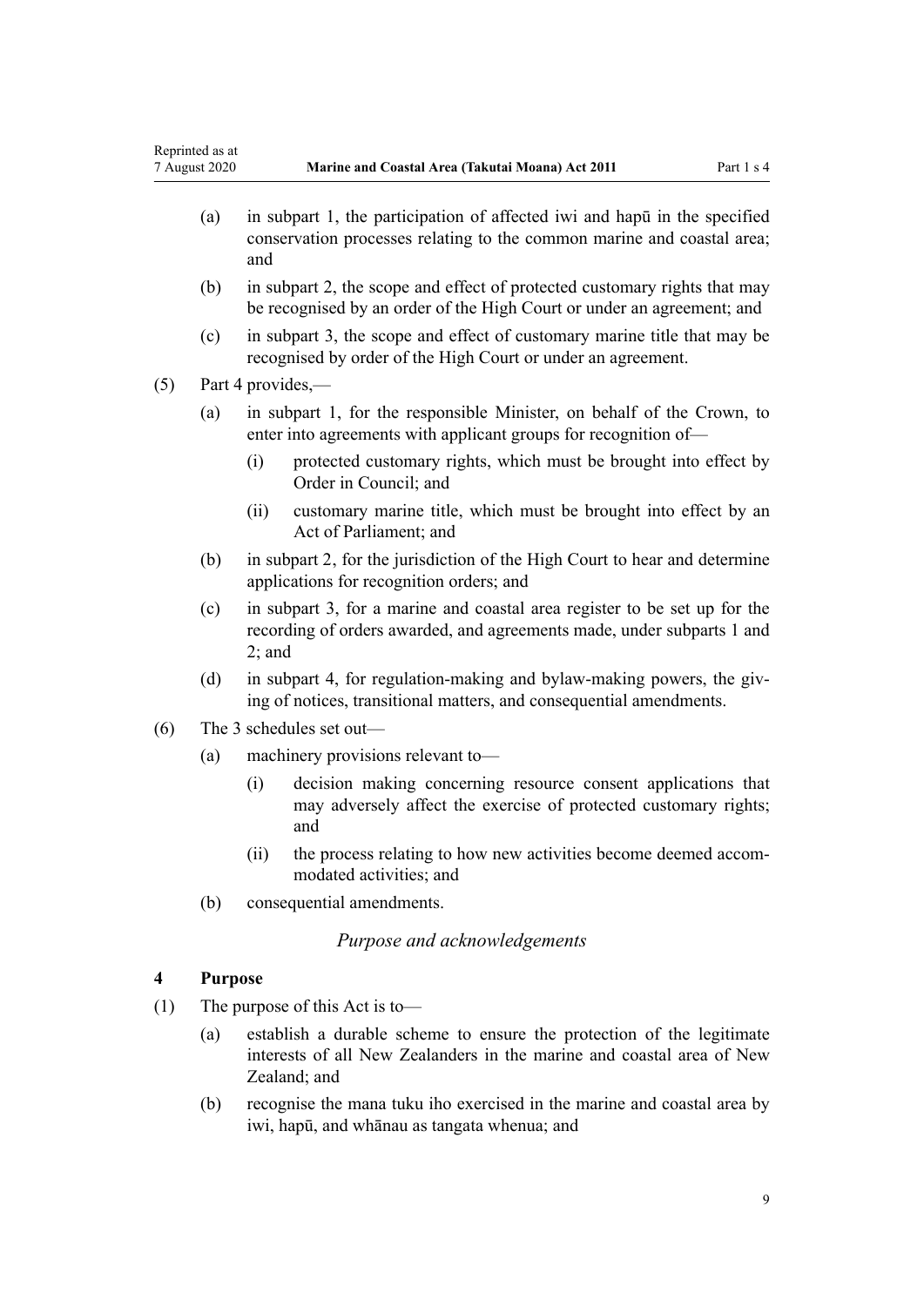(a) in subpart 1, the participation of affected iwi and hapū in the specified conservation processes relating to the common marine and coastal area; and

(b) in subpart 2, the scope and effect of protected customary rights that may be recognised by an order of the High Court or under an agreement; and

(c) in subpart 3, the scope and effect of customary marine title that may be recognised by order of the High Court or under an agreement.

(5) Part 4 provides,—

(a) in subpart 1, for the responsible Minister, on behalf of the Crown, to enter into agreements with applicant groups for recognition of—

(i) protected customary rights, which must be brought into effect by Order in Council; and

(ii) customary marine title, which must be brought into effect by an Act of Parliament; and

(b) in subpart 2, for the jurisdiction of the High Court to hear and determine applications for recognition orders; and

(c) in subpart 3, for a marine and coastal area register to be set up for the recording of orders awarded, and agreements made, under subparts 1 and 2; and

(d) in subpart 4, for regulation-making and bylaw-making powers, the giving of notices, transitional matters, and consequential amendments.

(6) The 3 schedules set out—

(a) machinery provisions relevant to—

(i) decision making concerning resource consent applications that may adversely affect the exercise of protected customary rights; and

(ii) the process relating to how new activities become deemed accommodated activities; and

(b) consequential amendments.

*Purpose and acknowledgements*

### 4 Purpose

(1) The purpose of this Act is to—

(a) establish a durable scheme to ensure the protection of the legitimate interests of all New Zealanders in the marine and coastal area of New Zealand; and

(b) recognise the mana tuku iho exercised in the marine and coastal area by iwi, hapū, and whānau as tangata whenua; and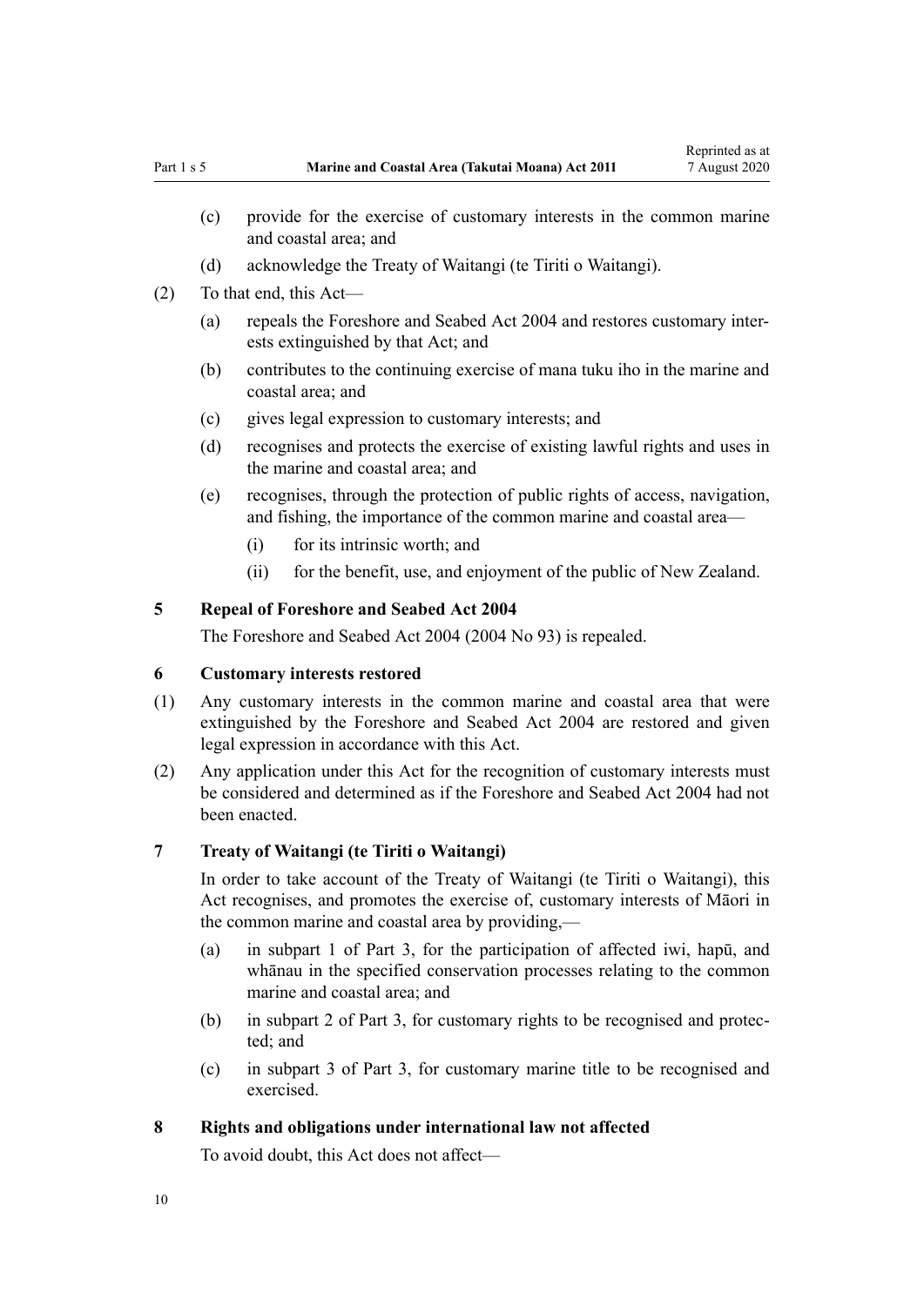(c) provide for the exercise of customary interests in the common marine and coastal area; and

(d) acknowledge the Treaty of Waitangi (te Tiriti o Waitangi).

(2) To that end, this Act—

(a) repeals the Foreshore and Seabed Act 2004 and restores customary interests extinguished by that Act; and

(b) contributes to the continuing exercise of mana tuku iho in the marine and coastal area; and

(c) gives legal expression to customary interests; and

(d) recognises and protects the exercise of existing lawful rights and uses in the marine and coastal area; and

(e) recognises, through the protection of public rights of access, navigation, and fishing, the importance of the common marine and coastal area—

(i) for its intrinsic worth; and

(ii) for the benefit, use, and enjoyment of the public of New Zealand.

**5 Repeal of Foreshore and Seabed Act 2004**

The Foreshore and Seabed Act 2004 (2004 No 93) is repealed.

**6 Customary interests restored**

(1) Any customary interests in the common marine and coastal area that were extinguished by the Foreshore and Seabed Act 2004 are restored and given legal expression in accordance with this Act.

(2) Any application under this Act for the recognition of customary interests must be considered and determined as if the Foreshore and Seabed Act 2004 had not been enacted.

**7 Treaty of Waitangi (te Tiriti o Waitangi)**

In order to take account of the Treaty of Waitangi (te Tiriti o Waitangi), this Act recognises, and promotes the exercise of, customary interests of Māori in the common marine and coastal area by providing,—

(a) in subpart 1 of Part 3, for the participation of affected iwi, hapū, and whānau in the specified conservation processes relating to the common marine and coastal area; and

(b) in subpart 2 of Part 3, for customary rights to be recognised and protected; and

(c) in subpart 3 of Part 3, for customary marine title to be recognised and exercised.

**8 Rights and obligations under international law not affected**

To avoid doubt, this Act does not affect—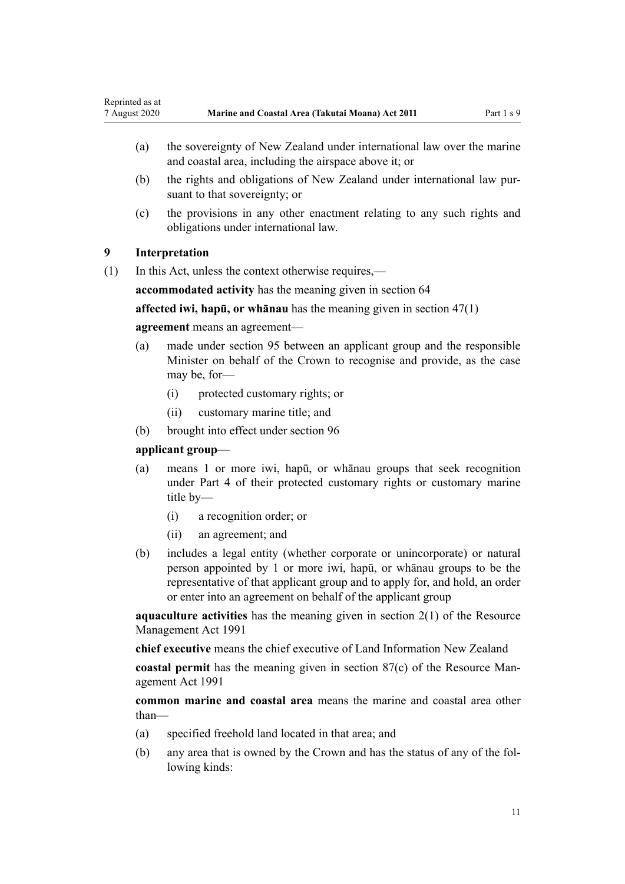(a) the sovereignty of New Zealand under international law over the marine and coastal area, including the airspace above it; or

(b) the rights and obligations of New Zealand under international law pursuant to that sovereignty; or

(c) the provisions in any other enactment relating to any such rights and obligations under international law.

### 9 Interpretation

(1) In this Act, unless the context otherwise requires,—

**accommodated activity** has the meaning given in section 64

**affected iwi, hapū, or whānau** has the meaning given in section 47(1)

**agreement** means an agreement—

(a) made under section 95 between an applicant group and the responsible Minister on behalf of the Crown to recognise and provide, as the case may be, for—

  (i) protected customary rights; or

  (ii) customary marine title; and

(b) brought into effect under section 96

**applicant group**—

(a) means 1 or more iwi, hapū, or whānau groups that seek recognition under Part 4 of their protected customary rights or customary marine title by—

  (i) a recognition order; or

  (ii) an agreement; and

(b) includes a legal entity (whether corporate or unincorporate) or natural person appointed by 1 or more iwi, hapū, or whānau groups to be the representative of that applicant group and to apply for, and hold, an order or enter into an agreement on behalf of the applicant group

**aquaculture activities** has the meaning given in section 2(1) of the Resource Management Act 1991

**chief executive** means the chief executive of Land Information New Zealand

**coastal permit** has the meaning given in section 87(c) of the Resource Management Act 1991

**common marine and coastal area** means the marine and coastal area other than—

(a) specified freehold land located in that area; and

(b) any area that is owned by the Crown and has the status of any of the following kinds: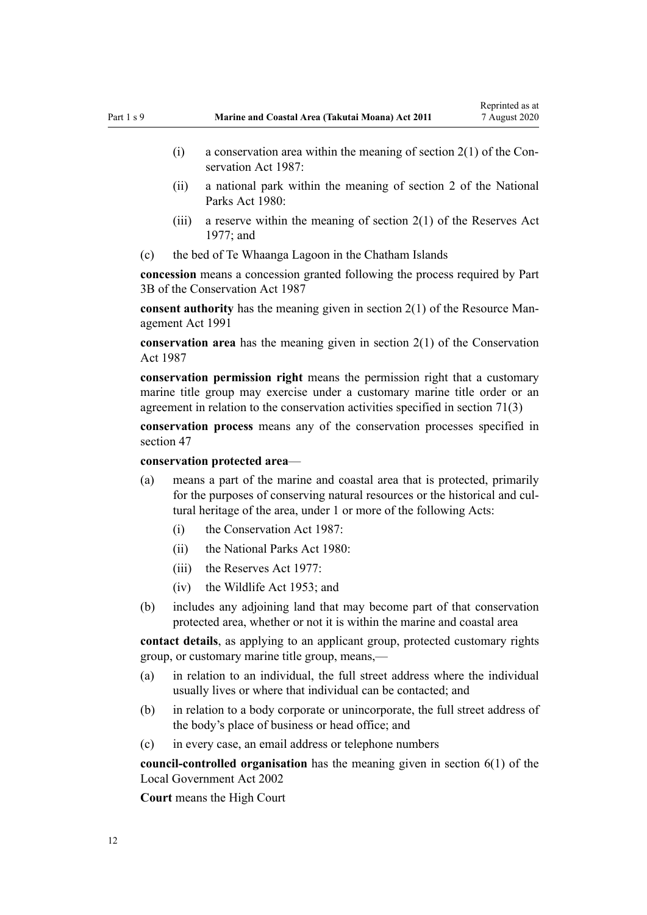- (i) a conservation area within the meaning of section 2(1) of the Conservation Act 1987:
    - (ii) a national park within the meaning of section 2 of the National Parks Act 1980:
    - (iii) a reserve within the meaning of section 2(1) of the Reserves Act 1977; and
- (c) the bed of Te Whaanga Lagoon in the Chatham Islands

**concession** means a concession granted following the process required by Part 3B of the Conservation Act 1987

**consent authority** has the meaning given in section 2(1) of the Resource Management Act 1991

**conservation area** has the meaning given in section 2(1) of the Conservation Act 1987

**conservation permission right** means the permission right that a customary marine title group may exercise under a customary marine title order or an agreement in relation to the conservation activities specified in section 71(3)

**conservation process** means any of the conservation processes specified in section 47

**conservation protected area**—

- (a) means a part of the marine and coastal area that is protected, primarily for the purposes of conserving natural resources or the historical and cultural heritage of the area, under 1 or more of the following Acts:
    - (i) the Conservation Act 1987:
    - (ii) the National Parks Act 1980:
    - (iii) the Reserves Act 1977:
    - (iv) the Wildlife Act 1953; and
- (b) includes any adjoining land that may become part of that conservation protected area, whether or not it is within the marine and coastal area

**contact details**, as applying to an applicant group, protected customary rights group, or customary marine title group, means,—

- (a) in relation to an individual, the full street address where the individual usually lives or where that individual can be contacted; and
- (b) in relation to a body corporate or unincorporate, the full street address of the body's place of business or head office; and
- (c) in every case, an email address or telephone numbers

**council-controlled organisation** has the meaning given in section 6(1) of the Local Government Act 2002

**Court** means the High Court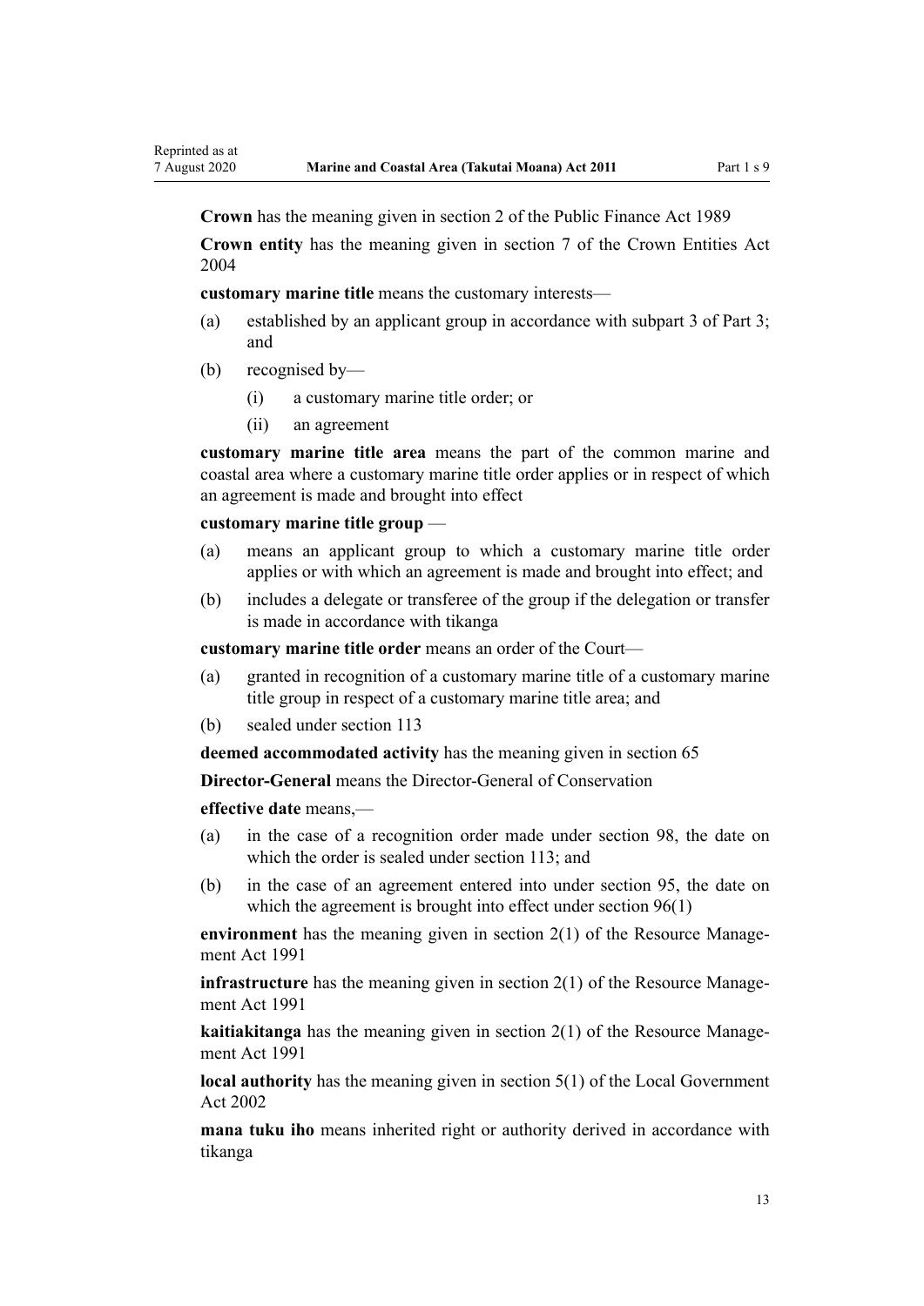**Crown** has the meaning given in section 2 of the Public Finance Act 1989

**Crown entity** has the meaning given in section 7 of the Crown Entities Act 2004

**customary marine title** means the customary interests—

(a) established by an applicant group in accordance with subpart 3 of Part 3; and

(b) recognised by—

  (i) a customary marine title order; or

  (ii) an agreement

**customary marine title area** means the part of the common marine and coastal area where a customary marine title order applies or in respect of which an agreement is made and brought into effect

**customary marine title group** —

(a) means an applicant group to which a customary marine title order applies or with which an agreement is made and brought into effect; and

(b) includes a delegate or transferee of the group if the delegation or transfer is made in accordance with tikanga

**customary marine title order** means an order of the Court—

(a) granted in recognition of a customary marine title of a customary marine title group in respect of a customary marine title area; and

(b) sealed under section 113

**deemed accommodated activity** has the meaning given in section 65

**Director-General** means the Director-General of Conservation

**effective date** means,—

(a) in the case of a recognition order made under section 98, the date on which the order is sealed under section 113; and

(b) in the case of an agreement entered into under section 95, the date on which the agreement is brought into effect under section 96(1)

**environment** has the meaning given in section 2(1) of the Resource Management Act 1991

**infrastructure** has the meaning given in section 2(1) of the Resource Management Act 1991

**kaitiakitanga** has the meaning given in section 2(1) of the Resource Management Act 1991

**local authority** has the meaning given in section 5(1) of the Local Government Act 2002

**mana tuku iho** means inherited right or authority derived in accordance with tikanga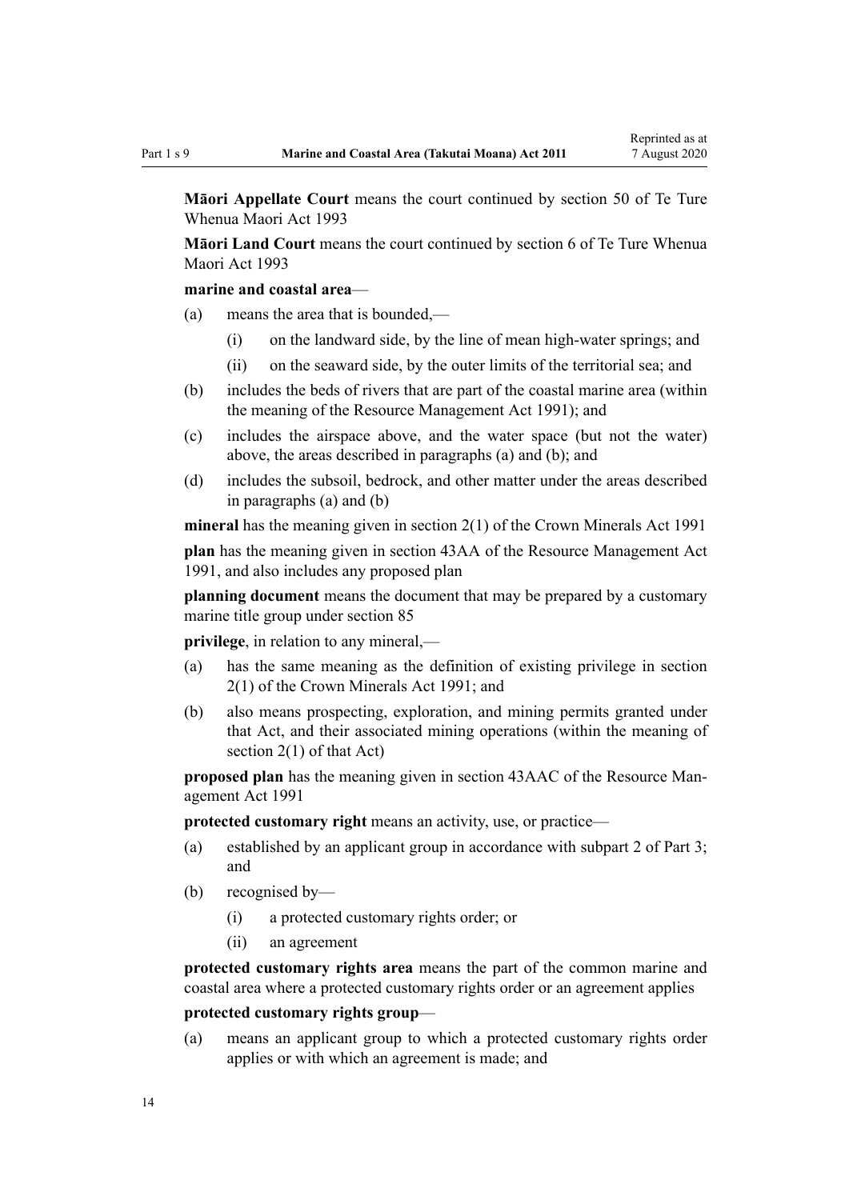**Māori Appellate Court** means the court continued by section 50 of Te Ture Whenua Maori Act 1993

**Māori Land Court** means the court continued by section 6 of Te Ture Whenua Maori Act 1993

**marine and coastal area**—

(a) means the area that is bounded,—

  (i) on the landward side, by the line of mean high-water springs; and

  (ii) on the seaward side, by the outer limits of the territorial sea; and

(b) includes the beds of rivers that are part of the coastal marine area (within the meaning of the Resource Management Act 1991); and

(c) includes the airspace above, and the water space (but not the water) above, the areas described in paragraphs (a) and (b); and

(d) includes the subsoil, bedrock, and other matter under the areas described in paragraphs (a) and (b)

**mineral** has the meaning given in section 2(1) of the Crown Minerals Act 1991

**plan** has the meaning given in section 43AA of the Resource Management Act 1991, and also includes any proposed plan

**planning document** means the document that may be prepared by a customary marine title group under section 85

**privilege**, in relation to any mineral,—

(a) has the same meaning as the definition of existing privilege in section 2(1) of the Crown Minerals Act 1991; and

(b) also means prospecting, exploration, and mining permits granted under that Act, and their associated mining operations (within the meaning of section 2(1) of that Act)

**proposed plan** has the meaning given in section 43AAC of the Resource Management Act 1991

**protected customary right** means an activity, use, or practice—

(a) established by an applicant group in accordance with subpart 2 of Part 3; and

(b) recognised by—

  (i) a protected customary rights order; or

  (ii) an agreement

**protected customary rights area** means the part of the common marine and coastal area where a protected customary rights order or an agreement applies

**protected customary rights group**—

(a) means an applicant group to which a protected customary rights order applies or with which an agreement is made; and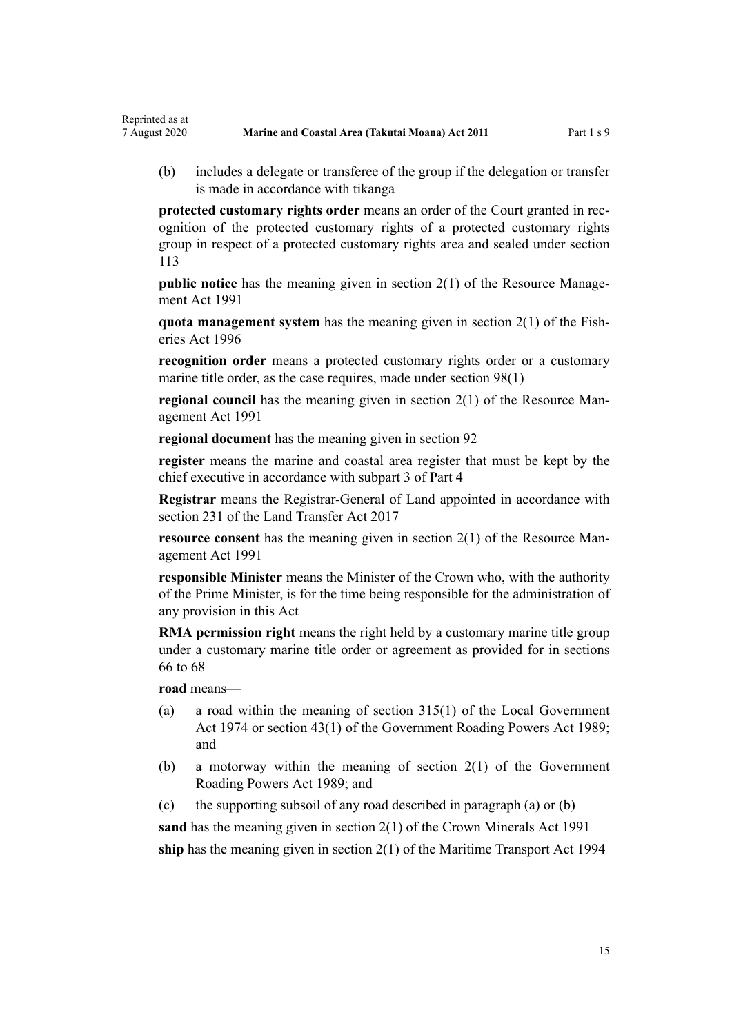(b) includes a delegate or transferee of the group if the delegation or transfer is made in accordance with tikanga

**protected customary rights order** means an order of the Court granted in recognition of the protected customary rights of a protected customary rights group in respect of a protected customary rights area and sealed under section 113

**public notice** has the meaning given in section 2(1) of the Resource Management Act 1991

**quota management system** has the meaning given in section 2(1) of the Fisheries Act 1996

**recognition order** means a protected customary rights order or a customary marine title order, as the case requires, made under section 98(1)

**regional council** has the meaning given in section 2(1) of the Resource Management Act 1991

**regional document** has the meaning given in section 92

**register** means the marine and coastal area register that must be kept by the chief executive in accordance with subpart 3 of Part 4

**Registrar** means the Registrar-General of Land appointed in accordance with section 231 of the Land Transfer Act 2017

**resource consent** has the meaning given in section 2(1) of the Resource Management Act 1991

**responsible Minister** means the Minister of the Crown who, with the authority of the Prime Minister, is for the time being responsible for the administration of any provision in this Act

**RMA permission right** means the right held by a customary marine title group under a customary marine title order or agreement as provided for in sections 66 to 68

**road** means—

(a) a road within the meaning of section 315(1) of the Local Government Act 1974 or section 43(1) of the Government Roading Powers Act 1989; and

(b) a motorway within the meaning of section 2(1) of the Government Roading Powers Act 1989; and

(c) the supporting subsoil of any road described in paragraph (a) or (b)

**sand** has the meaning given in section 2(1) of the Crown Minerals Act 1991

**ship** has the meaning given in section 2(1) of the Maritime Transport Act 1994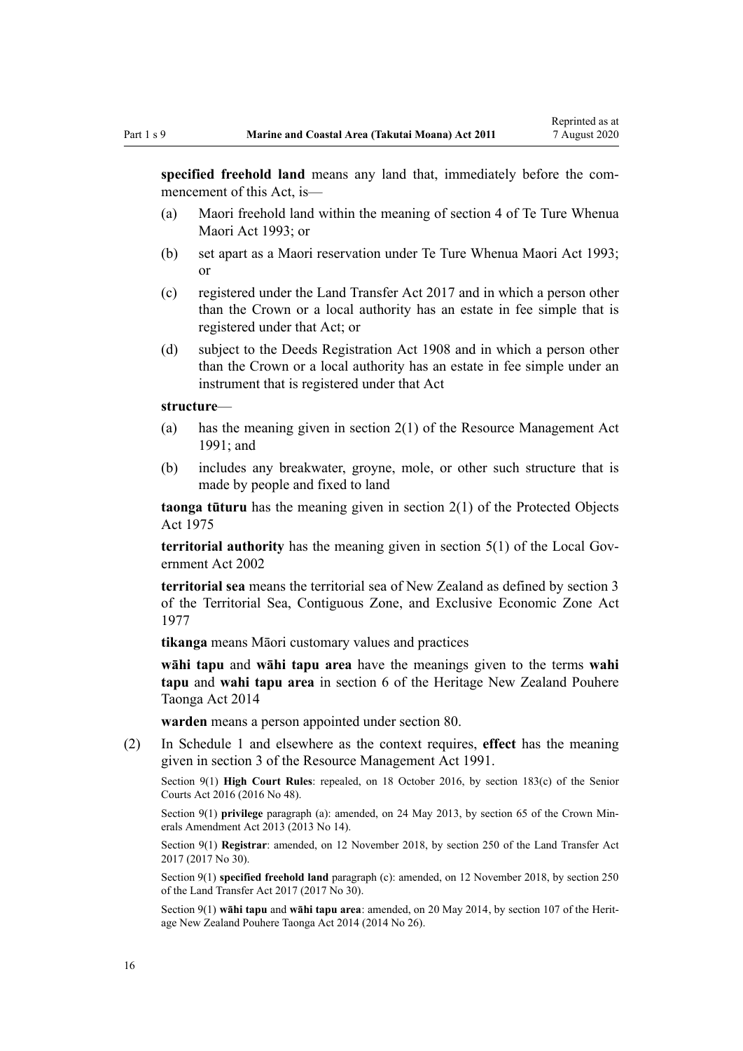**specified freehold land** means any land that, immediately before the commencement of this Act, is—

- (a) Maori freehold land within the meaning of section 4 of Te Ture Whenua Maori Act 1993; or
- (b) set apart as a Maori reservation under Te Ture Whenua Maori Act 1993; or
- (c) registered under the Land Transfer Act 2017 and in which a person other than the Crown or a local authority has an estate in fee simple that is registered under that Act; or
- (d) subject to the Deeds Registration Act 1908 and in which a person other than the Crown or a local authority has an estate in fee simple under an instrument that is registered under that Act

**structure**—

- (a) has the meaning given in section 2(1) of the Resource Management Act 1991; and
- (b) includes any breakwater, groyne, mole, or other such structure that is made by people and fixed to land

**taonga tūturu** has the meaning given in section 2(1) of the Protected Objects Act 1975

**territorial authority** has the meaning given in section 5(1) of the Local Government Act 2002

**territorial sea** means the territorial sea of New Zealand as defined by section 3 of the Territorial Sea, Contiguous Zone, and Exclusive Economic Zone Act 1977

**tikanga** means Māori customary values and practices

**wāhi tapu** and **wāhi tapu area** have the meanings given to the terms **wahi tapu** and **wahi tapu area** in section 6 of the Heritage New Zealand Pouhere Taonga Act 2014

**warden** means a person appointed under section 80.

(2) In Schedule 1 and elsewhere as the context requires, **effect** has the meaning given in section 3 of the Resource Management Act 1991.

Section 9(1) **High Court Rules**: repealed, on 18 October 2016, by section 183(c) of the Senior Courts Act 2016 (2016 No 48).

Section 9(1) **privilege** paragraph (a): amended, on 24 May 2013, by section 65 of the Crown Minerals Amendment Act 2013 (2013 No 14).

Section 9(1) **Registrar**: amended, on 12 November 2018, by section 250 of the Land Transfer Act 2017 (2017 No 30).

Section 9(1) **specified freehold land** paragraph (c): amended, on 12 November 2018, by section 250 of the Land Transfer Act 2017 (2017 No 30).

Section 9(1) **wāhi tapu** and **wāhi tapu area**: amended, on 20 May 2014, by section 107 of the Heritage New Zealand Pouhere Taonga Act 2014 (2014 No 26).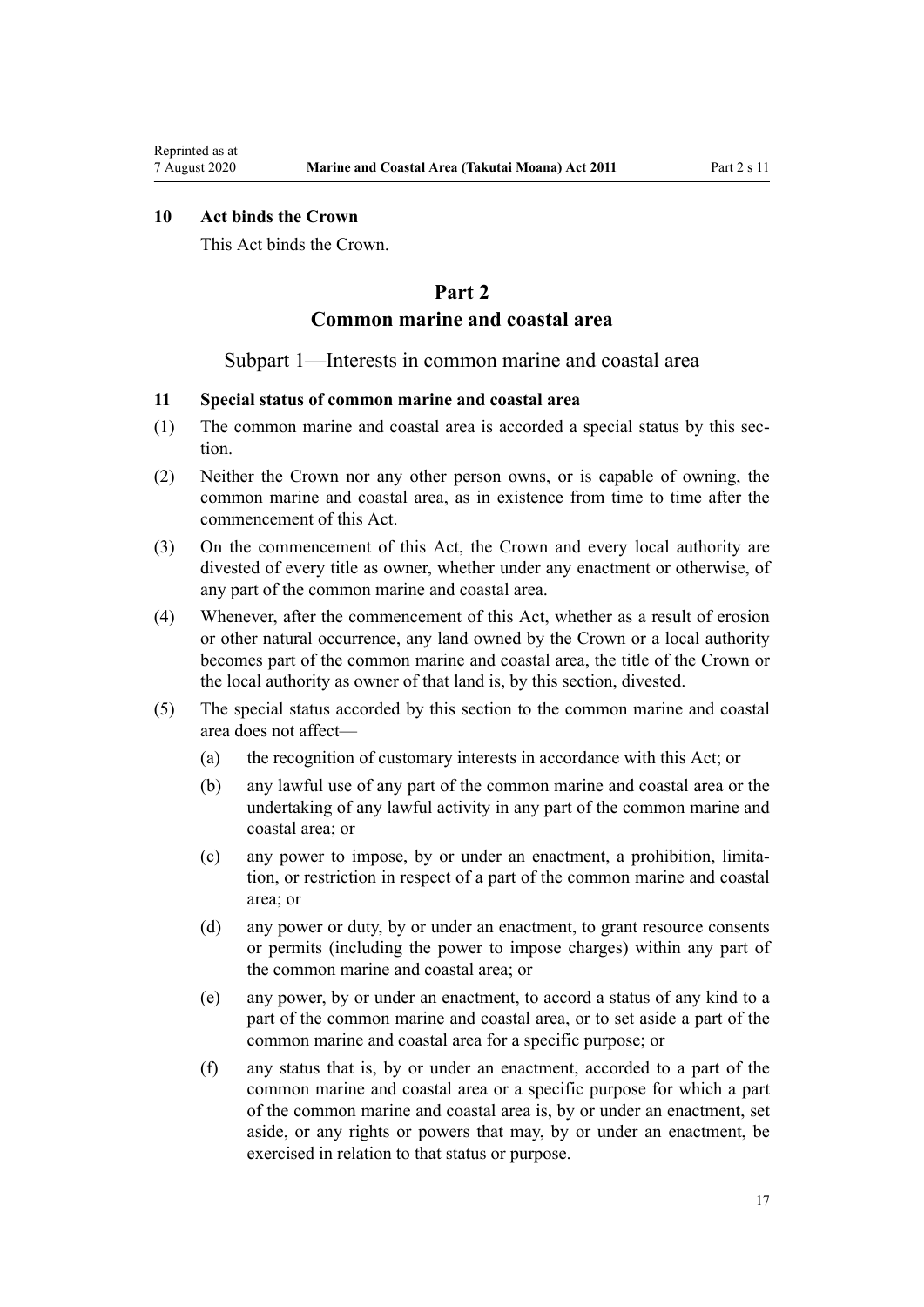## 10 Act binds the Crown

This Act binds the Crown.

# Part 2
# Common marine and coastal area

## Subpart 1—Interests in common marine and coastal area

### 11 Special status of common marine and coastal area

(1) The common marine and coastal area is accorded a special status by this section.

(2) Neither the Crown nor any other person owns, or is capable of owning, the common marine and coastal area, as in existence from time to time after the commencement of this Act.

(3) On the commencement of this Act, the Crown and every local authority are divested of every title as owner, whether under any enactment or otherwise, of any part of the common marine and coastal area.

(4) Whenever, after the commencement of this Act, whether as a result of erosion or other natural occurrence, any land owned by the Crown or a local authority becomes part of the common marine and coastal area, the title of the Crown or the local authority as owner of that land is, by this section, divested.

(5) The special status accorded by this section to the common marine and coastal area does not affect—

(a) the recognition of customary interests in accordance with this Act; or

(b) any lawful use of any part of the common marine and coastal area or the undertaking of any lawful activity in any part of the common marine and coastal area; or

(c) any power to impose, by or under an enactment, a prohibition, limitation, or restriction in respect of a part of the common marine and coastal area; or

(d) any power or duty, by or under an enactment, to grant resource consents or permits (including the power to impose charges) within any part of the common marine and coastal area; or

(e) any power, by or under an enactment, to accord a status of any kind to a part of the common marine and coastal area, or to set aside a part of the common marine and coastal area for a specific purpose; or

(f) any status that is, by or under an enactment, accorded to a part of the common marine and coastal area or a specific purpose for which a part of the common marine and coastal area is, by or under an enactment, set aside, or any rights or powers that may, by or under an enactment, be exercised in relation to that status or purpose.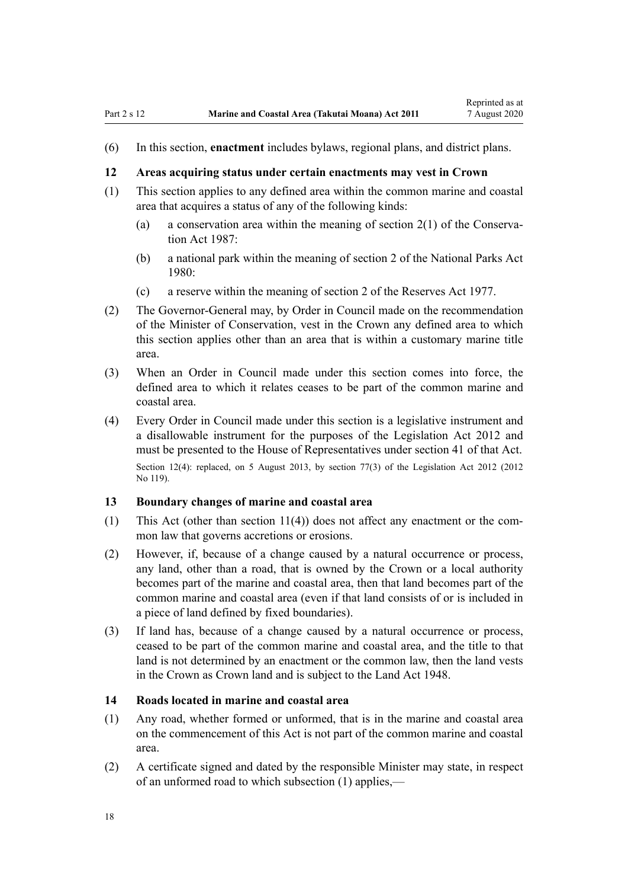(6) In this section, **enactment** includes bylaws, regional plans, and district plans.

### 12 Areas acquiring status under certain enactments may vest in Crown

(1) This section applies to any defined area within the common marine and coastal area that acquires a status of any of the following kinds:

(a) a conservation area within the meaning of section 2(1) of the Conservation Act 1987:

(b) a national park within the meaning of section 2 of the National Parks Act 1980:

(c) a reserve within the meaning of section 2 of the Reserves Act 1977.

(2) The Governor-General may, by Order in Council made on the recommendation of the Minister of Conservation, vest in the Crown any defined area to which this section applies other than an area that is within a customary marine title area.

(3) When an Order in Council made under this section comes into force, the defined area to which it relates ceases to be part of the common marine and coastal area.

(4) Every Order in Council made under this section is a legislative instrument and a disallowable instrument for the purposes of the Legislation Act 2012 and must be presented to the House of Representatives under section 41 of that Act.

Section 12(4): replaced, on 5 August 2013, by section 77(3) of the Legislation Act 2012 (2012 No 119).

### 13 Boundary changes of marine and coastal area

(1) This Act (other than section 11(4)) does not affect any enactment or the common law that governs accretions or erosions.

(2) However, if, because of a change caused by a natural occurrence or process, any land, other than a road, that is owned by the Crown or a local authority becomes part of the marine and coastal area, then that land becomes part of the common marine and coastal area (even if that land consists of or is included in a piece of land defined by fixed boundaries).

(3) If land has, because of a change caused by a natural occurrence or process, ceased to be part of the common marine and coastal area, and the title to that land is not determined by an enactment or the common law, then the land vests in the Crown as Crown land and is subject to the Land Act 1948.

### 14 Roads located in marine and coastal area

(1) Any road, whether formed or unformed, that is in the marine and coastal area on the commencement of this Act is not part of the common marine and coastal area.

(2) A certificate signed and dated by the responsible Minister may state, in respect of an unformed road to which subsection (1) applies,—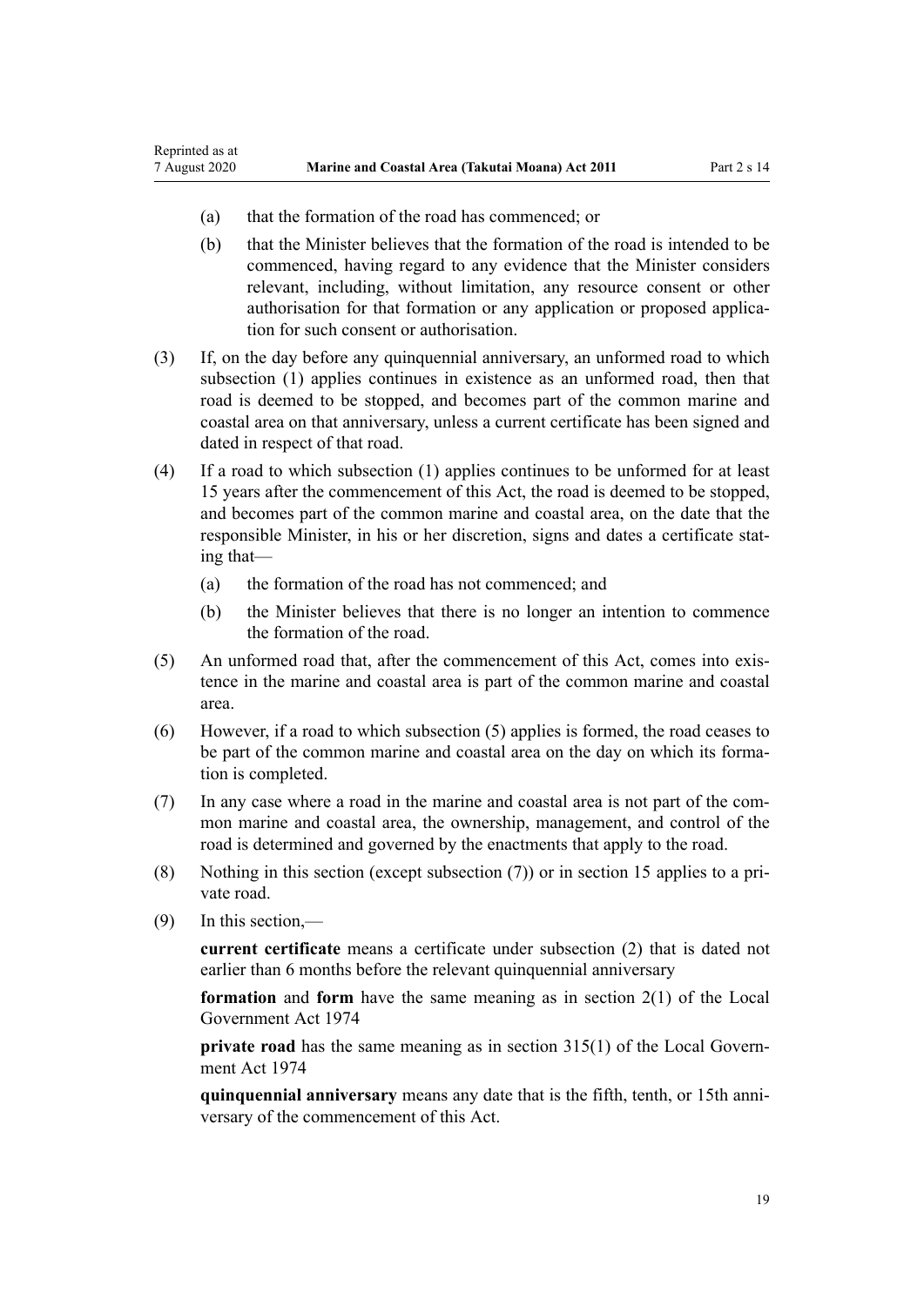(a) that the formation of the road has commenced; or

(b) that the Minister believes that the formation of the road is intended to be commenced, having regard to any evidence that the Minister considers relevant, including, without limitation, any resource consent or other authorisation for that formation or any application or proposed application for such consent or authorisation.

(3) If, on the day before any quinquennial anniversary, an unformed road to which subsection (1) applies continues in existence as an unformed road, then that road is deemed to be stopped, and becomes part of the common marine and coastal area on that anniversary, unless a current certificate has been signed and dated in respect of that road.

(4) If a road to which subsection (1) applies continues to be unformed for at least 15 years after the commencement of this Act, the road is deemed to be stopped, and becomes part of the common marine and coastal area, on the date that the responsible Minister, in his or her discretion, signs and dates a certificate stating that—

(a) the formation of the road has not commenced; and

(b) the Minister believes that there is no longer an intention to commence the formation of the road.

(5) An unformed road that, after the commencement of this Act, comes into existence in the marine and coastal area is part of the common marine and coastal area.

(6) However, if a road to which subsection (5) applies is formed, the road ceases to be part of the common marine and coastal area on the day on which its formation is completed.

(7) In any case where a road in the marine and coastal area is not part of the common marine and coastal area, the ownership, management, and control of the road is determined and governed by the enactments that apply to the road.

(8) Nothing in this section (except subsection (7)) or in section 15 applies to a private road.

(9) In this section,—

**current certificate** means a certificate under subsection (2) that is dated not earlier than 6 months before the relevant quinquennial anniversary

**formation** and **form** have the same meaning as in section 2(1) of the Local Government Act 1974

**private road** has the same meaning as in section 315(1) of the Local Government Act 1974

**quinquennial anniversary** means any date that is the fifth, tenth, or 15th anniversary of the commencement of this Act.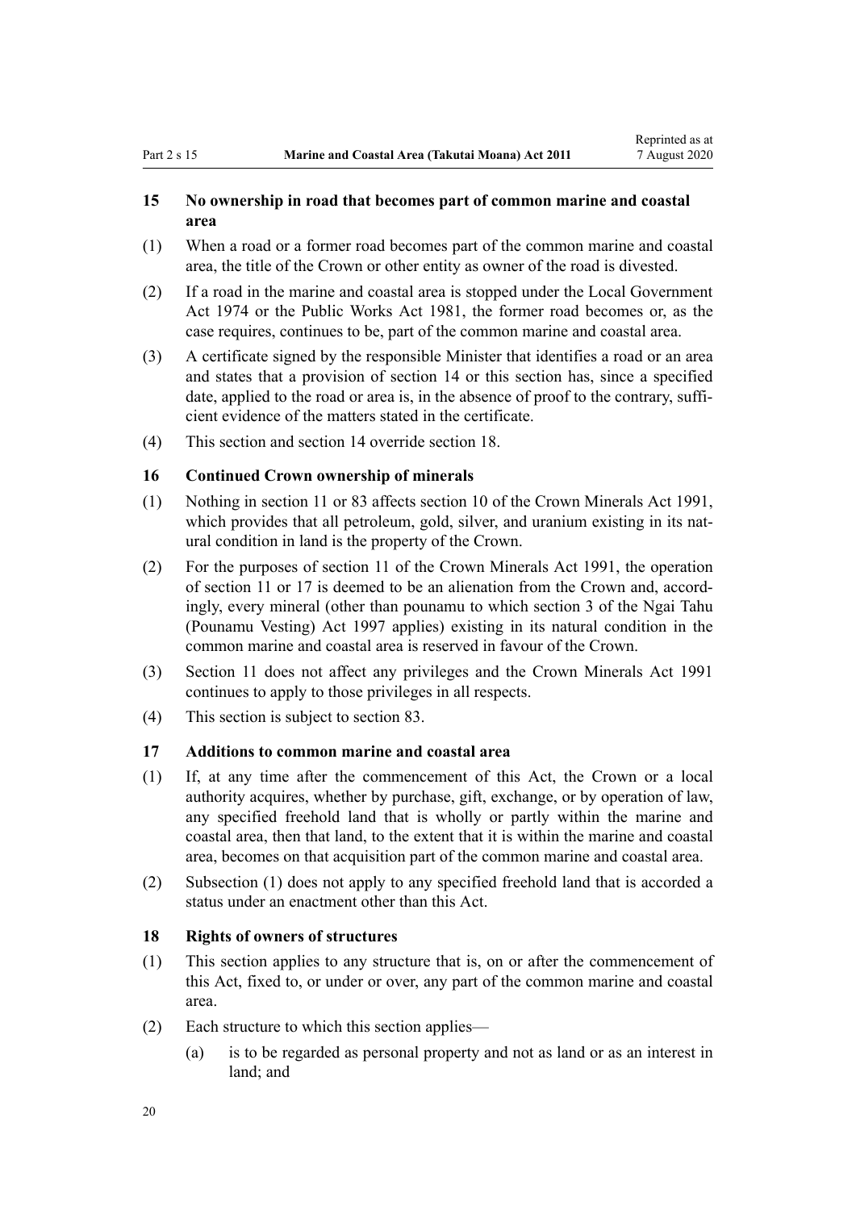### 15 No ownership in road that becomes part of common marine and coastal area

(1) When a road or a former road becomes part of the common marine and coastal area, the title of the Crown or other entity as owner of the road is divested.

(2) If a road in the marine and coastal area is stopped under the Local Government Act 1974 or the Public Works Act 1981, the former road becomes or, as the case requires, continues to be, part of the common marine and coastal area.

(3) A certificate signed by the responsible Minister that identifies a road or an area and states that a provision of section 14 or this section has, since a specified date, applied to the road or area is, in the absence of proof to the contrary, sufficient evidence of the matters stated in the certificate.

(4) This section and section 14 override section 18.

### 16 Continued Crown ownership of minerals

(1) Nothing in section 11 or 83 affects section 10 of the Crown Minerals Act 1991, which provides that all petroleum, gold, silver, and uranium existing in its natural condition in land is the property of the Crown.

(2) For the purposes of section 11 of the Crown Minerals Act 1991, the operation of section 11 or 17 is deemed to be an alienation from the Crown and, accordingly, every mineral (other than pounamu to which section 3 of the Ngai Tahu (Pounamu Vesting) Act 1997 applies) existing in its natural condition in the common marine and coastal area is reserved in favour of the Crown.

(3) Section 11 does not affect any privileges and the Crown Minerals Act 1991 continues to apply to those privileges in all respects.

(4) This section is subject to section 83.

### 17 Additions to common marine and coastal area

(1) If, at any time after the commencement of this Act, the Crown or a local authority acquires, whether by purchase, gift, exchange, or by operation of law, any specified freehold land that is wholly or partly within the marine and coastal area, then that land, to the extent that it is within the marine and coastal area, becomes on that acquisition part of the common marine and coastal area.

(2) Subsection (1) does not apply to any specified freehold land that is accorded a status under an enactment other than this Act.

### 18 Rights of owners of structures

(1) This section applies to any structure that is, on or after the commencement of this Act, fixed to, or under or over, any part of the common marine and coastal area.

(2) Each structure to which this section applies—

   (a) is to be regarded as personal property and not as land or as an interest in land; and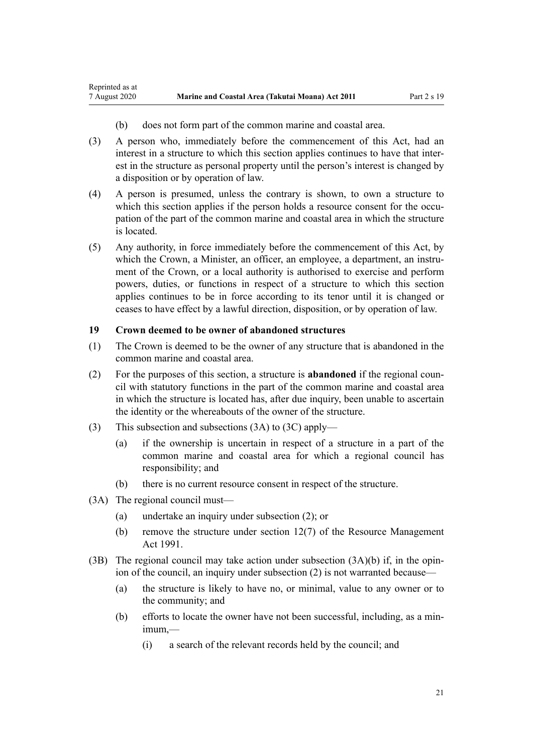(b) does not form part of the common marine and coastal area.

(3) A person who, immediately before the commencement of this Act, had an interest in a structure to which this section applies continues to have that interest in the structure as personal property until the person's interest is changed by a disposition or by operation of law.

(4) A person is presumed, unless the contrary is shown, to own a structure to which this section applies if the person holds a resource consent for the occupation of the part of the common marine and coastal area in which the structure is located.

(5) Any authority, in force immediately before the commencement of this Act, by which the Crown, a Minister, an officer, an employee, a department, an instrument of the Crown, or a local authority is authorised to exercise and perform powers, duties, or functions in respect of a structure to which this section applies continues to be in force according to its tenor until it is changed or ceases to have effect by a lawful direction, disposition, or by operation of law.

### 19 Crown deemed to be owner of abandoned structures

(1) The Crown is deemed to be the owner of any structure that is abandoned in the common marine and coastal area.

(2) For the purposes of this section, a structure is **abandoned** if the regional council with statutory functions in the part of the common marine and coastal area in which the structure is located has, after due inquiry, been unable to ascertain the identity or the whereabouts of the owner of the structure.

(3) This subsection and subsections (3A) to (3C) apply—

(a) if the ownership is uncertain in respect of a structure in a part of the common marine and coastal area for which a regional council has responsibility; and

(b) there is no current resource consent in respect of the structure.

(3A) The regional council must—

(a) undertake an inquiry under subsection (2); or

(b) remove the structure under section 12(7) of the Resource Management Act 1991.

(3B) The regional council may take action under subsection (3A)(b) if, in the opinion of the council, an inquiry under subsection (2) is not warranted because—

(a) the structure is likely to have no, or minimal, value to any owner or to the community; and

(b) efforts to locate the owner have not been successful, including, as a minimum,—

(i) a search of the relevant records held by the council; and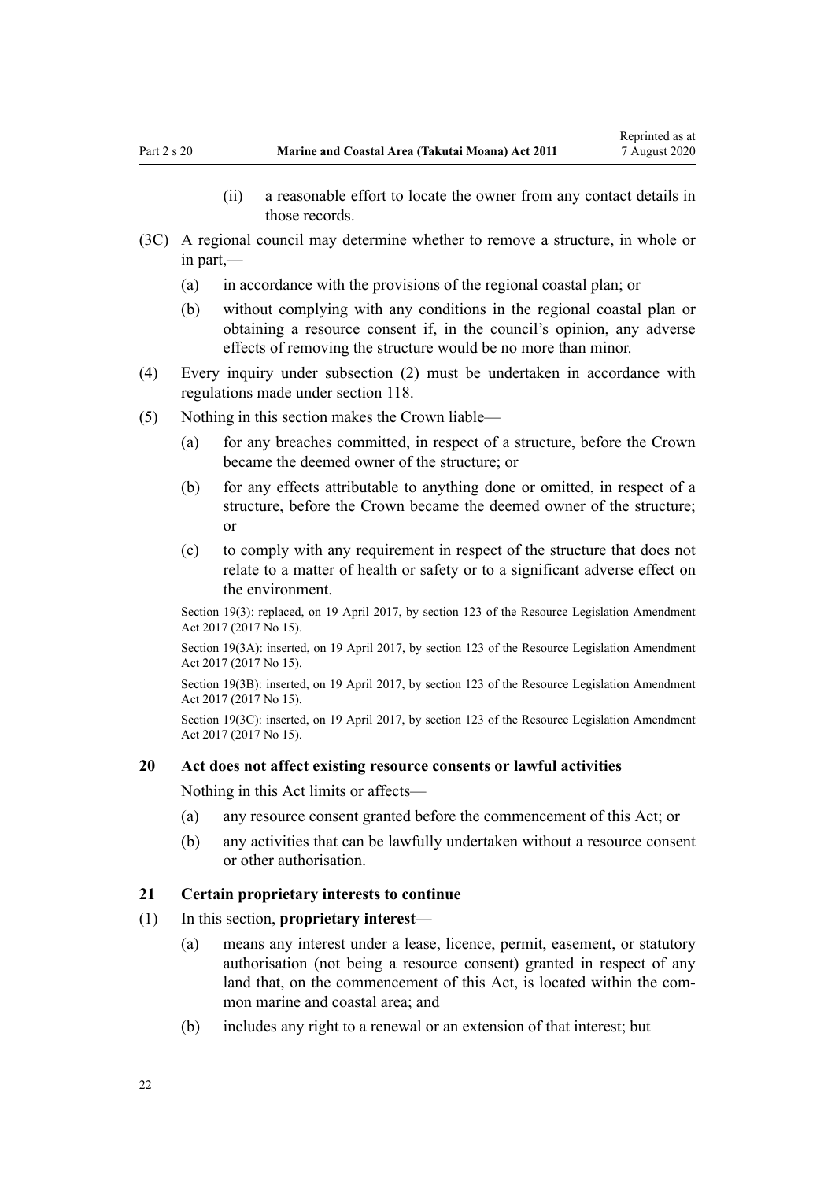(ii) a reasonable effort to locate the owner from any contact details in those records.

(3C) A regional council may determine whether to remove a structure, in whole or in part,—

(a) in accordance with the provisions of the regional coastal plan; or

(b) without complying with any conditions in the regional coastal plan or obtaining a resource consent if, in the council's opinion, any adverse effects of removing the structure would be no more than minor.

(4) Every inquiry under subsection (2) must be undertaken in accordance with regulations made under section 118.

(5) Nothing in this section makes the Crown liable—

(a) for any breaches committed, in respect of a structure, before the Crown became the deemed owner of the structure; or

(b) for any effects attributable to anything done or omitted, in respect of a structure, before the Crown became the deemed owner of the structure; or

(c) to comply with any requirement in respect of the structure that does not relate to a matter of health or safety or to a significant adverse effect on the environment.

Section 19(3): replaced, on 19 April 2017, by section 123 of the Resource Legislation Amendment Act 2017 (2017 No 15).

Section 19(3A): inserted, on 19 April 2017, by section 123 of the Resource Legislation Amendment Act 2017 (2017 No 15).

Section 19(3B): inserted, on 19 April 2017, by section 123 of the Resource Legislation Amendment Act 2017 (2017 No 15).

Section 19(3C): inserted, on 19 April 2017, by section 123 of the Resource Legislation Amendment Act 2017 (2017 No 15).

### 20 Act does not affect existing resource consents or lawful activities

Nothing in this Act limits or affects—

(a) any resource consent granted before the commencement of this Act; or

(b) any activities that can be lawfully undertaken without a resource consent or other authorisation.

### 21 Certain proprietary interests to continue

(1) In this section, **proprietary interest**—

(a) means any interest under a lease, licence, permit, easement, or statutory authorisation (not being a resource consent) granted in respect of any land that, on the commencement of this Act, is located within the common marine and coastal area; and

(b) includes any right to a renewal or an extension of that interest; but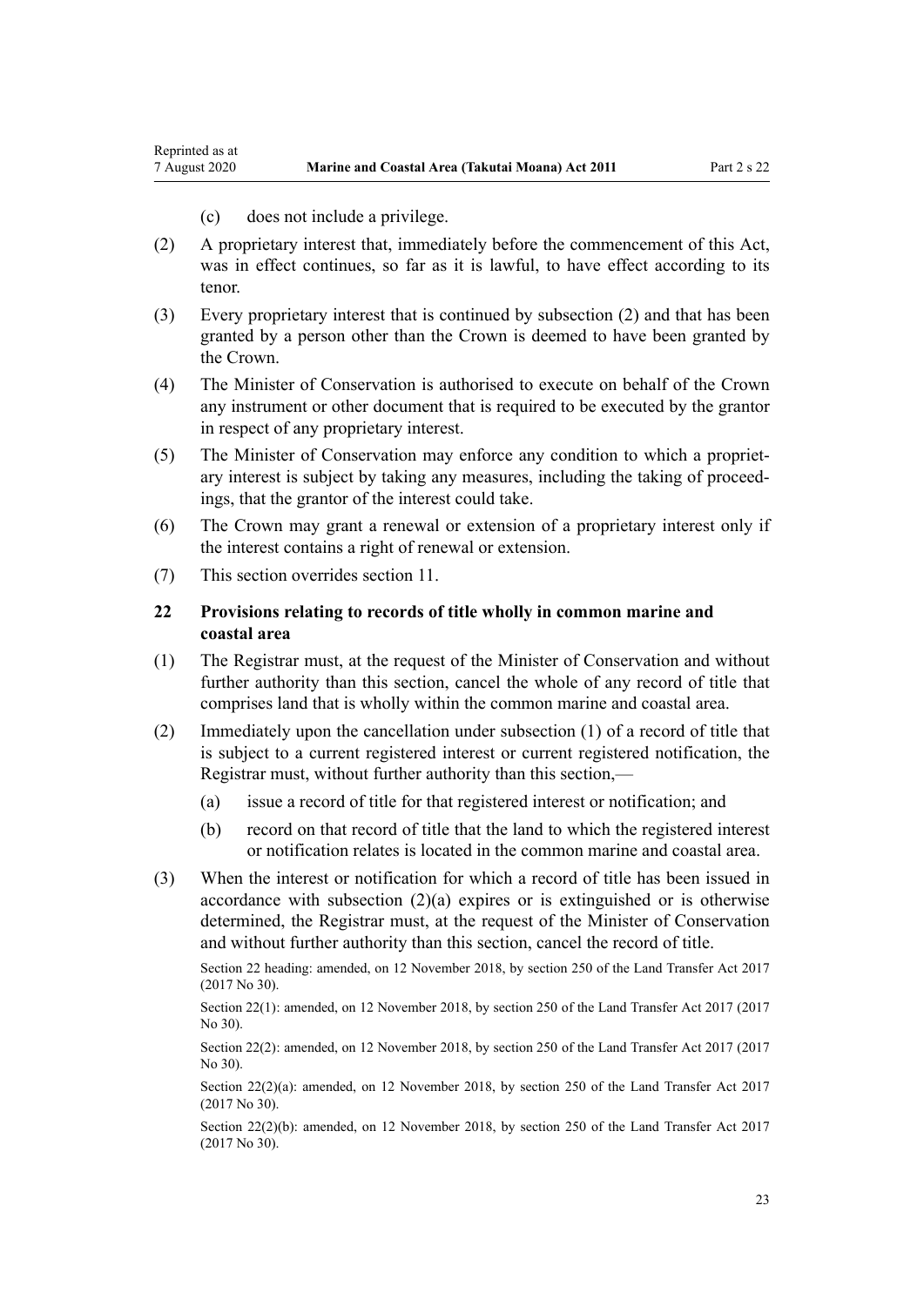(c) does not include a privilege.

(2) A proprietary interest that, immediately before the commencement of this Act, was in effect continues, so far as it is lawful, to have effect according to its tenor.

(3) Every proprietary interest that is continued by subsection (2) and that has been granted by a person other than the Crown is deemed to have been granted by the Crown.

(4) The Minister of Conservation is authorised to execute on behalf of the Crown any instrument or other document that is required to be executed by the grantor in respect of any proprietary interest.

(5) The Minister of Conservation may enforce any condition to which a proprietary interest is subject by taking any measures, including the taking of proceedings, that the grantor of the interest could take.

(6) The Crown may grant a renewal or extension of a proprietary interest only if the interest contains a right of renewal or extension.

(7) This section overrides section 11.

### 22 Provisions relating to records of title wholly in common marine and coastal area

(1) The Registrar must, at the request of the Minister of Conservation and without further authority than this section, cancel the whole of any record of title that comprises land that is wholly within the common marine and coastal area.

(2) Immediately upon the cancellation under subsection (1) of a record of title that is subject to a current registered interest or current registered notification, the Registrar must, without further authority than this section,—

(a) issue a record of title for that registered interest or notification; and

(b) record on that record of title that the land to which the registered interest or notification relates is located in the common marine and coastal area.

(3) When the interest or notification for which a record of title has been issued in accordance with subsection (2)(a) expires or is extinguished or is otherwise determined, the Registrar must, at the request of the Minister of Conservation and without further authority than this section, cancel the record of title.

Section 22 heading: amended, on 12 November 2018, by section 250 of the Land Transfer Act 2017 (2017 No 30).

Section 22(1): amended, on 12 November 2018, by section 250 of the Land Transfer Act 2017 (2017 No 30).

Section 22(2): amended, on 12 November 2018, by section 250 of the Land Transfer Act 2017 (2017 No 30).

Section 22(2)(a): amended, on 12 November 2018, by section 250 of the Land Transfer Act 2017 (2017 No 30).

Section 22(2)(b): amended, on 12 November 2018, by section 250 of the Land Transfer Act 2017 (2017 No 30).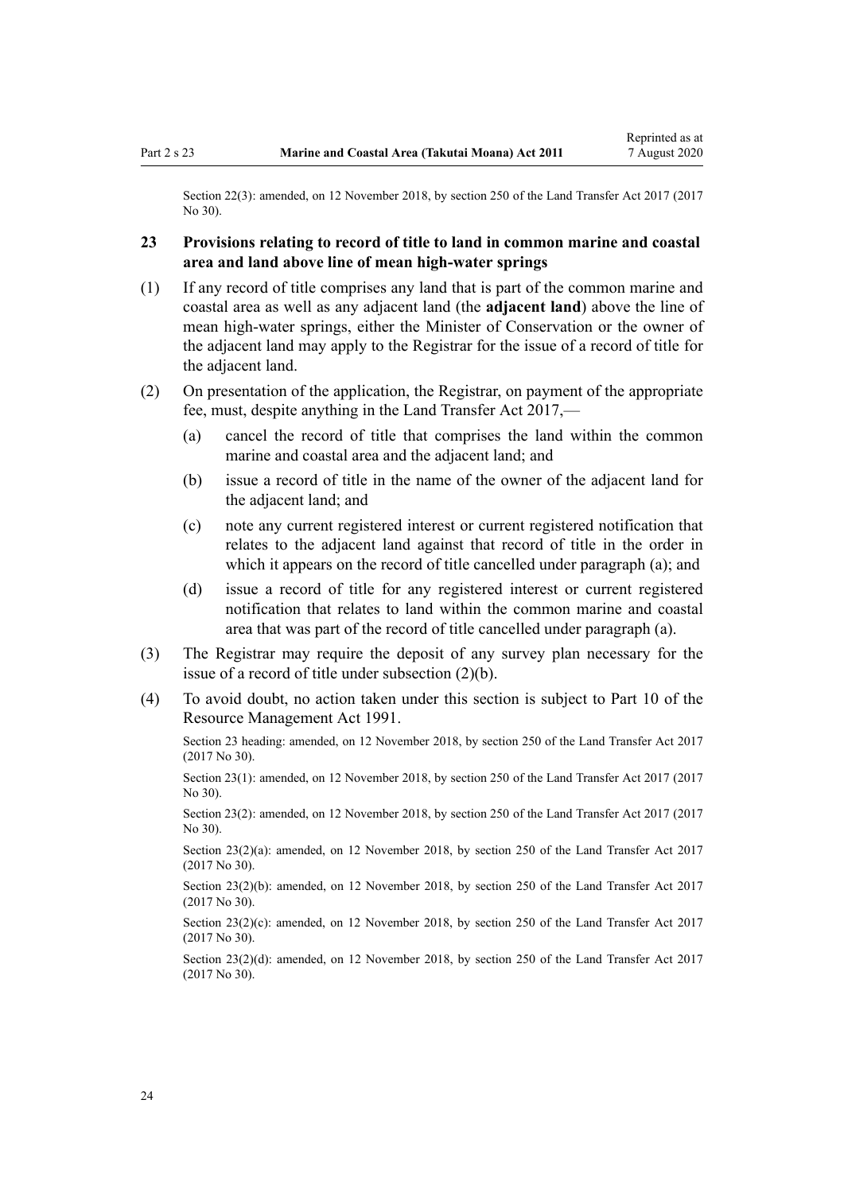Section 22(3): amended, on 12 November 2018, by section 250 of the Land Transfer Act 2017 (2017 No 30).

### 23 Provisions relating to record of title to land in common marine and coastal area and land above line of mean high-water springs

(1) If any record of title comprises any land that is part of the common marine and coastal area as well as any adjacent land (the **adjacent land**) above the line of mean high-water springs, either the Minister of Conservation or the owner of the adjacent land may apply to the Registrar for the issue of a record of title for the adjacent land.

(2) On presentation of the application, the Registrar, on payment of the appropriate fee, must, despite anything in the Land Transfer Act 2017,—

  (a) cancel the record of title that comprises the land within the common marine and coastal area and the adjacent land; and

  (b) issue a record of title in the name of the owner of the adjacent land for the adjacent land; and

  (c) note any current registered interest or current registered notification that relates to the adjacent land against that record of title in the order in which it appears on the record of title cancelled under paragraph (a); and

  (d) issue a record of title for any registered interest or current registered notification that relates to land within the common marine and coastal area that was part of the record of title cancelled under paragraph (a).

(3) The Registrar may require the deposit of any survey plan necessary for the issue of a record of title under subsection (2)(b).

(4) To avoid doubt, no action taken under this section is subject to Part 10 of the Resource Management Act 1991.

Section 23 heading: amended, on 12 November 2018, by section 250 of the Land Transfer Act 2017 (2017 No 30).

Section 23(1): amended, on 12 November 2018, by section 250 of the Land Transfer Act 2017 (2017 No 30).

Section 23(2): amended, on 12 November 2018, by section 250 of the Land Transfer Act 2017 (2017 No 30).

Section 23(2)(a): amended, on 12 November 2018, by section 250 of the Land Transfer Act 2017 (2017 No 30).

Section 23(2)(b): amended, on 12 November 2018, by section 250 of the Land Transfer Act 2017 (2017 No 30).

Section 23(2)(c): amended, on 12 November 2018, by section 250 of the Land Transfer Act 2017 (2017 No 30).

Section 23(2)(d): amended, on 12 November 2018, by section 250 of the Land Transfer Act 2017 (2017 No 30).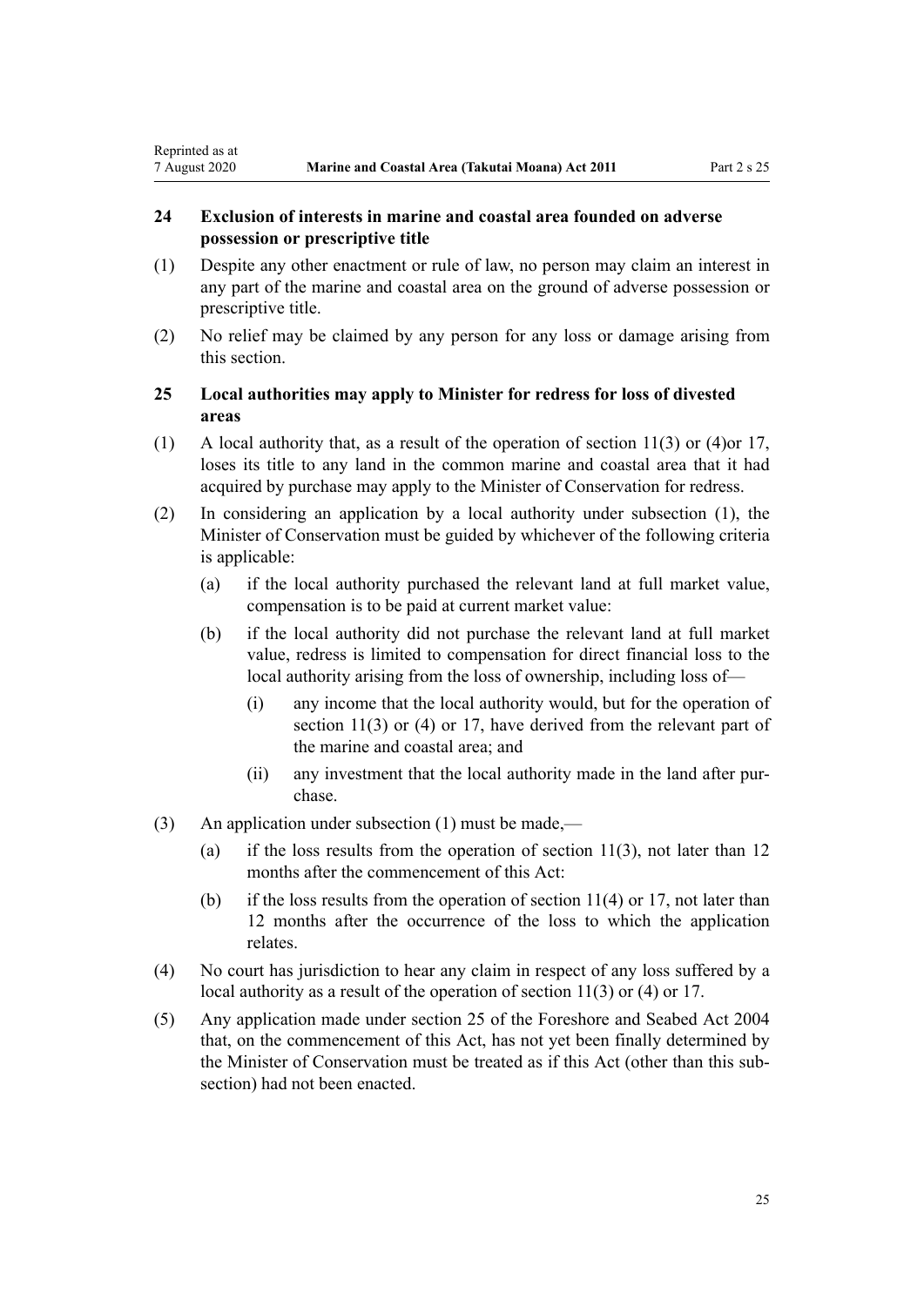### 24 Exclusion of interests in marine and coastal area founded on adverse possession or prescriptive title

(1) Despite any other enactment or rule of law, no person may claim an interest in any part of the marine and coastal area on the ground of adverse possession or prescriptive title.

(2) No relief may be claimed by any person for any loss or damage arising from this section.

### 25 Local authorities may apply to Minister for redress for loss of divested areas

(1) A local authority that, as a result of the operation of section 11(3) or (4)or 17, loses its title to any land in the common marine and coastal area that it had acquired by purchase may apply to the Minister of Conservation for redress.

(2) In considering an application by a local authority under subsection (1), the Minister of Conservation must be guided by whichever of the following criteria is applicable:

- (a) if the local authority purchased the relevant land at full market value, compensation is to be paid at current market value:
- (b) if the local authority did not purchase the relevant land at full market value, redress is limited to compensation for direct financial loss to the local authority arising from the loss of ownership, including loss of—
  - (i) any income that the local authority would, but for the operation of section 11(3) or (4) or 17, have derived from the relevant part of the marine and coastal area; and
  - (ii) any investment that the local authority made in the land after purchase.

(3) An application under subsection (1) must be made,—

- (a) if the loss results from the operation of section 11(3), not later than 12 months after the commencement of this Act:
- (b) if the loss results from the operation of section 11(4) or 17, not later than 12 months after the occurrence of the loss to which the application relates.

(4) No court has jurisdiction to hear any claim in respect of any loss suffered by a local authority as a result of the operation of section 11(3) or (4) or 17.

(5) Any application made under section 25 of the Foreshore and Seabed Act 2004 that, on the commencement of this Act, has not yet been finally determined by the Minister of Conservation must be treated as if this Act (other than this subsection) had not been enacted.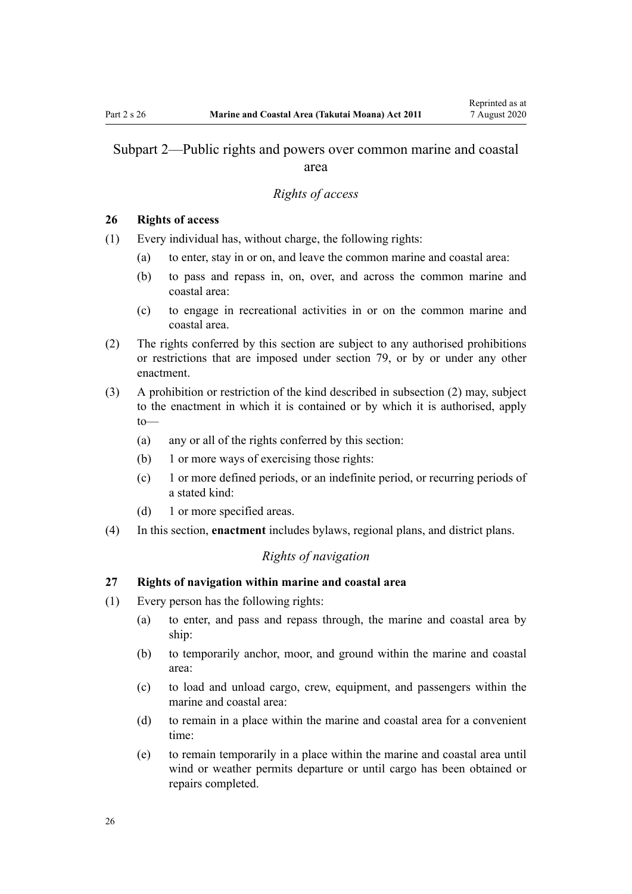## Subpart 2—Public rights and powers over common marine and coastal area

### *Rights of access*

**26 Rights of access**

(1) Every individual has, without charge, the following rights:

- (a) to enter, stay in or on, and leave the common marine and coastal area:
- (b) to pass and repass in, on, over, and across the common marine and coastal area:
- (c) to engage in recreational activities in or on the common marine and coastal area.

(2) The rights conferred by this section are subject to any authorised prohibitions or restrictions that are imposed under section 79, or by or under any other enactment.

(3) A prohibition or restriction of the kind described in subsection (2) may, subject to the enactment in which it is contained or by which it is authorised, apply to—

- (a) any or all of the rights conferred by this section:
- (b) 1 or more ways of exercising those rights:
- (c) 1 or more defined periods, or an indefinite period, or recurring periods of a stated kind:
- (d) 1 or more specified areas.

(4) In this section, **enactment** includes bylaws, regional plans, and district plans.

### *Rights of navigation*

**27 Rights of navigation within marine and coastal area**

(1) Every person has the following rights:

- (a) to enter, and pass and repass through, the marine and coastal area by ship:
- (b) to temporarily anchor, moor, and ground within the marine and coastal area:
- (c) to load and unload cargo, crew, equipment, and passengers within the marine and coastal area:
- (d) to remain in a place within the marine and coastal area for a convenient time:
- (e) to remain temporarily in a place within the marine and coastal area until wind or weather permits departure or until cargo has been obtained or repairs completed.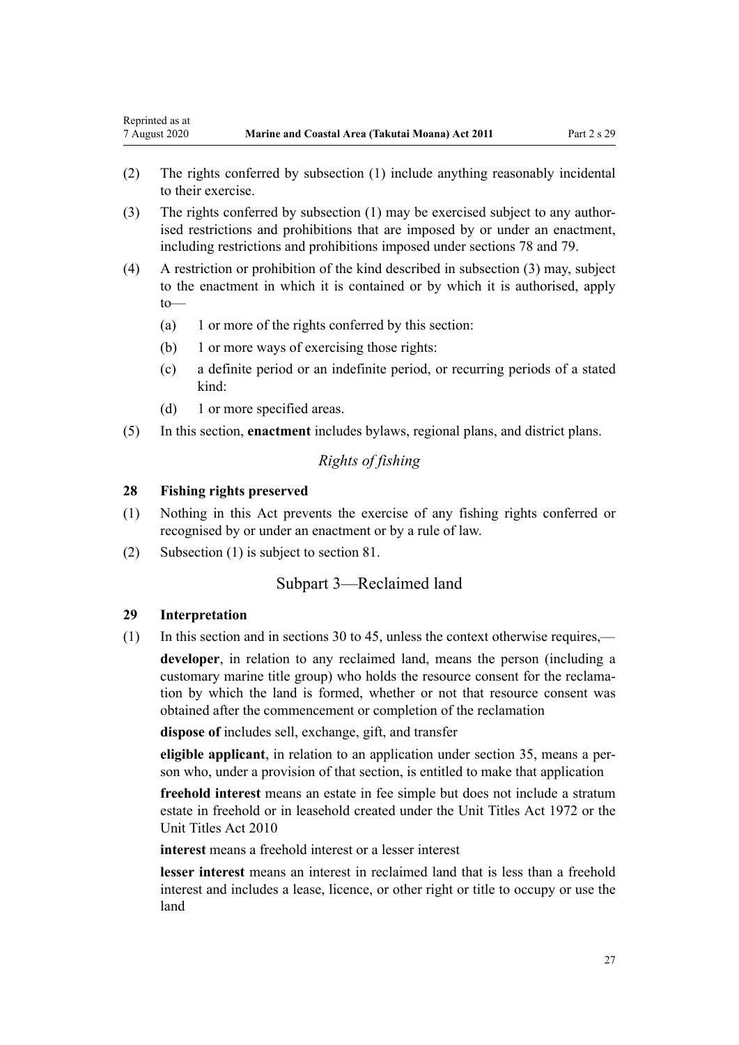(2) The rights conferred by subsection (1) include anything reasonably incidental to their exercise.

(3) The rights conferred by subsection (1) may be exercised subject to any authorised restrictions and prohibitions that are imposed by or under an enactment, including restrictions and prohibitions imposed under sections 78 and 79.

(4) A restriction or prohibition of the kind described in subsection (3) may, subject to the enactment in which it is contained or by which it is authorised, apply to—

- (a) 1 or more of the rights conferred by this section:
- (b) 1 or more ways of exercising those rights:
- (c) a definite period or an indefinite period, or recurring periods of a stated kind:
- (d) 1 or more specified areas.

(5) In this section, **enactment** includes bylaws, regional plans, and district plans.

*Rights of fishing*

### 28 Fishing rights preserved

(1) Nothing in this Act prevents the exercise of any fishing rights conferred or recognised by or under an enactment or by a rule of law.

(2) Subsection (1) is subject to section 81.

## Subpart 3—Reclaimed land

### 29 Interpretation

(1) In this section and in sections 30 to 45, unless the context otherwise requires,—

**developer**, in relation to any reclaimed land, means the person (including a customary marine title group) who holds the resource consent for the reclamation by which the land is formed, whether or not that resource consent was obtained after the commencement or completion of the reclamation

**dispose of** includes sell, exchange, gift, and transfer

**eligible applicant**, in relation to an application under section 35, means a person who, under a provision of that section, is entitled to make that application

**freehold interest** means an estate in fee simple but does not include a stratum estate in freehold or in leasehold created under the Unit Titles Act 1972 or the Unit Titles Act 2010

**interest** means a freehold interest or a lesser interest

**lesser interest** means an interest in reclaimed land that is less than a freehold interest and includes a lease, licence, or other right or title to occupy or use the land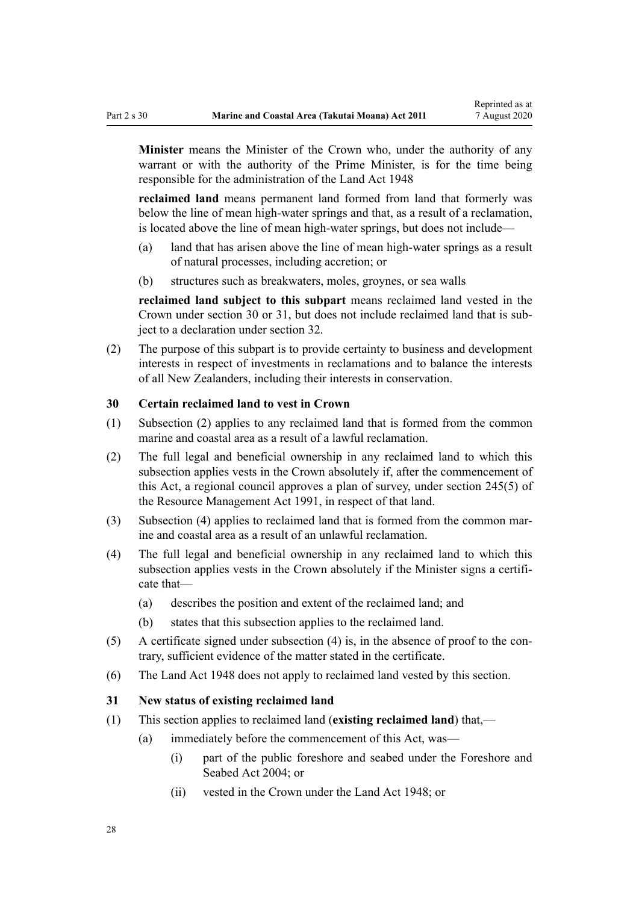**Minister** means the Minister of the Crown who, under the authority of any warrant or with the authority of the Prime Minister, is for the time being responsible for the administration of the Land Act 1948

**reclaimed land** means permanent land formed from land that formerly was below the line of mean high-water springs and that, as a result of a reclamation, is located above the line of mean high-water springs, but does not include—

(a) land that has arisen above the line of mean high-water springs as a result of natural processes, including accretion; or

(b) structures such as breakwaters, moles, groynes, or sea walls

**reclaimed land subject to this subpart** means reclaimed land vested in the Crown under section 30 or 31, but does not include reclaimed land that is subject to a declaration under section 32.

(2) The purpose of this subpart is to provide certainty to business and development interests in respect of investments in reclamations and to balance the interests of all New Zealanders, including their interests in conservation.

### 30 Certain reclaimed land to vest in Crown

(1) Subsection (2) applies to any reclaimed land that is formed from the common marine and coastal area as a result of a lawful reclamation.

(2) The full legal and beneficial ownership in any reclaimed land to which this subsection applies vests in the Crown absolutely if, after the commencement of this Act, a regional council approves a plan of survey, under section 245(5) of the Resource Management Act 1991, in respect of that land.

(3) Subsection (4) applies to reclaimed land that is formed from the common marine and coastal area as a result of an unlawful reclamation.

(4) The full legal and beneficial ownership in any reclaimed land to which this subsection applies vests in the Crown absolutely if the Minister signs a certificate that—

(a) describes the position and extent of the reclaimed land; and

(b) states that this subsection applies to the reclaimed land.

(5) A certificate signed under subsection (4) is, in the absence of proof to the contrary, sufficient evidence of the matter stated in the certificate.

(6) The Land Act 1948 does not apply to reclaimed land vested by this section.

### 31 New status of existing reclaimed land

(1) This section applies to reclaimed land (**existing reclaimed land**) that,—

(a) immediately before the commencement of this Act, was—

(i) part of the public foreshore and seabed under the Foreshore and Seabed Act 2004; or

(ii) vested in the Crown under the Land Act 1948; or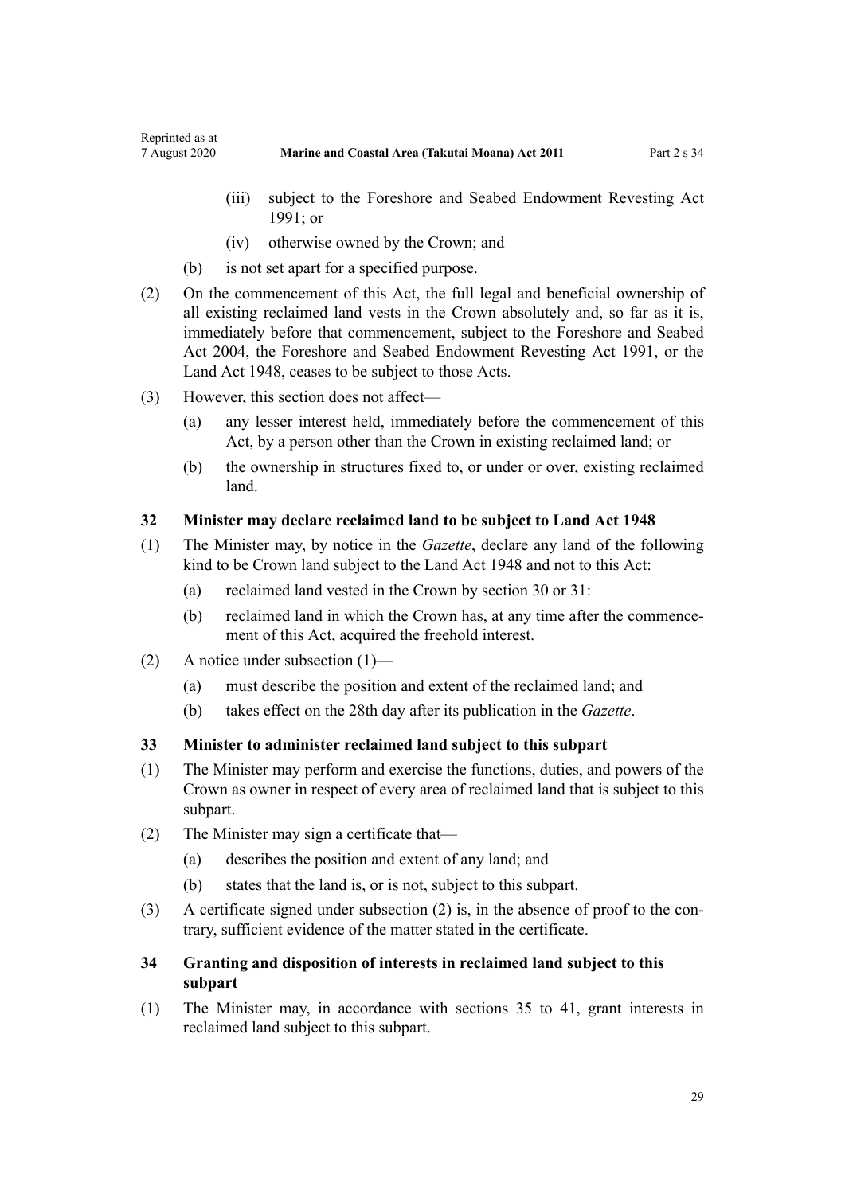(iii) subject to the Foreshore and Seabed Endowment Revesting Act 1991; or

(iv) otherwise owned by the Crown; and

(b) is not set apart for a specified purpose.

(2) On the commencement of this Act, the full legal and beneficial ownership of all existing reclaimed land vests in the Crown absolutely and, so far as it is, immediately before that commencement, subject to the Foreshore and Seabed Act 2004, the Foreshore and Seabed Endowment Revesting Act 1991, or the Land Act 1948, ceases to be subject to those Acts.

(3) However, this section does not affect—

(a) any lesser interest held, immediately before the commencement of this Act, by a person other than the Crown in existing reclaimed land; or

(b) the ownership in structures fixed to, or under or over, existing reclaimed land.

### 32 Minister may declare reclaimed land to be subject to Land Act 1948

(1) The Minister may, by notice in the *Gazette*, declare any land of the following kind to be Crown land subject to the Land Act 1948 and not to this Act:

(a) reclaimed land vested in the Crown by section 30 or 31:

(b) reclaimed land in which the Crown has, at any time after the commencement of this Act, acquired the freehold interest.

(2) A notice under subsection (1)—

(a) must describe the position and extent of the reclaimed land; and

(b) takes effect on the 28th day after its publication in the *Gazette*.

### 33 Minister to administer reclaimed land subject to this subpart

(1) The Minister may perform and exercise the functions, duties, and powers of the Crown as owner in respect of every area of reclaimed land that is subject to this subpart.

(2) The Minister may sign a certificate that—

(a) describes the position and extent of any land; and

(b) states that the land is, or is not, subject to this subpart.

(3) A certificate signed under subsection (2) is, in the absence of proof to the contrary, sufficient evidence of the matter stated in the certificate.

### 34 Granting and disposition of interests in reclaimed land subject to this subpart

(1) The Minister may, in accordance with sections 35 to 41, grant interests in reclaimed land subject to this subpart.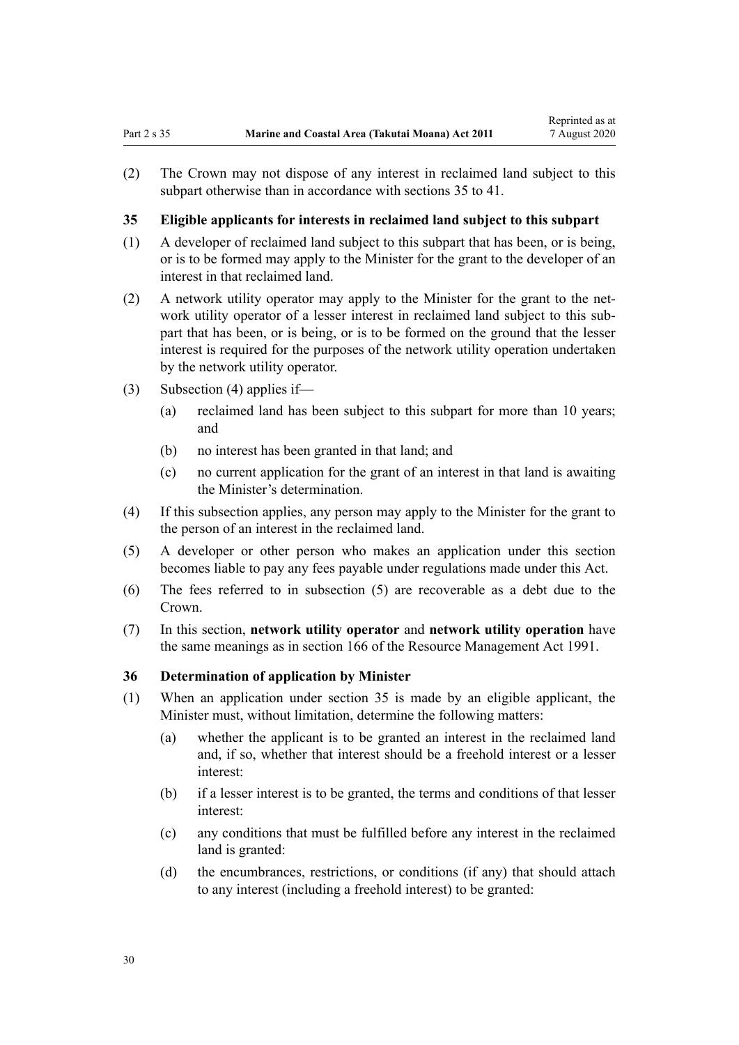(2) The Crown may not dispose of any interest in reclaimed land subject to this subpart otherwise than in accordance with sections 35 to 41.

### 35 Eligible applicants for interests in reclaimed land subject to this subpart

(1) A developer of reclaimed land subject to this subpart that has been, or is being, or is to be formed may apply to the Minister for the grant to the developer of an interest in that reclaimed land.

(2) A network utility operator may apply to the Minister for the grant to the network utility operator of a lesser interest in reclaimed land subject to this subpart that has been, or is being, or is to be formed on the ground that the lesser interest is required for the purposes of the network utility operation undertaken by the network utility operator.

(3) Subsection (4) applies if—

- (a) reclaimed land has been subject to this subpart for more than 10 years; and
- (b) no interest has been granted in that land; and
- (c) no current application for the grant of an interest in that land is awaiting the Minister's determination.

(4) If this subsection applies, any person may apply to the Minister for the grant to the person of an interest in the reclaimed land.

(5) A developer or other person who makes an application under this section becomes liable to pay any fees payable under regulations made under this Act.

(6) The fees referred to in subsection (5) are recoverable as a debt due to the Crown.

(7) In this section, **network utility operator** and **network utility operation** have the same meanings as in section 166 of the Resource Management Act 1991.

### 36 Determination of application by Minister

(1) When an application under section 35 is made by an eligible applicant, the Minister must, without limitation, determine the following matters:

- (a) whether the applicant is to be granted an interest in the reclaimed land and, if so, whether that interest should be a freehold interest or a lesser interest:
- (b) if a lesser interest is to be granted, the terms and conditions of that lesser interest:
- (c) any conditions that must be fulfilled before any interest in the reclaimed land is granted:
- (d) the encumbrances, restrictions, or conditions (if any) that should attach to any interest (including a freehold interest) to be granted: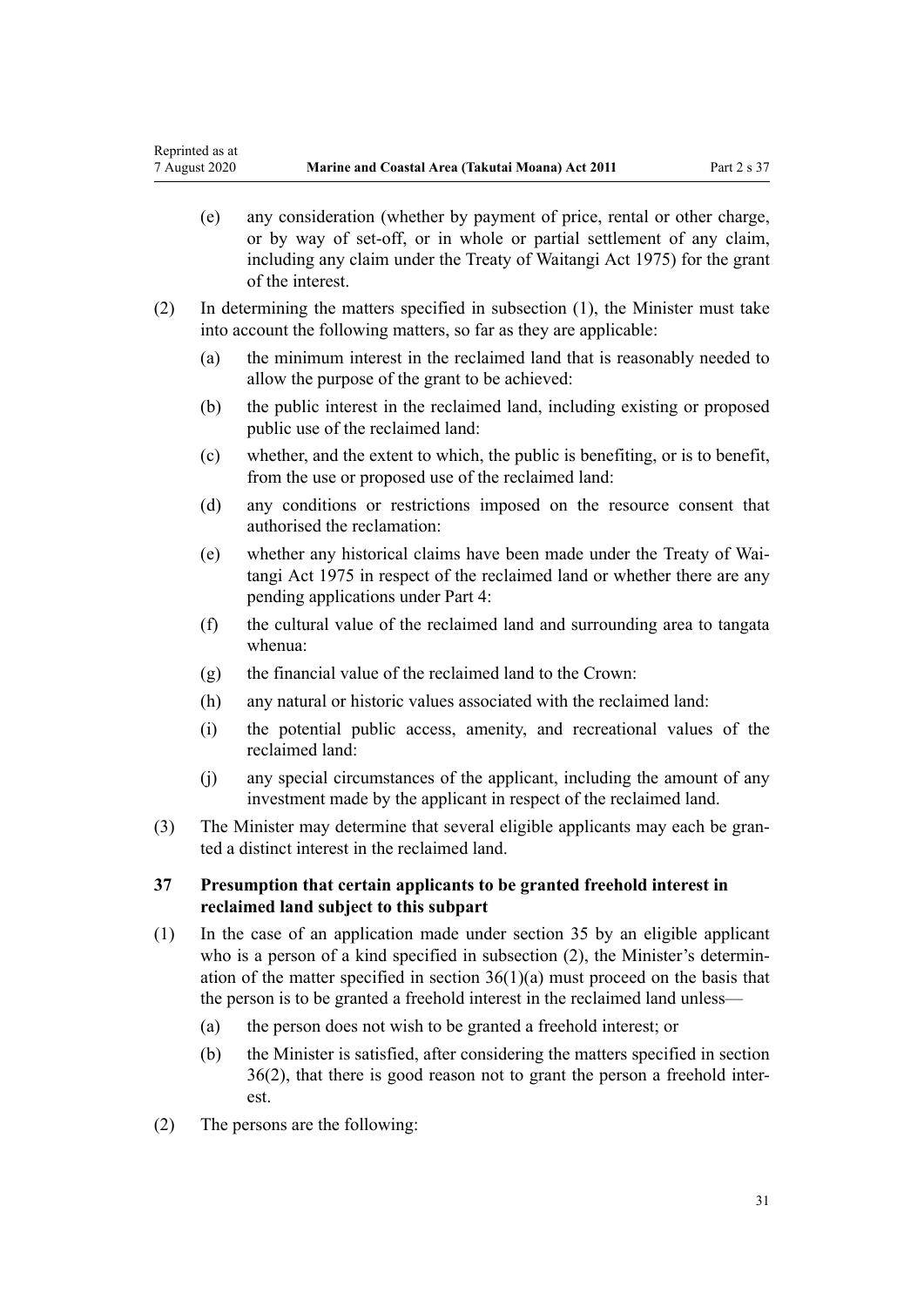(e) any consideration (whether by payment of price, rental or other charge, or by way of set-off, or in whole or partial settlement of any claim, including any claim under the Treaty of Waitangi Act 1975) for the grant of the interest.

(2) In determining the matters specified in subsection (1), the Minister must take into account the following matters, so far as they are applicable:

(a) the minimum interest in the reclaimed land that is reasonably needed to allow the purpose of the grant to be achieved:

(b) the public interest in the reclaimed land, including existing or proposed public use of the reclaimed land:

(c) whether, and the extent to which, the public is benefiting, or is to benefit, from the use or proposed use of the reclaimed land:

(d) any conditions or restrictions imposed on the resource consent that authorised the reclamation:

(e) whether any historical claims have been made under the Treaty of Waitangi Act 1975 in respect of the reclaimed land or whether there are any pending applications under Part 4:

(f) the cultural value of the reclaimed land and surrounding area to tangata whenua:

(g) the financial value of the reclaimed land to the Crown:

(h) any natural or historic values associated with the reclaimed land:

(i) the potential public access, amenity, and recreational values of the reclaimed land:

(j) any special circumstances of the applicant, including the amount of any investment made by the applicant in respect of the reclaimed land.

(3) The Minister may determine that several eligible applicants may each be granted a distinct interest in the reclaimed land.

### 37 Presumption that certain applicants to be granted freehold interest in reclaimed land subject to this subpart

(1) In the case of an application made under section 35 by an eligible applicant who is a person of a kind specified in subsection (2), the Minister's determination of the matter specified in section 36(1)(a) must proceed on the basis that the person is to be granted a freehold interest in the reclaimed land unless—

(a) the person does not wish to be granted a freehold interest; or

(b) the Minister is satisfied, after considering the matters specified in section 36(2), that there is good reason not to grant the person a freehold interest.

(2) The persons are the following: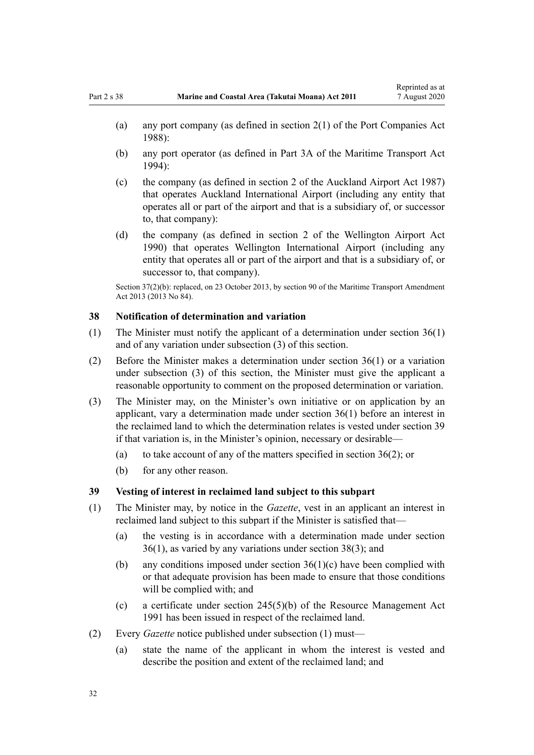(a) any port company (as defined in section 2(1) of the Port Companies Act 1988):

(b) any port operator (as defined in Part 3A of the Maritime Transport Act 1994):

(c) the company (as defined in section 2 of the Auckland Airport Act 1987) that operates Auckland International Airport (including any entity that operates all or part of the airport and that is a subsidiary of, or successor to, that company):

(d) the company (as defined in section 2 of the Wellington Airport Act 1990) that operates Wellington International Airport (including any entity that operates all or part of the airport and that is a subsidiary of, or successor to, that company).

Section 37(2)(b): replaced, on 23 October 2013, by section 90 of the Maritime Transport Amendment Act 2013 (2013 No 84).

### 38 Notification of determination and variation

(1) The Minister must notify the applicant of a determination under section 36(1) and of any variation under subsection (3) of this section.

(2) Before the Minister makes a determination under section 36(1) or a variation under subsection (3) of this section, the Minister must give the applicant a reasonable opportunity to comment on the proposed determination or variation.

(3) The Minister may, on the Minister's own initiative or on application by an applicant, vary a determination made under section 36(1) before an interest in the reclaimed land to which the determination relates is vested under section 39 if that variation is, in the Minister's opinion, necessary or desirable—

(a) to take account of any of the matters specified in section 36(2); or

(b) for any other reason.

### 39 Vesting of interest in reclaimed land subject to this subpart

(1) The Minister may, by notice in the *Gazette*, vest in an applicant an interest in reclaimed land subject to this subpart if the Minister is satisfied that—

(a) the vesting is in accordance with a determination made under section 36(1), as varied by any variations under section 38(3); and

(b) any conditions imposed under section 36(1)(c) have been complied with or that adequate provision has been made to ensure that those conditions will be complied with; and

(c) a certificate under section 245(5)(b) of the Resource Management Act 1991 has been issued in respect of the reclaimed land.

(2) Every *Gazette* notice published under subsection (1) must—

(a) state the name of the applicant in whom the interest is vested and describe the position and extent of the reclaimed land; and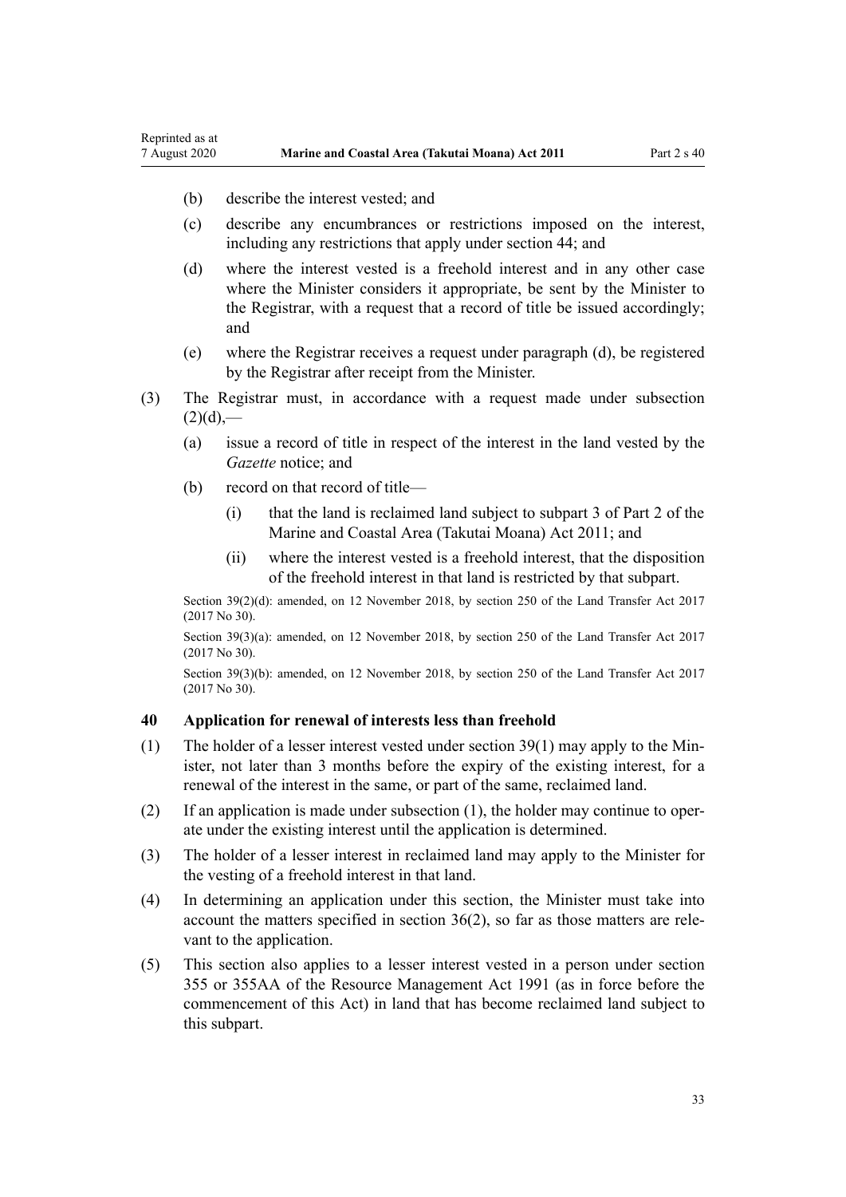(b) describe the interest vested; and

(c) describe any encumbrances or restrictions imposed on the interest, including any restrictions that apply under section 44; and

(d) where the interest vested is a freehold interest and in any other case where the Minister considers it appropriate, be sent by the Minister to the Registrar, with a request that a record of title be issued accordingly; and

(e) where the Registrar receives a request under paragraph (d), be registered by the Registrar after receipt from the Minister.

(3) The Registrar must, in accordance with a request made under subsection (2)(d),—

(a) issue a record of title in respect of the interest in the land vested by the *Gazette* notice; and

(b) record on that record of title—

(i) that the land is reclaimed land subject to subpart 3 of Part 2 of the Marine and Coastal Area (Takutai Moana) Act 2011; and

(ii) where the interest vested is a freehold interest, that the disposition of the freehold interest in that land is restricted by that subpart.

Section 39(2)(d): amended, on 12 November 2018, by section 250 of the Land Transfer Act 2017 (2017 No 30).

Section 39(3)(a): amended, on 12 November 2018, by section 250 of the Land Transfer Act 2017 (2017 No 30).

Section 39(3)(b): amended, on 12 November 2018, by section 250 of the Land Transfer Act 2017 (2017 No 30).

### 40 Application for renewal of interests less than freehold

(1) The holder of a lesser interest vested under section 39(1) may apply to the Minister, not later than 3 months before the expiry of the existing interest, for a renewal of the interest in the same, or part of the same, reclaimed land.

(2) If an application is made under subsection (1), the holder may continue to operate under the existing interest until the application is determined.

(3) The holder of a lesser interest in reclaimed land may apply to the Minister for the vesting of a freehold interest in that land.

(4) In determining an application under this section, the Minister must take into account the matters specified in section 36(2), so far as those matters are relevant to the application.

(5) This section also applies to a lesser interest vested in a person under section 355 or 355AA of the Resource Management Act 1991 (as in force before the commencement of this Act) in land that has become reclaimed land subject to this subpart.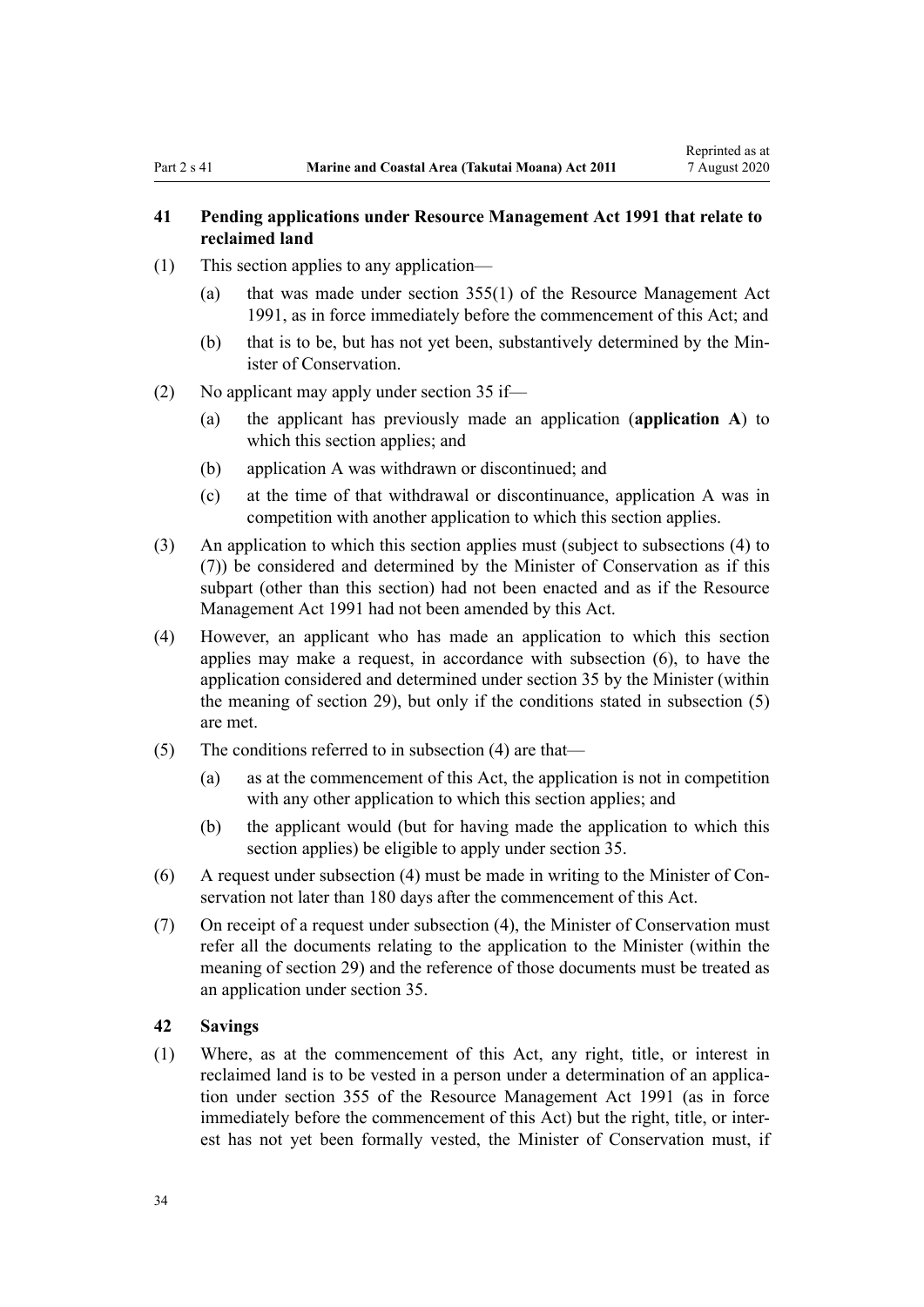### 41 Pending applications under Resource Management Act 1991 that relate to reclaimed land

(1) This section applies to any application—

(a) that was made under section 355(1) of the Resource Management Act 1991, as in force immediately before the commencement of this Act; and

(b) that is to be, but has not yet been, substantively determined by the Minister of Conservation.

(2) No applicant may apply under section 35 if—

(a) the applicant has previously made an application (**application A**) to which this section applies; and

(b) application A was withdrawn or discontinued; and

(c) at the time of that withdrawal or discontinuance, application A was in competition with another application to which this section applies.

(3) An application to which this section applies must (subject to subsections (4) to (7)) be considered and determined by the Minister of Conservation as if this subpart (other than this section) had not been enacted and as if the Resource Management Act 1991 had not been amended by this Act.

(4) However, an applicant who has made an application to which this section applies may make a request, in accordance with subsection (6), to have the application considered and determined under section 35 by the Minister (within the meaning of section 29), but only if the conditions stated in subsection (5) are met.

(5) The conditions referred to in subsection (4) are that—

(a) as at the commencement of this Act, the application is not in competition with any other application to which this section applies; and

(b) the applicant would (but for having made the application to which this section applies) be eligible to apply under section 35.

(6) A request under subsection (4) must be made in writing to the Minister of Conservation not later than 180 days after the commencement of this Act.

(7) On receipt of a request under subsection (4), the Minister of Conservation must refer all the documents relating to the application to the Minister (within the meaning of section 29) and the reference of those documents must be treated as an application under section 35.

### 42 Savings

(1) Where, as at the commencement of this Act, any right, title, or interest in reclaimed land is to be vested in a person under a determination of an application under section 355 of the Resource Management Act 1991 (as in force immediately before the commencement of this Act) but the right, title, or interest has not yet been formally vested, the Minister of Conservation must, if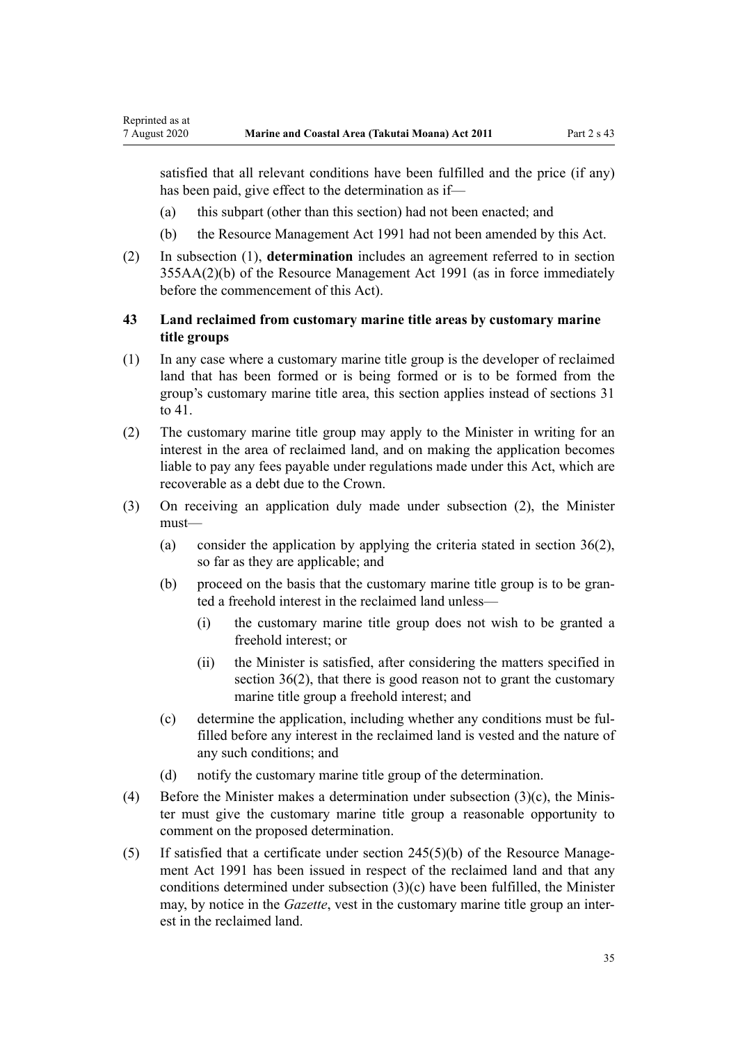satisfied that all relevant conditions have been fulfilled and the price (if any) has been paid, give effect to the determination as if—

(a) this subpart (other than this section) had not been enacted; and

(b) the Resource Management Act 1991 had not been amended by this Act.

(2) In subsection (1), **determination** includes an agreement referred to in section 355AA(2)(b) of the Resource Management Act 1991 (as in force immediately before the commencement of this Act).

### 43 Land reclaimed from customary marine title areas by customary marine title groups

(1) In any case where a customary marine title group is the developer of reclaimed land that has been formed or is being formed or is to be formed from the group's customary marine title area, this section applies instead of sections 31 to 41.

(2) The customary marine title group may apply to the Minister in writing for an interest in the area of reclaimed land, and on making the application becomes liable to pay any fees payable under regulations made under this Act, which are recoverable as a debt due to the Crown.

(3) On receiving an application duly made under subsection (2), the Minister must—

(a) consider the application by applying the criteria stated in section 36(2), so far as they are applicable; and

(b) proceed on the basis that the customary marine title group is to be granted a freehold interest in the reclaimed land unless—

(i) the customary marine title group does not wish to be granted a freehold interest; or

(ii) the Minister is satisfied, after considering the matters specified in section 36(2), that there is good reason not to grant the customary marine title group a freehold interest; and

(c) determine the application, including whether any conditions must be fulfilled before any interest in the reclaimed land is vested and the nature of any such conditions; and

(d) notify the customary marine title group of the determination.

(4) Before the Minister makes a determination under subsection (3)(c), the Minister must give the customary marine title group a reasonable opportunity to comment on the proposed determination.

(5) If satisfied that a certificate under section 245(5)(b) of the Resource Management Act 1991 has been issued in respect of the reclaimed land and that any conditions determined under subsection (3)(c) have been fulfilled, the Minister may, by notice in the *Gazette*, vest in the customary marine title group an interest in the reclaimed land.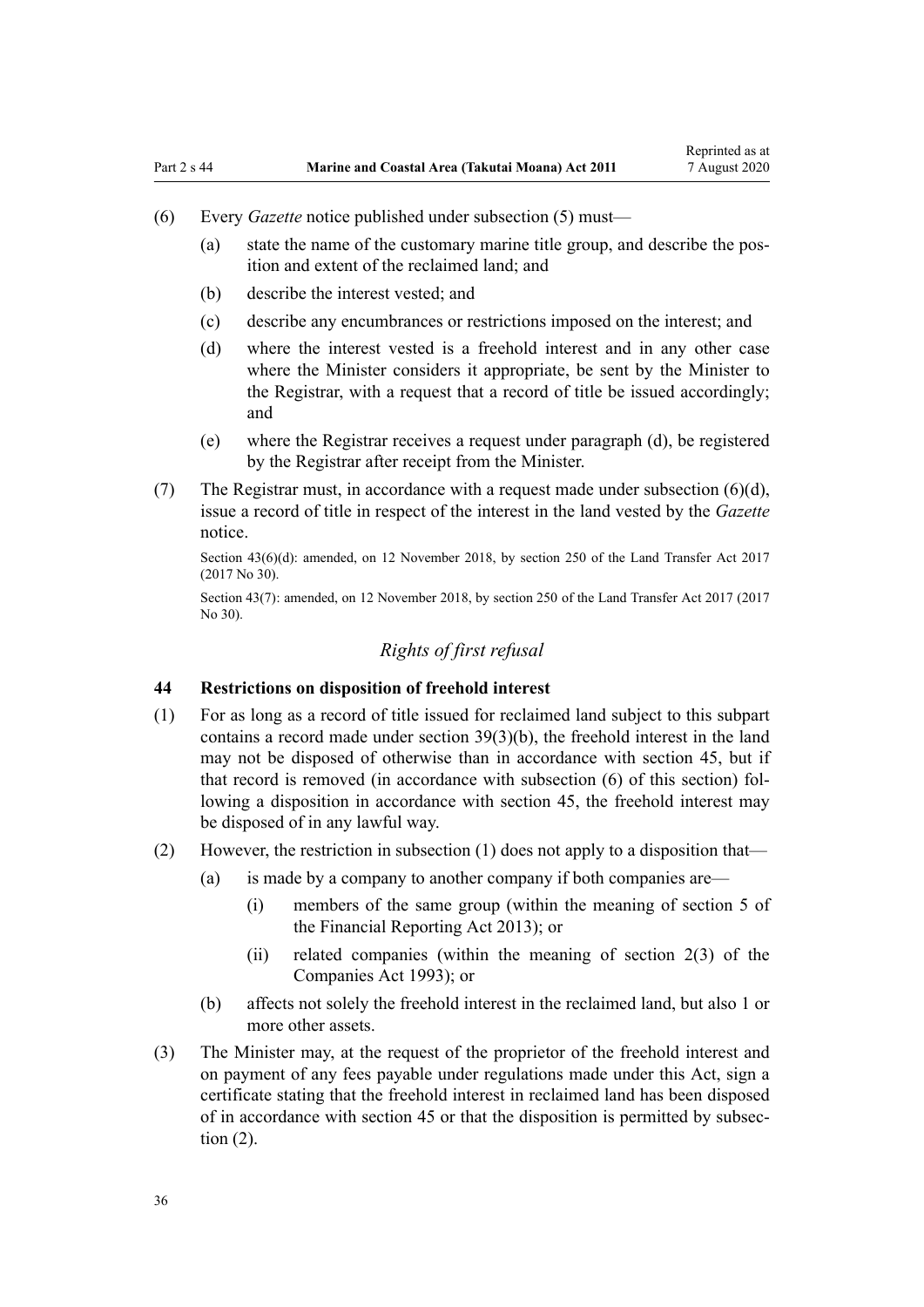(6) Every *Gazette* notice published under subsection (5) must—

(a) state the name of the customary marine title group, and describe the position and extent of the reclaimed land; and

(b) describe the interest vested; and

(c) describe any encumbrances or restrictions imposed on the interest; and

(d) where the interest vested is a freehold interest and in any other case where the Minister considers it appropriate, be sent by the Minister to the Registrar, with a request that a record of title be issued accordingly; and

(e) where the Registrar receives a request under paragraph (d), be registered by the Registrar after receipt from the Minister.

(7) The Registrar must, in accordance with a request made under subsection (6)(d), issue a record of title in respect of the interest in the land vested by the *Gazette* notice.

Section 43(6)(d): amended, on 12 November 2018, by section 250 of the Land Transfer Act 2017 (2017 No 30).

Section 43(7): amended, on 12 November 2018, by section 250 of the Land Transfer Act 2017 (2017 No 30).

### *Rights of first refusal*

**44 Restrictions on disposition of freehold interest**

(1) For as long as a record of title issued for reclaimed land subject to this subpart contains a record made under section 39(3)(b), the freehold interest in the land may not be disposed of otherwise than in accordance with section 45, but if that record is removed (in accordance with subsection (6) of this section) following a disposition in accordance with section 45, the freehold interest may be disposed of in any lawful way.

(2) However, the restriction in subsection (1) does not apply to a disposition that—

(a) is made by a company to another company if both companies are—

(i) members of the same group (within the meaning of section 5 of the Financial Reporting Act 2013); or

(ii) related companies (within the meaning of section 2(3) of the Companies Act 1993); or

(b) affects not solely the freehold interest in the reclaimed land, but also 1 or more other assets.

(3) The Minister may, at the request of the proprietor of the freehold interest and on payment of any fees payable under regulations made under this Act, sign a certificate stating that the freehold interest in reclaimed land has been disposed of in accordance with section 45 or that the disposition is permitted by subsection (2).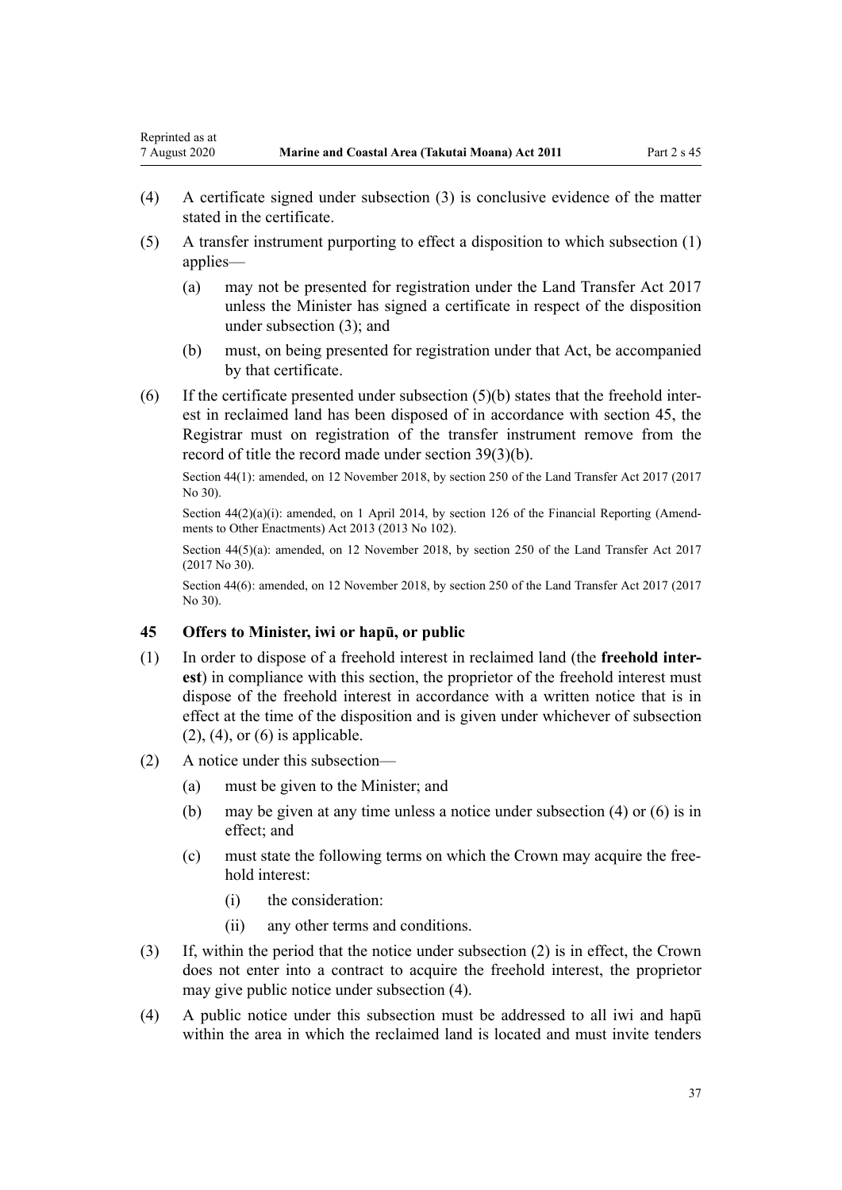(4) A certificate signed under subsection (3) is conclusive evidence of the matter stated in the certificate.

(5) A transfer instrument purporting to effect a disposition to which subsection (1) applies—

  (a) may not be presented for registration under the Land Transfer Act 2017 unless the Minister has signed a certificate in respect of the disposition under subsection (3); and

  (b) must, on being presented for registration under that Act, be accompanied by that certificate.

(6) If the certificate presented under subsection (5)(b) states that the freehold interest in reclaimed land has been disposed of in accordance with section 45, the Registrar must on registration of the transfer instrument remove from the record of title the record made under section 39(3)(b).

Section 44(1): amended, on 12 November 2018, by section 250 of the Land Transfer Act 2017 (2017 No 30).

Section 44(2)(a)(i): amended, on 1 April 2014, by section 126 of the Financial Reporting (Amendments to Other Enactments) Act 2013 (2013 No 102).

Section 44(5)(a): amended, on 12 November 2018, by section 250 of the Land Transfer Act 2017 (2017 No 30).

Section 44(6): amended, on 12 November 2018, by section 250 of the Land Transfer Act 2017 (2017 No 30).

### 45 Offers to Minister, iwi or hapū, or public

(1) In order to dispose of a freehold interest in reclaimed land (the **freehold interest**) in compliance with this section, the proprietor of the freehold interest must dispose of the freehold interest in accordance with a written notice that is in effect at the time of the disposition and is given under whichever of subsection (2), (4), or (6) is applicable.

(2) A notice under this subsection—

  (a) must be given to the Minister; and

  (b) may be given at any time unless a notice under subsection (4) or (6) is in effect; and

  (c) must state the following terms on which the Crown may acquire the freehold interest:

    (i) the consideration:

    (ii) any other terms and conditions.

(3) If, within the period that the notice under subsection (2) is in effect, the Crown does not enter into a contract to acquire the freehold interest, the proprietor may give public notice under subsection (4).

(4) A public notice under this subsection must be addressed to all iwi and hapū within the area in which the reclaimed land is located and must invite tenders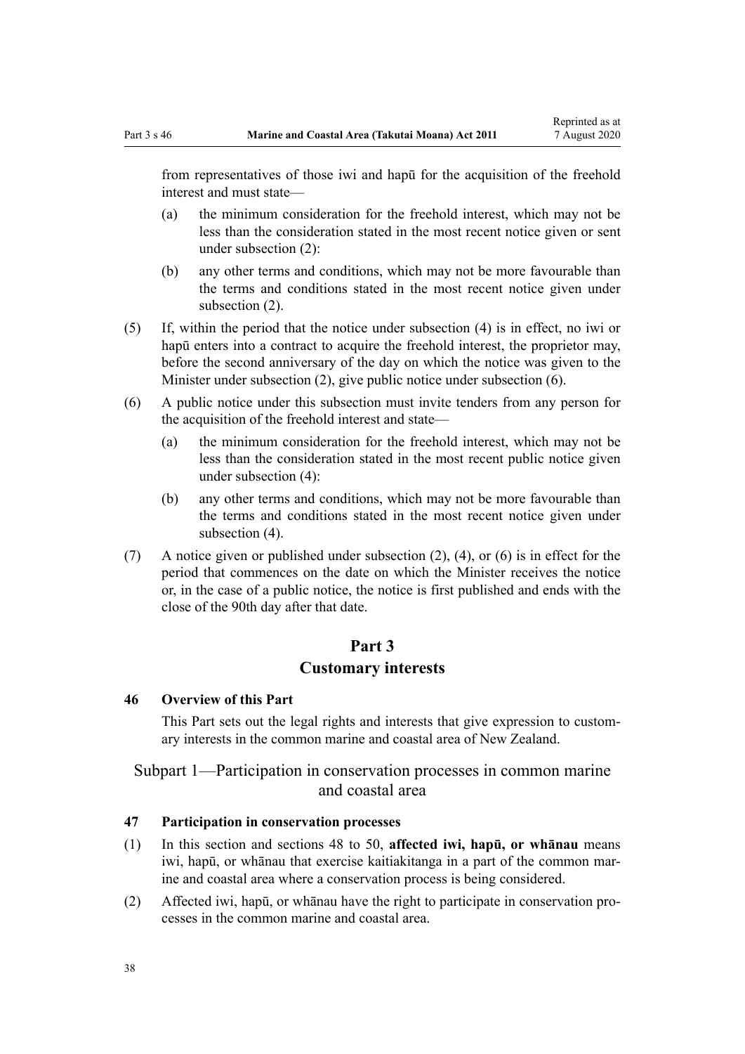from representatives of those iwi and hapū for the acquisition of the freehold interest and must state—

(a) the minimum consideration for the freehold interest, which may not be less than the consideration stated in the most recent notice given or sent under subsection (2):

(b) any other terms and conditions, which may not be more favourable than the terms and conditions stated in the most recent notice given under subsection (2).

(5) If, within the period that the notice under subsection (4) is in effect, no iwi or hapū enters into a contract to acquire the freehold interest, the proprietor may, before the second anniversary of the day on which the notice was given to the Minister under subsection (2), give public notice under subsection (6).

(6) A public notice under this subsection must invite tenders from any person for the acquisition of the freehold interest and state—

(a) the minimum consideration for the freehold interest, which may not be less than the consideration stated in the most recent public notice given under subsection (4):

(b) any other terms and conditions, which may not be more favourable than the terms and conditions stated in the most recent notice given under subsection (4).

(7) A notice given or published under subsection (2), (4), or (6) is in effect for the period that commences on the date on which the Minister receives the notice or, in the case of a public notice, the notice is first published and ends with the close of the 90th day after that date.

# Part 3
# Customary interests

### 46 Overview of this Part

This Part sets out the legal rights and interests that give expression to customary interests in the common marine and coastal area of New Zealand.

## Subpart 1—Participation in conservation processes in common marine and coastal area

### 47 Participation in conservation processes

(1) In this section and sections 48 to 50, **affected iwi, hapū, or whānau** means iwi, hapū, or whānau that exercise kaitiakitanga in a part of the common marine and coastal area where a conservation process is being considered.

(2) Affected iwi, hapū, or whānau have the right to participate in conservation processes in the common marine and coastal area.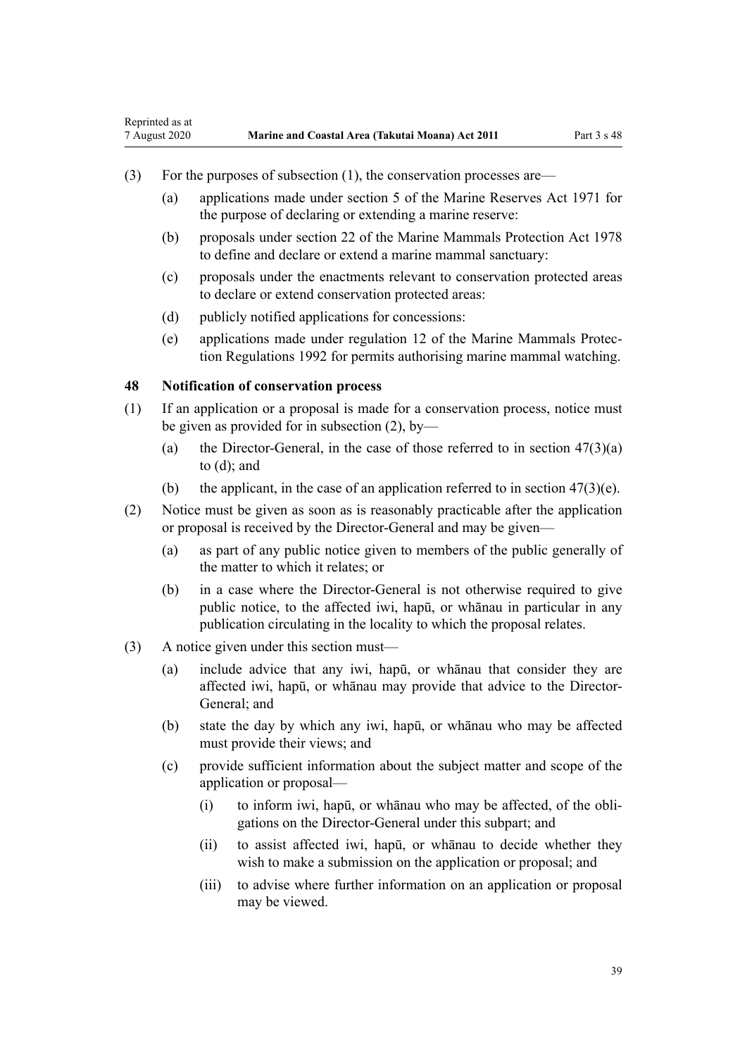(3) For the purposes of subsection (1), the conservation processes are—

  (a) applications made under section 5 of the Marine Reserves Act 1971 for the purpose of declaring or extending a marine reserve:

  (b) proposals under section 22 of the Marine Mammals Protection Act 1978 to define and declare or extend a marine mammal sanctuary:

  (c) proposals under the enactments relevant to conservation protected areas to declare or extend conservation protected areas:

  (d) publicly notified applications for concessions:

  (e) applications made under regulation 12 of the Marine Mammals Protection Regulations 1992 for permits authorising marine mammal watching.

### 48 Notification of conservation process

(1) If an application or a proposal is made for a conservation process, notice must be given as provided for in subsection (2), by—

  (a) the Director-General, in the case of those referred to in section 47(3)(a) to (d); and

  (b) the applicant, in the case of an application referred to in section 47(3)(e).

(2) Notice must be given as soon as is reasonably practicable after the application or proposal is received by the Director-General and may be given—

  (a) as part of any public notice given to members of the public generally of the matter to which it relates; or

  (b) in a case where the Director-General is not otherwise required to give public notice, to the affected iwi, hapū, or whānau in particular in any publication circulating in the locality to which the proposal relates.

(3) A notice given under this section must—

  (a) include advice that any iwi, hapū, or whānau that consider they are affected iwi, hapū, or whānau may provide that advice to the Director-General; and

  (b) state the day by which any iwi, hapū, or whānau who may be affected must provide their views; and

  (c) provide sufficient information about the subject matter and scope of the application or proposal—

    (i) to inform iwi, hapū, or whānau who may be affected, of the obligations on the Director-General under this subpart; and

    (ii) to assist affected iwi, hapū, or whānau to decide whether they wish to make a submission on the application or proposal; and

    (iii) to advise where further information on an application or proposal may be viewed.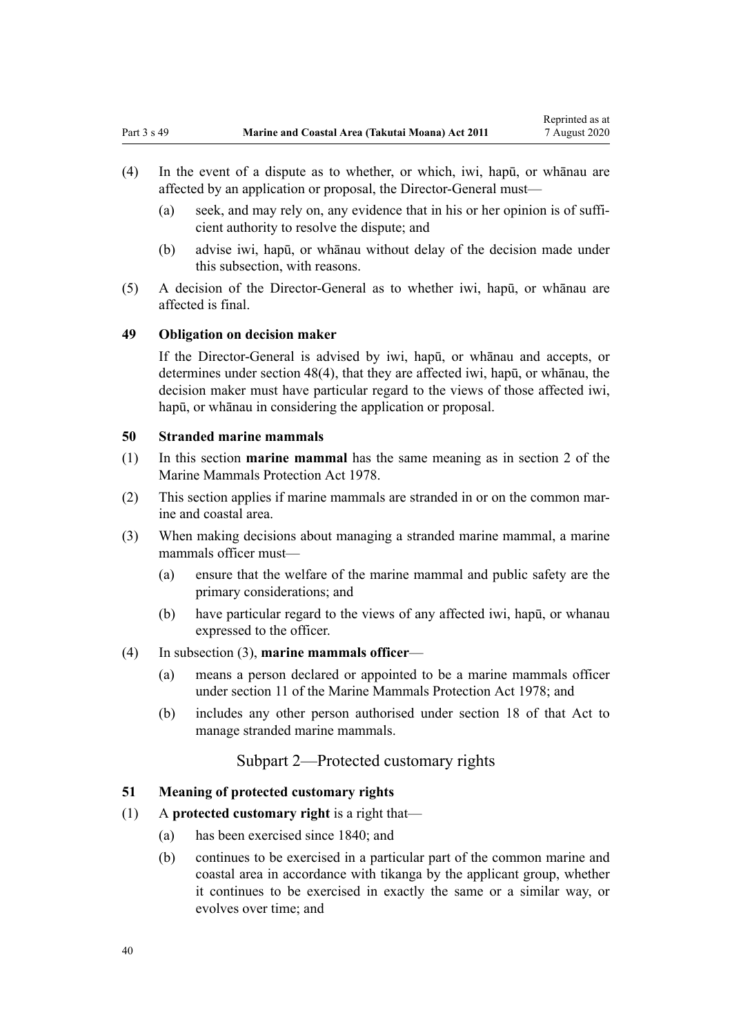(4) In the event of a dispute as to whether, or which, iwi, hapū, or whānau are affected by an application or proposal, the Director-General must—

(a) seek, and may rely on, any evidence that in his or her opinion is of sufficient authority to resolve the dispute; and

(b) advise iwi, hapū, or whānau without delay of the decision made under this subsection, with reasons.

(5) A decision of the Director-General as to whether iwi, hapū, or whānau are affected is final.

### 49 Obligation on decision maker

If the Director-General is advised by iwi, hapū, or whānau and accepts, or determines under section 48(4), that they are affected iwi, hapū, or whānau, the decision maker must have particular regard to the views of those affected iwi, hapū, or whānau in considering the application or proposal.

### 50 Stranded marine mammals

(1) In this section **marine mammal** has the same meaning as in section 2 of the Marine Mammals Protection Act 1978.

(2) This section applies if marine mammals are stranded in or on the common marine and coastal area.

(3) When making decisions about managing a stranded marine mammal, a marine mammals officer must—

(a) ensure that the welfare of the marine mammal and public safety are the primary considerations; and

(b) have particular regard to the views of any affected iwi, hapū, or whanau expressed to the officer.

(4) In subsection (3), **marine mammals officer**—

(a) means a person declared or appointed to be a marine mammals officer under section 11 of the Marine Mammals Protection Act 1978; and

(b) includes any other person authorised under section 18 of that Act to manage stranded marine mammals.

## Subpart 2—Protected customary rights

### 51 Meaning of protected customary rights

(1) A **protected customary right** is a right that—

(a) has been exercised since 1840; and

(b) continues to be exercised in a particular part of the common marine and coastal area in accordance with tikanga by the applicant group, whether it continues to be exercised in exactly the same or a similar way, or evolves over time; and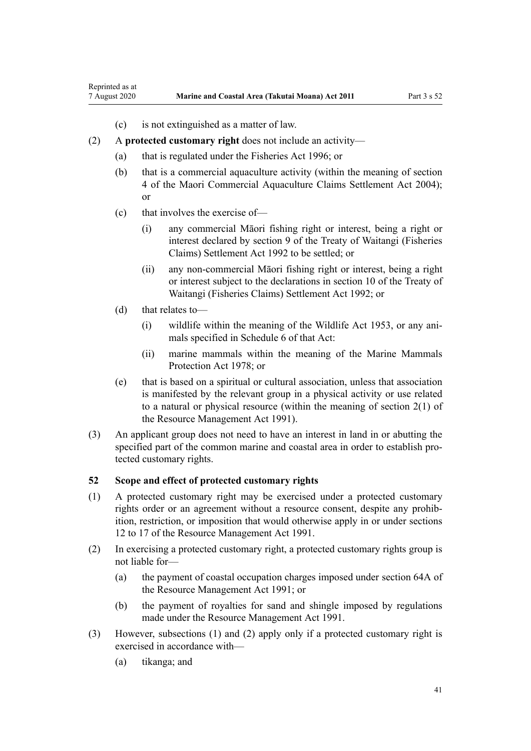(c) is not extinguished as a matter of law.

(2) A **protected customary right** does not include an activity—

(a) that is regulated under the Fisheries Act 1996; or

(b) that is a commercial aquaculture activity (within the meaning of section 4 of the Maori Commercial Aquaculture Claims Settlement Act 2004); or

(c) that involves the exercise of—

(i) any commercial Māori fishing right or interest, being a right or interest declared by section 9 of the Treaty of Waitangi (Fisheries Claims) Settlement Act 1992 to be settled; or

(ii) any non-commercial Māori fishing right or interest, being a right or interest subject to the declarations in section 10 of the Treaty of Waitangi (Fisheries Claims) Settlement Act 1992; or

(d) that relates to—

(i) wildlife within the meaning of the Wildlife Act 1953, or any animals specified in Schedule 6 of that Act:

(ii) marine mammals within the meaning of the Marine Mammals Protection Act 1978; or

(e) that is based on a spiritual or cultural association, unless that association is manifested by the relevant group in a physical activity or use related to a natural or physical resource (within the meaning of section 2(1) of the Resource Management Act 1991).

(3) An applicant group does not need to have an interest in land in or abutting the specified part of the common marine and coastal area in order to establish protected customary rights.

### 52 Scope and effect of protected customary rights

(1) A protected customary right may be exercised under a protected customary rights order or an agreement without a resource consent, despite any prohibition, restriction, or imposition that would otherwise apply in or under sections 12 to 17 of the Resource Management Act 1991.

(2) In exercising a protected customary right, a protected customary rights group is not liable for—

(a) the payment of coastal occupation charges imposed under section 64A of the Resource Management Act 1991; or

(b) the payment of royalties for sand and shingle imposed by regulations made under the Resource Management Act 1991.

(3) However, subsections (1) and (2) apply only if a protected customary right is exercised in accordance with—

(a) tikanga; and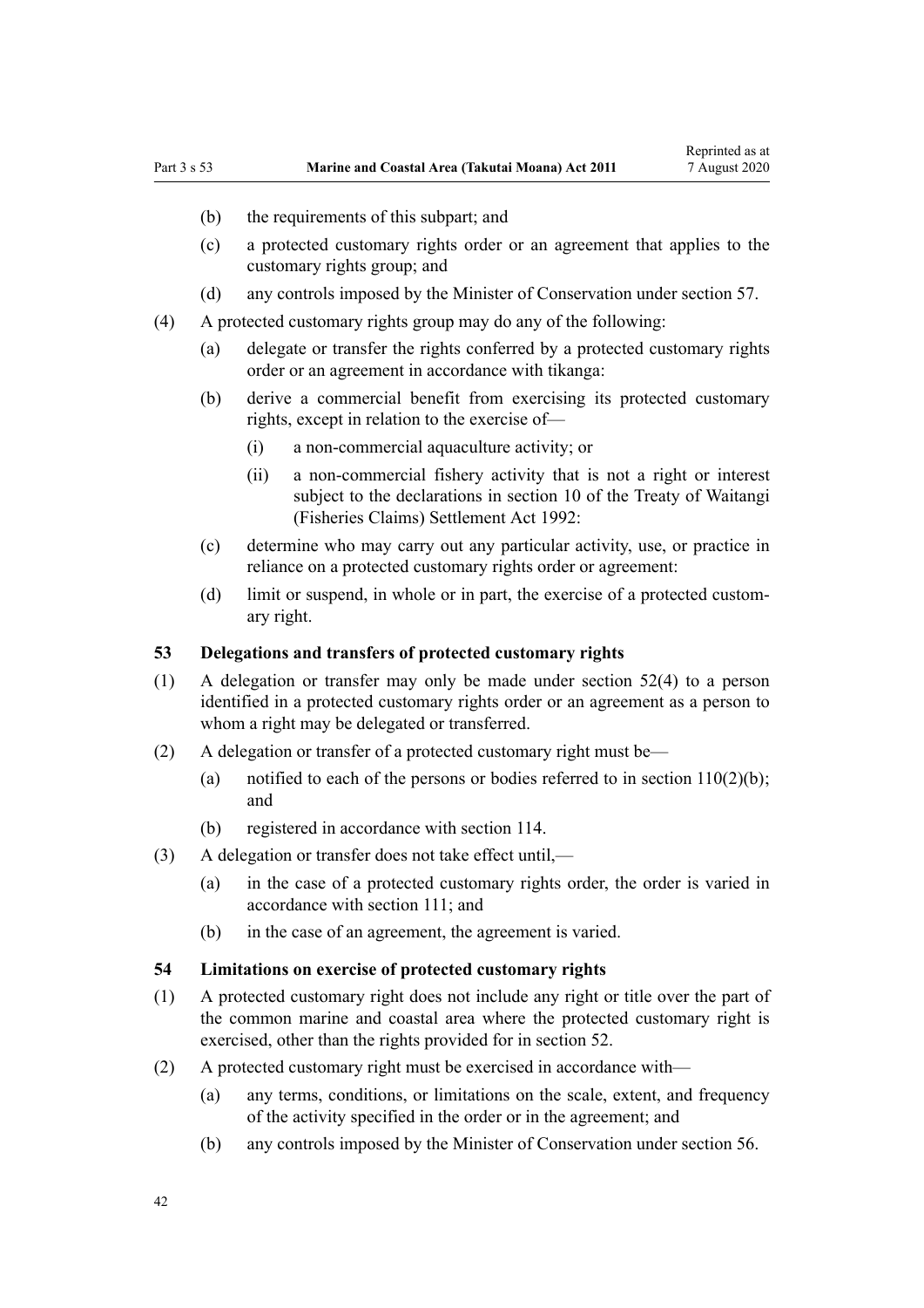(b) the requirements of this subpart; and

(c) a protected customary rights order or an agreement that applies to the customary rights group; and

(d) any controls imposed by the Minister of Conservation under section 57.

(4) A protected customary rights group may do any of the following:

(a) delegate or transfer the rights conferred by a protected customary rights order or an agreement in accordance with tikanga:

(b) derive a commercial benefit from exercising its protected customary rights, except in relation to the exercise of—

(i) a non-commercial aquaculture activity; or

(ii) a non-commercial fishery activity that is not a right or interest subject to the declarations in section 10 of the Treaty of Waitangi (Fisheries Claims) Settlement Act 1992:

(c) determine who may carry out any particular activity, use, or practice in reliance on a protected customary rights order or agreement:

(d) limit or suspend, in whole or in part, the exercise of a protected customary right.

### 53 Delegations and transfers of protected customary rights

(1) A delegation or transfer may only be made under section 52(4) to a person identified in a protected customary rights order or an agreement as a person to whom a right may be delegated or transferred.

(2) A delegation or transfer of a protected customary right must be—

(a) notified to each of the persons or bodies referred to in section 110(2)(b); and

(b) registered in accordance with section 114.

(3) A delegation or transfer does not take effect until,—

(a) in the case of a protected customary rights order, the order is varied in accordance with section 111; and

(b) in the case of an agreement, the agreement is varied.

### 54 Limitations on exercise of protected customary rights

(1) A protected customary right does not include any right or title over the part of the common marine and coastal area where the protected customary right is exercised, other than the rights provided for in section 52.

(2) A protected customary right must be exercised in accordance with—

(a) any terms, conditions, or limitations on the scale, extent, and frequency of the activity specified in the order or in the agreement; and

(b) any controls imposed by the Minister of Conservation under section 56.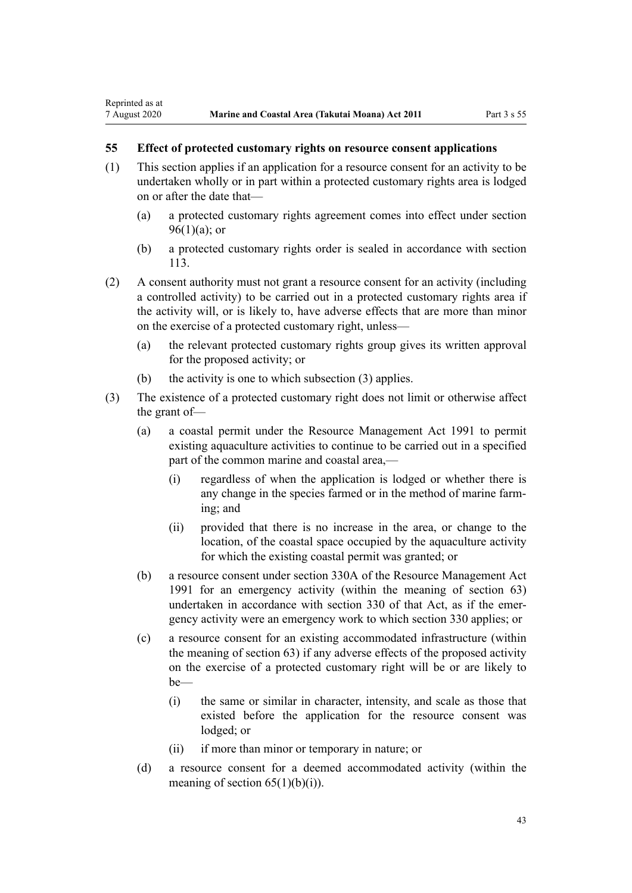### 55 Effect of protected customary rights on resource consent applications

(1) This section applies if an application for a resource consent for an activity to be undertaken wholly or in part within a protected customary rights area is lodged on or after the date that—

  (a) a protected customary rights agreement comes into effect under section 96(1)(a); or

  (b) a protected customary rights order is sealed in accordance with section 113.

(2) A consent authority must not grant a resource consent for an activity (including a controlled activity) to be carried out in a protected customary rights area if the activity will, or is likely to, have adverse effects that are more than minor on the exercise of a protected customary right, unless—

  (a) the relevant protected customary rights group gives its written approval for the proposed activity; or

  (b) the activity is one to which subsection (3) applies.

(3) The existence of a protected customary right does not limit or otherwise affect the grant of—

  (a) a coastal permit under the Resource Management Act 1991 to permit existing aquaculture activities to continue to be carried out in a specified part of the common marine and coastal area,—

    (i) regardless of when the application is lodged or whether there is any change in the species farmed or in the method of marine farming; and

    (ii) provided that there is no increase in the area, or change to the location, of the coastal space occupied by the aquaculture activity for which the existing coastal permit was granted; or

  (b) a resource consent under section 330A of the Resource Management Act 1991 for an emergency activity (within the meaning of section 63) undertaken in accordance with section 330 of that Act, as if the emergency activity were an emergency work to which section 330 applies; or

  (c) a resource consent for an existing accommodated infrastructure (within the meaning of section 63) if any adverse effects of the proposed activity on the exercise of a protected customary right will be or are likely to be—

    (i) the same or similar in character, intensity, and scale as those that existed before the application for the resource consent was lodged; or

    (ii) if more than minor or temporary in nature; or

  (d) a resource consent for a deemed accommodated activity (within the meaning of section 65(1)(b)(i)).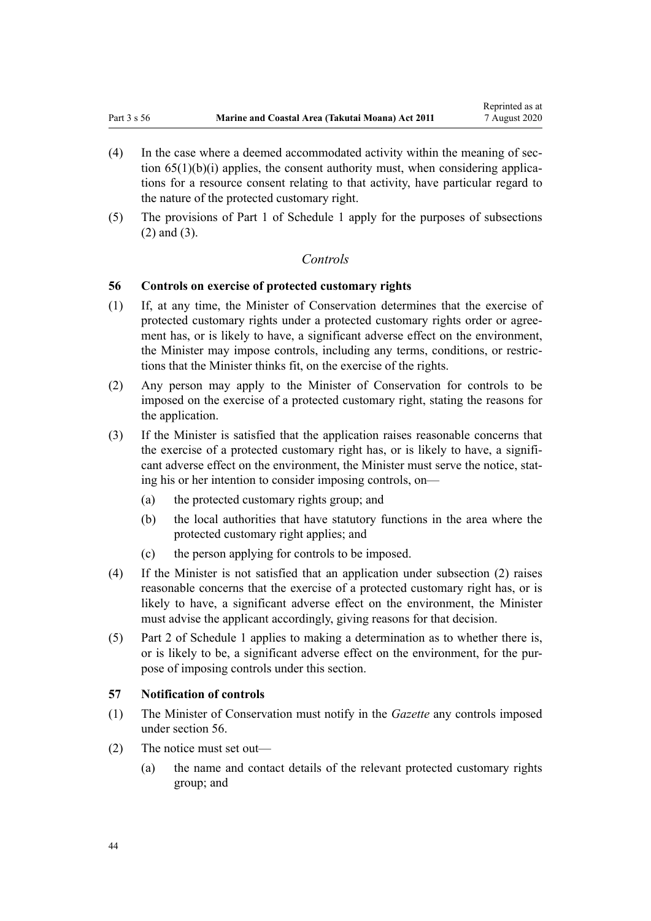(4) In the case where a deemed accommodated activity within the meaning of section 65(1)(b)(i) applies, the consent authority must, when considering applications for a resource consent relating to that activity, have particular regard to the nature of the protected customary right.

(5) The provisions of Part 1 of Schedule 1 apply for the purposes of subsections (2) and (3).

*Controls*

### 56 Controls on exercise of protected customary rights

(1) If, at any time, the Minister of Conservation determines that the exercise of protected customary rights under a protected customary rights order or agreement has, or is likely to have, a significant adverse effect on the environment, the Minister may impose controls, including any terms, conditions, or restrictions that the Minister thinks fit, on the exercise of the rights.

(2) Any person may apply to the Minister of Conservation for controls to be imposed on the exercise of a protected customary right, stating the reasons for the application.

(3) If the Minister is satisfied that the application raises reasonable concerns that the exercise of a protected customary right has, or is likely to have, a significant adverse effect on the environment, the Minister must serve the notice, stating his or her intention to consider imposing controls, on—

   (a) the protected customary rights group; and

   (b) the local authorities that have statutory functions in the area where the protected customary right applies; and

   (c) the person applying for controls to be imposed.

(4) If the Minister is not satisfied that an application under subsection (2) raises reasonable concerns that the exercise of a protected customary right has, or is likely to have, a significant adverse effect on the environment, the Minister must advise the applicant accordingly, giving reasons for that decision.

(5) Part 2 of Schedule 1 applies to making a determination as to whether there is, or is likely to be, a significant adverse effect on the environment, for the purpose of imposing controls under this section.

### 57 Notification of controls

(1) The Minister of Conservation must notify in the *Gazette* any controls imposed under section 56.

(2) The notice must set out—

   (a) the name and contact details of the relevant protected customary rights group; and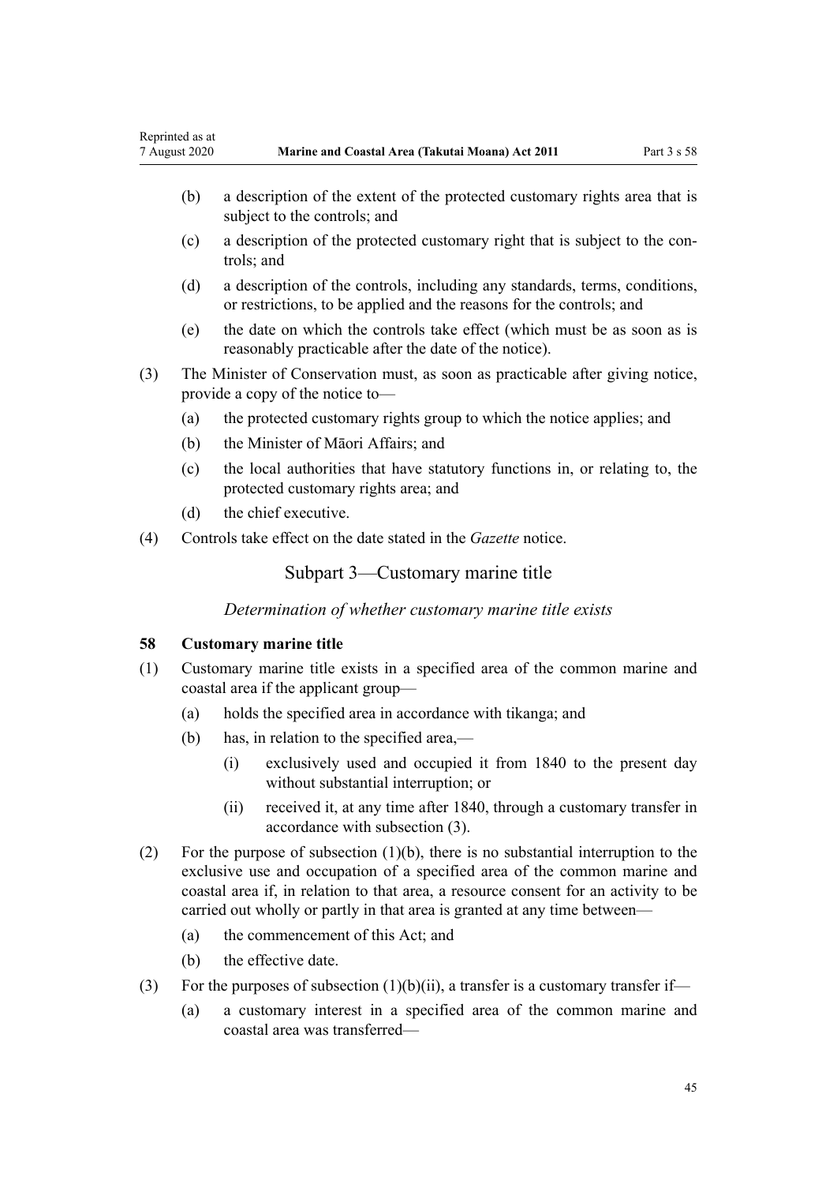(b) a description of the extent of the protected customary rights area that is subject to the controls; and

(c) a description of the protected customary right that is subject to the controls; and

(d) a description of the controls, including any standards, terms, conditions, or restrictions, to be applied and the reasons for the controls; and

(e) the date on which the controls take effect (which must be as soon as is reasonably practicable after the date of the notice).

(3) The Minister of Conservation must, as soon as practicable after giving notice, provide a copy of the notice to—

(a) the protected customary rights group to which the notice applies; and

(b) the Minister of Māori Affairs; and

(c) the local authorities that have statutory functions in, or relating to, the protected customary rights area; and

(d) the chief executive.

(4) Controls take effect on the date stated in the *Gazette* notice.

## Subpart 3—Customary marine title

*Determination of whether customary marine title exists*

### 58 Customary marine title

(1) Customary marine title exists in a specified area of the common marine and coastal area if the applicant group—

(a) holds the specified area in accordance with tikanga; and

(b) has, in relation to the specified area,—

(i) exclusively used and occupied it from 1840 to the present day without substantial interruption; or

(ii) received it, at any time after 1840, through a customary transfer in accordance with subsection (3).

(2) For the purpose of subsection (1)(b), there is no substantial interruption to the exclusive use and occupation of a specified area of the common marine and coastal area if, in relation to that area, a resource consent for an activity to be carried out wholly or partly in that area is granted at any time between—

(a) the commencement of this Act; and

(b) the effective date.

(3) For the purposes of subsection (1)(b)(ii), a transfer is a customary transfer if—

(a) a customary interest in a specified area of the common marine and coastal area was transferred—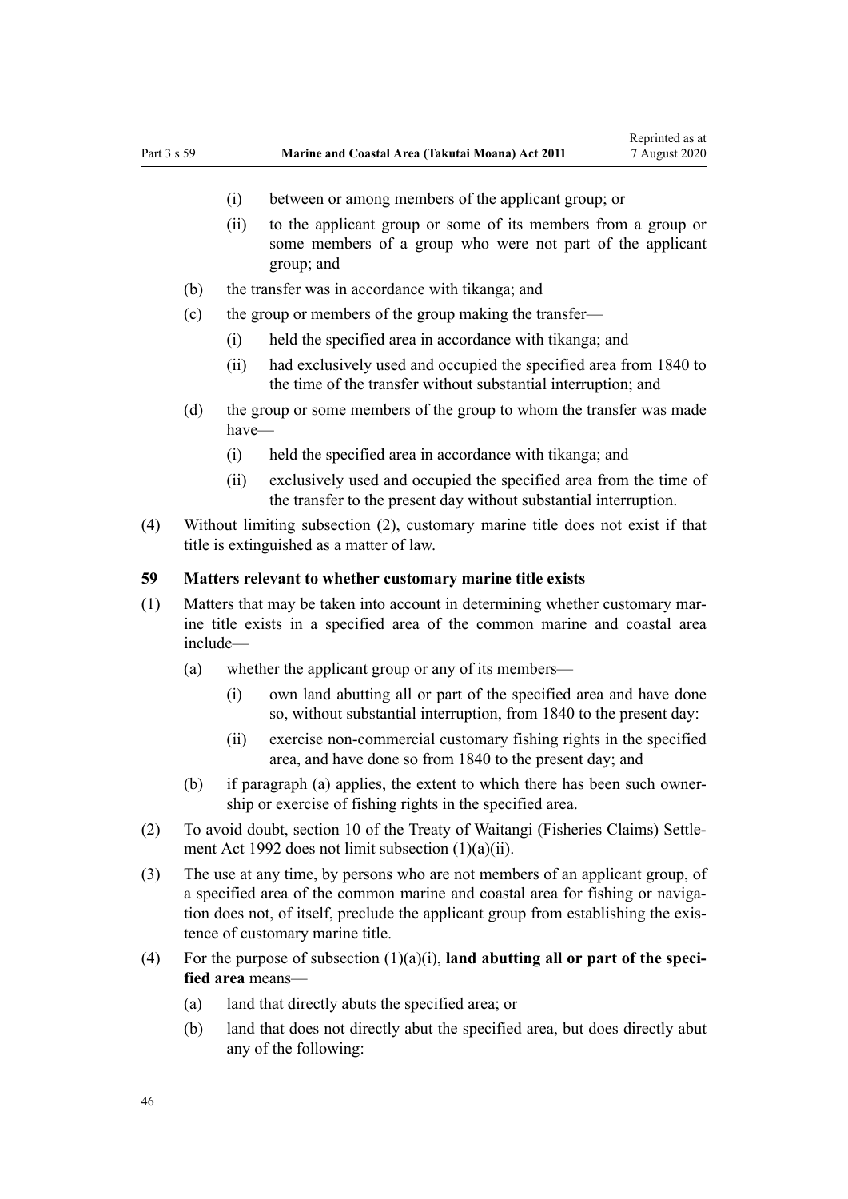(i) between or among members of the applicant group; or

(ii) to the applicant group or some of its members from a group or some members of a group who were not part of the applicant group; and

(b) the transfer was in accordance with tikanga; and

(c) the group or members of the group making the transfer—

(i) held the specified area in accordance with tikanga; and

(ii) had exclusively used and occupied the specified area from 1840 to the time of the transfer without substantial interruption; and

(d) the group or some members of the group to whom the transfer was made have—

(i) held the specified area in accordance with tikanga; and

(ii) exclusively used and occupied the specified area from the time of the transfer to the present day without substantial interruption.

(4) Without limiting subsection (2), customary marine title does not exist if that title is extinguished as a matter of law.

### 59 Matters relevant to whether customary marine title exists

(1) Matters that may be taken into account in determining whether customary marine title exists in a specified area of the common marine and coastal area include—

(a) whether the applicant group or any of its members—

(i) own land abutting all or part of the specified area and have done so, without substantial interruption, from 1840 to the present day:

(ii) exercise non-commercial customary fishing rights in the specified area, and have done so from 1840 to the present day; and

(b) if paragraph (a) applies, the extent to which there has been such ownership or exercise of fishing rights in the specified area.

(2) To avoid doubt, section 10 of the Treaty of Waitangi (Fisheries Claims) Settlement Act 1992 does not limit subsection (1)(a)(ii).

(3) The use at any time, by persons who are not members of an applicant group, of a specified area of the common marine and coastal area for fishing or navigation does not, of itself, preclude the applicant group from establishing the existence of customary marine title.

(4) For the purpose of subsection (1)(a)(i), **land abutting all or part of the specified area** means—

(a) land that directly abuts the specified area; or

(b) land that does not directly abut the specified area, but does directly abut any of the following: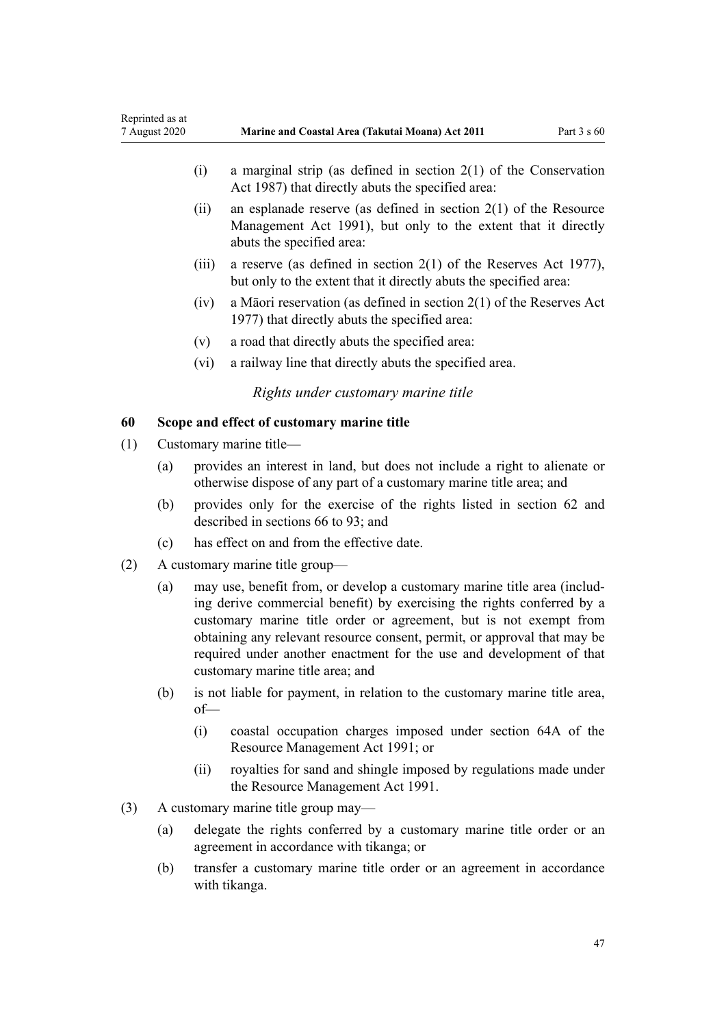(i) a marginal strip (as defined in section 2(1) of the Conservation Act 1987) that directly abuts the specified area:

(ii) an esplanade reserve (as defined in section 2(1) of the Resource Management Act 1991), but only to the extent that it directly abuts the specified area:

(iii) a reserve (as defined in section 2(1) of the Reserves Act 1977), but only to the extent that it directly abuts the specified area:

(iv) a Māori reservation (as defined in section 2(1) of the Reserves Act 1977) that directly abuts the specified area:

(v) a road that directly abuts the specified area:

(vi) a railway line that directly abuts the specified area.

*Rights under customary marine title*

**60 Scope and effect of customary marine title**

(1) Customary marine title—

(a) provides an interest in land, but does not include a right to alienate or otherwise dispose of any part of a customary marine title area; and

(b) provides only for the exercise of the rights listed in section 62 and described in sections 66 to 93; and

(c) has effect on and from the effective date.

(2) A customary marine title group—

(a) may use, benefit from, or develop a customary marine title area (including derive commercial benefit) by exercising the rights conferred by a customary marine title order or agreement, but is not exempt from obtaining any relevant resource consent, permit, or approval that may be required under another enactment for the use and development of that customary marine title area; and

(b) is not liable for payment, in relation to the customary marine title area, of—

(i) coastal occupation charges imposed under section 64A of the Resource Management Act 1991; or

(ii) royalties for sand and shingle imposed by regulations made under the Resource Management Act 1991.

(3) A customary marine title group may—

(a) delegate the rights conferred by a customary marine title order or an agreement in accordance with tikanga; or

(b) transfer a customary marine title order or an agreement in accordance with tikanga.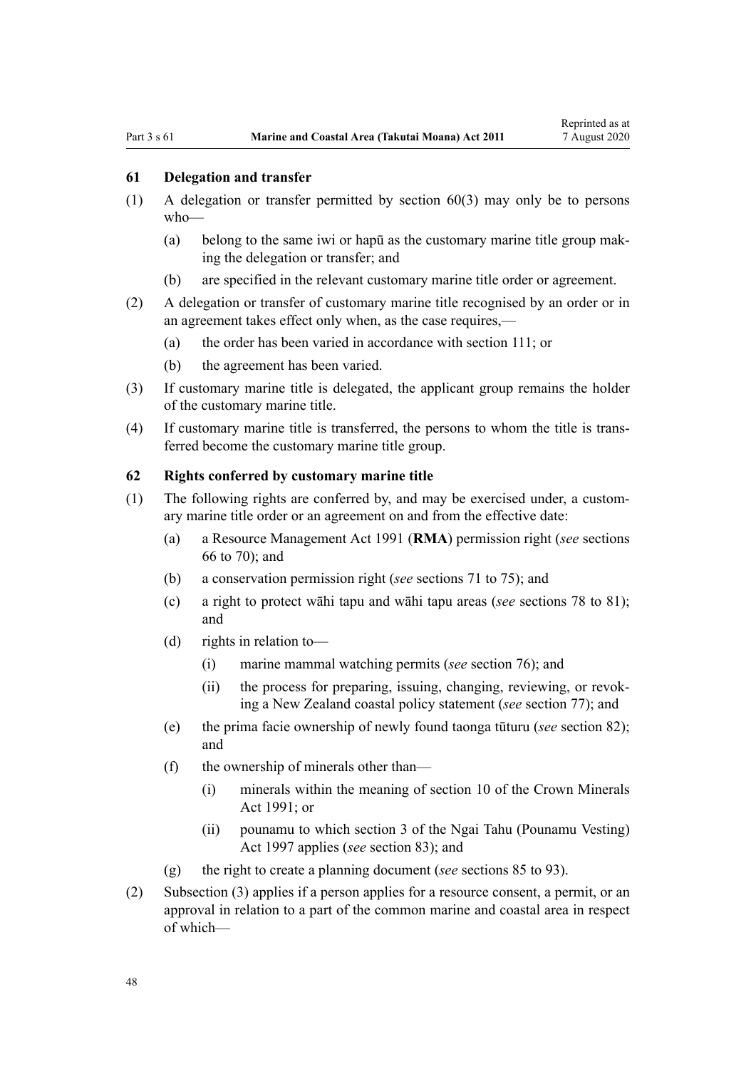### 61 Delegation and transfer

(1) A delegation or transfer permitted by section 60(3) may only be to persons who—

(a) belong to the same iwi or hapū as the customary marine title group making the delegation or transfer; and

(b) are specified in the relevant customary marine title order or agreement.

(2) A delegation or transfer of customary marine title recognised by an order or in an agreement takes effect only when, as the case requires,—

(a) the order has been varied in accordance with section 111; or

(b) the agreement has been varied.

(3) If customary marine title is delegated, the applicant group remains the holder of the customary marine title.

(4) If customary marine title is transferred, the persons to whom the title is transferred become the customary marine title group.

### 62 Rights conferred by customary marine title

(1) The following rights are conferred by, and may be exercised under, a customary marine title order or an agreement on and from the effective date:

(a) a Resource Management Act 1991 (**RMA**) permission right (*see* sections 66 to 70); and

(b) a conservation permission right (*see* sections 71 to 75); and

(c) a right to protect wāhi tapu and wāhi tapu areas (*see* sections 78 to 81); and

(d) rights in relation to—

(i) marine mammal watching permits (*see* section 76); and

(ii) the process for preparing, issuing, changing, reviewing, or revoking a New Zealand coastal policy statement (*see* section 77); and

(e) the prima facie ownership of newly found taonga tūturu (*see* section 82); and

(f) the ownership of minerals other than—

(i) minerals within the meaning of section 10 of the Crown Minerals Act 1991; or

(ii) pounamu to which section 3 of the Ngai Tahu (Pounamu Vesting) Act 1997 applies (*see* section 83); and

(g) the right to create a planning document (*see* sections 85 to 93).

(2) Subsection (3) applies if a person applies for a resource consent, a permit, or an approval in relation to a part of the common marine and coastal area in respect of which—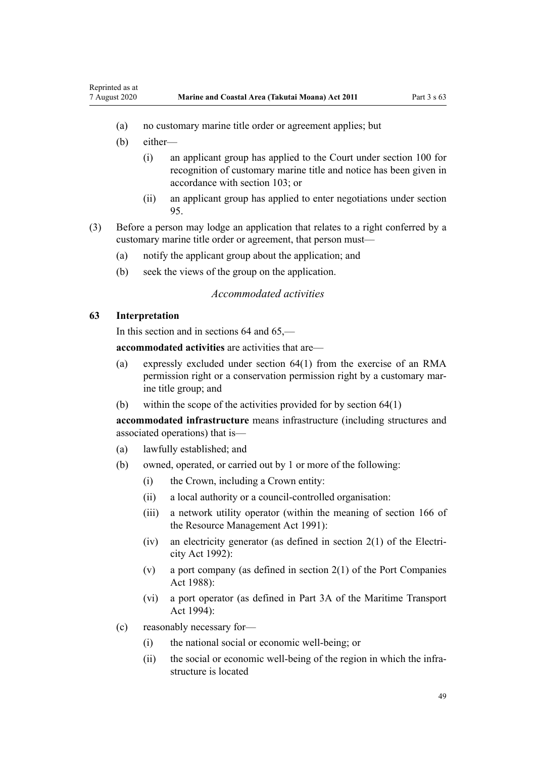(a) no customary marine title order or agreement applies; but

(b) either—

(i) an applicant group has applied to the Court under section 100 for recognition of customary marine title and notice has been given in accordance with section 103; or

(ii) an applicant group has applied to enter negotiations under section 95.

(3) Before a person may lodge an application that relates to a right conferred by a customary marine title order or agreement, that person must—

(a) notify the applicant group about the application; and

(b) seek the views of the group on the application.

*Accommodated activities*

### 63 Interpretation

In this section and in sections 64 and 65,—

**accommodated activities** are activities that are—

(a) expressly excluded under section 64(1) from the exercise of an RMA permission right or a conservation permission right by a customary marine title group; and

(b) within the scope of the activities provided for by section 64(1)

**accommodated infrastructure** means infrastructure (including structures and associated operations) that is—

(a) lawfully established; and

(b) owned, operated, or carried out by 1 or more of the following:

(i) the Crown, including a Crown entity:

(ii) a local authority or a council-controlled organisation:

(iii) a network utility operator (within the meaning of section 166 of the Resource Management Act 1991):

(iv) an electricity generator (as defined in section 2(1) of the Electricity Act 1992):

(v) a port company (as defined in section 2(1) of the Port Companies Act 1988):

(vi) a port operator (as defined in Part 3A of the Maritime Transport Act 1994):

(c) reasonably necessary for—

(i) the national social or economic well-being; or

(ii) the social or economic well-being of the region in which the infrastructure is located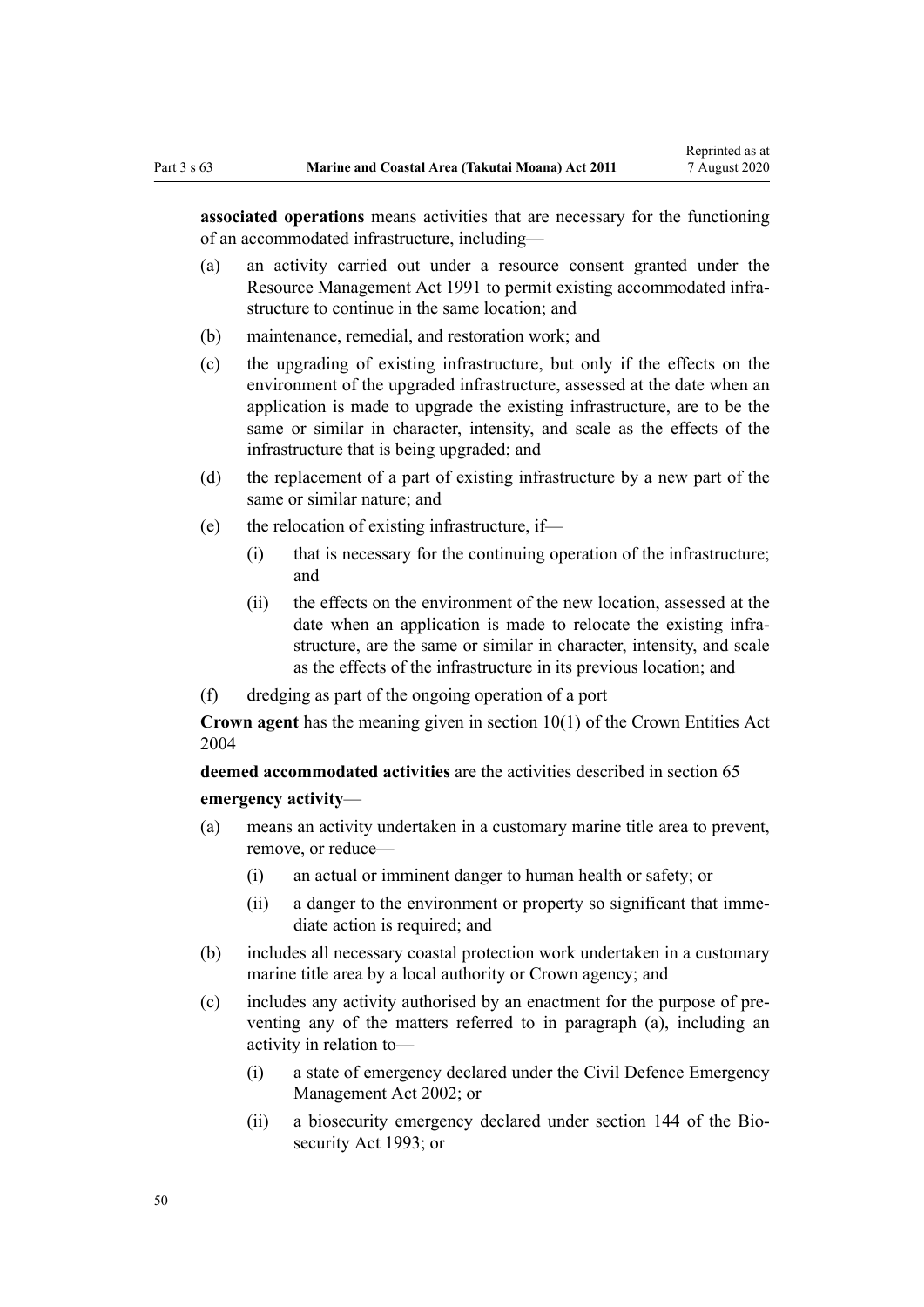**associated operations** means activities that are necessary for the functioning of an accommodated infrastructure, including—

(a) an activity carried out under a resource consent granted under the Resource Management Act 1991 to permit existing accommodated infrastructure to continue in the same location; and

(b) maintenance, remedial, and restoration work; and

(c) the upgrading of existing infrastructure, but only if the effects on the environment of the upgraded infrastructure, assessed at the date when an application is made to upgrade the existing infrastructure, are to be the same or similar in character, intensity, and scale as the effects of the infrastructure that is being upgraded; and

(d) the replacement of a part of existing infrastructure by a new part of the same or similar nature; and

(e) the relocation of existing infrastructure, if—

    (i) that is necessary for the continuing operation of the infrastructure; and

    (ii) the effects on the environment of the new location, assessed at the date when an application is made to relocate the existing infrastructure, are the same or similar in character, intensity, and scale as the effects of the infrastructure in its previous location; and

(f) dredging as part of the ongoing operation of a port

**Crown agent** has the meaning given in section 10(1) of the Crown Entities Act 2004

**deemed accommodated activities** are the activities described in section 65

**emergency activity**—

(a) means an activity undertaken in a customary marine title area to prevent, remove, or reduce—

    (i) an actual or imminent danger to human health or safety; or

    (ii) a danger to the environment or property so significant that immediate action is required; and

(b) includes all necessary coastal protection work undertaken in a customary marine title area by a local authority or Crown agency; and

(c) includes any activity authorised by an enactment for the purpose of preventing any of the matters referred to in paragraph (a), including an activity in relation to—

    (i) a state of emergency declared under the Civil Defence Emergency Management Act 2002; or

    (ii) a biosecurity emergency declared under section 144 of the Biosecurity Act 1993; or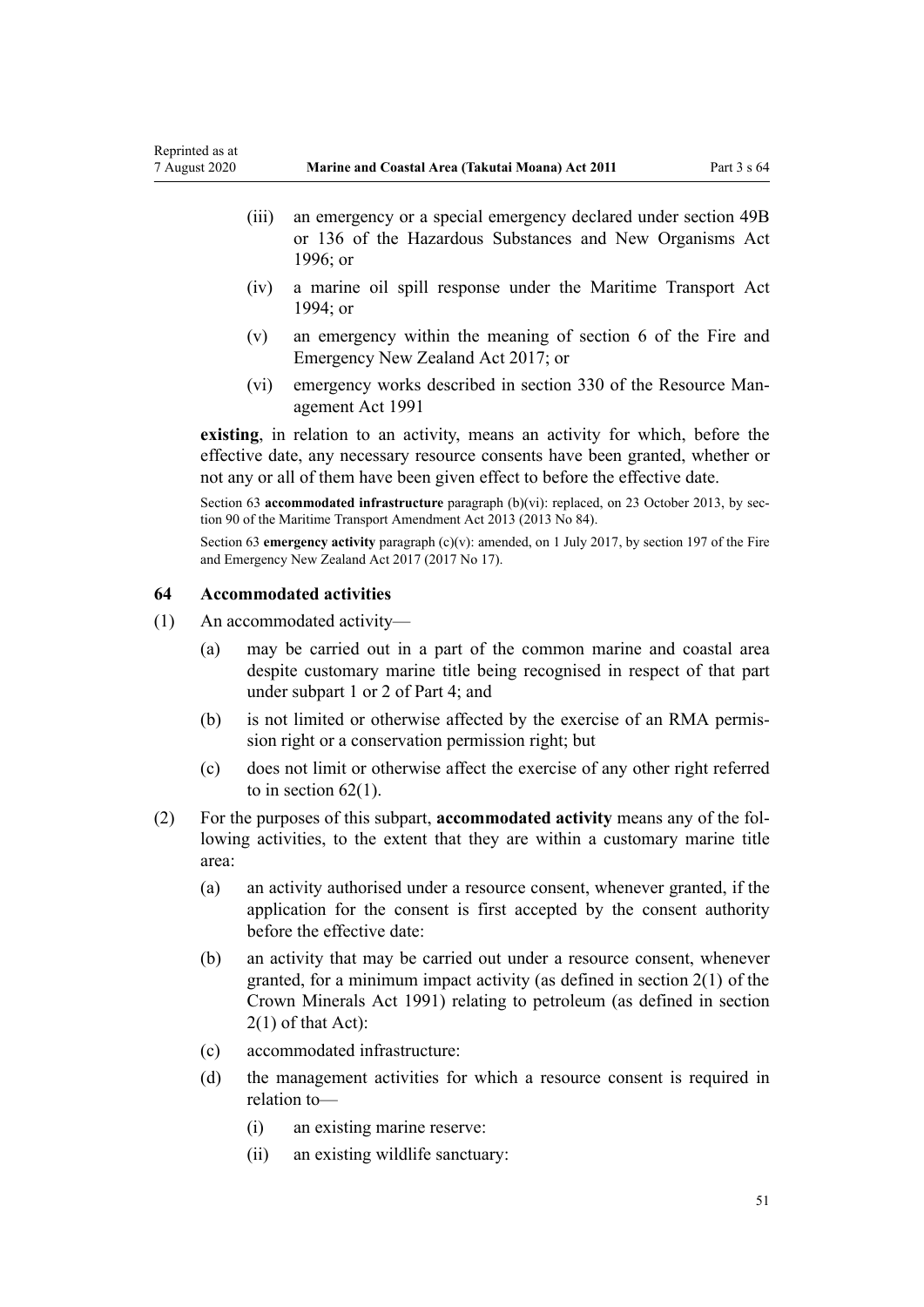(iii) an emergency or a special emergency declared under section 49B or 136 of the Hazardous Substances and New Organisms Act 1996; or

(iv) a marine oil spill response under the Maritime Transport Act 1994; or

(v) an emergency within the meaning of section 6 of the Fire and Emergency New Zealand Act 2017; or

(vi) emergency works described in section 330 of the Resource Management Act 1991

**existing**, in relation to an activity, means an activity for which, before the effective date, any necessary resource consents have been granted, whether or not any or all of them have been given effect to before the effective date.

Section 63 **accommodated infrastructure** paragraph (b)(vi): replaced, on 23 October 2013, by section 90 of the Maritime Transport Amendment Act 2013 (2013 No 84).

Section 63 **emergency activity** paragraph (c)(v): amended, on 1 July 2017, by section 197 of the Fire and Emergency New Zealand Act 2017 (2017 No 17).

### 64 Accommodated activities

(1) An accommodated activity—

(a) may be carried out in a part of the common marine and coastal area despite customary marine title being recognised in respect of that part under subpart 1 or 2 of Part 4; and

(b) is not limited or otherwise affected by the exercise of an RMA permission right or a conservation permission right; but

(c) does not limit or otherwise affect the exercise of any other right referred to in section 62(1).

(2) For the purposes of this subpart, **accommodated activity** means any of the following activities, to the extent that they are within a customary marine title area:

(a) an activity authorised under a resource consent, whenever granted, if the application for the consent is first accepted by the consent authority before the effective date:

(b) an activity that may be carried out under a resource consent, whenever granted, for a minimum impact activity (as defined in section 2(1) of the Crown Minerals Act 1991) relating to petroleum (as defined in section 2(1) of that Act):

(c) accommodated infrastructure:

(d) the management activities for which a resource consent is required in relation to—

(i) an existing marine reserve:

(ii) an existing wildlife sanctuary: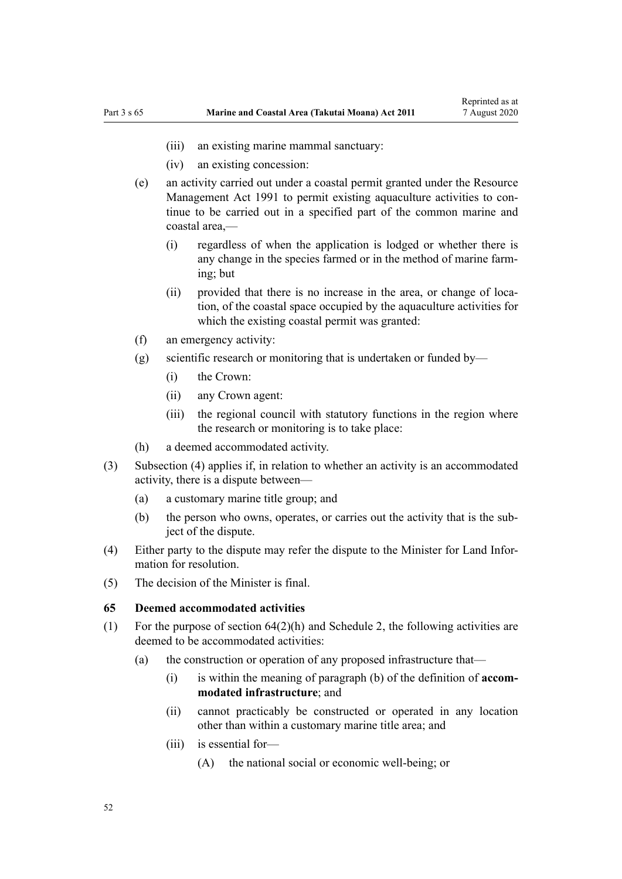(iii) an existing marine mammal sanctuary:

(iv) an existing concession:

(e) an activity carried out under a coastal permit granted under the Resource Management Act 1991 to permit existing aquaculture activities to continue to be carried out in a specified part of the common marine and coastal area,—

(i) regardless of when the application is lodged or whether there is any change in the species farmed or in the method of marine farming; but

(ii) provided that there is no increase in the area, or change of location, of the coastal space occupied by the aquaculture activities for which the existing coastal permit was granted:

(f) an emergency activity:

(g) scientific research or monitoring that is undertaken or funded by—

(i) the Crown:

(ii) any Crown agent:

(iii) the regional council with statutory functions in the region where the research or monitoring is to take place:

(h) a deemed accommodated activity.

(3) Subsection (4) applies if, in relation to whether an activity is an accommodated activity, there is a dispute between—

(a) a customary marine title group; and

(b) the person who owns, operates, or carries out the activity that is the subject of the dispute.

(4) Either party to the dispute may refer the dispute to the Minister for Land Information for resolution.

(5) The decision of the Minister is final.

### 65 Deemed accommodated activities

(1) For the purpose of section 64(2)(h) and Schedule 2, the following activities are deemed to be accommodated activities:

(a) the construction or operation of any proposed infrastructure that—

(i) is within the meaning of paragraph (b) of the definition of **accommodated infrastructure**; and

(ii) cannot practicably be constructed or operated in any location other than within a customary marine title area; and

(iii) is essential for—

(A) the national social or economic well-being; or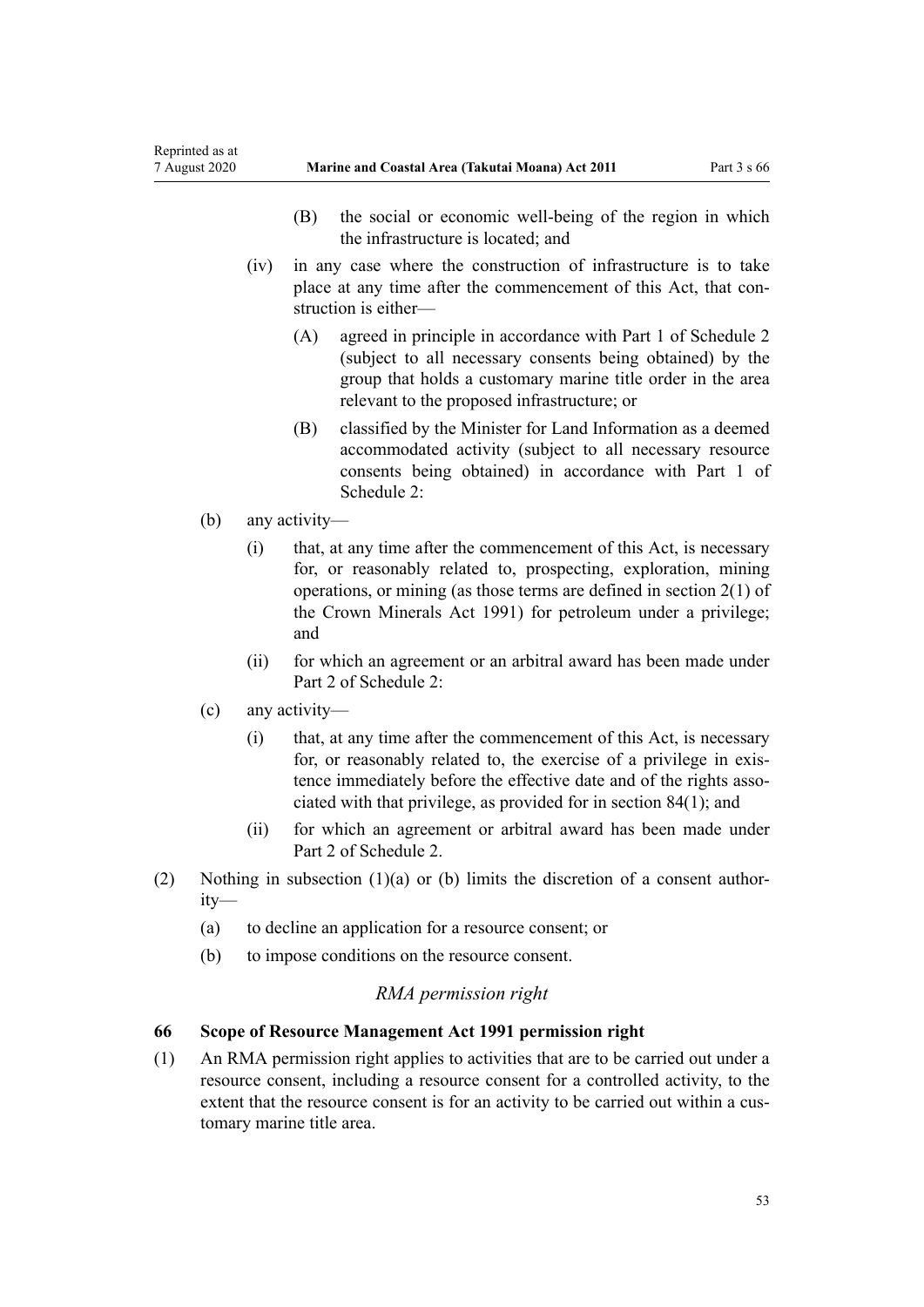(B) the social or economic well-being of the region in which the infrastructure is located; and

(iv) in any case where the construction of infrastructure is to take place at any time after the commencement of this Act, that construction is either—

(A) agreed in principle in accordance with Part 1 of Schedule 2 (subject to all necessary consents being obtained) by the group that holds a customary marine title order in the area relevant to the proposed infrastructure; or

(B) classified by the Minister for Land Information as a deemed accommodated activity (subject to all necessary resource consents being obtained) in accordance with Part 1 of Schedule 2:

(b) any activity—

(i) that, at any time after the commencement of this Act, is necessary for, or reasonably related to, prospecting, exploration, mining operations, or mining (as those terms are defined in section 2(1) of the Crown Minerals Act 1991) for petroleum under a privilege; and

(ii) for which an agreement or an arbitral award has been made under Part 2 of Schedule 2:

(c) any activity—

(i) that, at any time after the commencement of this Act, is necessary for, or reasonably related to, the exercise of a privilege in existence immediately before the effective date and of the rights associated with that privilege, as provided for in section 84(1); and

(ii) for which an agreement or arbitral award has been made under Part 2 of Schedule 2.

(2) Nothing in subsection (1)(a) or (b) limits the discretion of a consent authority—

(a) to decline an application for a resource consent; or

(b) to impose conditions on the resource consent.

*RMA permission right*

### 66 Scope of Resource Management Act 1991 permission right

(1) An RMA permission right applies to activities that are to be carried out under a resource consent, including a resource consent for a controlled activity, to the extent that the resource consent is for an activity to be carried out within a customary marine title area.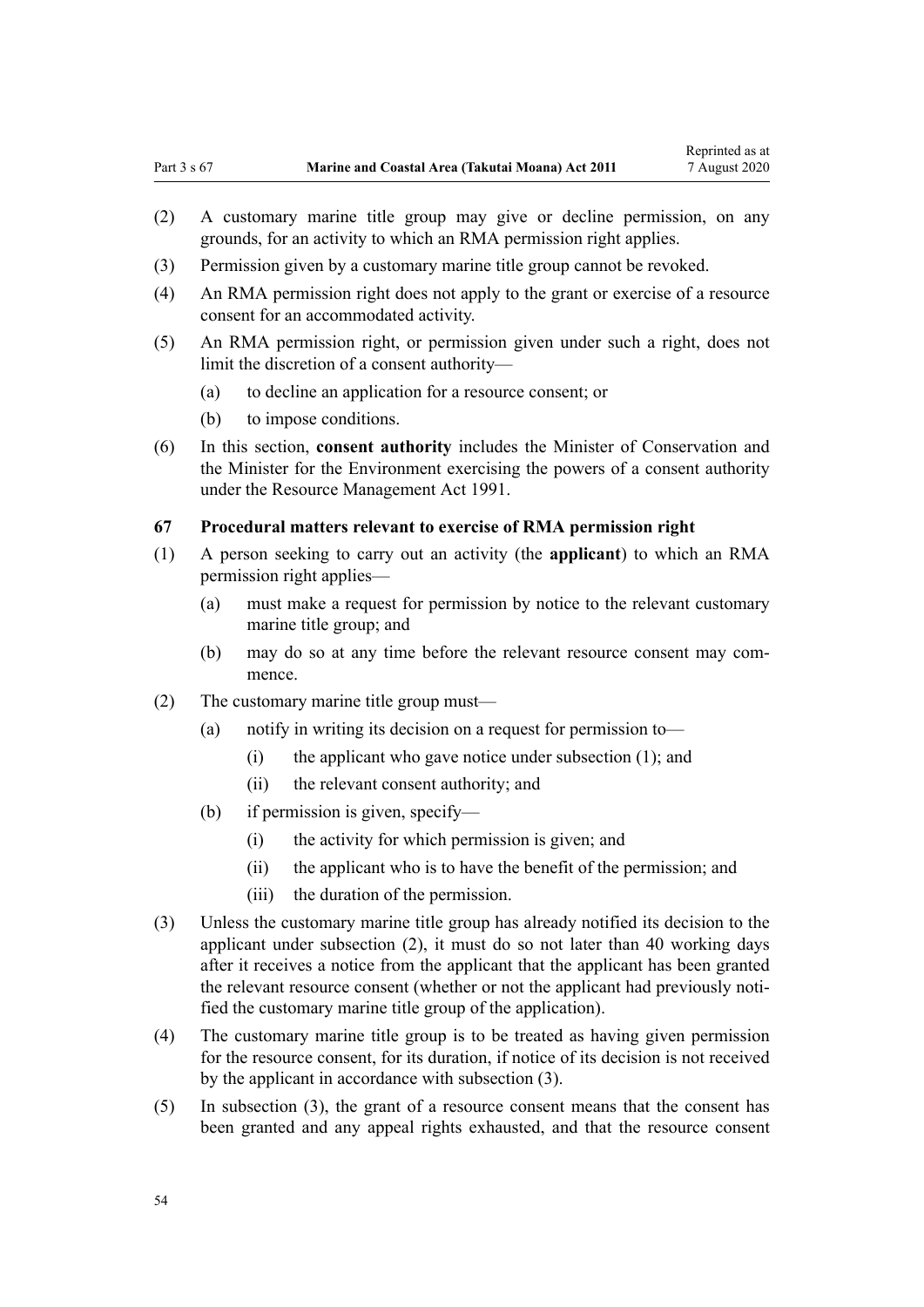(2) A customary marine title group may give or decline permission, on any grounds, for an activity to which an RMA permission right applies.

(3) Permission given by a customary marine title group cannot be revoked.

(4) An RMA permission right does not apply to the grant or exercise of a resource consent for an accommodated activity.

(5) An RMA permission right, or permission given under such a right, does not limit the discretion of a consent authority—

   (a) to decline an application for a resource consent; or

   (b) to impose conditions.

(6) In this section, **consent authority** includes the Minister of Conservation and the Minister for the Environment exercising the powers of a consent authority under the Resource Management Act 1991.

### 67 Procedural matters relevant to exercise of RMA permission right

(1) A person seeking to carry out an activity (the **applicant**) to which an RMA permission right applies—

   (a) must make a request for permission by notice to the relevant customary marine title group; and

   (b) may do so at any time before the relevant resource consent may commence.

(2) The customary marine title group must—

   (a) notify in writing its decision on a request for permission to—

      (i) the applicant who gave notice under subsection (1); and

      (ii) the relevant consent authority; and

   (b) if permission is given, specify—

      (i) the activity for which permission is given; and

      (ii) the applicant who is to have the benefit of the permission; and

      (iii) the duration of the permission.

(3) Unless the customary marine title group has already notified its decision to the applicant under subsection (2), it must do so not later than 40 working days after it receives a notice from the applicant that the applicant has been granted the relevant resource consent (whether or not the applicant had previously notified the customary marine title group of the application).

(4) The customary marine title group is to be treated as having given permission for the resource consent, for its duration, if notice of its decision is not received by the applicant in accordance with subsection (3).

(5) In subsection (3), the grant of a resource consent means that the consent has been granted and any appeal rights exhausted, and that the resource consent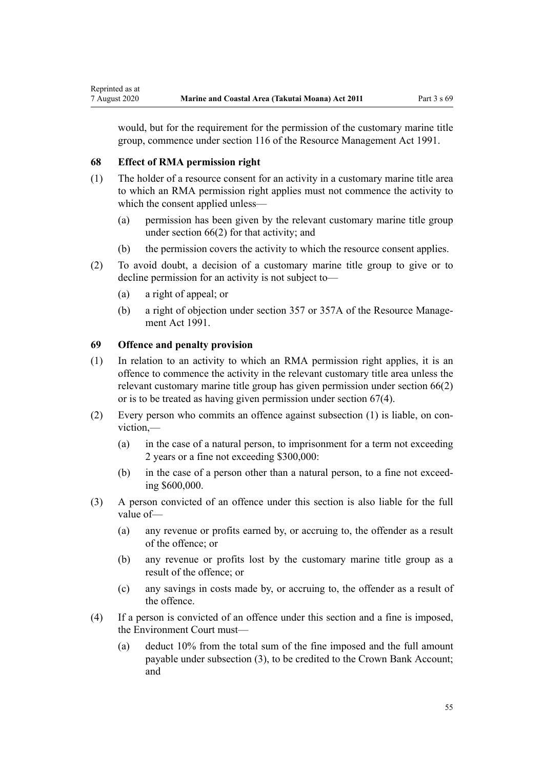would, but for the requirement for the permission of the customary marine title group, commence under section 116 of the Resource Management Act 1991.

### 68 Effect of RMA permission right

(1) The holder of a resource consent for an activity in a customary marine title area to which an RMA permission right applies must not commence the activity to which the consent applied unless—

(a) permission has been given by the relevant customary marine title group under section 66(2) for that activity; and

(b) the permission covers the activity to which the resource consent applies.

(2) To avoid doubt, a decision of a customary marine title group to give or to decline permission for an activity is not subject to—

(a) a right of appeal; or

(b) a right of objection under section 357 or 357A of the Resource Management Act 1991.

### 69 Offence and penalty provision

(1) In relation to an activity to which an RMA permission right applies, it is an offence to commence the activity in the relevant customary title area unless the relevant customary marine title group has given permission under section 66(2) or is to be treated as having given permission under section 67(4).

(2) Every person who commits an offence against subsection (1) is liable, on conviction,—

(a) in the case of a natural person, to imprisonment for a term not exceeding 2 years or a fine not exceeding $300,000:

(b) in the case of a person other than a natural person, to a fine not exceeding $600,000.

(3) A person convicted of an offence under this section is also liable for the full value of—

(a) any revenue or profits earned by, or accruing to, the offender as a result of the offence; or

(b) any revenue or profits lost by the customary marine title group as a result of the offence; or

(c) any savings in costs made by, or accruing to, the offender as a result of the offence.

(4) If a person is convicted of an offence under this section and a fine is imposed, the Environment Court must—

(a) deduct 10% from the total sum of the fine imposed and the full amount payable under subsection (3), to be credited to the Crown Bank Account; and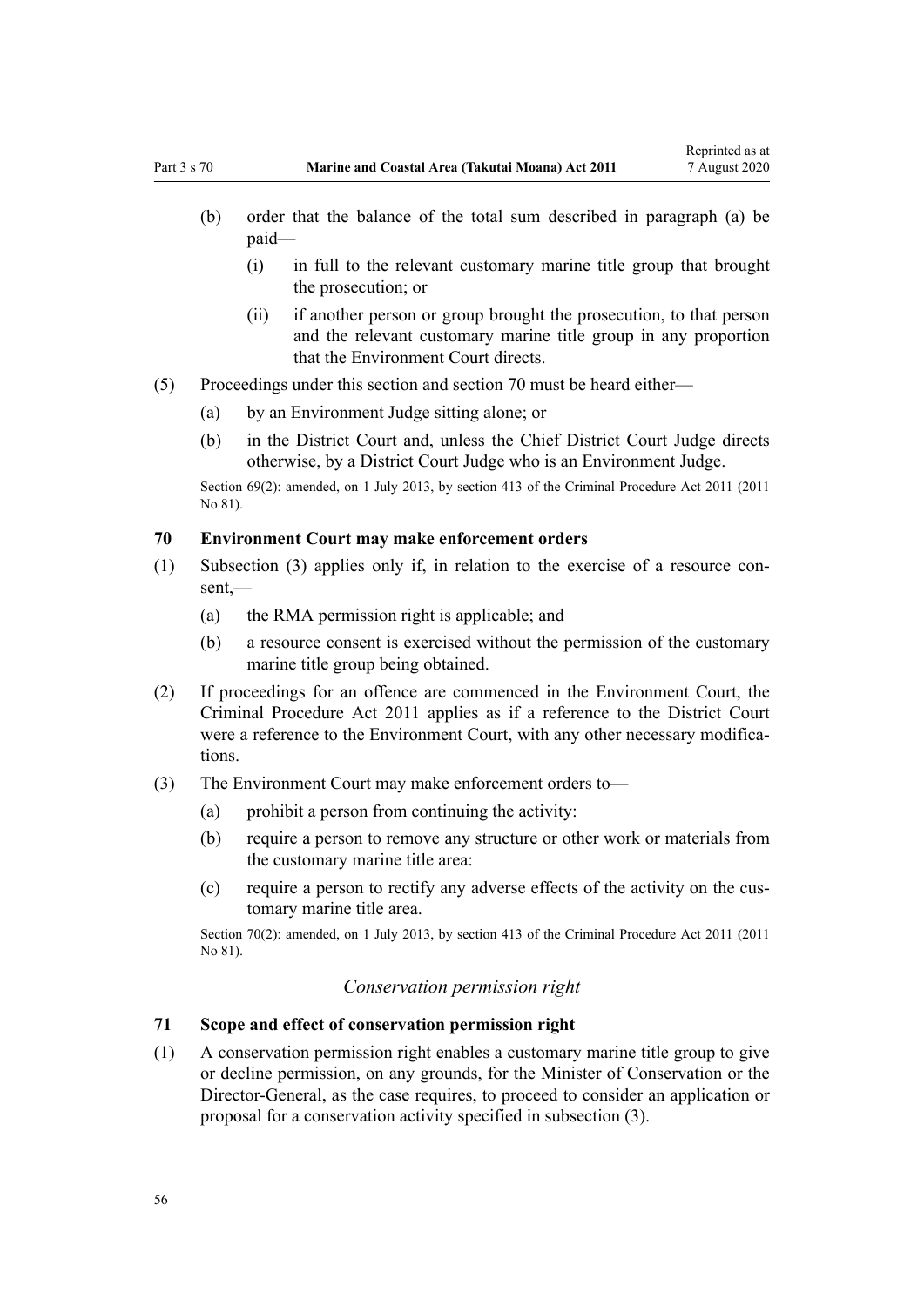(b) order that the balance of the total sum described in paragraph (a) be paid—

   (i) in full to the relevant customary marine title group that brought the prosecution; or

   (ii) if another person or group brought the prosecution, to that person and the relevant customary marine title group in any proportion that the Environment Court directs.

(5) Proceedings under this section and section 70 must be heard either—

   (a) by an Environment Judge sitting alone; or

   (b) in the District Court and, unless the Chief District Court Judge directs otherwise, by a District Court Judge who is an Environment Judge.

Section 69(2): amended, on 1 July 2013, by section 413 of the Criminal Procedure Act 2011 (2011 No 81).

### 70 Environment Court may make enforcement orders

(1) Subsection (3) applies only if, in relation to the exercise of a resource consent,—

   (a) the RMA permission right is applicable; and

   (b) a resource consent is exercised without the permission of the customary marine title group being obtained.

(2) If proceedings for an offence are commenced in the Environment Court, the Criminal Procedure Act 2011 applies as if a reference to the District Court were a reference to the Environment Court, with any other necessary modifications.

(3) The Environment Court may make enforcement orders to—

   (a) prohibit a person from continuing the activity:

   (b) require a person to remove any structure or other work or materials from the customary marine title area:

   (c) require a person to rectify any adverse effects of the activity on the customary marine title area.

Section 70(2): amended, on 1 July 2013, by section 413 of the Criminal Procedure Act 2011 (2011 No 81).

*Conservation permission right*

### 71 Scope and effect of conservation permission right

(1) A conservation permission right enables a customary marine title group to give or decline permission, on any grounds, for the Minister of Conservation or the Director-General, as the case requires, to proceed to consider an application or proposal for a conservation activity specified in subsection (3).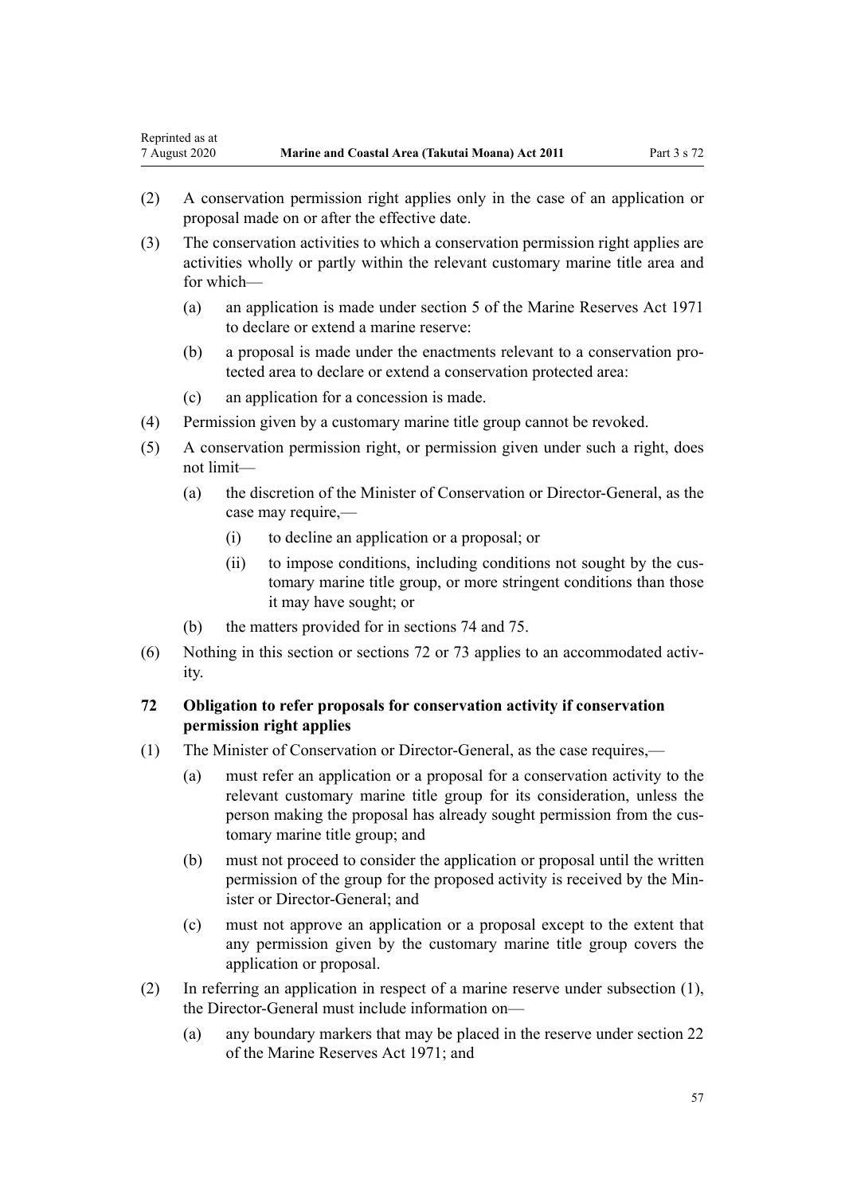(2) A conservation permission right applies only in the case of an application or proposal made on or after the effective date.

(3) The conservation activities to which a conservation permission right applies are activities wholly or partly within the relevant customary marine title area and for which—

   (a) an application is made under section 5 of the Marine Reserves Act 1971 to declare or extend a marine reserve:

   (b) a proposal is made under the enactments relevant to a conservation protected area to declare or extend a conservation protected area:

   (c) an application for a concession is made.

(4) Permission given by a customary marine title group cannot be revoked.

(5) A conservation permission right, or permission given under such a right, does not limit—

   (a) the discretion of the Minister of Conservation or Director-General, as the case may require,—

      (i) to decline an application or a proposal; or

      (ii) to impose conditions, including conditions not sought by the customary marine title group, or more stringent conditions than those it may have sought; or

   (b) the matters provided for in sections 74 and 75.

(6) Nothing in this section or sections 72 or 73 applies to an accommodated activity.

### 72 Obligation to refer proposals for conservation activity if conservation permission right applies

(1) The Minister of Conservation or Director-General, as the case requires,—

   (a) must refer an application or a proposal for a conservation activity to the relevant customary marine title group for its consideration, unless the person making the proposal has already sought permission from the customary marine title group; and

   (b) must not proceed to consider the application or proposal until the written permission of the group for the proposed activity is received by the Minister or Director-General; and

   (c) must not approve an application or a proposal except to the extent that any permission given by the customary marine title group covers the application or proposal.

(2) In referring an application in respect of a marine reserve under subsection (1), the Director-General must include information on—

   (a) any boundary markers that may be placed in the reserve under section 22 of the Marine Reserves Act 1971; and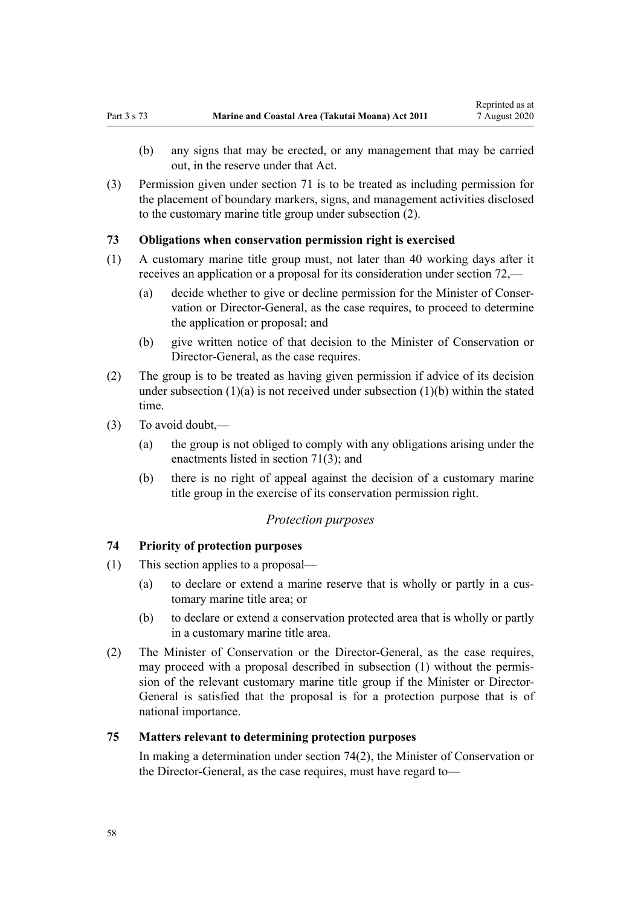(b) any signs that may be erected, or any management that may be carried out, in the reserve under that Act.

(3) Permission given under section 71 is to be treated as including permission for the placement of boundary markers, signs, and management activities disclosed to the customary marine title group under subsection (2).

### 73 Obligations when conservation permission right is exercised

(1) A customary marine title group must, not later than 40 working days after it receives an application or a proposal for its consideration under section 72,—

(a) decide whether to give or decline permission for the Minister of Conservation or Director-General, as the case requires, to proceed to determine the application or proposal; and

(b) give written notice of that decision to the Minister of Conservation or Director-General, as the case requires.

(2) The group is to be treated as having given permission if advice of its decision under subsection (1)(a) is not received under subsection (1)(b) within the stated time.

(3) To avoid doubt,—

(a) the group is not obliged to comply with any obligations arising under the enactments listed in section 71(3); and

(b) there is no right of appeal against the decision of a customary marine title group in the exercise of its conservation permission right.

*Protection purposes*

### 74 Priority of protection purposes

(1) This section applies to a proposal—

(a) to declare or extend a marine reserve that is wholly or partly in a customary marine title area; or

(b) to declare or extend a conservation protected area that is wholly or partly in a customary marine title area.

(2) The Minister of Conservation or the Director-General, as the case requires, may proceed with a proposal described in subsection (1) without the permission of the relevant customary marine title group if the Minister or Director-General is satisfied that the proposal is for a protection purpose that is of national importance.

### 75 Matters relevant to determining protection purposes

In making a determination under section 74(2), the Minister of Conservation or the Director-General, as the case requires, must have regard to—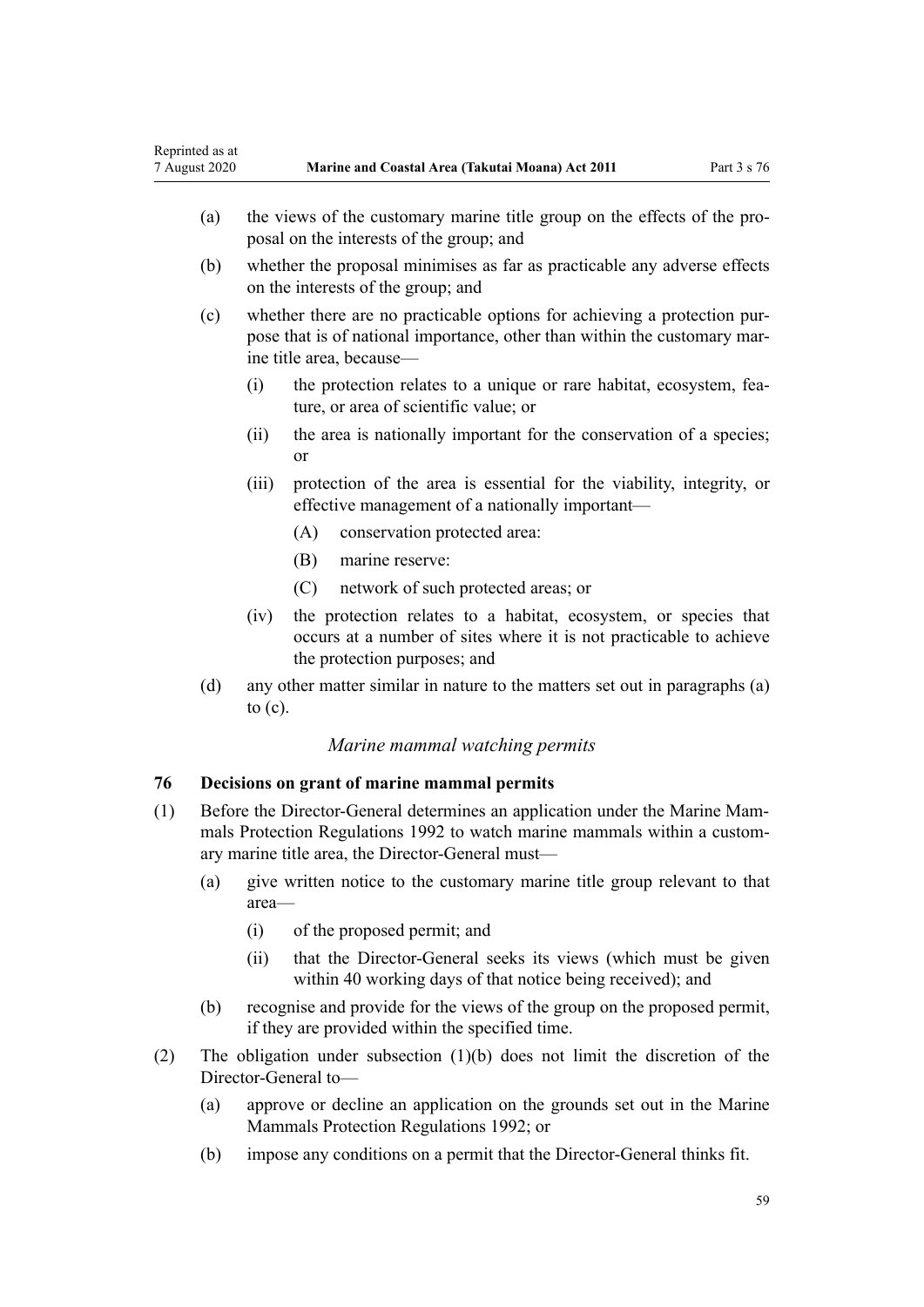(a) the views of the customary marine title group on the effects of the proposal on the interests of the group; and

(b) whether the proposal minimises as far as practicable any adverse effects on the interests of the group; and

(c) whether there are no practicable options for achieving a protection purpose that is of national importance, other than within the customary marine title area, because—

  (i) the protection relates to a unique or rare habitat, ecosystem, feature, or area of scientific value; or

  (ii) the area is nationally important for the conservation of a species; or

  (iii) protection of the area is essential for the viability, integrity, or effective management of a nationally important—

    (A) conservation protected area:

    (B) marine reserve:

    (C) network of such protected areas; or

  (iv) the protection relates to a habitat, ecosystem, or species that occurs at a number of sites where it is not practicable to achieve the protection purposes; and

(d) any other matter similar in nature to the matters set out in paragraphs (a) to (c).

### *Marine mammal watching permits*

#### 76 Decisions on grant of marine mammal permits

(1) Before the Director-General determines an application under the Marine Mammals Protection Regulations 1992 to watch marine mammals within a customary marine title area, the Director-General must—

  (a) give written notice to the customary marine title group relevant to that area—

    (i) of the proposed permit; and

    (ii) that the Director-General seeks its views (which must be given within 40 working days of that notice being received); and

  (b) recognise and provide for the views of the group on the proposed permit, if they are provided within the specified time.

(2) The obligation under subsection (1)(b) does not limit the discretion of the Director-General to—

  (a) approve or decline an application on the grounds set out in the Marine Mammals Protection Regulations 1992; or

  (b) impose any conditions on a permit that the Director-General thinks fit.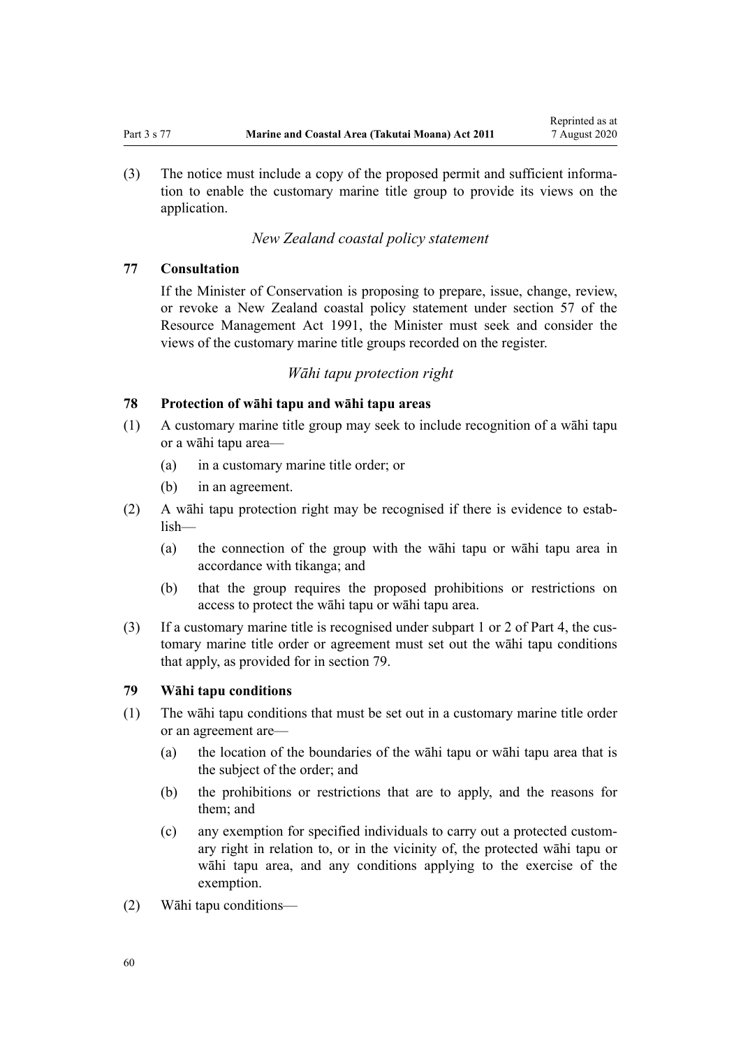(3) The notice must include a copy of the proposed permit and sufficient information to enable the customary marine title group to provide its views on the application.

*New Zealand coastal policy statement*

### 77 Consultation

If the Minister of Conservation is proposing to prepare, issue, change, review, or revoke a New Zealand coastal policy statement under section 57 of the Resource Management Act 1991, the Minister must seek and consider the views of the customary marine title groups recorded on the register.

*Wāhi tapu protection right*

### 78 Protection of wāhi tapu and wāhi tapu areas

(1) A customary marine title group may seek to include recognition of a wāhi tapu or a wāhi tapu area—

- (a) in a customary marine title order; or
- (b) in an agreement.

(2) A wāhi tapu protection right may be recognised if there is evidence to establish—

- (a) the connection of the group with the wāhi tapu or wāhi tapu area in accordance with tikanga; and
- (b) that the group requires the proposed prohibitions or restrictions on access to protect the wāhi tapu or wāhi tapu area.

(3) If a customary marine title is recognised under subpart 1 or 2 of Part 4, the customary marine title order or agreement must set out the wāhi tapu conditions that apply, as provided for in section 79.

### 79 Wāhi tapu conditions

(1) The wāhi tapu conditions that must be set out in a customary marine title order or an agreement are—

- (a) the location of the boundaries of the wāhi tapu or wāhi tapu area that is the subject of the order; and
- (b) the prohibitions or restrictions that are to apply, and the reasons for them; and
- (c) any exemption for specified individuals to carry out a protected customary right in relation to, or in the vicinity of, the protected wāhi tapu or wāhi tapu area, and any conditions applying to the exercise of the exemption.

(2) Wāhi tapu conditions—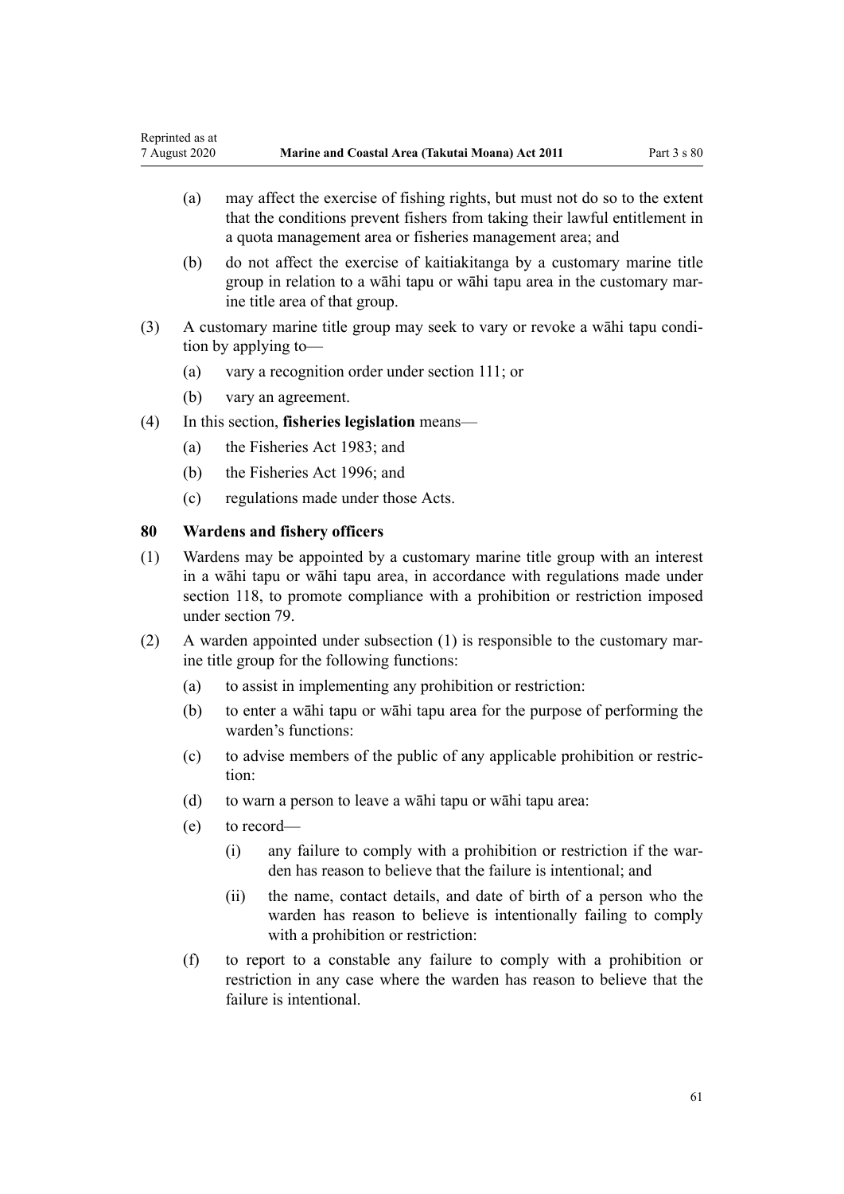(a) may affect the exercise of fishing rights, but must not do so to the extent that the conditions prevent fishers from taking their lawful entitlement in a quota management area or fisheries management area; and

(b) do not affect the exercise of kaitiakitanga by a customary marine title group in relation to a wāhi tapu or wāhi tapu area in the customary marine title area of that group.

(3) A customary marine title group may seek to vary or revoke a wāhi tapu condition by applying to—

(a) vary a recognition order under section 111; or

(b) vary an agreement.

(4) In this section, **fisheries legislation** means—

(a) the Fisheries Act 1983; and

(b) the Fisheries Act 1996; and

(c) regulations made under those Acts.

### 80 Wardens and fishery officers

(1) Wardens may be appointed by a customary marine title group with an interest in a wāhi tapu or wāhi tapu area, in accordance with regulations made under section 118, to promote compliance with a prohibition or restriction imposed under section 79.

(2) A warden appointed under subsection (1) is responsible to the customary marine title group for the following functions:

(a) to assist in implementing any prohibition or restriction:

(b) to enter a wāhi tapu or wāhi tapu area for the purpose of performing the warden's functions:

(c) to advise members of the public of any applicable prohibition or restriction:

(d) to warn a person to leave a wāhi tapu or wāhi tapu area:

(e) to record—

(i) any failure to comply with a prohibition or restriction if the warden has reason to believe that the failure is intentional; and

(ii) the name, contact details, and date of birth of a person who the warden has reason to believe is intentionally failing to comply with a prohibition or restriction:

(f) to report to a constable any failure to comply with a prohibition or restriction in any case where the warden has reason to believe that the failure is intentional.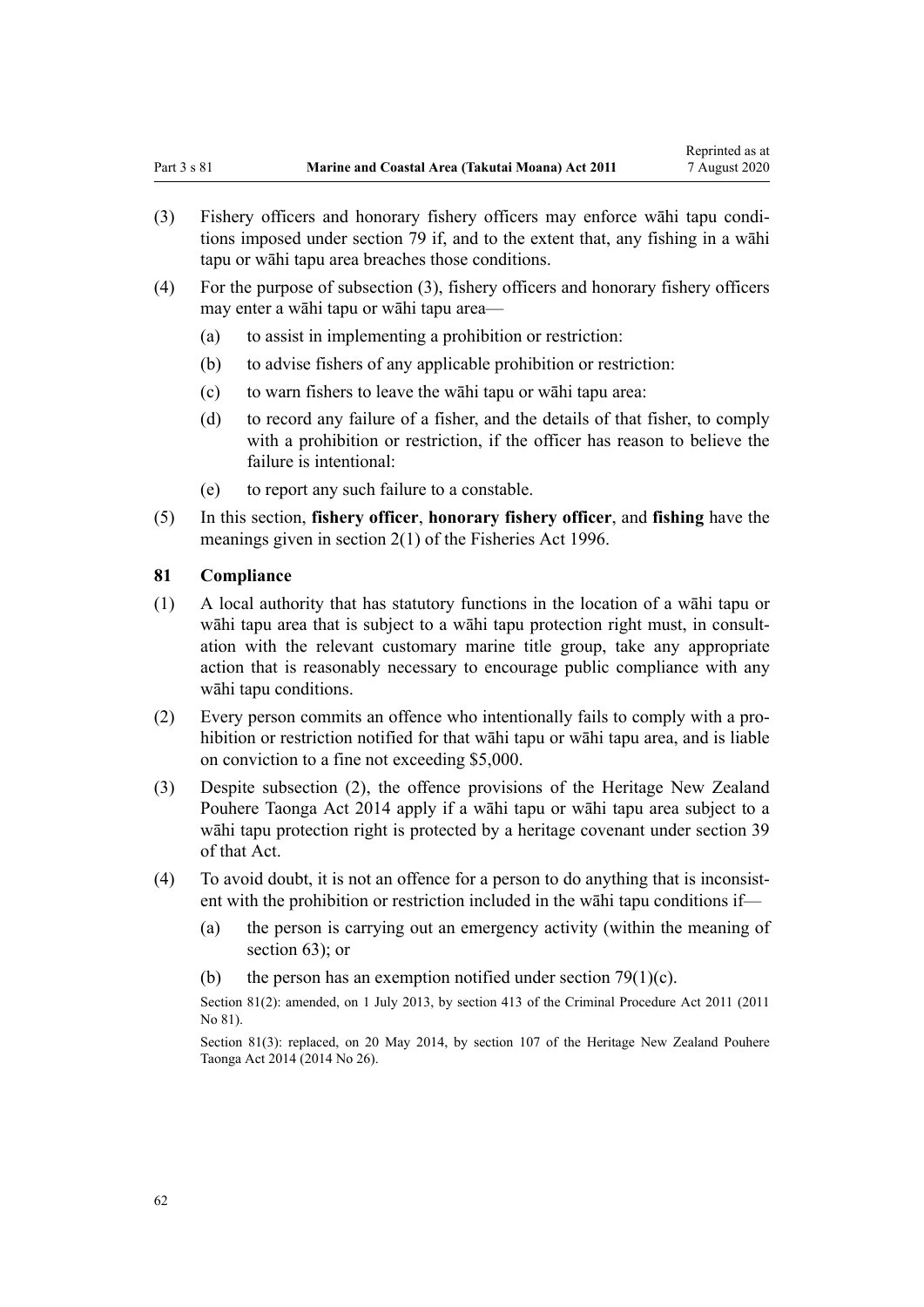(3) Fishery officers and honorary fishery officers may enforce wāhi tapu conditions imposed under section 79 if, and to the extent that, any fishing in a wāhi tapu or wāhi tapu area breaches those conditions.

(4) For the purpose of subsection (3), fishery officers and honorary fishery officers may enter a wāhi tapu or wāhi tapu area—

(a) to assist in implementing a prohibition or restriction:

(b) to advise fishers of any applicable prohibition or restriction:

(c) to warn fishers to leave the wāhi tapu or wāhi tapu area:

(d) to record any failure of a fisher, and the details of that fisher, to comply with a prohibition or restriction, if the officer has reason to believe the failure is intentional:

(e) to report any such failure to a constable.

(5) In this section, **fishery officer**, **honorary fishery officer**, and **fishing** have the meanings given in section 2(1) of the Fisheries Act 1996.

### 81 Compliance

(1) A local authority that has statutory functions in the location of a wāhi tapu or wāhi tapu area that is subject to a wāhi tapu protection right must, in consultation with the relevant customary marine title group, take any appropriate action that is reasonably necessary to encourage public compliance with any wāhi tapu conditions.

(2) Every person commits an offence who intentionally fails to comply with a prohibition or restriction notified for that wāhi tapu or wāhi tapu area, and is liable on conviction to a fine not exceeding $5,000.

(3) Despite subsection (2), the offence provisions of the Heritage New Zealand Pouhere Taonga Act 2014 apply if a wāhi tapu or wāhi tapu area subject to a wāhi tapu protection right is protected by a heritage covenant under section 39 of that Act.

(4) To avoid doubt, it is not an offence for a person to do anything that is inconsistent with the prohibition or restriction included in the wāhi tapu conditions if—

(a) the person is carrying out an emergency activity (within the meaning of section 63); or

(b) the person has an exemption notified under section 79(1)(c).

Section 81(2): amended, on 1 July 2013, by section 413 of the Criminal Procedure Act 2011 (2011 No 81).

Section 81(3): replaced, on 20 May 2014, by section 107 of the Heritage New Zealand Pouhere Taonga Act 2014 (2014 No 26).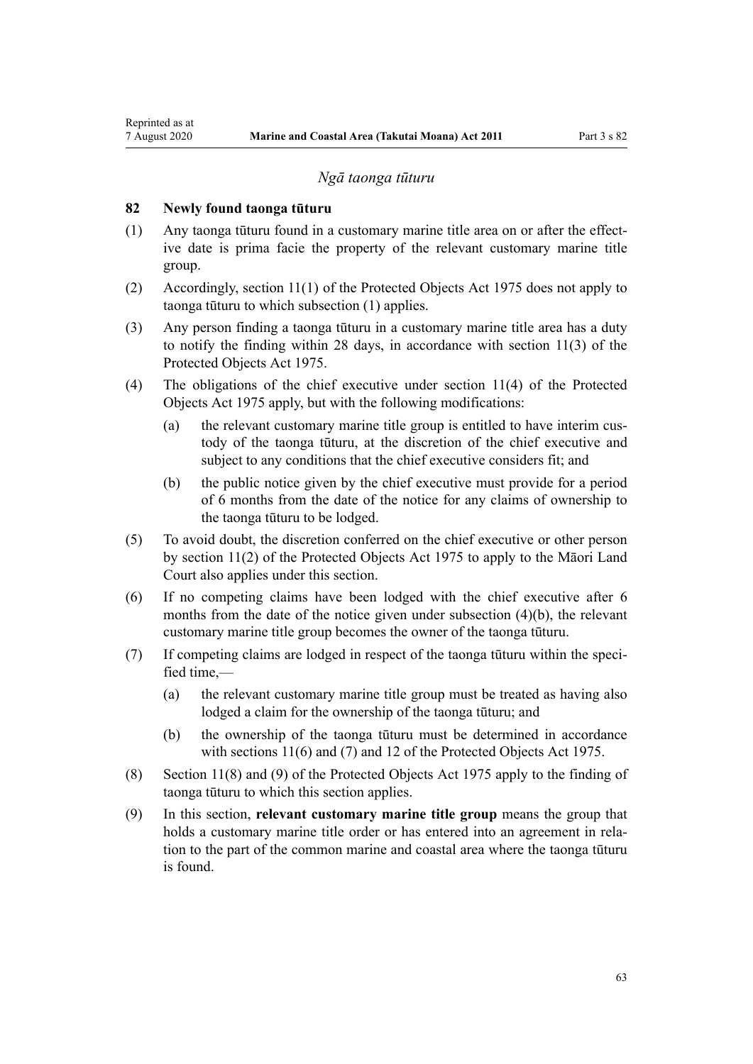*Ngā taonga tūturu*

**82 Newly found taonga tūturu**

(1) Any taonga tūturu found in a customary marine title area on or after the effective date is prima facie the property of the relevant customary marine title group.

(2) Accordingly, section 11(1) of the Protected Objects Act 1975 does not apply to taonga tūturu to which subsection (1) applies.

(3) Any person finding a taonga tūturu in a customary marine title area has a duty to notify the finding within 28 days, in accordance with section 11(3) of the Protected Objects Act 1975.

(4) The obligations of the chief executive under section 11(4) of the Protected Objects Act 1975 apply, but with the following modifications:

(a) the relevant customary marine title group is entitled to have interim custody of the taonga tūturu, at the discretion of the chief executive and subject to any conditions that the chief executive considers fit; and

(b) the public notice given by the chief executive must provide for a period of 6 months from the date of the notice for any claims of ownership to the taonga tūturu to be lodged.

(5) To avoid doubt, the discretion conferred on the chief executive or other person by section 11(2) of the Protected Objects Act 1975 to apply to the Māori Land Court also applies under this section.

(6) If no competing claims have been lodged with the chief executive after 6 months from the date of the notice given under subsection (4)(b), the relevant customary marine title group becomes the owner of the taonga tūturu.

(7) If competing claims are lodged in respect of the taonga tūturu within the specified time,—

(a) the relevant customary marine title group must be treated as having also lodged a claim for the ownership of the taonga tūturu; and

(b) the ownership of the taonga tūturu must be determined in accordance with sections 11(6) and (7) and 12 of the Protected Objects Act 1975.

(8) Section 11(8) and (9) of the Protected Objects Act 1975 apply to the finding of taonga tūturu to which this section applies.

(9) In this section, **relevant customary marine title group** means the group that holds a customary marine title order or has entered into an agreement in relation to the part of the common marine and coastal area where the taonga tūturu is found.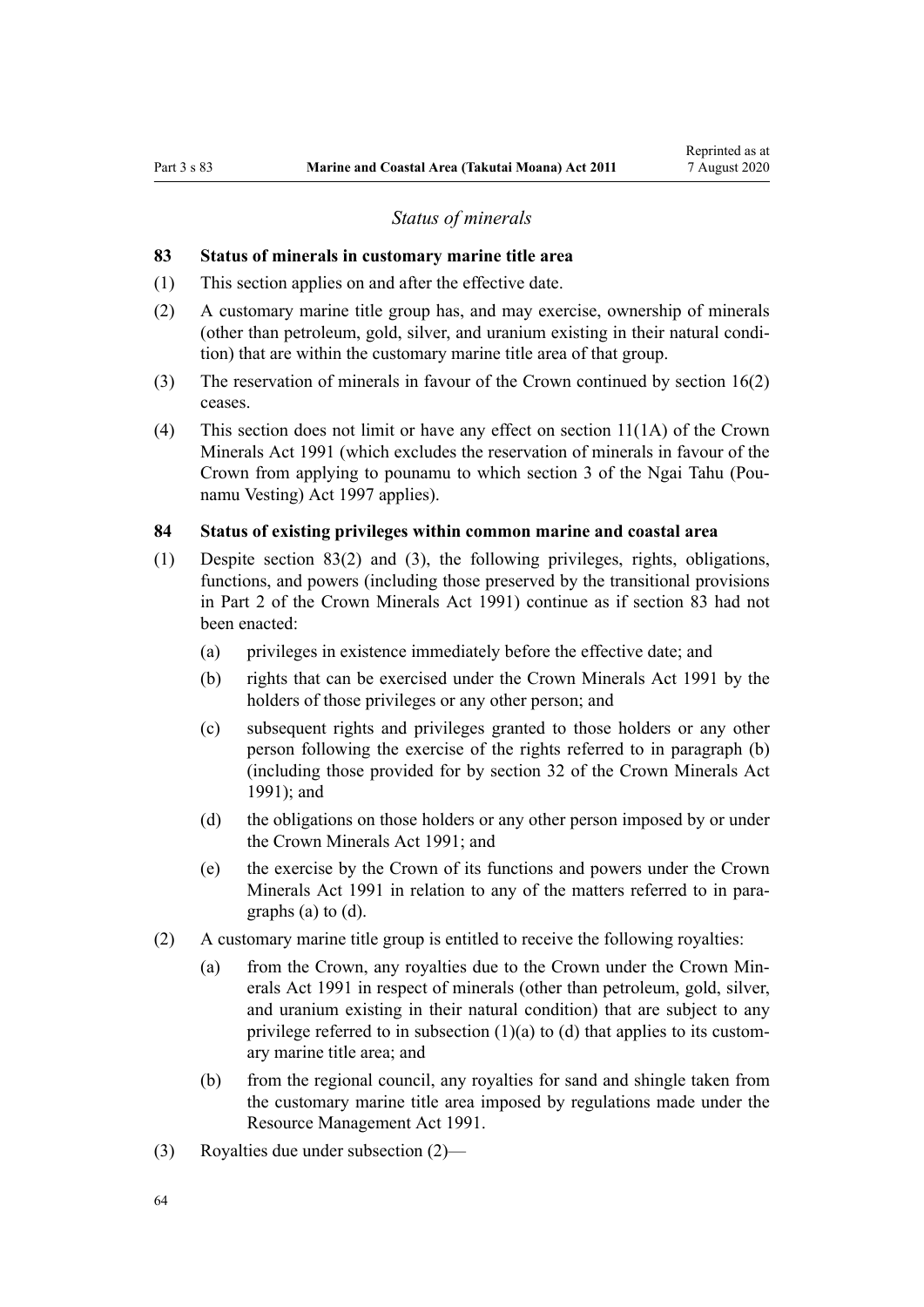*Status of minerals*

### 83 Status of minerals in customary marine title area

(1) This section applies on and after the effective date.

(2) A customary marine title group has, and may exercise, ownership of minerals (other than petroleum, gold, silver, and uranium existing in their natural condition) that are within the customary marine title area of that group.

(3) The reservation of minerals in favour of the Crown continued by section 16(2) ceases.

(4) This section does not limit or have any effect on section 11(1A) of the Crown Minerals Act 1991 (which excludes the reservation of minerals in favour of the Crown from applying to pounamu to which section 3 of the Ngai Tahu (Pounamu Vesting) Act 1997 applies).

### 84 Status of existing privileges within common marine and coastal area

(1) Despite section 83(2) and (3), the following privileges, rights, obligations, functions, and powers (including those preserved by the transitional provisions in Part 2 of the Crown Minerals Act 1991) continue as if section 83 had not been enacted:

  (a) privileges in existence immediately before the effective date; and

  (b) rights that can be exercised under the Crown Minerals Act 1991 by the holders of those privileges or any other person; and

  (c) subsequent rights and privileges granted to those holders or any other person following the exercise of the rights referred to in paragraph (b) (including those provided for by section 32 of the Crown Minerals Act 1991); and

  (d) the obligations on those holders or any other person imposed by or under the Crown Minerals Act 1991; and

  (e) the exercise by the Crown of its functions and powers under the Crown Minerals Act 1991 in relation to any of the matters referred to in paragraphs (a) to (d).

(2) A customary marine title group is entitled to receive the following royalties:

  (a) from the Crown, any royalties due to the Crown under the Crown Minerals Act 1991 in respect of minerals (other than petroleum, gold, silver, and uranium existing in their natural condition) that are subject to any privilege referred to in subsection (1)(a) to (d) that applies to its customary marine title area; and

  (b) from the regional council, any royalties for sand and shingle taken from the customary marine title area imposed by regulations made under the Resource Management Act 1991.

(3) Royalties due under subsection (2)—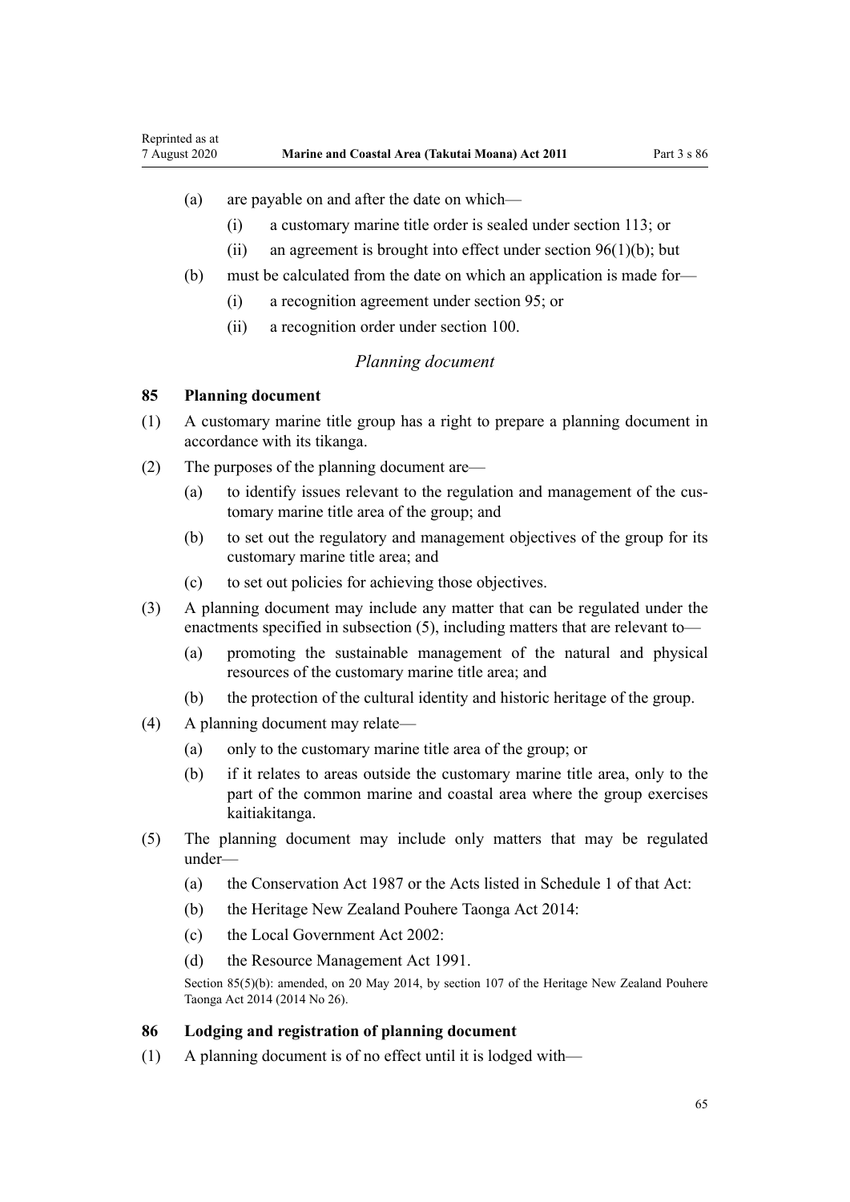(a) are payable on and after the date on which—

(i) a customary marine title order is sealed under section 113; or

(ii) an agreement is brought into effect under section 96(1)(b); but

(b) must be calculated from the date on which an application is made for—

(i) a recognition agreement under section 95; or

(ii) a recognition order under section 100.

*Planning document*

### 85 Planning document

(1) A customary marine title group has a right to prepare a planning document in accordance with its tikanga.

(2) The purposes of the planning document are—

(a) to identify issues relevant to the regulation and management of the customary marine title area of the group; and

(b) to set out the regulatory and management objectives of the group for its customary marine title area; and

(c) to set out policies for achieving those objectives.

(3) A planning document may include any matter that can be regulated under the enactments specified in subsection (5), including matters that are relevant to—

(a) promoting the sustainable management of the natural and physical resources of the customary marine title area; and

(b) the protection of the cultural identity and historic heritage of the group.

(4) A planning document may relate—

(a) only to the customary marine title area of the group; or

(b) if it relates to areas outside the customary marine title area, only to the part of the common marine and coastal area where the group exercises kaitiakitanga.

(5) The planning document may include only matters that may be regulated under—

(a) the Conservation Act 1987 or the Acts listed in Schedule 1 of that Act:

(b) the Heritage New Zealand Pouhere Taonga Act 2014:

(c) the Local Government Act 2002:

(d) the Resource Management Act 1991.

Section 85(5)(b): amended, on 20 May 2014, by section 107 of the Heritage New Zealand Pouhere Taonga Act 2014 (2014 No 26).

### 86 Lodging and registration of planning document

(1) A planning document is of no effect until it is lodged with—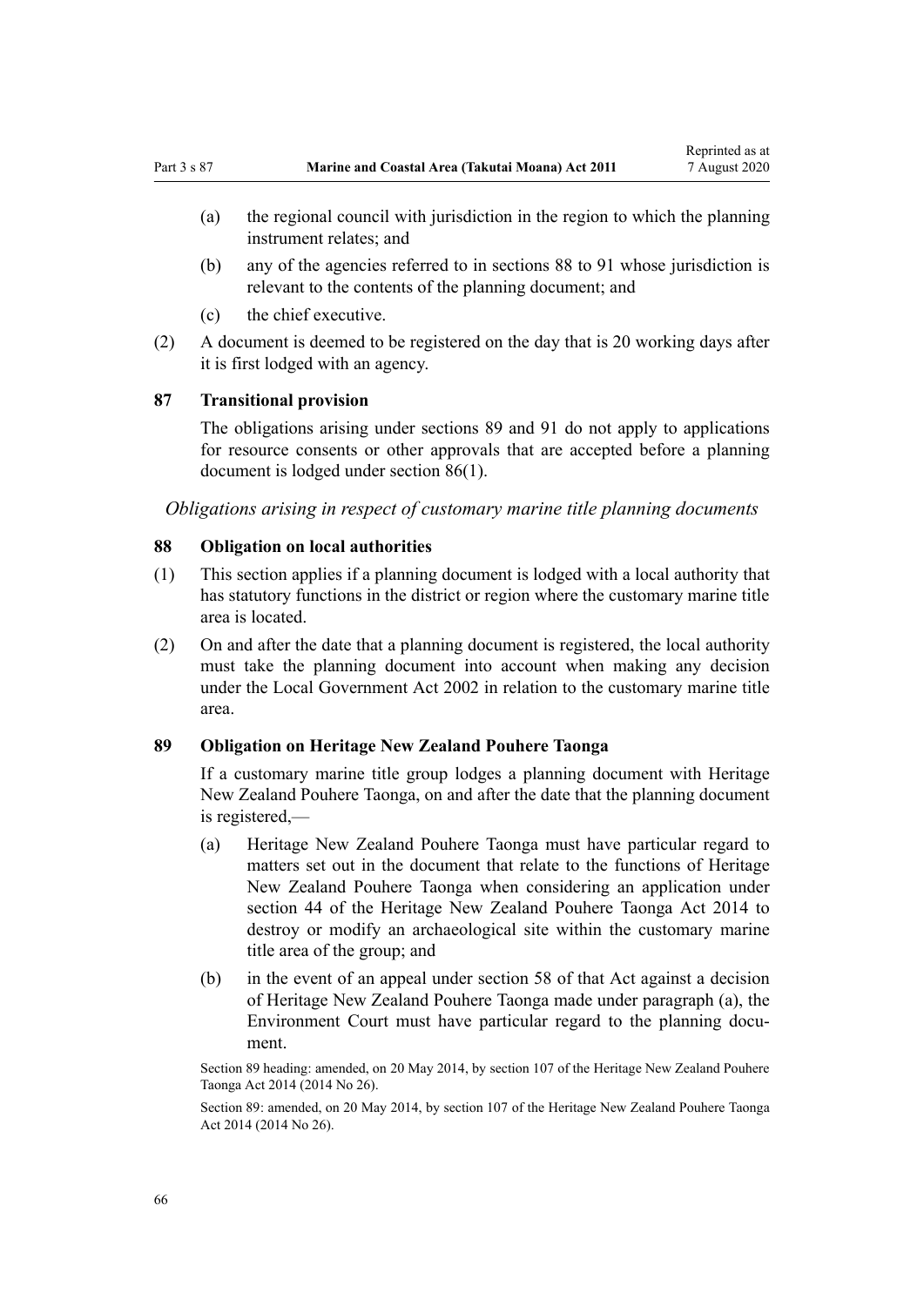(a) the regional council with jurisdiction in the region to which the planning instrument relates; and

(b) any of the agencies referred to in sections 88 to 91 whose jurisdiction is relevant to the contents of the planning document; and

(c) the chief executive.

(2) A document is deemed to be registered on the day that is 20 working days after it is first lodged with an agency.

### 87 Transitional provision

The obligations arising under sections 89 and 91 do not apply to applications for resource consents or other approvals that are accepted before a planning document is lodged under section 86(1).

*Obligations arising in respect of customary marine title planning documents*

### 88 Obligation on local authorities

(1) This section applies if a planning document is lodged with a local authority that has statutory functions in the district or region where the customary marine title area is located.

(2) On and after the date that a planning document is registered, the local authority must take the planning document into account when making any decision under the Local Government Act 2002 in relation to the customary marine title area.

### 89 Obligation on Heritage New Zealand Pouhere Taonga

If a customary marine title group lodges a planning document with Heritage New Zealand Pouhere Taonga, on and after the date that the planning document is registered,—

(a) Heritage New Zealand Pouhere Taonga must have particular regard to matters set out in the document that relate to the functions of Heritage New Zealand Pouhere Taonga when considering an application under section 44 of the Heritage New Zealand Pouhere Taonga Act 2014 to destroy or modify an archaeological site within the customary marine title area of the group; and

(b) in the event of an appeal under section 58 of that Act against a decision of Heritage New Zealand Pouhere Taonga made under paragraph (a), the Environment Court must have particular regard to the planning document.

Section 89 heading: amended, on 20 May 2014, by section 107 of the Heritage New Zealand Pouhere Taonga Act 2014 (2014 No 26).

Section 89: amended, on 20 May 2014, by section 107 of the Heritage New Zealand Pouhere Taonga Act 2014 (2014 No 26).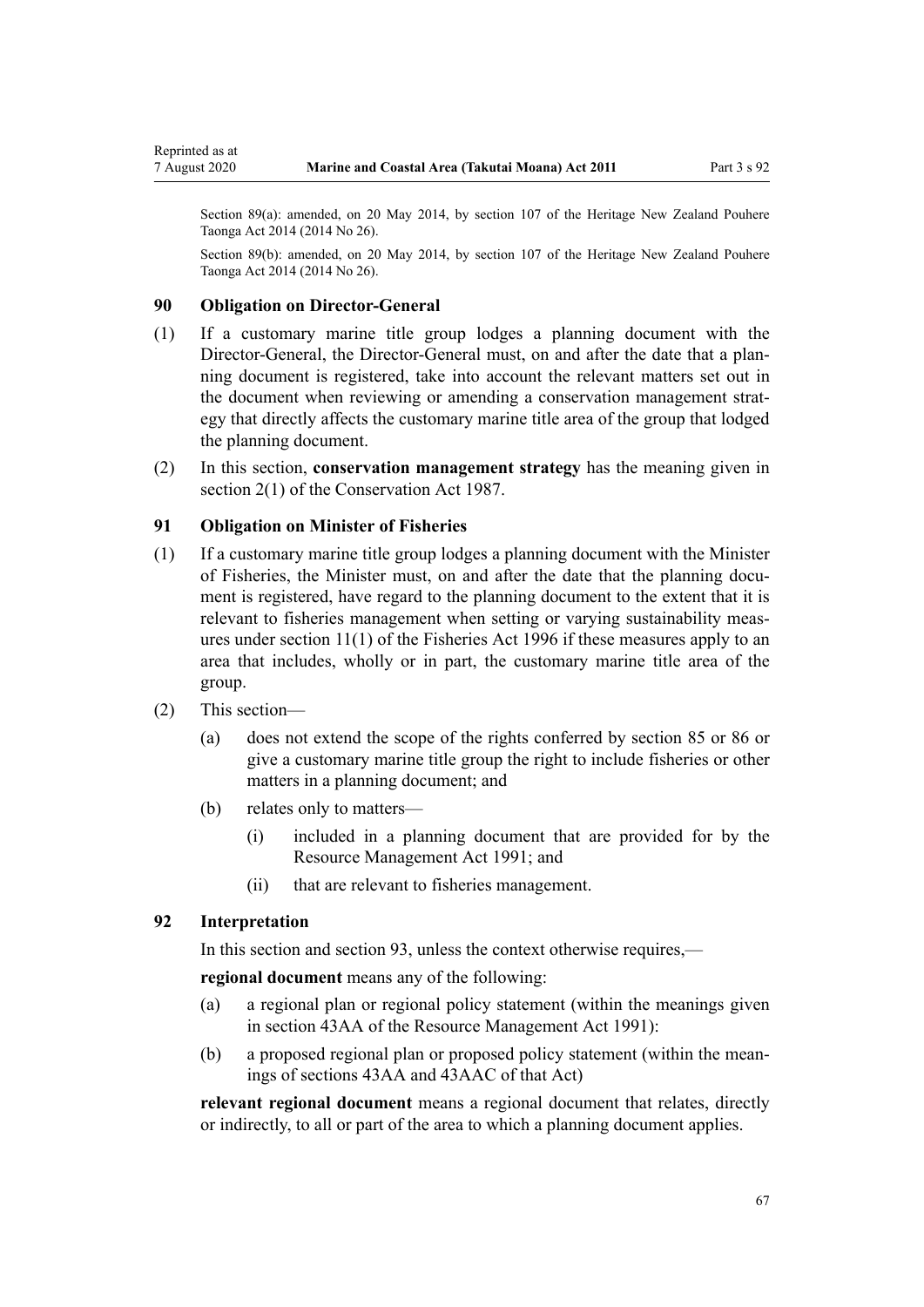Section 89(a): amended, on 20 May 2014, by section 107 of the Heritage New Zealand Pouhere Taonga Act 2014 (2014 No 26).

Section 89(b): amended, on 20 May 2014, by section 107 of the Heritage New Zealand Pouhere Taonga Act 2014 (2014 No 26).

### 90 Obligation on Director-General

(1) If a customary marine title group lodges a planning document with the Director-General, the Director-General must, on and after the date that a planning document is registered, take into account the relevant matters set out in the document when reviewing or amending a conservation management strategy that directly affects the customary marine title area of the group that lodged the planning document.

(2) In this section, **conservation management strategy** has the meaning given in section 2(1) of the Conservation Act 1987.

### 91 Obligation on Minister of Fisheries

(1) If a customary marine title group lodges a planning document with the Minister of Fisheries, the Minister must, on and after the date that the planning document is registered, have regard to the planning document to the extent that it is relevant to fisheries management when setting or varying sustainability measures under section 11(1) of the Fisheries Act 1996 if these measures apply to an area that includes, wholly or in part, the customary marine title area of the group.

(2) This section—

- (a) does not extend the scope of the rights conferred by section 85 or 86 or give a customary marine title group the right to include fisheries or other matters in a planning document; and
- (b) relates only to matters—
  - (i) included in a planning document that are provided for by the Resource Management Act 1991; and
  - (ii) that are relevant to fisheries management.

### 92 Interpretation

In this section and section 93, unless the context otherwise requires,—

**regional document** means any of the following:

- (a) a regional plan or regional policy statement (within the meanings given in section 43AA of the Resource Management Act 1991):
- (b) a proposed regional plan or proposed policy statement (within the meanings of sections 43AA and 43AAC of that Act)

**relevant regional document** means a regional document that relates, directly or indirectly, to all or part of the area to which a planning document applies.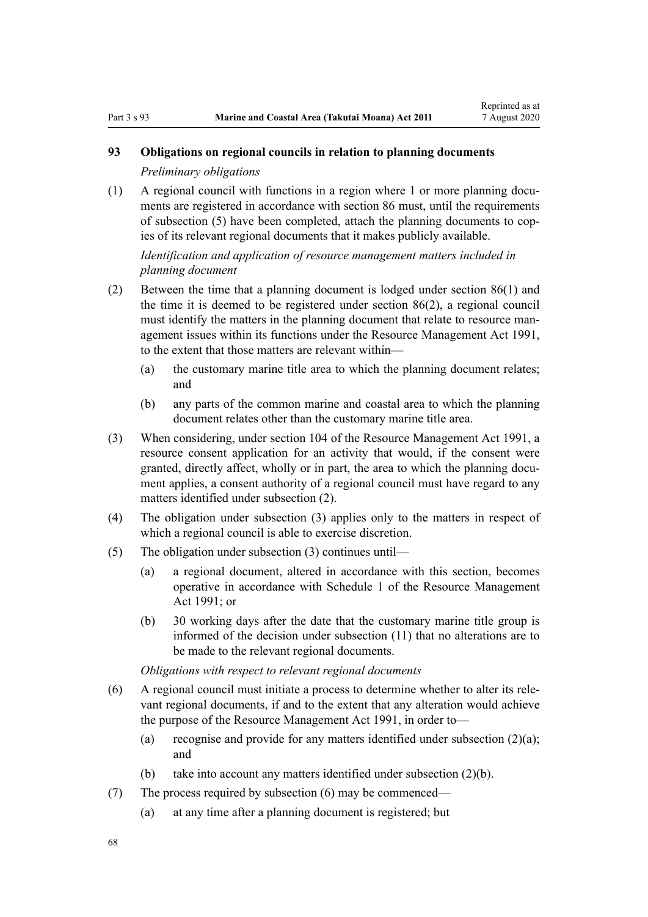### 93 Obligations on regional councils in relation to planning documents

*Preliminary obligations*

(1) A regional council with functions in a region where 1 or more planning documents are registered in accordance with section 86 must, until the requirements of subsection (5) have been completed, attach the planning documents to copies of its relevant regional documents that it makes publicly available.

*Identification and application of resource management matters included in planning document*

(2) Between the time that a planning document is lodged under section 86(1) and the time it is deemed to be registered under section 86(2), a regional council must identify the matters in the planning document that relate to resource management issues within its functions under the Resource Management Act 1991, to the extent that those matters are relevant within—

- (a) the customary marine title area to which the planning document relates; and
- (b) any parts of the common marine and coastal area to which the planning document relates other than the customary marine title area.

(3) When considering, under section 104 of the Resource Management Act 1991, a resource consent application for an activity that would, if the consent were granted, directly affect, wholly or in part, the area to which the planning document applies, a consent authority of a regional council must have regard to any matters identified under subsection (2).

(4) The obligation under subsection (3) applies only to the matters in respect of which a regional council is able to exercise discretion.

(5) The obligation under subsection (3) continues until—

- (a) a regional document, altered in accordance with this section, becomes operative in accordance with Schedule 1 of the Resource Management Act 1991; or
- (b) 30 working days after the date that the customary marine title group is informed of the decision under subsection (11) that no alterations are to be made to the relevant regional documents.

*Obligations with respect to relevant regional documents*

(6) A regional council must initiate a process to determine whether to alter its relevant regional documents, if and to the extent that any alteration would achieve the purpose of the Resource Management Act 1991, in order to—

- (a) recognise and provide for any matters identified under subsection (2)(a); and
- (b) take into account any matters identified under subsection (2)(b).

(7) The process required by subsection (6) may be commenced—

- (a) at any time after a planning document is registered; but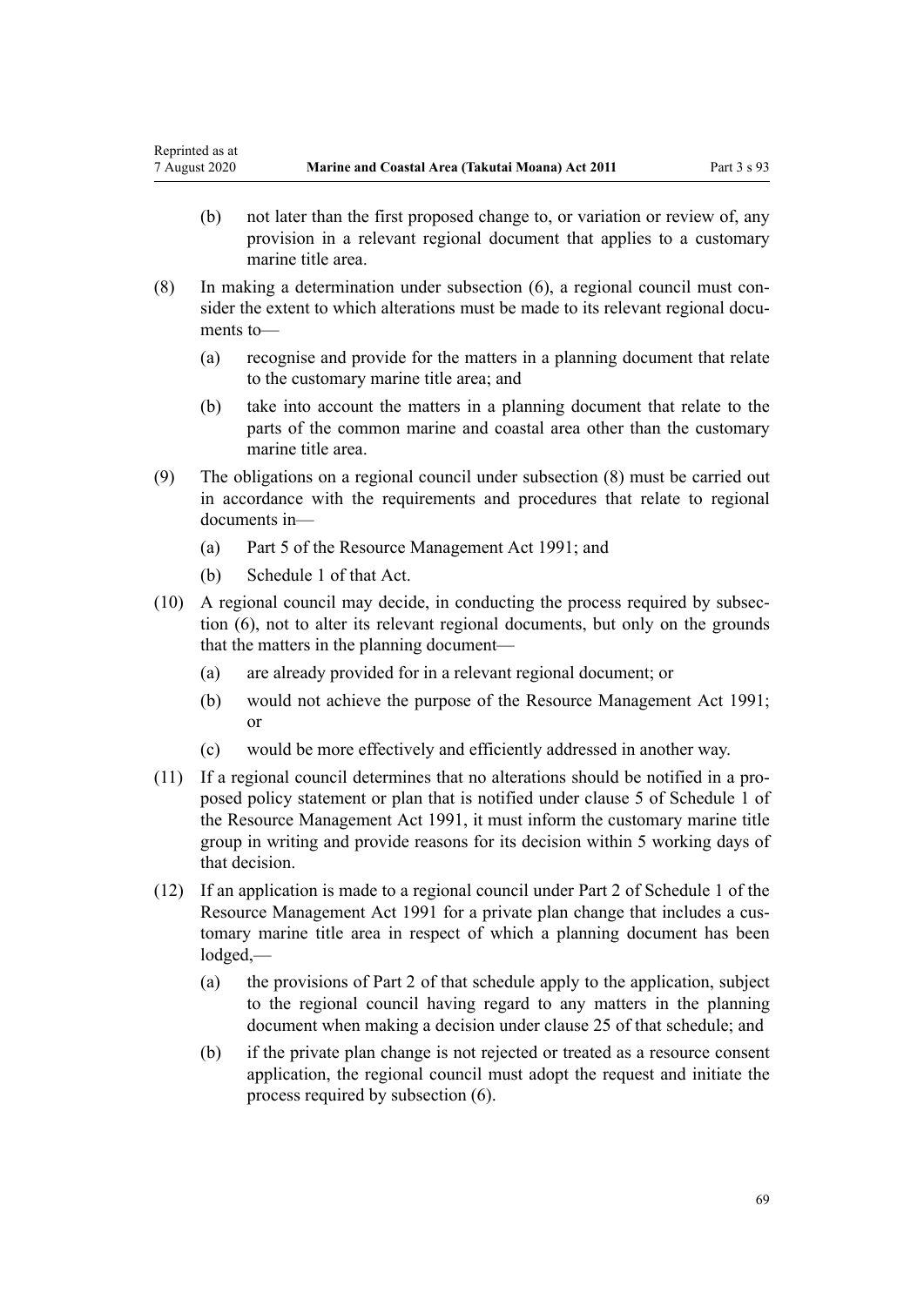(b) not later than the first proposed change to, or variation or review of, any provision in a relevant regional document that applies to a customary marine title area.

(8) In making a determination under subsection (6), a regional council must consider the extent to which alterations must be made to its relevant regional documents to—

(a) recognise and provide for the matters in a planning document that relate to the customary marine title area; and

(b) take into account the matters in a planning document that relate to the parts of the common marine and coastal area other than the customary marine title area.

(9) The obligations on a regional council under subsection (8) must be carried out in accordance with the requirements and procedures that relate to regional documents in—

(a) Part 5 of the Resource Management Act 1991; and

(b) Schedule 1 of that Act.

(10) A regional council may decide, in conducting the process required by subsection (6), not to alter its relevant regional documents, but only on the grounds that the matters in the planning document—

(a) are already provided for in a relevant regional document; or

(b) would not achieve the purpose of the Resource Management Act 1991; or

(c) would be more effectively and efficiently addressed in another way.

(11) If a regional council determines that no alterations should be notified in a proposed policy statement or plan that is notified under clause 5 of Schedule 1 of the Resource Management Act 1991, it must inform the customary marine title group in writing and provide reasons for its decision within 5 working days of that decision.

(12) If an application is made to a regional council under Part 2 of Schedule 1 of the Resource Management Act 1991 for a private plan change that includes a customary marine title area in respect of which a planning document has been lodged,—

(a) the provisions of Part 2 of that schedule apply to the application, subject to the regional council having regard to any matters in the planning document when making a decision under clause 25 of that schedule; and

(b) if the private plan change is not rejected or treated as a resource consent application, the regional council must adopt the request and initiate the process required by subsection (6).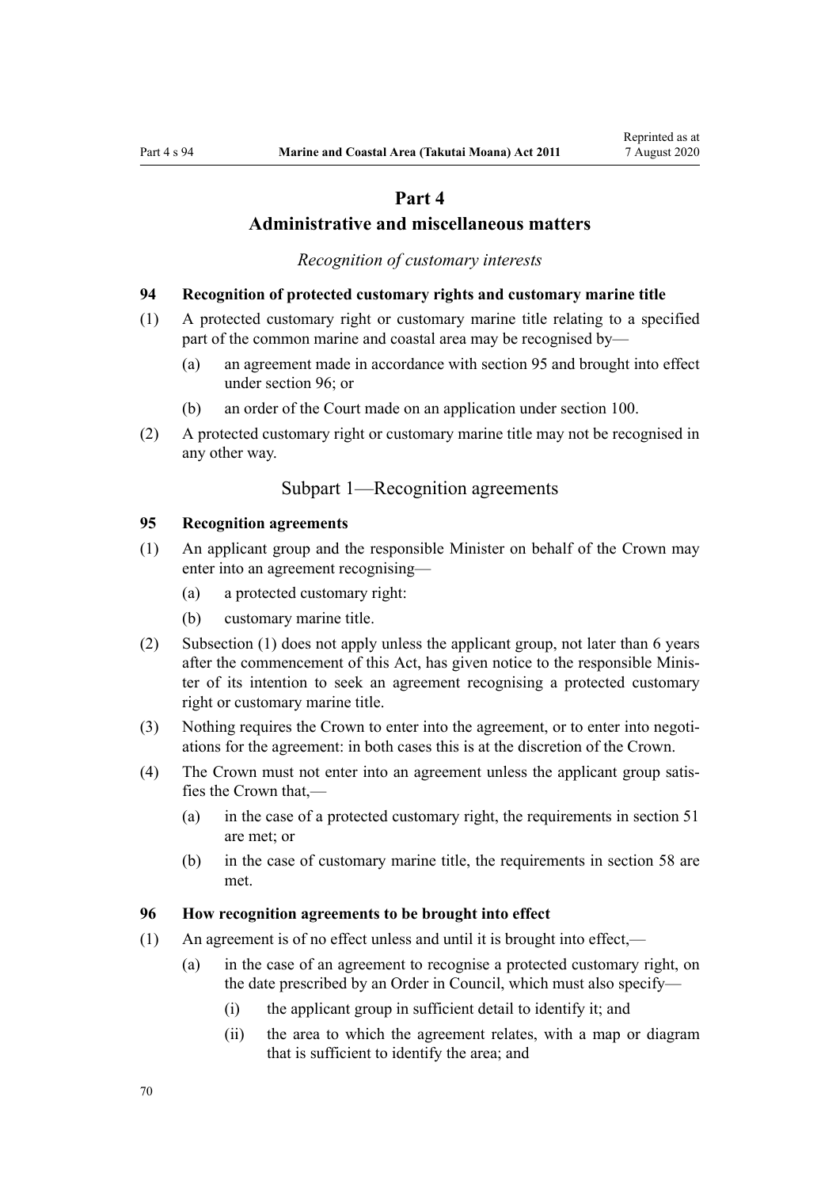# Part 4
# Administrative and miscellaneous matters

*Recognition of customary interests*

### 94 Recognition of protected customary rights and customary marine title

(1) A protected customary right or customary marine title relating to a specified part of the common marine and coastal area may be recognised by—

   (a) an agreement made in accordance with section 95 and brought into effect under section 96; or

   (b) an order of the Court made on an application under section 100.

(2) A protected customary right or customary marine title may not be recognised in any other way.

## Subpart 1—Recognition agreements

### 95 Recognition agreements

(1) An applicant group and the responsible Minister on behalf of the Crown may enter into an agreement recognising—

   (a) a protected customary right:

   (b) customary marine title.

(2) Subsection (1) does not apply unless the applicant group, not later than 6 years after the commencement of this Act, has given notice to the responsible Minister of its intention to seek an agreement recognising a protected customary right or customary marine title.

(3) Nothing requires the Crown to enter into the agreement, or to enter into negotiations for the agreement: in both cases this is at the discretion of the Crown.

(4) The Crown must not enter into an agreement unless the applicant group satisfies the Crown that,—

   (a) in the case of a protected customary right, the requirements in section 51 are met; or

   (b) in the case of customary marine title, the requirements in section 58 are met.

### 96 How recognition agreements to be brought into effect

(1) An agreement is of no effect unless and until it is brought into effect,—

   (a) in the case of an agreement to recognise a protected customary right, on the date prescribed by an Order in Council, which must also specify—

      (i) the applicant group in sufficient detail to identify it; and

      (ii) the area to which the agreement relates, with a map or diagram that is sufficient to identify the area; and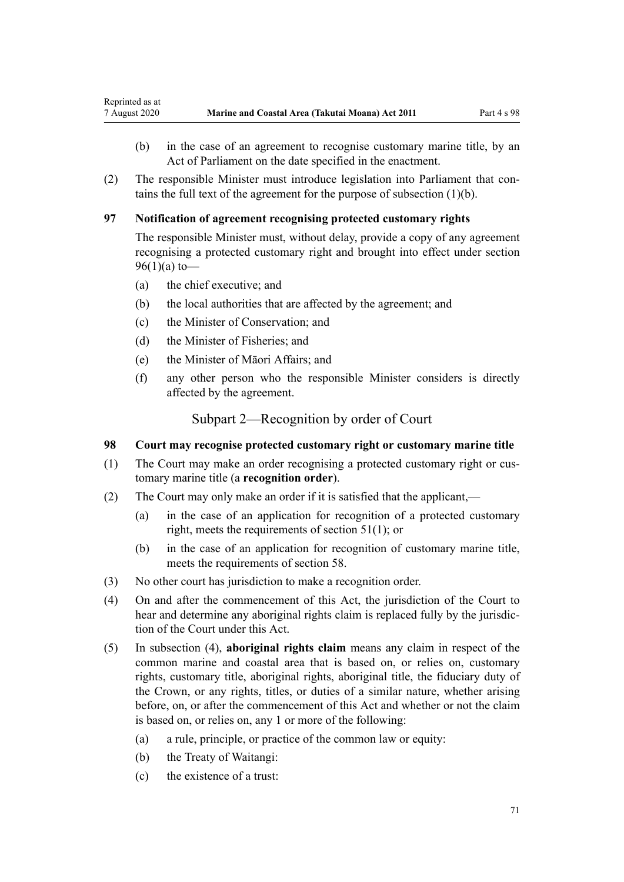(b) in the case of an agreement to recognise customary marine title, by an Act of Parliament on the date specified in the enactment.

(2) The responsible Minister must introduce legislation into Parliament that contains the full text of the agreement for the purpose of subsection (1)(b).

### 97 Notification of agreement recognising protected customary rights

The responsible Minister must, without delay, provide a copy of any agreement recognising a protected customary right and brought into effect under section 96(1)(a) to—

(a) the chief executive; and

(b) the local authorities that are affected by the agreement; and

(c) the Minister of Conservation; and

(d) the Minister of Fisheries; and

(e) the Minister of Māori Affairs; and

(f) any other person who the responsible Minister considers is directly affected by the agreement.

## Subpart 2—Recognition by order of Court

### 98 Court may recognise protected customary right or customary marine title

(1) The Court may make an order recognising a protected customary right or customary marine title (a **recognition order**).

(2) The Court may only make an order if it is satisfied that the applicant,—

(a) in the case of an application for recognition of a protected customary right, meets the requirements of section 51(1); or

(b) in the case of an application for recognition of customary marine title, meets the requirements of section 58.

(3) No other court has jurisdiction to make a recognition order.

(4) On and after the commencement of this Act, the jurisdiction of the Court to hear and determine any aboriginal rights claim is replaced fully by the jurisdiction of the Court under this Act.

(5) In subsection (4), **aboriginal rights claim** means any claim in respect of the common marine and coastal area that is based on, or relies on, customary rights, customary title, aboriginal rights, aboriginal title, the fiduciary duty of the Crown, or any rights, titles, or duties of a similar nature, whether arising before, on, or after the commencement of this Act and whether or not the claim is based on, or relies on, any 1 or more of the following:

(a) a rule, principle, or practice of the common law or equity:

(b) the Treaty of Waitangi:

(c) the existence of a trust: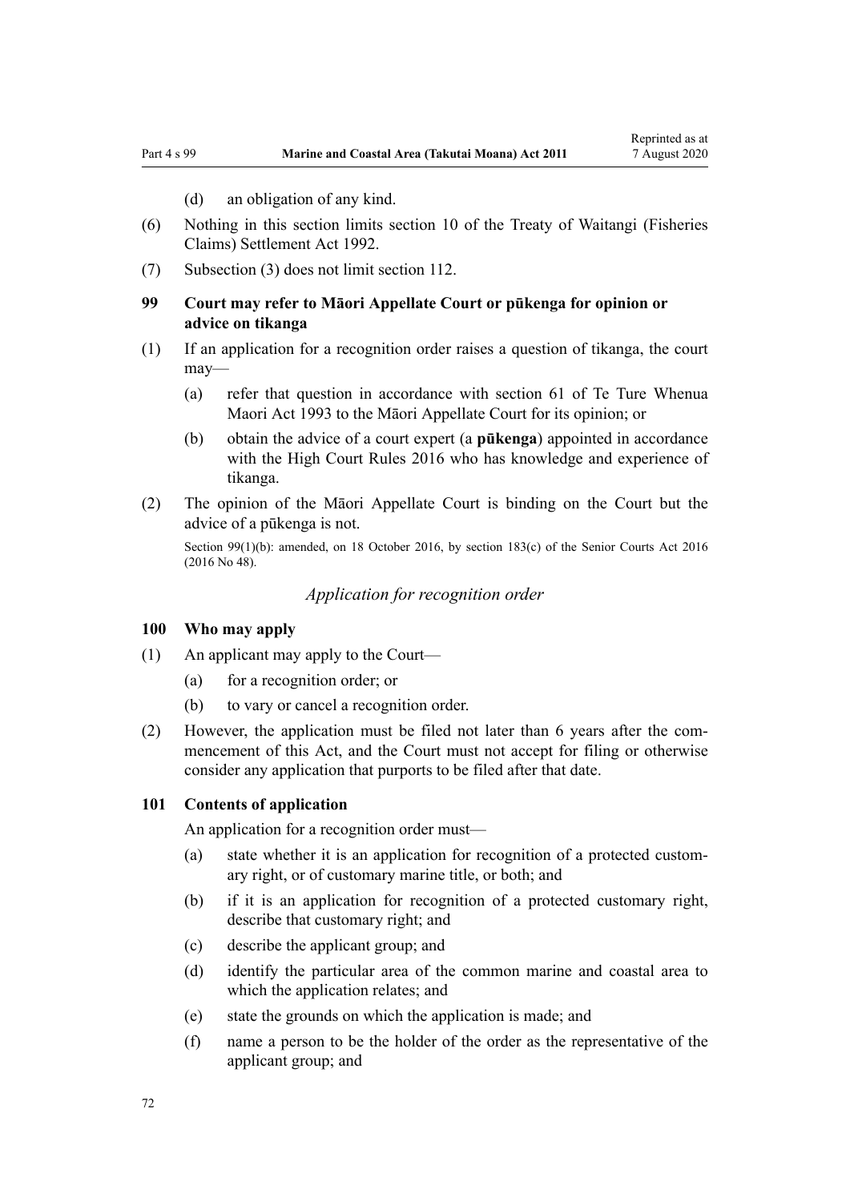(d) an obligation of any kind.

(6) Nothing in this section limits section 10 of the Treaty of Waitangi (Fisheries Claims) Settlement Act 1992.

(7) Subsection (3) does not limit section 112.

### 99 Court may refer to Māori Appellate Court or pūkenga for opinion or advice on tikanga

(1) If an application for a recognition order raises a question of tikanga, the court may—

(a) refer that question in accordance with section 61 of Te Ture Whenua Maori Act 1993 to the Māori Appellate Court for its opinion; or

(b) obtain the advice of a court expert (a **pūkenga**) appointed in accordance with the High Court Rules 2016 who has knowledge and experience of tikanga.

(2) The opinion of the Māori Appellate Court is binding on the Court but the advice of a pūkenga is not.

Section 99(1)(b): amended, on 18 October 2016, by section 183(c) of the Senior Courts Act 2016 (2016 No 48).

## *Application for recognition order*

### 100 Who may apply

(1) An applicant may apply to the Court—

(a) for a recognition order; or

(b) to vary or cancel a recognition order.

(2) However, the application must be filed not later than 6 years after the commencement of this Act, and the Court must not accept for filing or otherwise consider any application that purports to be filed after that date.

### 101 Contents of application

An application for a recognition order must—

(a) state whether it is an application for recognition of a protected customary right, or of customary marine title, or both; and

(b) if it is an application for recognition of a protected customary right, describe that customary right; and

(c) describe the applicant group; and

(d) identify the particular area of the common marine and coastal area to which the application relates; and

(e) state the grounds on which the application is made; and

(f) name a person to be the holder of the order as the representative of the applicant group; and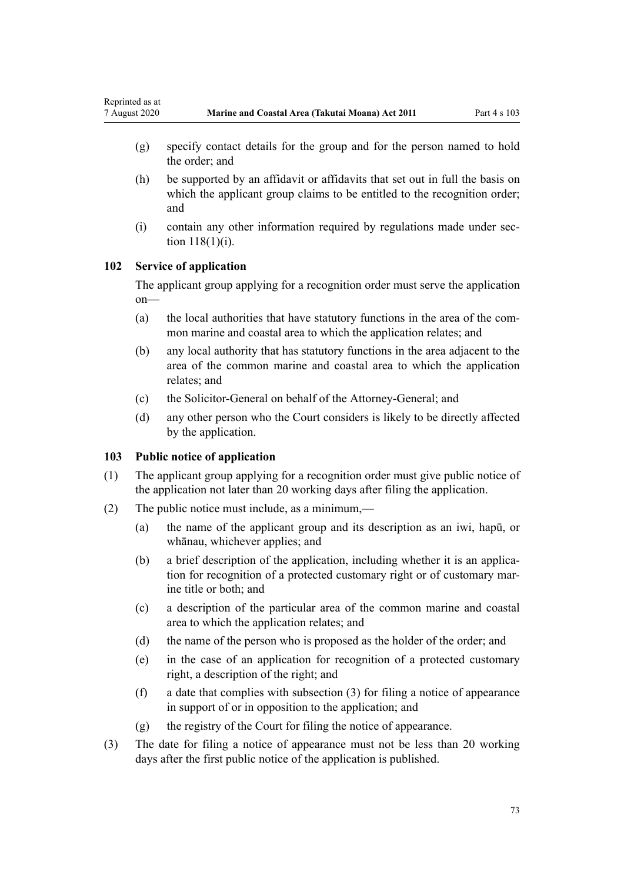(g) specify contact details for the group and for the person named to hold the order; and

(h) be supported by an affidavit or affidavits that set out in full the basis on which the applicant group claims to be entitled to the recognition order; and

(i) contain any other information required by regulations made under section 118(1)(i).

## 102 Service of application

The applicant group applying for a recognition order must serve the application on—

(a) the local authorities that have statutory functions in the area of the common marine and coastal area to which the application relates; and

(b) any local authority that has statutory functions in the area adjacent to the area of the common marine and coastal area to which the application relates; and

(c) the Solicitor-General on behalf of the Attorney-General; and

(d) any other person who the Court considers is likely to be directly affected by the application.

## 103 Public notice of application

(1) The applicant group applying for a recognition order must give public notice of the application not later than 20 working days after filing the application.

(2) The public notice must include, as a minimum,—

(a) the name of the applicant group and its description as an iwi, hapū, or whānau, whichever applies; and

(b) a brief description of the application, including whether it is an application for recognition of a protected customary right or of customary marine title or both; and

(c) a description of the particular area of the common marine and coastal area to which the application relates; and

(d) the name of the person who is proposed as the holder of the order; and

(e) in the case of an application for recognition of a protected customary right, a description of the right; and

(f) a date that complies with subsection (3) for filing a notice of appearance in support of or in opposition to the application; and

(g) the registry of the Court for filing the notice of appearance.

(3) The date for filing a notice of appearance must not be less than 20 working days after the first public notice of the application is published.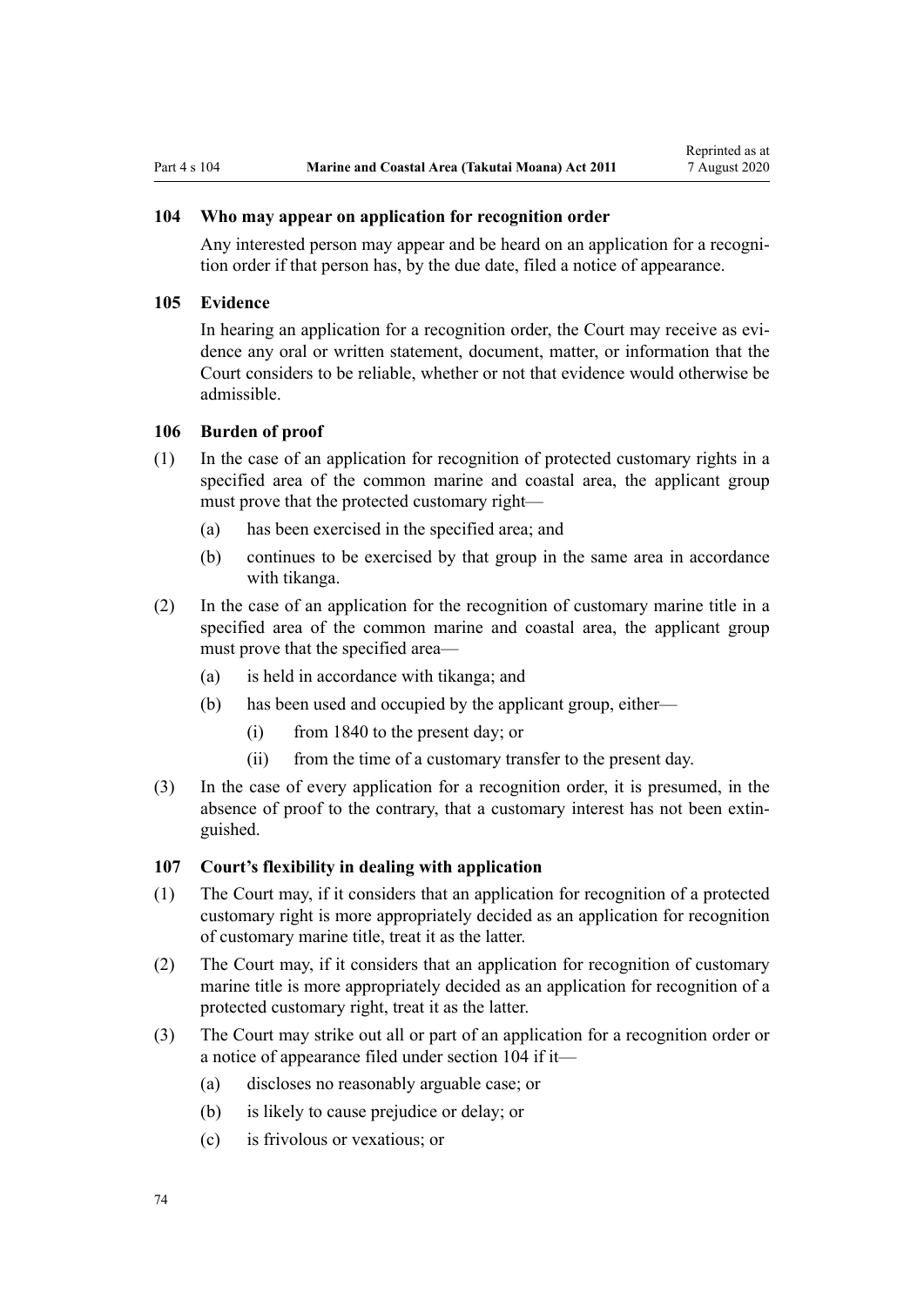### 104 Who may appear on application for recognition order

Any interested person may appear and be heard on an application for a recognition order if that person has, by the due date, filed a notice of appearance.

### 105 Evidence

In hearing an application for a recognition order, the Court may receive as evidence any oral or written statement, document, matter, or information that the Court considers to be reliable, whether or not that evidence would otherwise be admissible.

### 106 Burden of proof

(1) In the case of an application for recognition of protected customary rights in a specified area of the common marine and coastal area, the applicant group must prove that the protected customary right—

   (a) has been exercised in the specified area; and

   (b) continues to be exercised by that group in the same area in accordance with tikanga.

(2) In the case of an application for the recognition of customary marine title in a specified area of the common marine and coastal area, the applicant group must prove that the specified area—

   (a) is held in accordance with tikanga; and

   (b) has been used and occupied by the applicant group, either—

      (i) from 1840 to the present day; or

      (ii) from the time of a customary transfer to the present day.

(3) In the case of every application for a recognition order, it is presumed, in the absence of proof to the contrary, that a customary interest has not been extinguished.

### 107 Court's flexibility in dealing with application

(1) The Court may, if it considers that an application for recognition of a protected customary right is more appropriately decided as an application for recognition of customary marine title, treat it as the latter.

(2) The Court may, if it considers that an application for recognition of customary marine title is more appropriately decided as an application for recognition of a protected customary right, treat it as the latter.

(3) The Court may strike out all or part of an application for a recognition order or a notice of appearance filed under section 104 if it—

   (a) discloses no reasonably arguable case; or

   (b) is likely to cause prejudice or delay; or

   (c) is frivolous or vexatious; or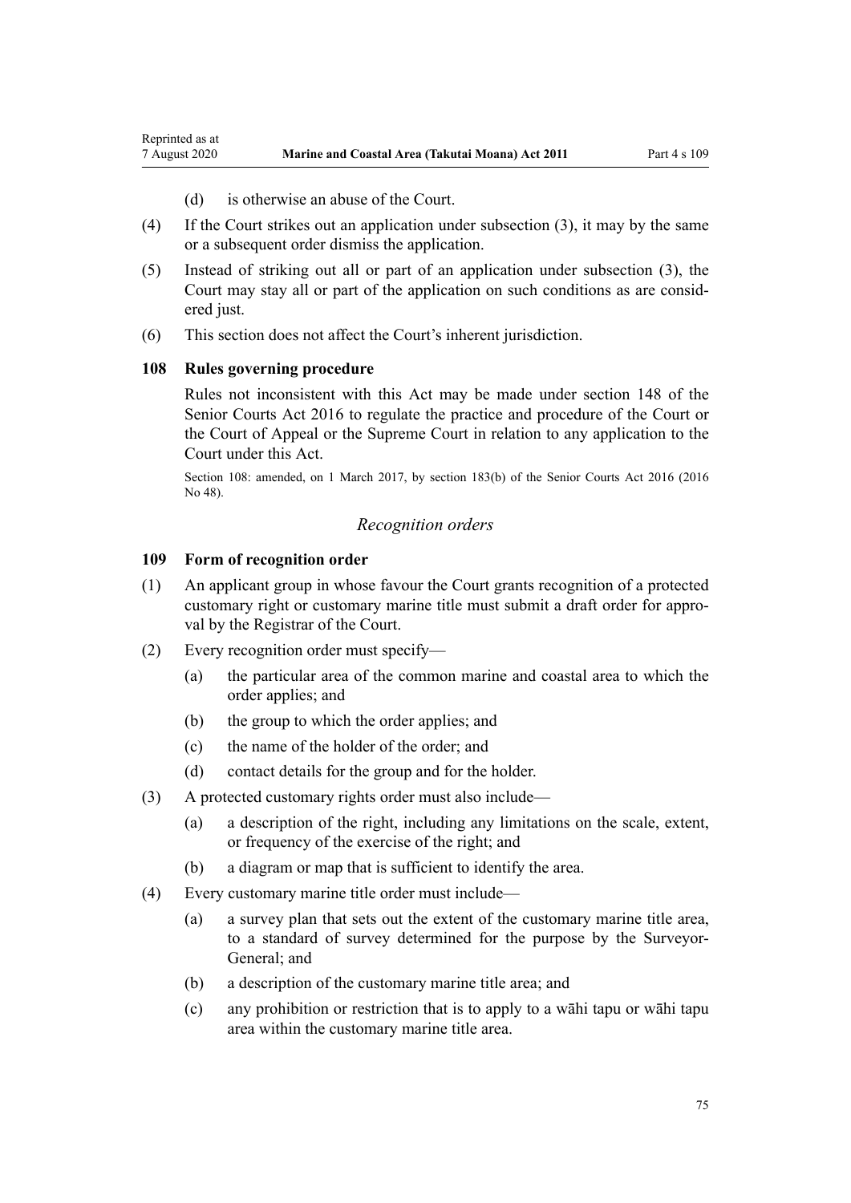(d) is otherwise an abuse of the Court.

(4) If the Court strikes out an application under subsection (3), it may by the same or a subsequent order dismiss the application.

(5) Instead of striking out all or part of an application under subsection (3), the Court may stay all or part of the application on such conditions as are considered just.

(6) This section does not affect the Court's inherent jurisdiction.

### 108 Rules governing procedure

Rules not inconsistent with this Act may be made under section 148 of the Senior Courts Act 2016 to regulate the practice and procedure of the Court or the Court of Appeal or the Supreme Court in relation to any application to the Court under this Act.

Section 108: amended, on 1 March 2017, by section 183(b) of the Senior Courts Act 2016 (2016 No 48).

*Recognition orders*

### 109 Form of recognition order

(1) An applicant group in whose favour the Court grants recognition of a protected customary right or customary marine title must submit a draft order for approval by the Registrar of the Court.

(2) Every recognition order must specify—

(a) the particular area of the common marine and coastal area to which the order applies; and

(b) the group to which the order applies; and

(c) the name of the holder of the order; and

(d) contact details for the group and for the holder.

(3) A protected customary rights order must also include—

(a) a description of the right, including any limitations on the scale, extent, or frequency of the exercise of the right; and

(b) a diagram or map that is sufficient to identify the area.

(4) Every customary marine title order must include—

(a) a survey plan that sets out the extent of the customary marine title area, to a standard of survey determined for the purpose by the Surveyor-General; and

(b) a description of the customary marine title area; and

(c) any prohibition or restriction that is to apply to a wāhi tapu or wāhi tapu area within the customary marine title area.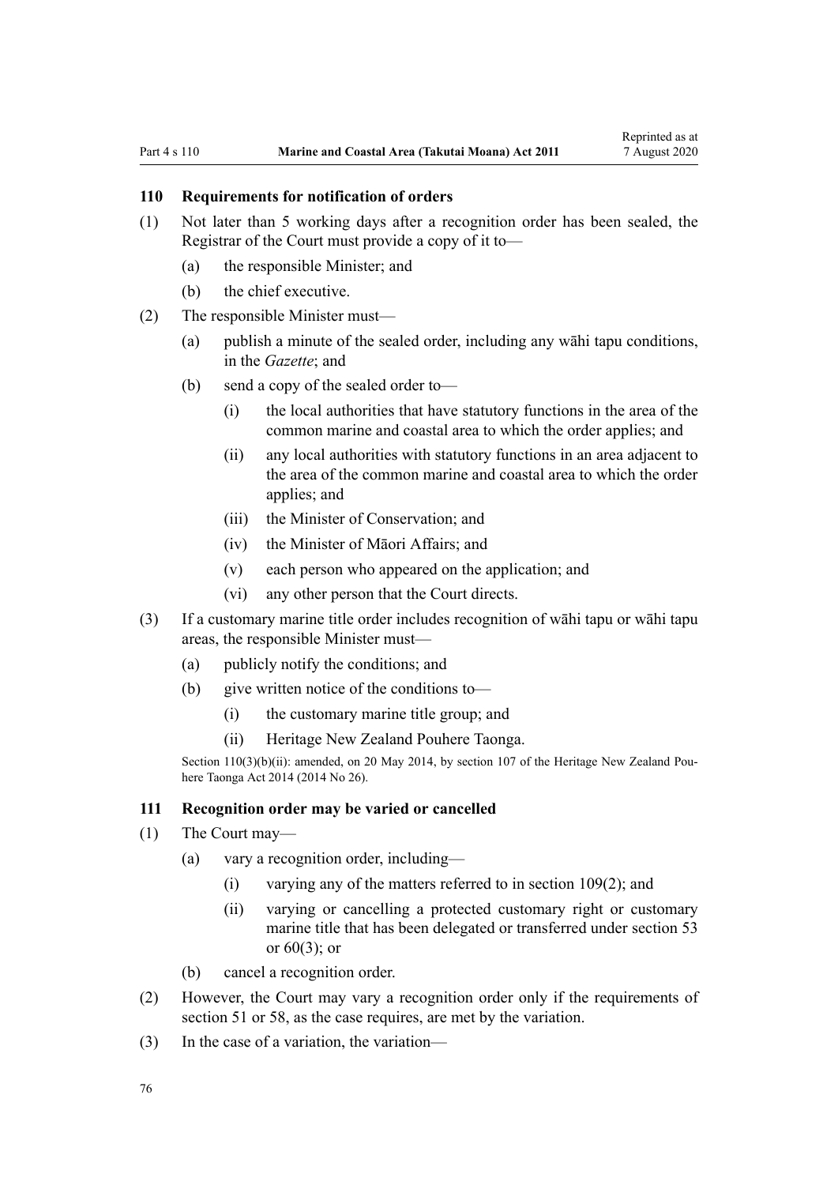### 110 Requirements for notification of orders

(1) Not later than 5 working days after a recognition order has been sealed, the Registrar of the Court must provide a copy of it to—

- (a) the responsible Minister; and
- (b) the chief executive.

(2) The responsible Minister must—

- (a) publish a minute of the sealed order, including any wāhi tapu conditions, in the *Gazette*; and
- (b) send a copy of the sealed order to—
  - (i) the local authorities that have statutory functions in the area of the common marine and coastal area to which the order applies; and
  - (ii) any local authorities with statutory functions in an area adjacent to the area of the common marine and coastal area to which the order applies; and
  - (iii) the Minister of Conservation; and
  - (iv) the Minister of Māori Affairs; and
  - (v) each person who appeared on the application; and
  - (vi) any other person that the Court directs.

(3) If a customary marine title order includes recognition of wāhi tapu or wāhi tapu areas, the responsible Minister must—

- (a) publicly notify the conditions; and
- (b) give written notice of the conditions to—
  - (i) the customary marine title group; and
  - (ii) Heritage New Zealand Pouhere Taonga.

Section 110(3)(b)(ii): amended, on 20 May 2014, by section 107 of the Heritage New Zealand Pouhere Taonga Act 2014 (2014 No 26).

### 111 Recognition order may be varied or cancelled

(1) The Court may—

- (a) vary a recognition order, including—
  - (i) varying any of the matters referred to in section 109(2); and
  - (ii) varying or cancelling a protected customary right or customary marine title that has been delegated or transferred under section 53 or 60(3); or
- (b) cancel a recognition order.

(2) However, the Court may vary a recognition order only if the requirements of section 51 or 58, as the case requires, are met by the variation.

(3) In the case of a variation, the variation—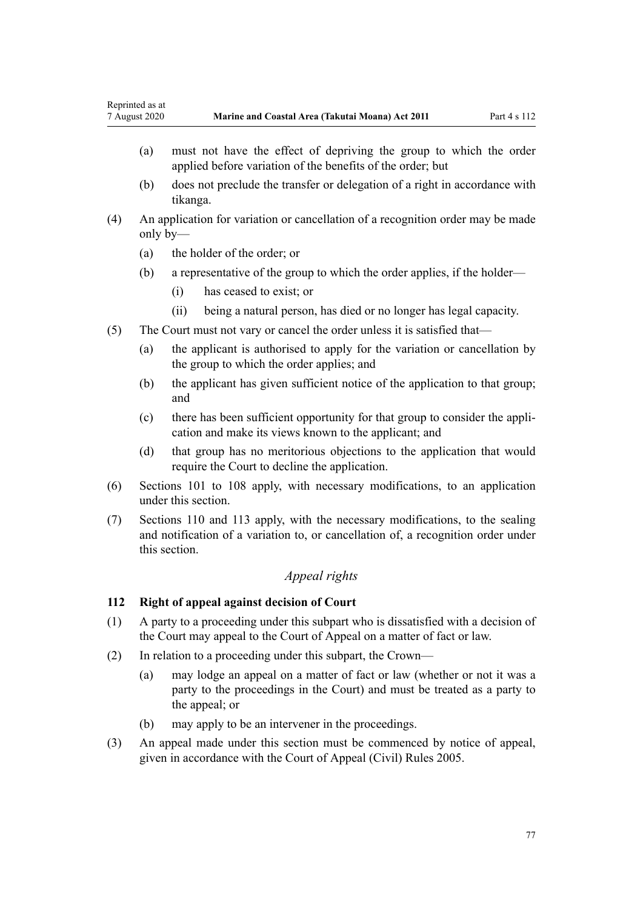(a) must not have the effect of depriving the group to which the order applied before variation of the benefits of the order; but

(b) does not preclude the transfer or delegation of a right in accordance with tikanga.

(4) An application for variation or cancellation of a recognition order may be made only by—

(a) the holder of the order; or

(b) a representative of the group to which the order applies, if the holder—

(i) has ceased to exist; or

(ii) being a natural person, has died or no longer has legal capacity.

(5) The Court must not vary or cancel the order unless it is satisfied that—

(a) the applicant is authorised to apply for the variation or cancellation by the group to which the order applies; and

(b) the applicant has given sufficient notice of the application to that group; and

(c) there has been sufficient opportunity for that group to consider the application and make its views known to the applicant; and

(d) that group has no meritorious objections to the application that would require the Court to decline the application.

(6) Sections 101 to 108 apply, with necessary modifications, to an application under this section.

(7) Sections 110 and 113 apply, with the necessary modifications, to the sealing and notification of a variation to, or cancellation of, a recognition order under this section.

*Appeal rights*

### 112 Right of appeal against decision of Court

(1) A party to a proceeding under this subpart who is dissatisfied with a decision of the Court may appeal to the Court of Appeal on a matter of fact or law.

(2) In relation to a proceeding under this subpart, the Crown—

(a) may lodge an appeal on a matter of fact or law (whether or not it was a party to the proceedings in the Court) and must be treated as a party to the appeal; or

(b) may apply to be an intervener in the proceedings.

(3) An appeal made under this section must be commenced by notice of appeal, given in accordance with the Court of Appeal (Civil) Rules 2005.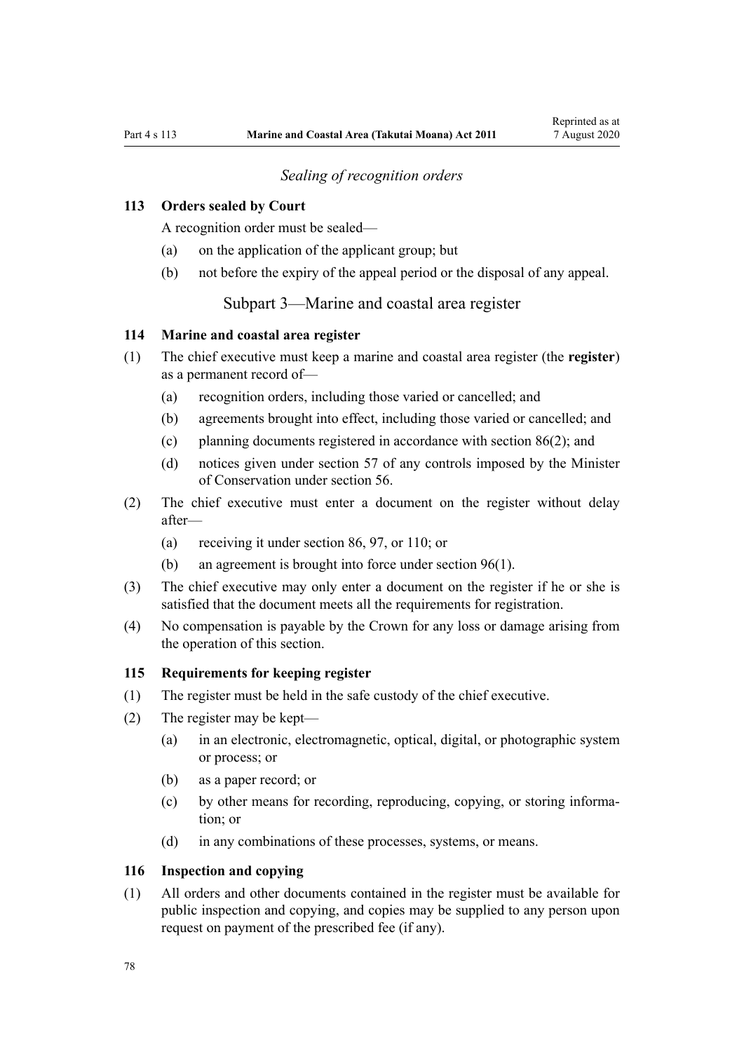*Sealing of recognition orders*

### 113 Orders sealed by Court

A recognition order must be sealed—

(a) on the application of the applicant group; but

(b) not before the expiry of the appeal period or the disposal of any appeal.

## Subpart 3—Marine and coastal area register

### 114 Marine and coastal area register

(1) The chief executive must keep a marine and coastal area register (the **register**) as a permanent record of—

(a) recognition orders, including those varied or cancelled; and

(b) agreements brought into effect, including those varied or cancelled; and

(c) planning documents registered in accordance with section 86(2); and

(d) notices given under section 57 of any controls imposed by the Minister of Conservation under section 56.

(2) The chief executive must enter a document on the register without delay after—

(a) receiving it under section 86, 97, or 110; or

(b) an agreement is brought into force under section 96(1).

(3) The chief executive may only enter a document on the register if he or she is satisfied that the document meets all the requirements for registration.

(4) No compensation is payable by the Crown for any loss or damage arising from the operation of this section.

### 115 Requirements for keeping register

(1) The register must be held in the safe custody of the chief executive.

(2) The register may be kept—

(a) in an electronic, electromagnetic, optical, digital, or photographic system or process; or

(b) as a paper record; or

(c) by other means for recording, reproducing, copying, or storing information; or

(d) in any combinations of these processes, systems, or means.

### 116 Inspection and copying

(1) All orders and other documents contained in the register must be available for public inspection and copying, and copies may be supplied to any person upon request on payment of the prescribed fee (if any).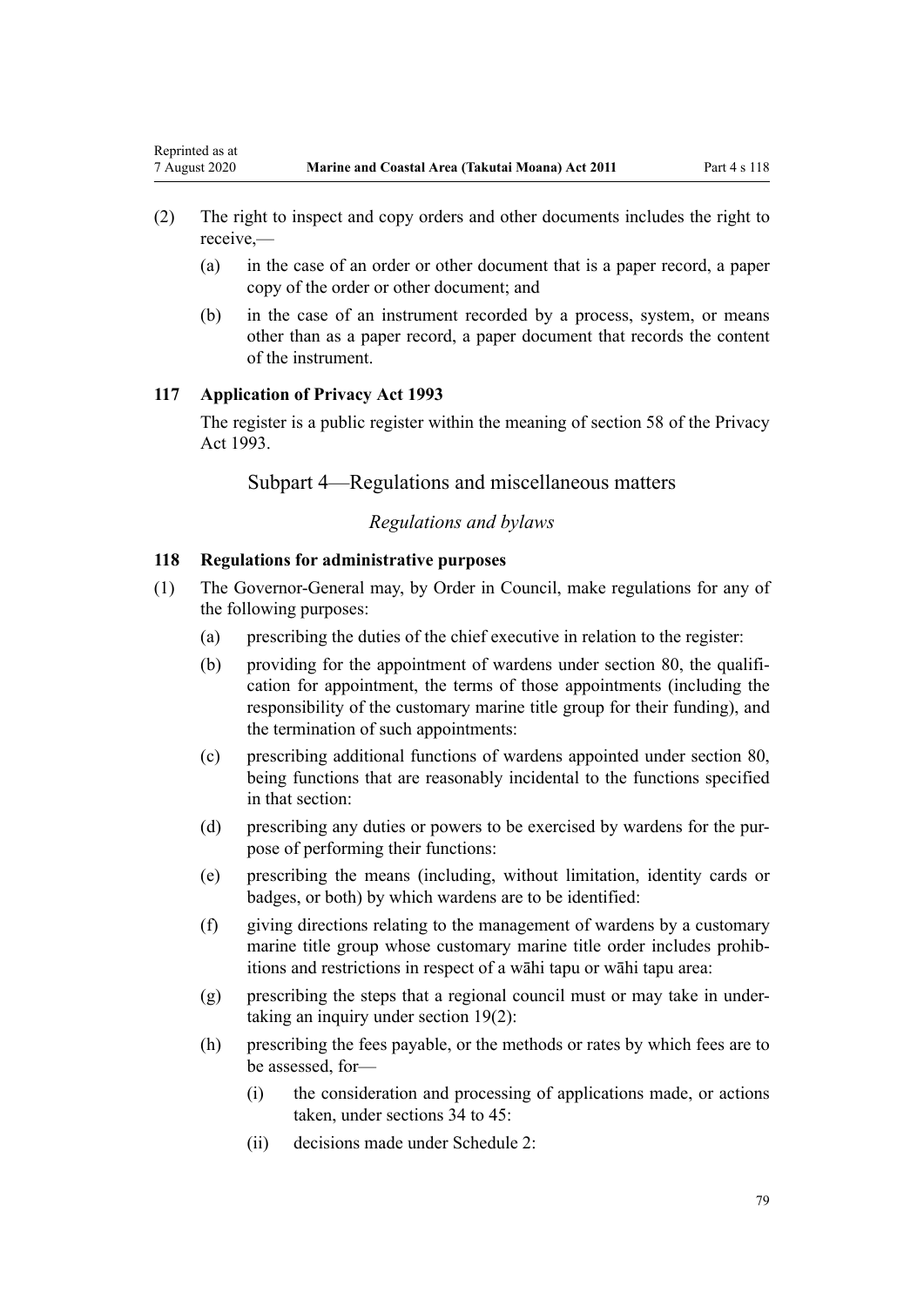(2) The right to inspect and copy orders and other documents includes the right to receive,—

   (a) in the case of an order or other document that is a paper record, a paper copy of the order or other document; and

   (b) in the case of an instrument recorded by a process, system, or means other than as a paper record, a paper document that records the content of the instrument.

### 117 Application of Privacy Act 1993

The register is a public register within the meaning of section 58 of the Privacy Act 1993.

## Subpart 4—Regulations and miscellaneous matters

*Regulations and bylaws*

### 118 Regulations for administrative purposes

(1) The Governor-General may, by Order in Council, make regulations for any of the following purposes:

   (a) prescribing the duties of the chief executive in relation to the register:

   (b) providing for the appointment of wardens under section 80, the qualification for appointment, the terms of those appointments (including the responsibility of the customary marine title group for their funding), and the termination of such appointments:

   (c) prescribing additional functions of wardens appointed under section 80, being functions that are reasonably incidental to the functions specified in that section:

   (d) prescribing any duties or powers to be exercised by wardens for the purpose of performing their functions:

   (e) prescribing the means (including, without limitation, identity cards or badges, or both) by which wardens are to be identified:

   (f) giving directions relating to the management of wardens by a customary marine title group whose customary marine title order includes prohibitions and restrictions in respect of a wāhi tapu or wāhi tapu area:

   (g) prescribing the steps that a regional council must or may take in undertaking an inquiry under section 19(2):

   (h) prescribing the fees payable, or the methods or rates by which fees are to be assessed, for—

      (i) the consideration and processing of applications made, or actions taken, under sections 34 to 45:

      (ii) decisions made under Schedule 2: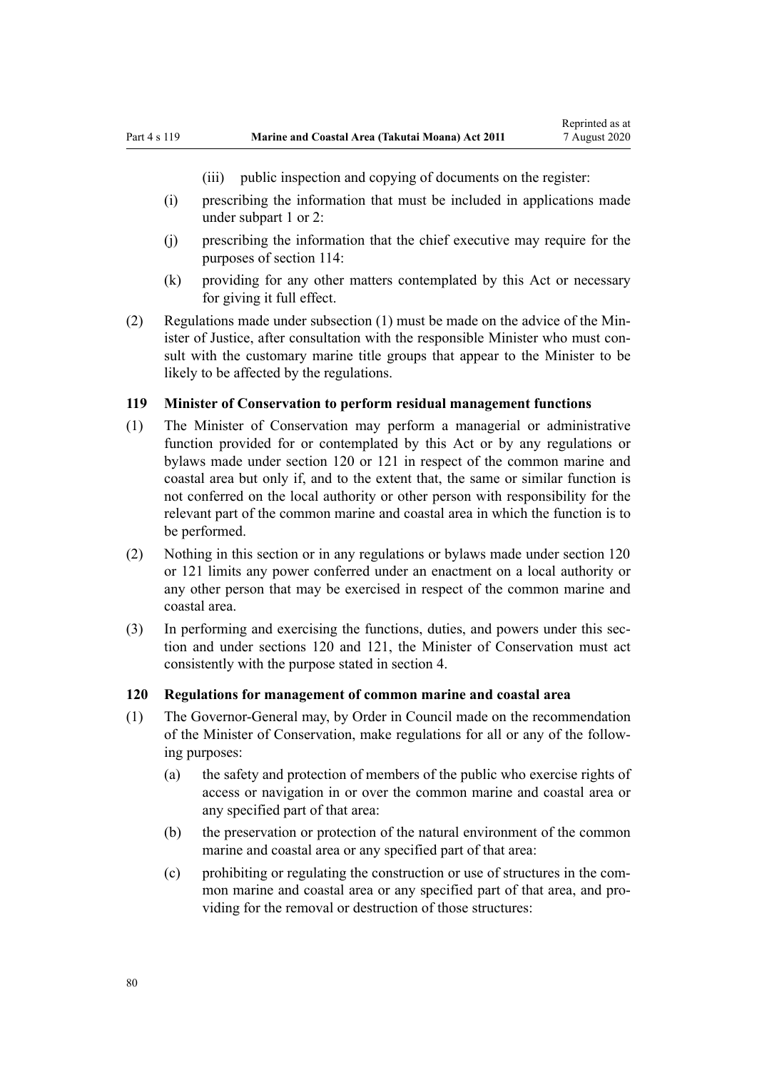(iii) public inspection and copying of documents on the register:

(i) prescribing the information that must be included in applications made under subpart 1 or 2:

(j) prescribing the information that the chief executive may require for the purposes of section 114:

(k) providing for any other matters contemplated by this Act or necessary for giving it full effect.

(2) Regulations made under subsection (1) must be made on the advice of the Minister of Justice, after consultation with the responsible Minister who must consult with the customary marine title groups that appear to the Minister to be likely to be affected by the regulations.

### 119 Minister of Conservation to perform residual management functions

(1) The Minister of Conservation may perform a managerial or administrative function provided for or contemplated by this Act or by any regulations or bylaws made under section 120 or 121 in respect of the common marine and coastal area but only if, and to the extent that, the same or similar function is not conferred on the local authority or other person with responsibility for the relevant part of the common marine and coastal area in which the function is to be performed.

(2) Nothing in this section or in any regulations or bylaws made under section 120 or 121 limits any power conferred under an enactment on a local authority or any other person that may be exercised in respect of the common marine and coastal area.

(3) In performing and exercising the functions, duties, and powers under this section and under sections 120 and 121, the Minister of Conservation must act consistently with the purpose stated in section 4.

### 120 Regulations for management of common marine and coastal area

(1) The Governor-General may, by Order in Council made on the recommendation of the Minister of Conservation, make regulations for all or any of the following purposes:

(a) the safety and protection of members of the public who exercise rights of access or navigation in or over the common marine and coastal area or any specified part of that area:

(b) the preservation or protection of the natural environment of the common marine and coastal area or any specified part of that area:

(c) prohibiting or regulating the construction or use of structures in the common marine and coastal area or any specified part of that area, and providing for the removal or destruction of those structures: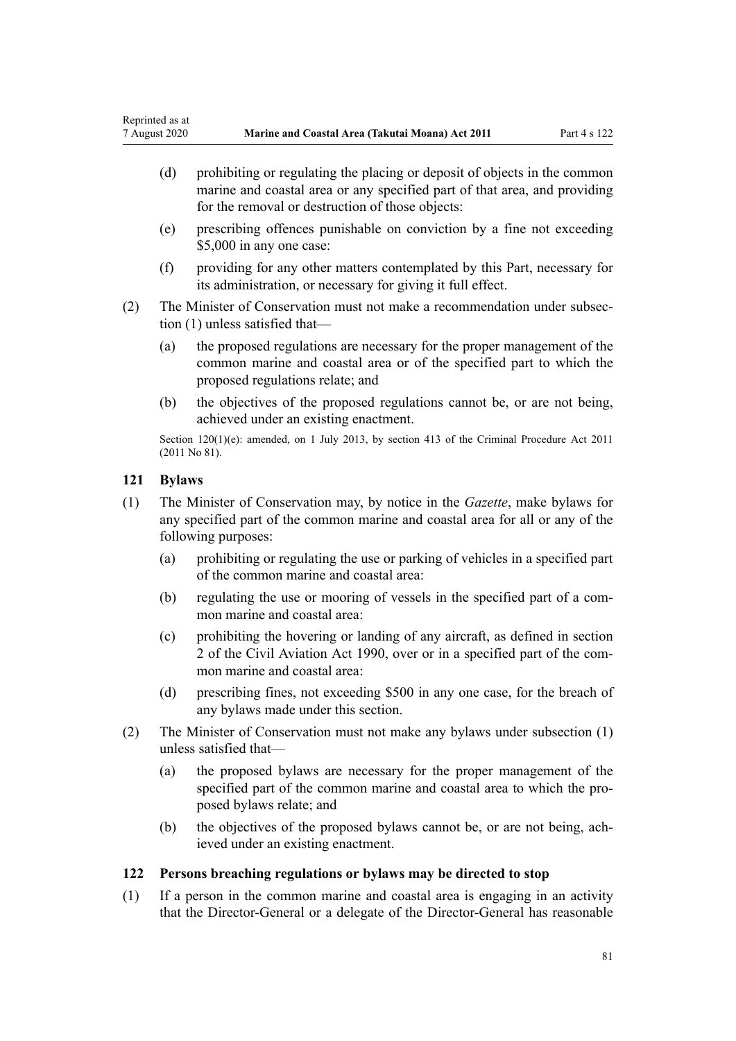(d) prohibiting or regulating the placing or deposit of objects in the common marine and coastal area or any specified part of that area, and providing for the removal or destruction of those objects:

(e) prescribing offences punishable on conviction by a fine not exceeding $5,000 in any one case:

(f) providing for any other matters contemplated by this Part, necessary for its administration, or necessary for giving it full effect.

(2) The Minister of Conservation must not make a recommendation under subsection (1) unless satisfied that—

(a) the proposed regulations are necessary for the proper management of the common marine and coastal area or of the specified part to which the proposed regulations relate; and

(b) the objectives of the proposed regulations cannot be, or are not being, achieved under an existing enactment.

Section 120(1)(e): amended, on 1 July 2013, by section 413 of the Criminal Procedure Act 2011 (2011 No 81).

### 121 Bylaws

(1) The Minister of Conservation may, by notice in the *Gazette*, make bylaws for any specified part of the common marine and coastal area for all or any of the following purposes:

(a) prohibiting or regulating the use or parking of vehicles in a specified part of the common marine and coastal area:

(b) regulating the use or mooring of vessels in the specified part of a common marine and coastal area:

(c) prohibiting the hovering or landing of any aircraft, as defined in section 2 of the Civil Aviation Act 1990, over or in a specified part of the common marine and coastal area:

(d) prescribing fines, not exceeding $500 in any one case, for the breach of any bylaws made under this section.

(2) The Minister of Conservation must not make any bylaws under subsection (1) unless satisfied that—

(a) the proposed bylaws are necessary for the proper management of the specified part of the common marine and coastal area to which the proposed bylaws relate; and

(b) the objectives of the proposed bylaws cannot be, or are not being, achieved under an existing enactment.

### 122 Persons breaching regulations or bylaws may be directed to stop

(1) If a person in the common marine and coastal area is engaging in an activity that the Director-General or a delegate of the Director-General has reasonable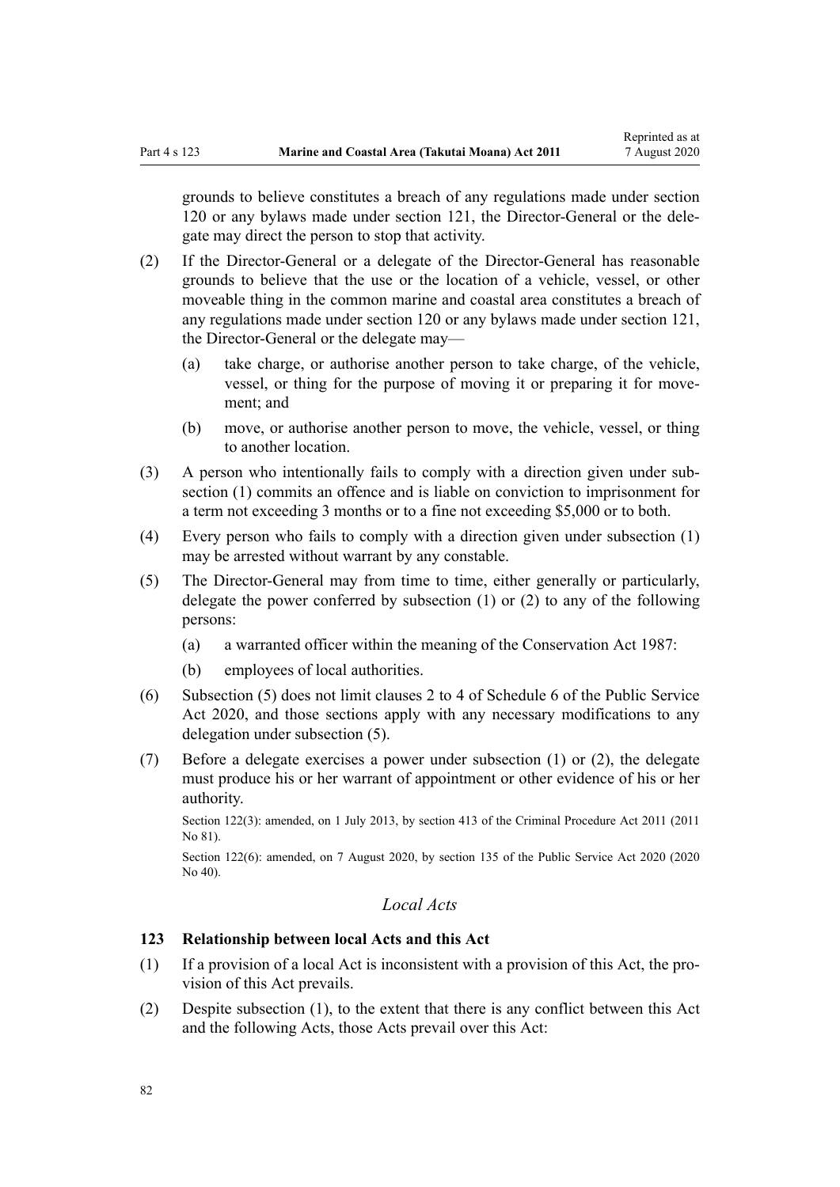grounds to believe constitutes a breach of any regulations made under section 120 or any bylaws made under section 121, the Director-General or the delegate may direct the person to stop that activity.

(2) If the Director-General or a delegate of the Director-General has reasonable grounds to believe that the use or the location of a vehicle, vessel, or other moveable thing in the common marine and coastal area constitutes a breach of any regulations made under section 120 or any bylaws made under section 121, the Director-General or the delegate may—

   (a) take charge, or authorise another person to take charge, of the vehicle, vessel, or thing for the purpose of moving it or preparing it for movement; and

   (b) move, or authorise another person to move, the vehicle, vessel, or thing to another location.

(3) A person who intentionally fails to comply with a direction given under subsection (1) commits an offence and is liable on conviction to imprisonment for a term not exceeding 3 months or to a fine not exceeding $5,000 or to both.

(4) Every person who fails to comply with a direction given under subsection (1) may be arrested without warrant by any constable.

(5) The Director-General may from time to time, either generally or particularly, delegate the power conferred by subsection (1) or (2) to any of the following persons:

   (a) a warranted officer within the meaning of the Conservation Act 1987:

   (b) employees of local authorities.

(6) Subsection (5) does not limit clauses 2 to 4 of Schedule 6 of the Public Service Act 2020, and those sections apply with any necessary modifications to any delegation under subsection (5).

(7) Before a delegate exercises a power under subsection (1) or (2), the delegate must produce his or her warrant of appointment or other evidence of his or her authority.

Section 122(3): amended, on 1 July 2013, by section 413 of the Criminal Procedure Act 2011 (2011 No 81).

Section 122(6): amended, on 7 August 2020, by section 135 of the Public Service Act 2020 (2020 No 40).

### *Local Acts*

**123 Relationship between local Acts and this Act**

(1) If a provision of a local Act is inconsistent with a provision of this Act, the provision of this Act prevails.

(2) Despite subsection (1), to the extent that there is any conflict between this Act and the following Acts, those Acts prevail over this Act: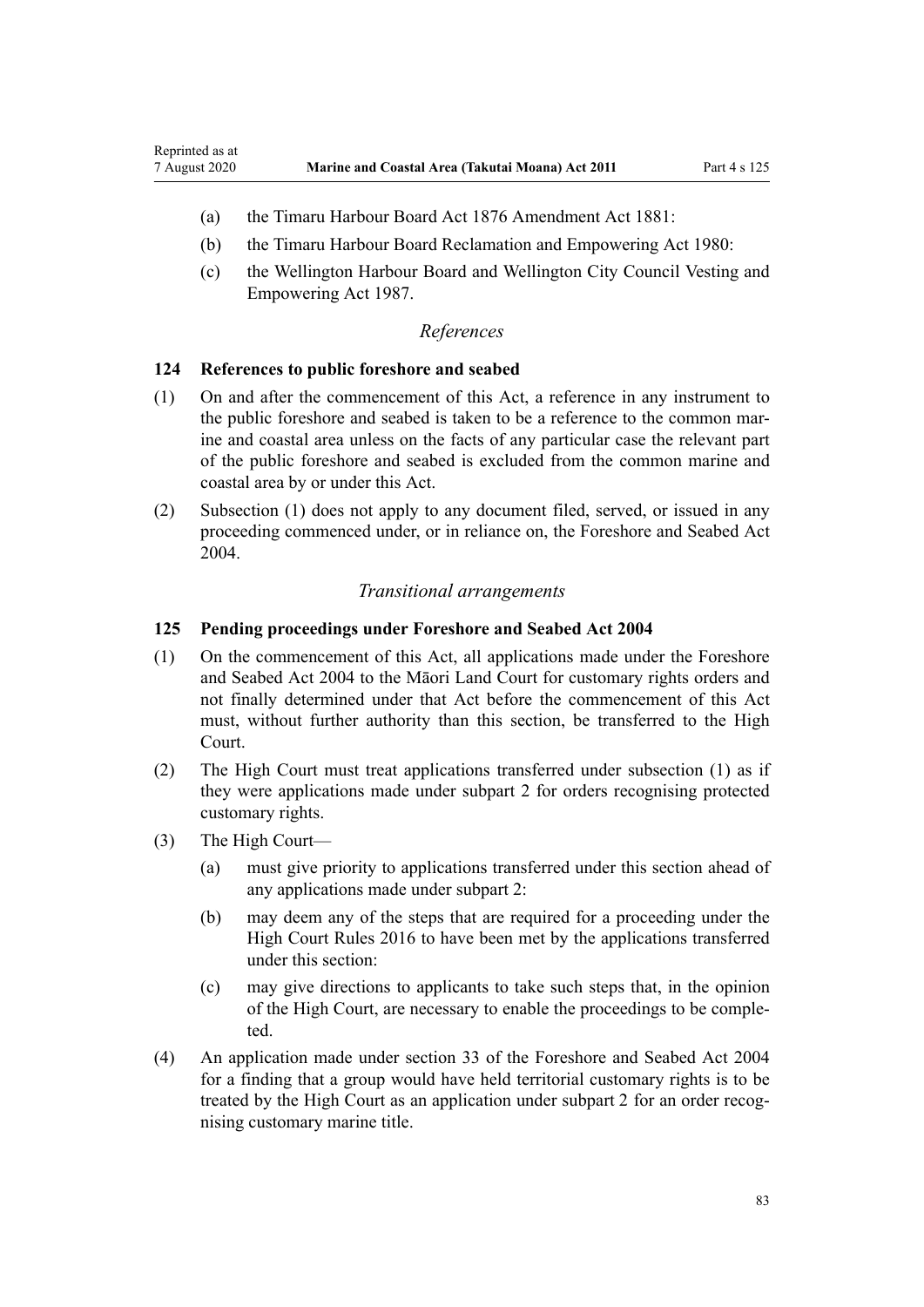(a) the Timaru Harbour Board Act 1876 Amendment Act 1881:

(b) the Timaru Harbour Board Reclamation and Empowering Act 1980:

(c) the Wellington Harbour Board and Wellington City Council Vesting and Empowering Act 1987.

### *References*

### 124 References to public foreshore and seabed

(1) On and after the commencement of this Act, a reference in any instrument to the public foreshore and seabed is taken to be a reference to the common marine and coastal area unless on the facts of any particular case the relevant part of the public foreshore and seabed is excluded from the common marine and coastal area by or under this Act.

(2) Subsection (1) does not apply to any document filed, served, or issued in any proceeding commenced under, or in reliance on, the Foreshore and Seabed Act 2004.

### *Transitional arrangements*

### 125 Pending proceedings under Foreshore and Seabed Act 2004

(1) On the commencement of this Act, all applications made under the Foreshore and Seabed Act 2004 to the Māori Land Court for customary rights orders and not finally determined under that Act before the commencement of this Act must, without further authority than this section, be transferred to the High Court.

(2) The High Court must treat applications transferred under subsection (1) as if they were applications made under subpart 2 for orders recognising protected customary rights.

(3) The High Court—

(a) must give priority to applications transferred under this section ahead of any applications made under subpart 2:

(b) may deem any of the steps that are required for a proceeding under the High Court Rules 2016 to have been met by the applications transferred under this section:

(c) may give directions to applicants to take such steps that, in the opinion of the High Court, are necessary to enable the proceedings to be completed.

(4) An application made under section 33 of the Foreshore and Seabed Act 2004 for a finding that a group would have held territorial customary rights is to be treated by the High Court as an application under subpart 2 for an order recognising customary marine title.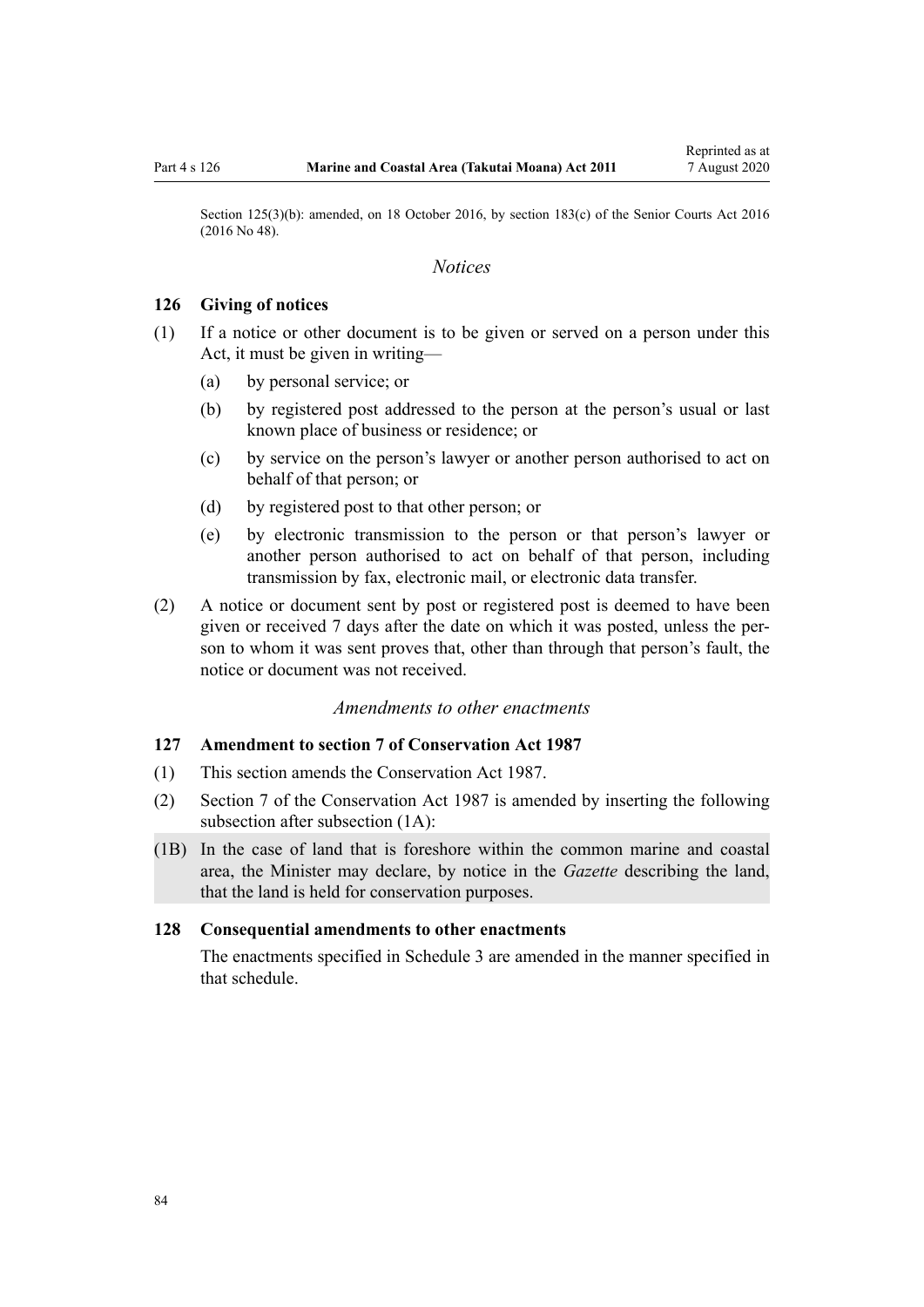Section 125(3)(b): amended, on 18 October 2016, by section 183(c) of the Senior Courts Act 2016 (2016 No 48).

*Notices*

### 126 Giving of notices

(1) If a notice or other document is to be given or served on a person under this Act, it must be given in writing—

(a) by personal service; or

(b) by registered post addressed to the person at the person's usual or last known place of business or residence; or

(c) by service on the person's lawyer or another person authorised to act on behalf of that person; or

(d) by registered post to that other person; or

(e) by electronic transmission to the person or that person's lawyer or another person authorised to act on behalf of that person, including transmission by fax, electronic mail, or electronic data transfer.

(2) A notice or document sent by post or registered post is deemed to have been given or received 7 days after the date on which it was posted, unless the person to whom it was sent proves that, other than through that person's fault, the notice or document was not received.

*Amendments to other enactments*

### 127 Amendment to section 7 of Conservation Act 1987

(1) This section amends the Conservation Act 1987.

(2) Section 7 of the Conservation Act 1987 is amended by inserting the following subsection after subsection (1A):

(1B) In the case of land that is foreshore within the common marine and coastal area, the Minister may declare, by notice in the *Gazette* describing the land, that the land is held for conservation purposes.

### 128 Consequential amendments to other enactments

The enactments specified in Schedule 3 are amended in the manner specified in that schedule.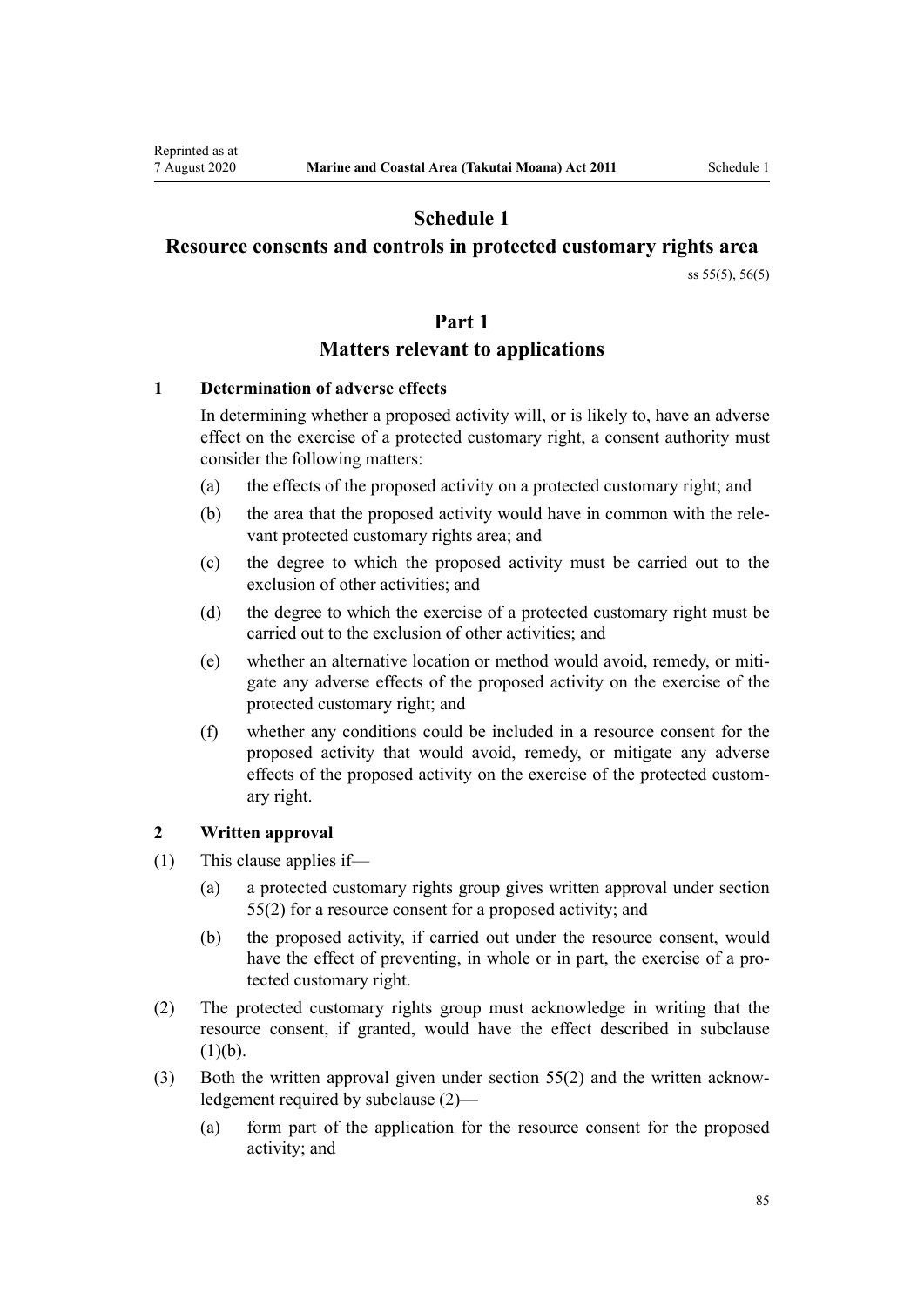# Schedule 1
## Resource consents and controls in protected customary rights area

ss 55(5), 56(5)

## Part 1
### Matters relevant to applications

**1 Determination of adverse effects**

In determining whether a proposed activity will, or is likely to, have an adverse effect on the exercise of a protected customary right, a consent authority must consider the following matters:

(a) the effects of the proposed activity on a protected customary right; and

(b) the area that the proposed activity would have in common with the relevant protected customary rights area; and

(c) the degree to which the proposed activity must be carried out to the exclusion of other activities; and

(d) the degree to which the exercise of a protected customary right must be carried out to the exclusion of other activities; and

(e) whether an alternative location or method would avoid, remedy, or mitigate any adverse effects of the proposed activity on the exercise of the protected customary right; and

(f) whether any conditions could be included in a resource consent for the proposed activity that would avoid, remedy, or mitigate any adverse effects of the proposed activity on the exercise of the protected customary right.

**2 Written approval**

(1) This clause applies if—

(a) a protected customary rights group gives written approval under section 55(2) for a resource consent for a proposed activity; and

(b) the proposed activity, if carried out under the resource consent, would have the effect of preventing, in whole or in part, the exercise of a protected customary right.

(2) The protected customary rights group must acknowledge in writing that the resource consent, if granted, would have the effect described in subclause (1)(b).

(3) Both the written approval given under section 55(2) and the written acknowledgement required by subclause (2)—

(a) form part of the application for the resource consent for the proposed activity; and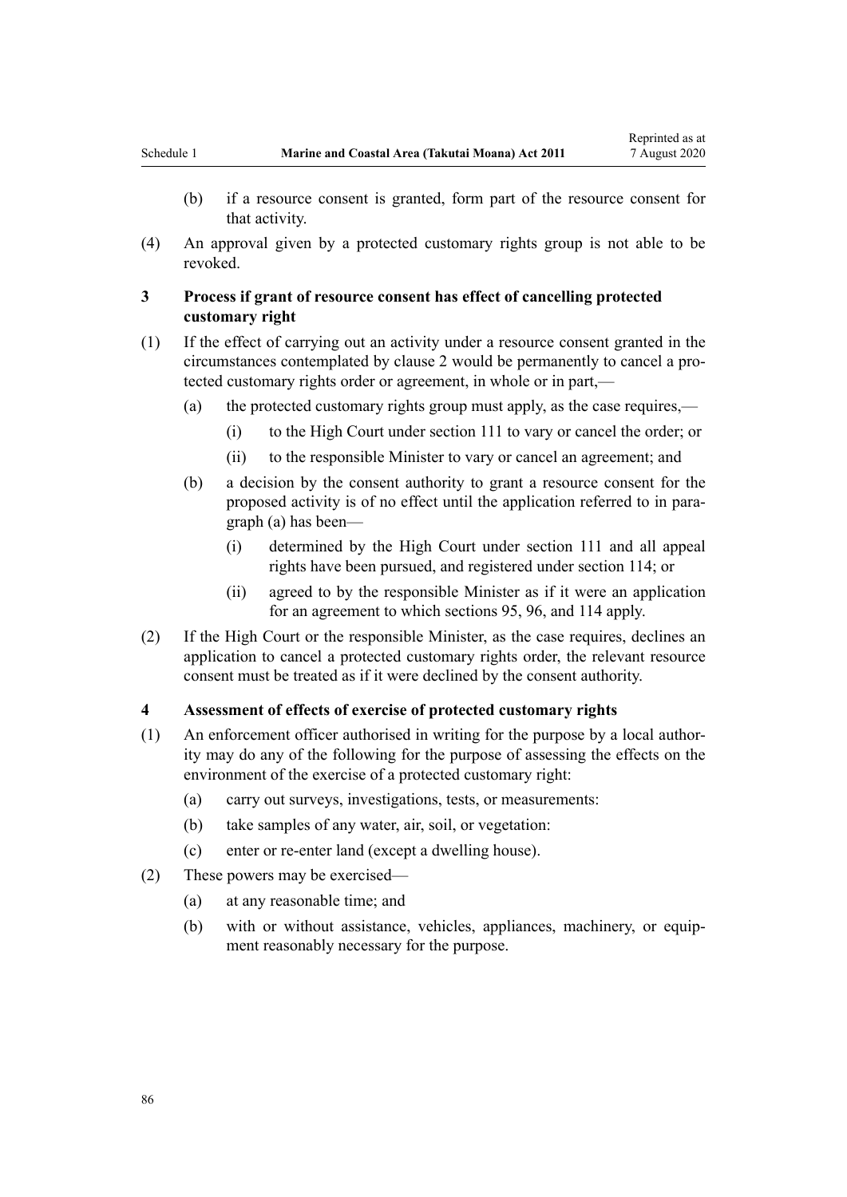(b) if a resource consent is granted, form part of the resource consent for that activity.

(4) An approval given by a protected customary rights group is not able to be revoked.

### 3 Process if grant of resource consent has effect of cancelling protected customary right

(1) If the effect of carrying out an activity under a resource consent granted in the circumstances contemplated by clause 2 would be permanently to cancel a protected customary rights order or agreement, in whole or in part,—

(a) the protected customary rights group must apply, as the case requires,—

(i) to the High Court under section 111 to vary or cancel the order; or

(ii) to the responsible Minister to vary or cancel an agreement; and

(b) a decision by the consent authority to grant a resource consent for the proposed activity is of no effect until the application referred to in paragraph (a) has been—

(i) determined by the High Court under section 111 and all appeal rights have been pursued, and registered under section 114; or

(ii) agreed to by the responsible Minister as if it were an application for an agreement to which sections 95, 96, and 114 apply.

(2) If the High Court or the responsible Minister, as the case requires, declines an application to cancel a protected customary rights order, the relevant resource consent must be treated as if it were declined by the consent authority.

### 4 Assessment of effects of exercise of protected customary rights

(1) An enforcement officer authorised in writing for the purpose by a local authority may do any of the following for the purpose of assessing the effects on the environment of the exercise of a protected customary right:

(a) carry out surveys, investigations, tests, or measurements:

(b) take samples of any water, air, soil, or vegetation:

(c) enter or re-enter land (except a dwelling house).

(2) These powers may be exercised—

(a) at any reasonable time; and

(b) with or without assistance, vehicles, appliances, machinery, or equipment reasonably necessary for the purpose.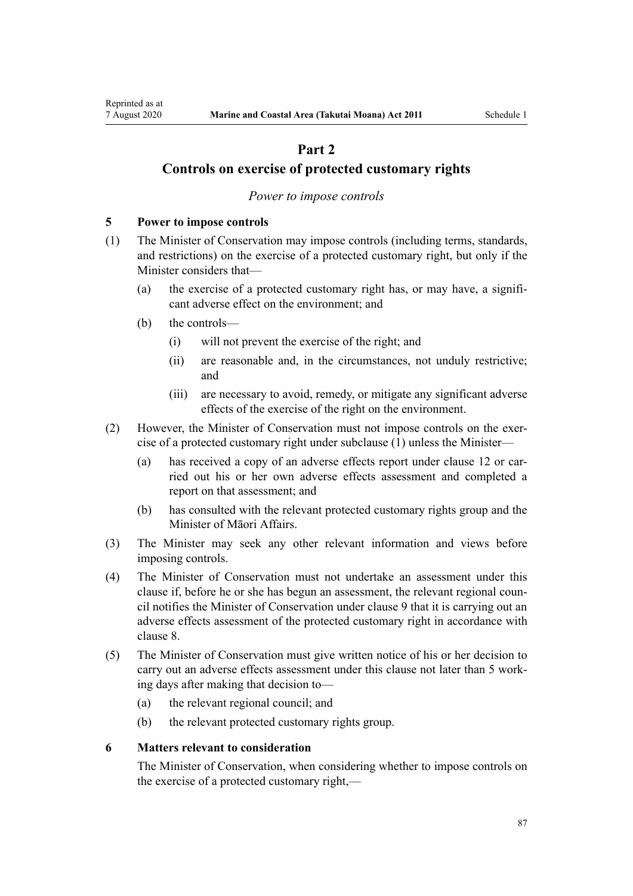## Part 2
## Controls on exercise of protected customary rights

*Power to impose controls*

### 5 Power to impose controls

(1) The Minister of Conservation may impose controls (including terms, standards, and restrictions) on the exercise of a protected customary right, but only if the Minister considers that—

(a) the exercise of a protected customary right has, or may have, a significant adverse effect on the environment; and

(b) the controls—

(i) will not prevent the exercise of the right; and

(ii) are reasonable and, in the circumstances, not unduly restrictive; and

(iii) are necessary to avoid, remedy, or mitigate any significant adverse effects of the exercise of the right on the environment.

(2) However, the Minister of Conservation must not impose controls on the exercise of a protected customary right under subclause (1) unless the Minister—

(a) has received a copy of an adverse effects report under clause 12 or carried out his or her own adverse effects assessment and completed a report on that assessment; and

(b) has consulted with the relevant protected customary rights group and the Minister of Māori Affairs.

(3) The Minister may seek any other relevant information and views before imposing controls.

(4) The Minister of Conservation must not undertake an assessment under this clause if, before he or she has begun an assessment, the relevant regional council notifies the Minister of Conservation under clause 9 that it is carrying out an adverse effects assessment of the protected customary right in accordance with clause 8.

(5) The Minister of Conservation must give written notice of his or her decision to carry out an adverse effects assessment under this clause not later than 5 working days after making that decision to—

(a) the relevant regional council; and

(b) the relevant protected customary rights group.

### 6 Matters relevant to consideration

The Minister of Conservation, when considering whether to impose controls on the exercise of a protected customary right,—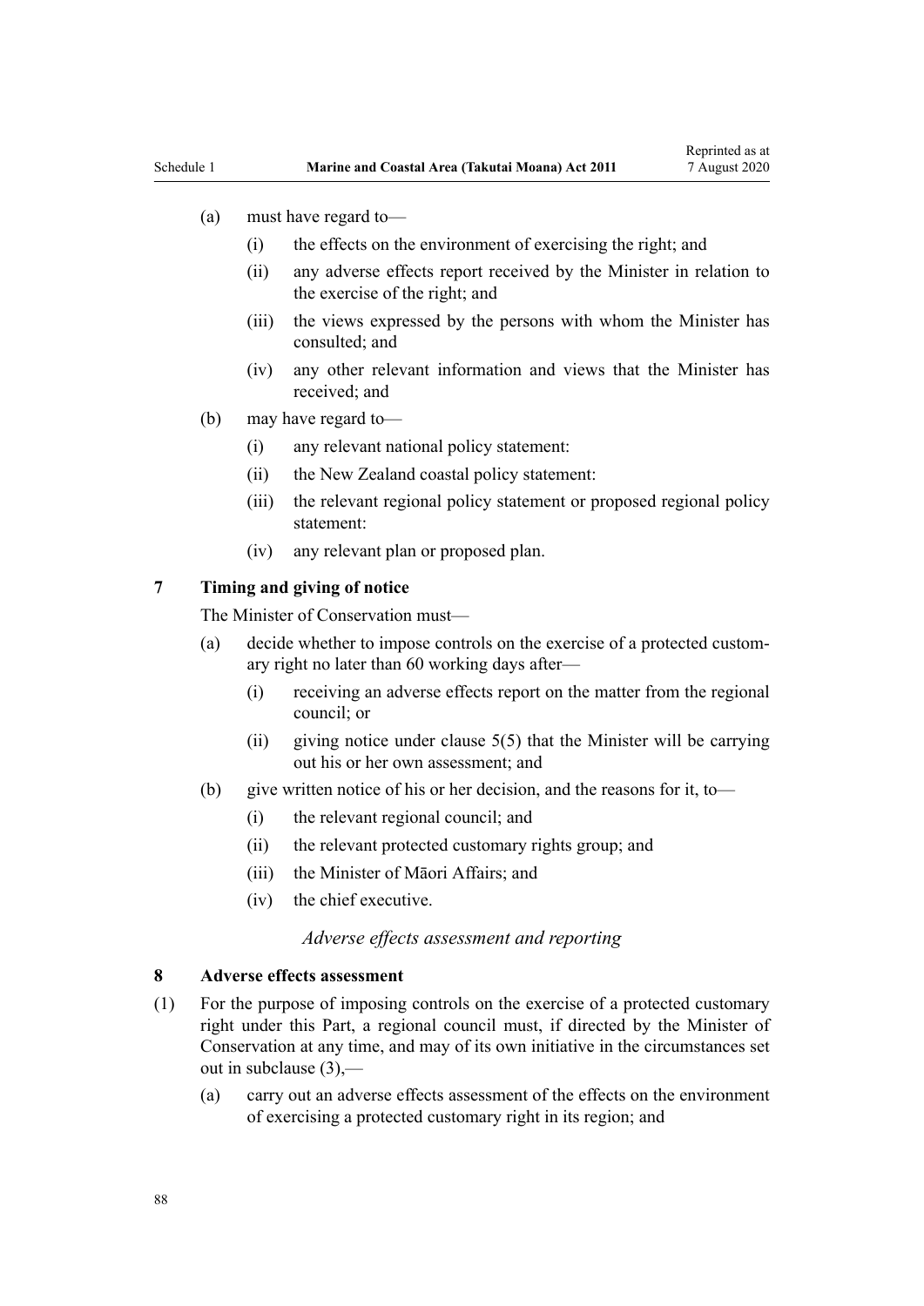(a) must have regard to—

  (i) the effects on the environment of exercising the right; and

  (ii) any adverse effects report received by the Minister in relation to the exercise of the right; and

  (iii) the views expressed by the persons with whom the Minister has consulted; and

  (iv) any other relevant information and views that the Minister has received; and

(b) may have regard to—

  (i) any relevant national policy statement:

  (ii) the New Zealand coastal policy statement:

  (iii) the relevant regional policy statement or proposed regional policy statement:

  (iv) any relevant plan or proposed plan.

### 7 Timing and giving of notice

The Minister of Conservation must—

(a) decide whether to impose controls on the exercise of a protected customary right no later than 60 working days after—

  (i) receiving an adverse effects report on the matter from the regional council; or

  (ii) giving notice under clause 5(5) that the Minister will be carrying out his or her own assessment; and

(b) give written notice of his or her decision, and the reasons for it, to—

  (i) the relevant regional council; and

  (ii) the relevant protected customary rights group; and

  (iii) the Minister of Māori Affairs; and

  (iv) the chief executive.

*Adverse effects assessment and reporting*

### 8 Adverse effects assessment

(1) For the purpose of imposing controls on the exercise of a protected customary right under this Part, a regional council must, if directed by the Minister of Conservation at any time, and may of its own initiative in the circumstances set out in subclause (3),—

  (a) carry out an adverse effects assessment of the effects on the environment of exercising a protected customary right in its region; and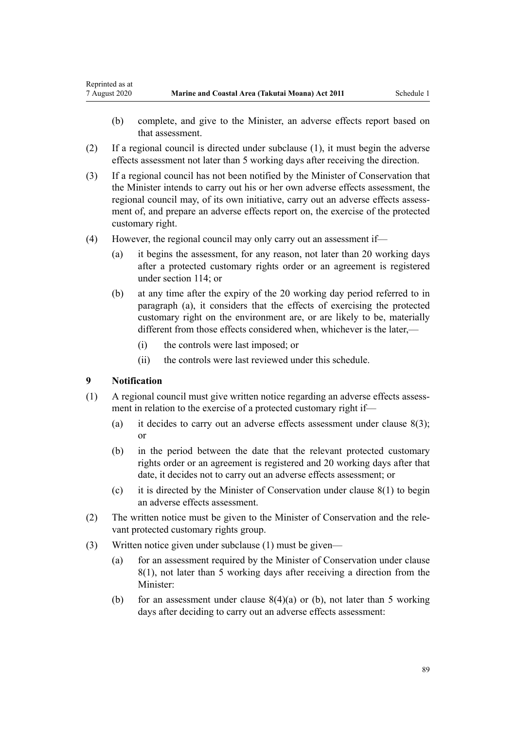(b) complete, and give to the Minister, an adverse effects report based on that assessment.

(2) If a regional council is directed under subclause (1), it must begin the adverse effects assessment not later than 5 working days after receiving the direction.

(3) If a regional council has not been notified by the Minister of Conservation that the Minister intends to carry out his or her own adverse effects assessment, the regional council may, of its own initiative, carry out an adverse effects assessment of, and prepare an adverse effects report on, the exercise of the protected customary right.

(4) However, the regional council may only carry out an assessment if—

(a) it begins the assessment, for any reason, not later than 20 working days after a protected customary rights order or an agreement is registered under section 114; or

(b) at any time after the expiry of the 20 working day period referred to in paragraph (a), it considers that the effects of exercising the protected customary right on the environment are, or are likely to be, materially different from those effects considered when, whichever is the later,—

(i) the controls were last imposed; or

(ii) the controls were last reviewed under this schedule.

### 9 Notification

(1) A regional council must give written notice regarding an adverse effects assessment in relation to the exercise of a protected customary right if—

(a) it decides to carry out an adverse effects assessment under clause 8(3); or

(b) in the period between the date that the relevant protected customary rights order or an agreement is registered and 20 working days after that date, it decides not to carry out an adverse effects assessment; or

(c) it is directed by the Minister of Conservation under clause 8(1) to begin an adverse effects assessment.

(2) The written notice must be given to the Minister of Conservation and the relevant protected customary rights group.

(3) Written notice given under subclause (1) must be given—

(a) for an assessment required by the Minister of Conservation under clause 8(1), not later than 5 working days after receiving a direction from the Minister:

(b) for an assessment under clause 8(4)(a) or (b), not later than 5 working days after deciding to carry out an adverse effects assessment: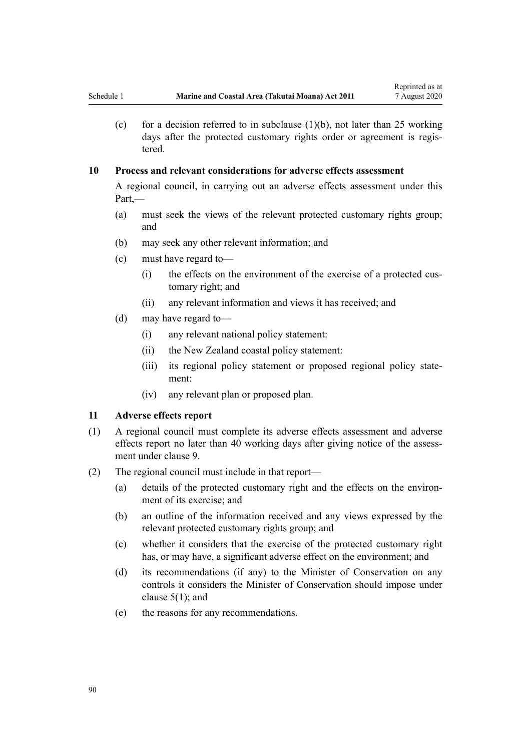(c) for a decision referred to in subclause (1)(b), not later than 25 working days after the protected customary rights order or agreement is registered.

### 10 Process and relevant considerations for adverse effects assessment

A regional council, in carrying out an adverse effects assessment under this Part,—

(a) must seek the views of the relevant protected customary rights group; and

(b) may seek any other relevant information; and

(c) must have regard to—

(i) the effects on the environment of the exercise of a protected customary right; and

(ii) any relevant information and views it has received; and

(d) may have regard to—

(i) any relevant national policy statement:

(ii) the New Zealand coastal policy statement:

(iii) its regional policy statement or proposed regional policy statement:

(iv) any relevant plan or proposed plan.

### 11 Adverse effects report

(1) A regional council must complete its adverse effects assessment and adverse effects report no later than 40 working days after giving notice of the assessment under clause 9.

(2) The regional council must include in that report—

(a) details of the protected customary right and the effects on the environment of its exercise; and

(b) an outline of the information received and any views expressed by the relevant protected customary rights group; and

(c) whether it considers that the exercise of the protected customary right has, or may have, a significant adverse effect on the environment; and

(d) its recommendations (if any) to the Minister of Conservation on any controls it considers the Minister of Conservation should impose under clause 5(1); and

(e) the reasons for any recommendations.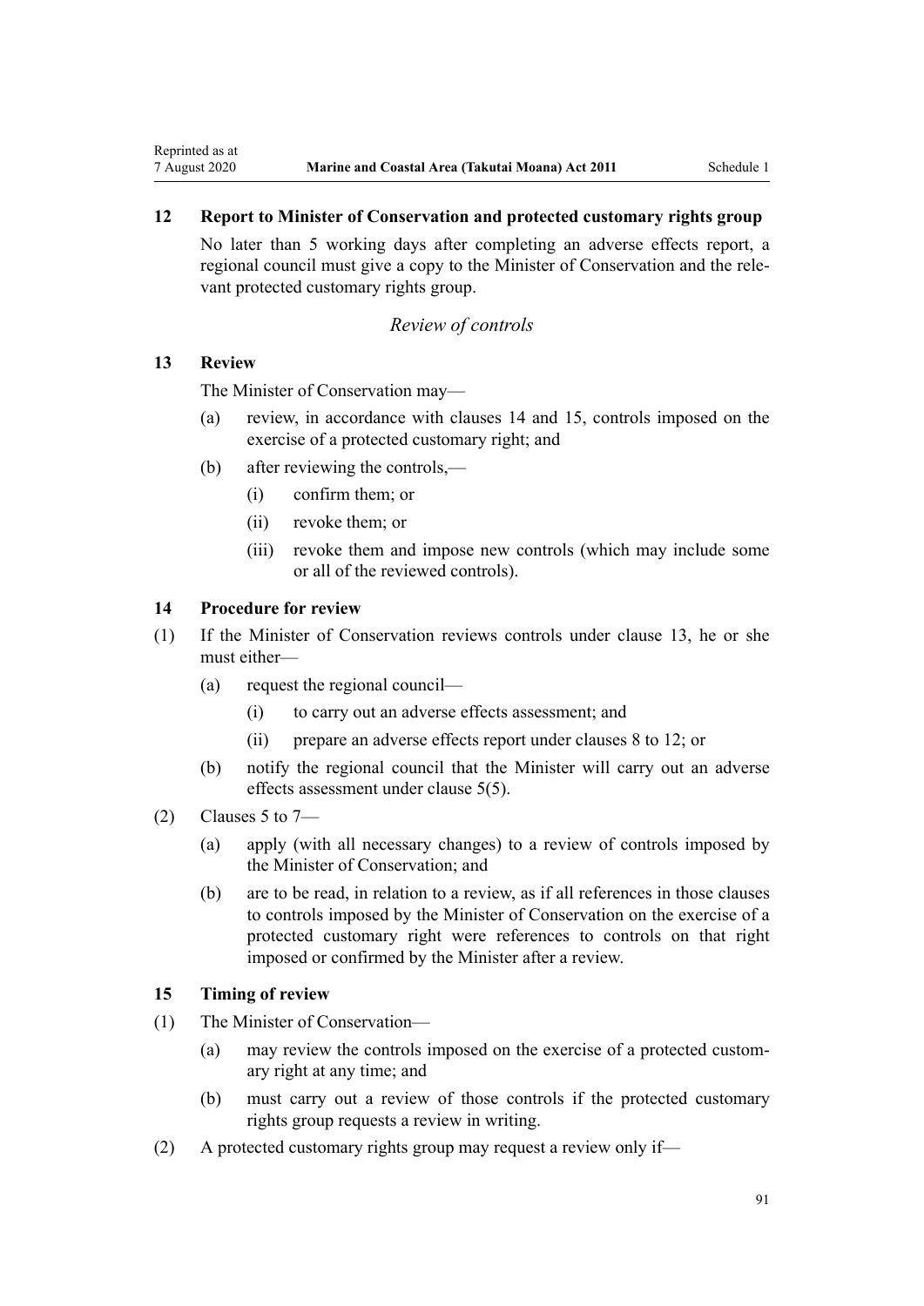### 12 Report to Minister of Conservation and protected customary rights group

No later than 5 working days after completing an adverse effects report, a regional council must give a copy to the Minister of Conservation and the relevant protected customary rights group.

*Review of controls*

### 13 Review

The Minister of Conservation may—

- (a) review, in accordance with clauses 14 and 15, controls imposed on the exercise of a protected customary right; and
- (b) after reviewing the controls,—
  - (i) confirm them; or
  - (ii) revoke them; or
  - (iii) revoke them and impose new controls (which may include some or all of the reviewed controls).

### 14 Procedure for review

(1) If the Minister of Conservation reviews controls under clause 13, he or she must either—

- (a) request the regional council—
  - (i) to carry out an adverse effects assessment; and
  - (ii) prepare an adverse effects report under clauses 8 to 12; or
- (b) notify the regional council that the Minister will carry out an adverse effects assessment under clause 5(5).

(2) Clauses 5 to 7—

- (a) apply (with all necessary changes) to a review of controls imposed by the Minister of Conservation; and
- (b) are to be read, in relation to a review, as if all references in those clauses to controls imposed by the Minister of Conservation on the exercise of a protected customary right were references to controls on that right imposed or confirmed by the Minister after a review.

### 15 Timing of review

(1) The Minister of Conservation—

- (a) may review the controls imposed on the exercise of a protected customary right at any time; and
- (b) must carry out a review of those controls if the protected customary rights group requests a review in writing.

(2) A protected customary rights group may request a review only if—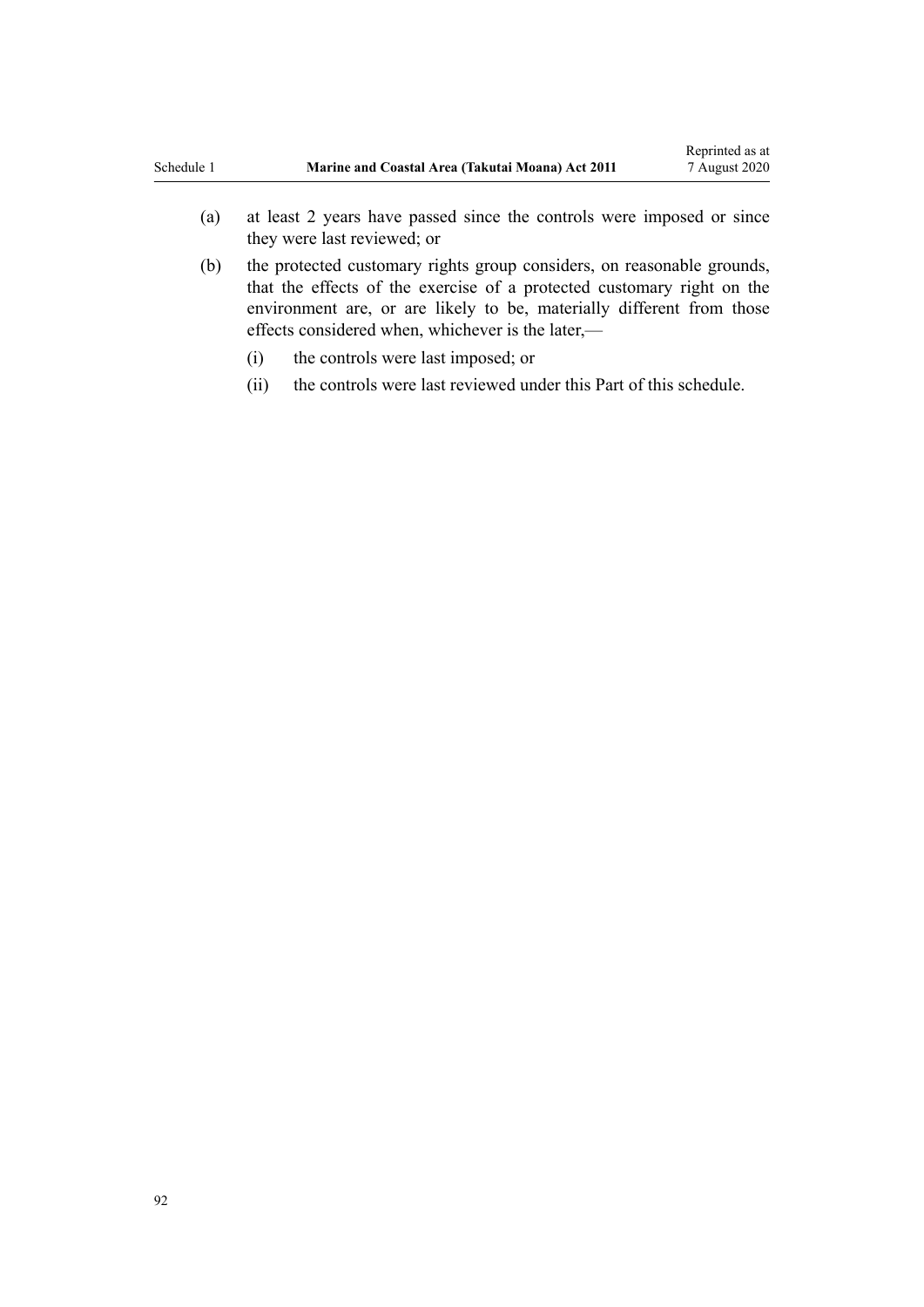(a) at least 2 years have passed since the controls were imposed or since they were last reviewed; or

(b) the protected customary rights group considers, on reasonable grounds, that the effects of the exercise of a protected customary right on the environment are, or are likely to be, materially different from those effects considered when, whichever is the later,—

    (i) the controls were last imposed; or

    (ii) the controls were last reviewed under this Part of this schedule.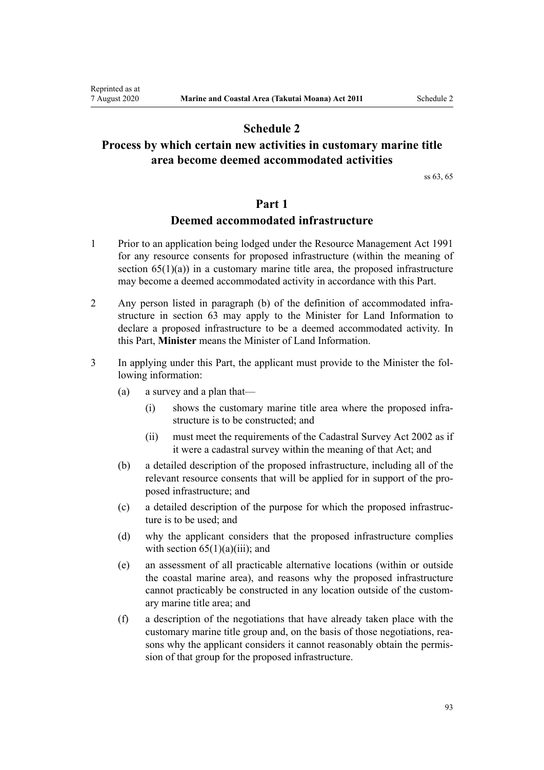# Schedule 2
## Process by which certain new activities in customary marine title area become deemed accommodated activities

ss 63, 65

## Part 1
### Deemed accommodated infrastructure

1 Prior to an application being lodged under the Resource Management Act 1991 for any resource consents for proposed infrastructure (within the meaning of section 65(1)(a)) in a customary marine title area, the proposed infrastructure may become a deemed accommodated activity in accordance with this Part.

2 Any person listed in paragraph (b) of the definition of accommodated infrastructure in section 63 may apply to the Minister for Land Information to declare a proposed infrastructure to be a deemed accommodated activity. In this Part, **Minister** means the Minister of Land Information.

3 In applying under this Part, the applicant must provide to the Minister the following information:

- (a) a survey and a plan that—
  - (i) shows the customary marine title area where the proposed infrastructure is to be constructed; and
  - (ii) must meet the requirements of the Cadastral Survey Act 2002 as if it were a cadastral survey within the meaning of that Act; and
- (b) a detailed description of the proposed infrastructure, including all of the relevant resource consents that will be applied for in support of the proposed infrastructure; and
- (c) a detailed description of the purpose for which the proposed infrastructure is to be used; and
- (d) why the applicant considers that the proposed infrastructure complies with section 65(1)(a)(iii); and
- (e) an assessment of all practicable alternative locations (within or outside the coastal marine area), and reasons why the proposed infrastructure cannot practicably be constructed in any location outside of the customary marine title area; and
- (f) a description of the negotiations that have already taken place with the customary marine title group and, on the basis of those negotiations, reasons why the applicant considers it cannot reasonably obtain the permission of that group for the proposed infrastructure.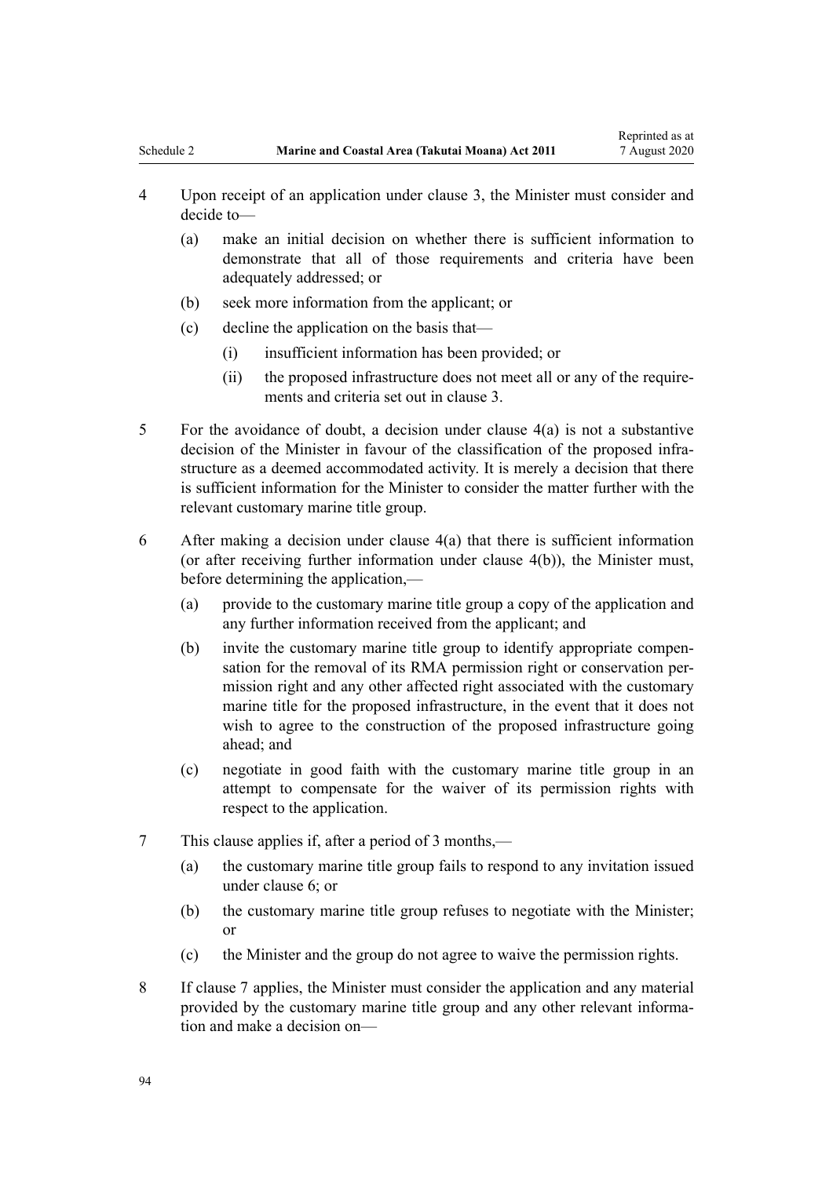4 Upon receipt of an application under clause 3, the Minister must consider and decide to—

   (a) make an initial decision on whether there is sufficient information to demonstrate that all of those requirements and criteria have been adequately addressed; or

   (b) seek more information from the applicant; or

   (c) decline the application on the basis that—

      (i) insufficient information has been provided; or

      (ii) the proposed infrastructure does not meet all or any of the requirements and criteria set out in clause 3.

5 For the avoidance of doubt, a decision under clause 4(a) is not a substantive decision of the Minister in favour of the classification of the proposed infrastructure as a deemed accommodated activity. It is merely a decision that there is sufficient information for the Minister to consider the matter further with the relevant customary marine title group.

6 After making a decision under clause 4(a) that there is sufficient information (or after receiving further information under clause 4(b)), the Minister must, before determining the application,—

   (a) provide to the customary marine title group a copy of the application and any further information received from the applicant; and

   (b) invite the customary marine title group to identify appropriate compensation for the removal of its RMA permission right or conservation permission right and any other affected right associated with the customary marine title for the proposed infrastructure, in the event that it does not wish to agree to the construction of the proposed infrastructure going ahead; and

   (c) negotiate in good faith with the customary marine title group in an attempt to compensate for the waiver of its permission rights with respect to the application.

7 This clause applies if, after a period of 3 months,—

   (a) the customary marine title group fails to respond to any invitation issued under clause 6; or

   (b) the customary marine title group refuses to negotiate with the Minister; or

   (c) the Minister and the group do not agree to waive the permission rights.

8 If clause 7 applies, the Minister must consider the application and any material provided by the customary marine title group and any other relevant information and make a decision on—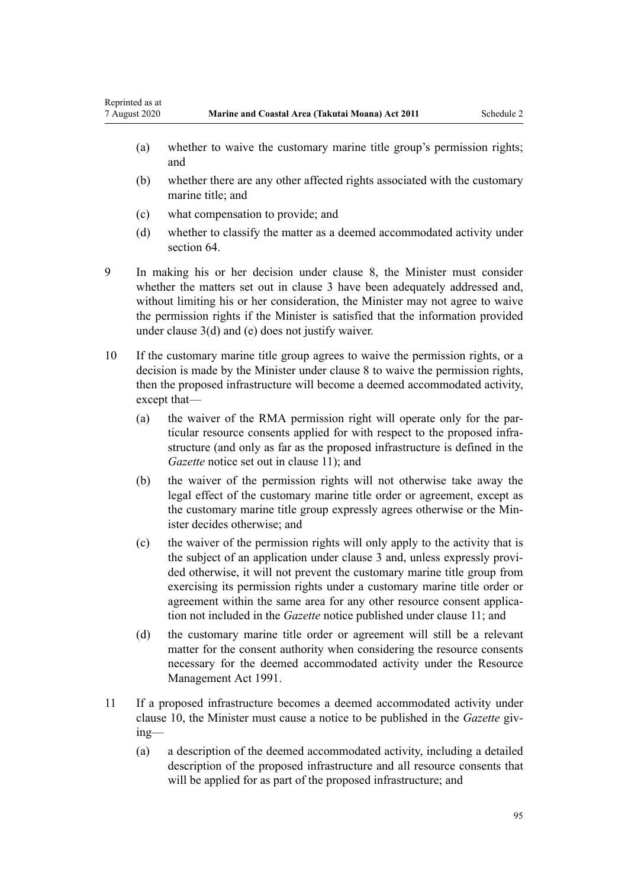(a) whether to waive the customary marine title group's permission rights; and

(b) whether there are any other affected rights associated with the customary marine title; and

(c) what compensation to provide; and

(d) whether to classify the matter as a deemed accommodated activity under section 64.

9 In making his or her decision under clause 8, the Minister must consider whether the matters set out in clause 3 have been adequately addressed and, without limiting his or her consideration, the Minister may not agree to waive the permission rights if the Minister is satisfied that the information provided under clause 3(d) and (e) does not justify waiver.

10 If the customary marine title group agrees to waive the permission rights, or a decision is made by the Minister under clause 8 to waive the permission rights, then the proposed infrastructure will become a deemed accommodated activity, except that—

(a) the waiver of the RMA permission right will operate only for the particular resource consents applied for with respect to the proposed infrastructure (and only as far as the proposed infrastructure is defined in the *Gazette* notice set out in clause 11); and

(b) the waiver of the permission rights will not otherwise take away the legal effect of the customary marine title order or agreement, except as the customary marine title group expressly agrees otherwise or the Minister decides otherwise; and

(c) the waiver of the permission rights will only apply to the activity that is the subject of an application under clause 3 and, unless expressly provided otherwise, it will not prevent the customary marine title group from exercising its permission rights under a customary marine title order or agreement within the same area for any other resource consent application not included in the *Gazette* notice published under clause 11; and

(d) the customary marine title order or agreement will still be a relevant matter for the consent authority when considering the resource consents necessary for the deemed accommodated activity under the Resource Management Act 1991.

11 If a proposed infrastructure becomes a deemed accommodated activity under clause 10, the Minister must cause a notice to be published in the *Gazette* giving—

(a) a description of the deemed accommodated activity, including a detailed description of the proposed infrastructure and all resource consents that will be applied for as part of the proposed infrastructure; and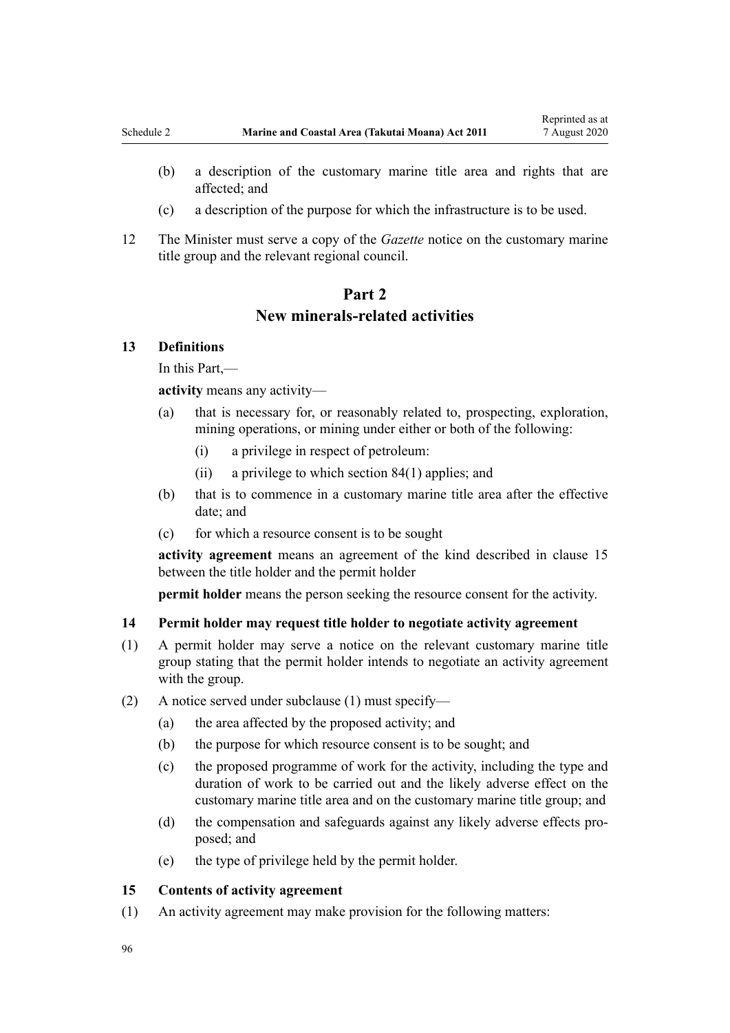(b) a description of the customary marine title area and rights that are affected; and

(c) a description of the purpose for which the infrastructure is to be used.

12 The Minister must serve a copy of the *Gazette* notice on the customary marine title group and the relevant regional council.

## Part 2
## New minerals-related activities

### 13 Definitions

In this Part,—

**activity** means any activity—

(a) that is necessary for, or reasonably related to, prospecting, exploration, mining operations, or mining under either or both of the following:

(i) a privilege in respect of petroleum:

(ii) a privilege to which section 84(1) applies; and

(b) that is to commence in a customary marine title area after the effective date; and

(c) for which a resource consent is to be sought

**activity agreement** means an agreement of the kind described in clause 15 between the title holder and the permit holder

**permit holder** means the person seeking the resource consent for the activity.

### 14 Permit holder may request title holder to negotiate activity agreement

(1) A permit holder may serve a notice on the relevant customary marine title group stating that the permit holder intends to negotiate an activity agreement with the group.

(2) A notice served under subclause (1) must specify—

(a) the area affected by the proposed activity; and

(b) the purpose for which resource consent is to be sought; and

(c) the proposed programme of work for the activity, including the type and duration of work to be carried out and the likely adverse effect on the customary marine title area and on the customary marine title group; and

(d) the compensation and safeguards against any likely adverse effects proposed; and

(e) the type of privilege held by the permit holder.

### 15 Contents of activity agreement

(1) An activity agreement may make provision for the following matters: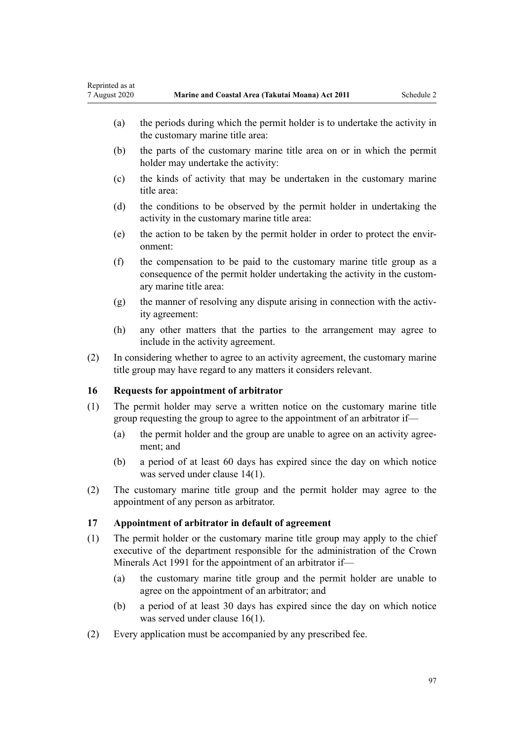(a) the periods during which the permit holder is to undertake the activity in the customary marine title area:

(b) the parts of the customary marine title area on or in which the permit holder may undertake the activity:

(c) the kinds of activity that may be undertaken in the customary marine title area:

(d) the conditions to be observed by the permit holder in undertaking the activity in the customary marine title area:

(e) the action to be taken by the permit holder in order to protect the environment:

(f) the compensation to be paid to the customary marine title group as a consequence of the permit holder undertaking the activity in the customary marine title area:

(g) the manner of resolving any dispute arising in connection with the activity agreement:

(h) any other matters that the parties to the arrangement may agree to include in the activity agreement.

(2) In considering whether to agree to an activity agreement, the customary marine title group may have regard to any matters it considers relevant.

### 16 Requests for appointment of arbitrator

(1) The permit holder may serve a written notice on the customary marine title group requesting the group to agree to the appointment of an arbitrator if—

(a) the permit holder and the group are unable to agree on an activity agreement; and

(b) a period of at least 60 days has expired since the day on which notice was served under clause 14(1).

(2) The customary marine title group and the permit holder may agree to the appointment of any person as arbitrator.

### 17 Appointment of arbitrator in default of agreement

(1) The permit holder or the customary marine title group may apply to the chief executive of the department responsible for the administration of the Crown Minerals Act 1991 for the appointment of an arbitrator if—

(a) the customary marine title group and the permit holder are unable to agree on the appointment of an arbitrator; and

(b) a period of at least 30 days has expired since the day on which notice was served under clause 16(1).

(2) Every application must be accompanied by any prescribed fee.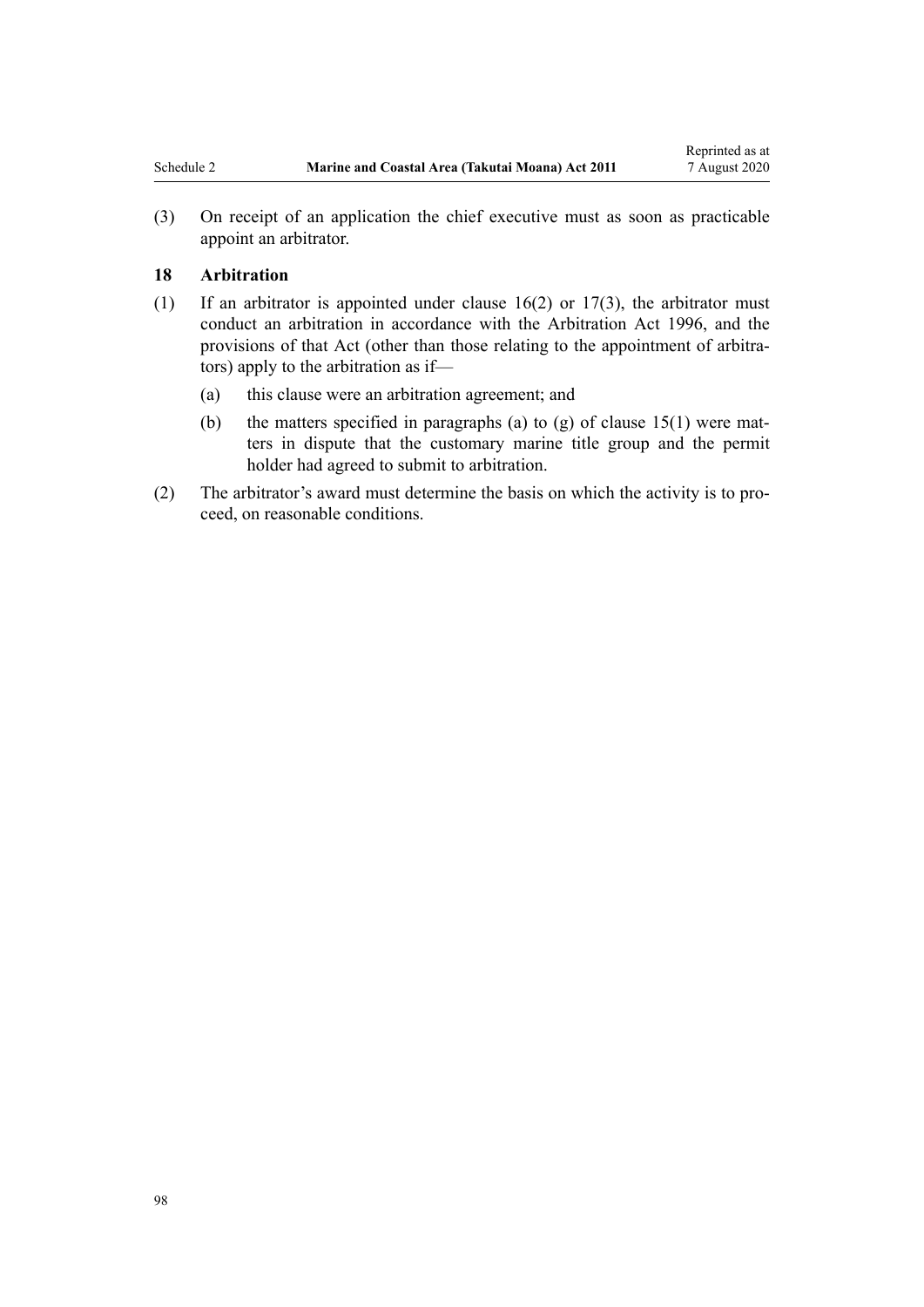(3) On receipt of an application the chief executive must as soon as practicable appoint an arbitrator.

### 18 Arbitration

(1) If an arbitrator is appointed under clause 16(2) or 17(3), the arbitrator must conduct an arbitration in accordance with the Arbitration Act 1996, and the provisions of that Act (other than those relating to the appointment of arbitrators) apply to the arbitration as if—

  (a) this clause were an arbitration agreement; and

  (b) the matters specified in paragraphs (a) to (g) of clause 15(1) were matters in dispute that the customary marine title group and the permit holder had agreed to submit to arbitration.

(2) The arbitrator's award must determine the basis on which the activity is to proceed, on reasonable conditions.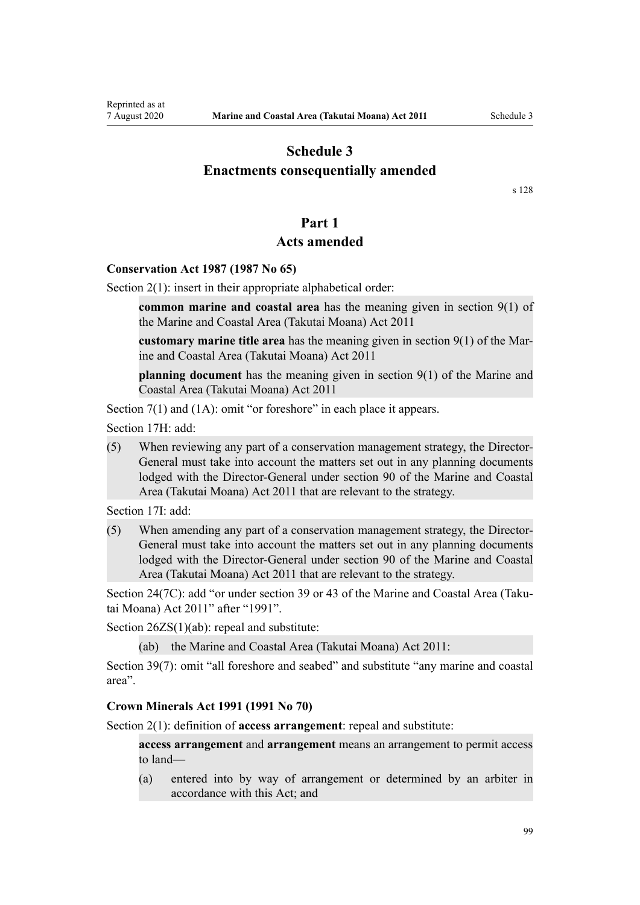# Schedule 3
# Enactments consequentially amended

s 128

## Part 1
## Acts amended

### Conservation Act 1987 (1987 No 65)

Section 2(1): insert in their appropriate alphabetical order:

> **common marine and coastal area** has the meaning given in section 9(1) of the Marine and Coastal Area (Takutai Moana) Act 2011
>
> **customary marine title area** has the meaning given in section 9(1) of the Marine and Coastal Area (Takutai Moana) Act 2011
>
> **planning document** has the meaning given in section 9(1) of the Marine and Coastal Area (Takutai Moana) Act 2011

Section 7(1) and (1A): omit "or foreshore" in each place it appears.

Section 17H: add:

> (5) When reviewing any part of a conservation management strategy, the Director-General must take into account the matters set out in any planning documents lodged with the Director-General under section 90 of the Marine and Coastal Area (Takutai Moana) Act 2011 that are relevant to the strategy.

Section 17I: add:

> (5) When amending any part of a conservation management strategy, the Director-General must take into account the matters set out in any planning documents lodged with the Director-General under section 90 of the Marine and Coastal Area (Takutai Moana) Act 2011 that are relevant to the strategy.

Section 24(7C): add "or under section 39 or 43 of the Marine and Coastal Area (Takutai Moana) Act 2011" after "1991".

Section 26ZS(1)(ab): repeal and substitute:

> (ab) the Marine and Coastal Area (Takutai Moana) Act 2011:

Section 39(7): omit "all foreshore and seabed" and substitute "any marine and coastal area".

### Crown Minerals Act 1991 (1991 No 70)

Section 2(1): definition of **access arrangement**: repeal and substitute:

> **access arrangement** and **arrangement** means an arrangement to permit access to land—
>
> (a) entered into by way of arrangement or determined by an arbiter in accordance with this Act; and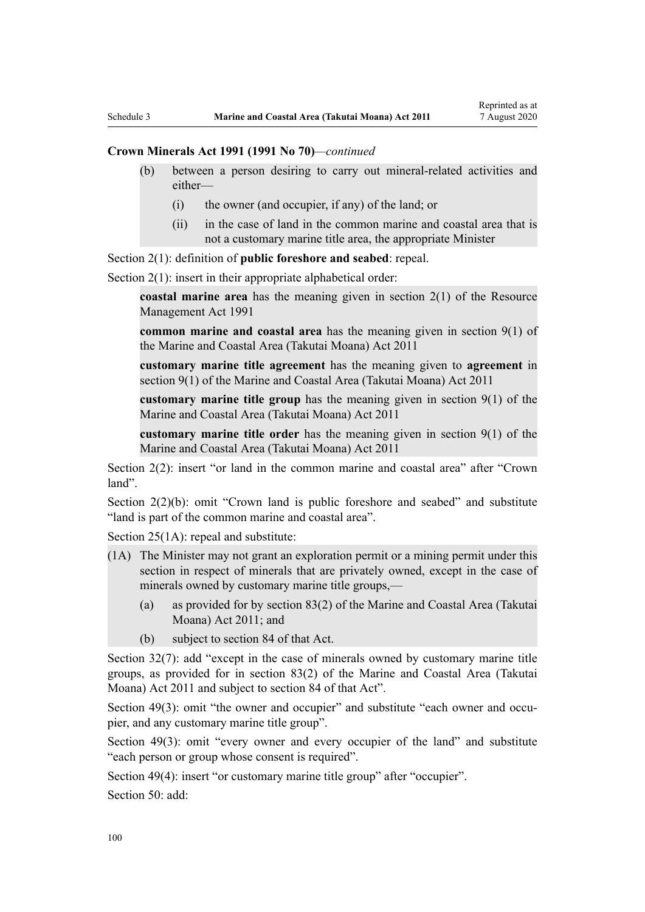**Crown Minerals Act 1991 (1991 No 70)**—*continued*

> (b) between a person desiring to carry out mineral-related activities and either—
>
> > (i) the owner (and occupier, if any) of the land; or
> >
> > (ii) in the case of land in the common marine and coastal area that is not a customary marine title area, the appropriate Minister

Section 2(1): definition of **public foreshore and seabed**: repeal.

Section 2(1): insert in their appropriate alphabetical order:

> **coastal marine area** has the meaning given in section 2(1) of the Resource Management Act 1991
>
> **common marine and coastal area** has the meaning given in section 9(1) of the Marine and Coastal Area (Takutai Moana) Act 2011
>
> **customary marine title agreement** has the meaning given to **agreement** in section 9(1) of the Marine and Coastal Area (Takutai Moana) Act 2011
>
> **customary marine title group** has the meaning given in section 9(1) of the Marine and Coastal Area (Takutai Moana) Act 2011
>
> **customary marine title order** has the meaning given in section 9(1) of the Marine and Coastal Area (Takutai Moana) Act 2011

Section 2(2): insert "or land in the common marine and coastal area" after "Crown land".

Section 2(2)(b): omit "Crown land is public foreshore and seabed" and substitute "land is part of the common marine and coastal area".

Section 25(1A): repeal and substitute:

> (1A) The Minister may not grant an exploration permit or a mining permit under this section in respect of minerals that are privately owned, except in the case of minerals owned by customary marine title groups,—
>
> > (a) as provided for by section 83(2) of the Marine and Coastal Area (Takutai Moana) Act 2011; and
> >
> > (b) subject to section 84 of that Act.

Section 32(7): add "except in the case of minerals owned by customary marine title groups, as provided for in section 83(2) of the Marine and Coastal Area (Takutai Moana) Act 2011 and subject to section 84 of that Act".

Section 49(3): omit "the owner and occupier" and substitute "each owner and occupier, and any customary marine title group".

Section 49(3): omit "every owner and every occupier of the land" and substitute "each person or group whose consent is required".

Section 49(4): insert "or customary marine title group" after "occupier".

Section 50: add: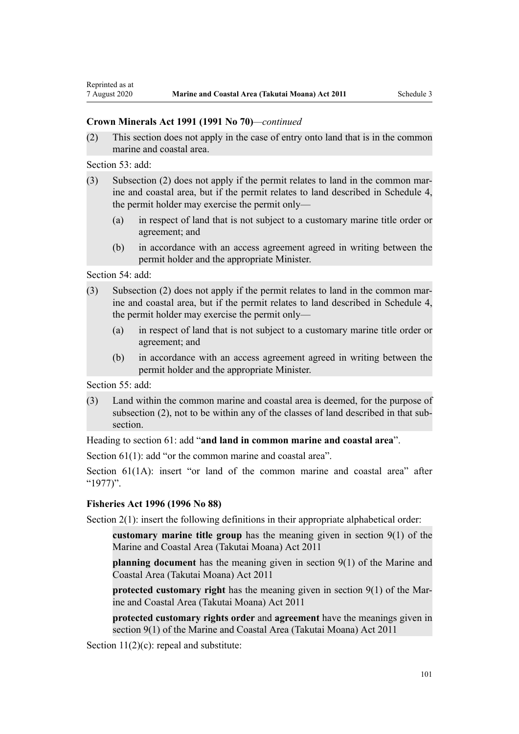### Crown Minerals Act 1991 (1991 No 70)—*continued*

(2) This section does not apply in the case of entry onto land that is in the common marine and coastal area.

Section 53: add:

(3) Subsection (2) does not apply if the permit relates to land in the common marine and coastal area, but if the permit relates to land described in Schedule 4, the permit holder may exercise the permit only—

(a) in respect of land that is not subject to a customary marine title order or agreement; and

(b) in accordance with an access agreement agreed in writing between the permit holder and the appropriate Minister.

Section 54: add:

(3) Subsection (2) does not apply if the permit relates to land in the common marine and coastal area, but if the permit relates to land described in Schedule 4, the permit holder may exercise the permit only—

(a) in respect of land that is not subject to a customary marine title order or agreement; and

(b) in accordance with an access agreement agreed in writing between the permit holder and the appropriate Minister.

Section 55: add:

(3) Land within the common marine and coastal area is deemed, for the purpose of subsection (2), not to be within any of the classes of land described in that subsection.

Heading to section 61: add "**and land in common marine and coastal area**".

Section 61(1): add "or the common marine and coastal area".

Section 61(1A): insert "or land of the common marine and coastal area" after "1977)".

### Fisheries Act 1996 (1996 No 88)

Section 2(1): insert the following definitions in their appropriate alphabetical order:

**customary marine title group** has the meaning given in section 9(1) of the Marine and Coastal Area (Takutai Moana) Act 2011

**planning document** has the meaning given in section 9(1) of the Marine and Coastal Area (Takutai Moana) Act 2011

**protected customary right** has the meaning given in section 9(1) of the Marine and Coastal Area (Takutai Moana) Act 2011

**protected customary rights order** and **agreement** have the meanings given in section 9(1) of the Marine and Coastal Area (Takutai Moana) Act 2011

Section 11(2)(c): repeal and substitute: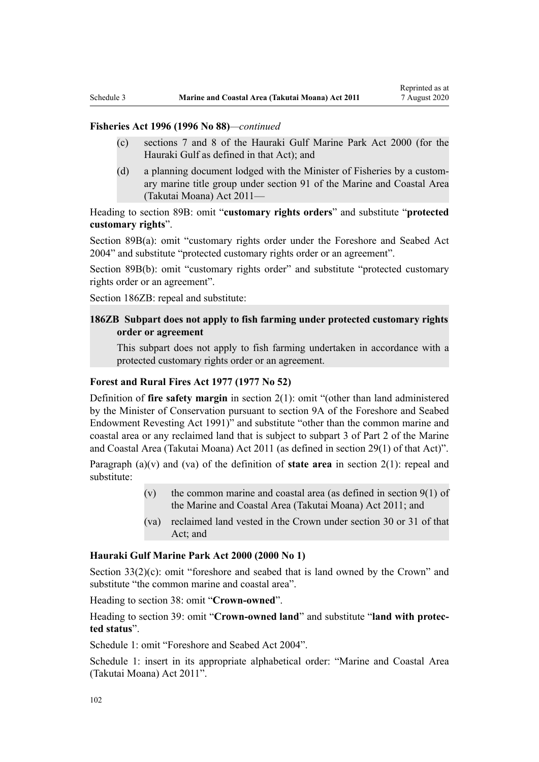**Fisheries Act 1996 (1996 No 88)**—*continued*

(c) sections 7 and 8 of the Hauraki Gulf Marine Park Act 2000 (for the Hauraki Gulf as defined in that Act); and

(d) a planning document lodged with the Minister of Fisheries by a customary marine title group under section 91 of the Marine and Coastal Area (Takutai Moana) Act 2011—

Heading to section 89B: omit "**customary rights orders**" and substitute "**protected customary rights**".

Section 89B(a): omit "customary rights order under the Foreshore and Seabed Act 2004" and substitute "protected customary rights order or an agreement".

Section 89B(b): omit "customary rights order" and substitute "protected customary rights order or an agreement".

Section 186ZB: repeal and substitute:

**186ZB Subpart does not apply to fish farming under protected customary rights order or agreement**

This subpart does not apply to fish farming undertaken in accordance with a protected customary rights order or an agreement.

**Forest and Rural Fires Act 1977 (1977 No 52)**

Definition of **fire safety margin** in section 2(1): omit "(other than land administered by the Minister of Conservation pursuant to section 9A of the Foreshore and Seabed Endowment Revesting Act 1991)" and substitute "other than the common marine and coastal area or any reclaimed land that is subject to subpart 3 of Part 2 of the Marine and Coastal Area (Takutai Moana) Act 2011 (as defined in section 29(1) of that Act)".

Paragraph (a)(v) and (va) of the definition of **state area** in section 2(1): repeal and substitute:

(v) the common marine and coastal area (as defined in section 9(1) of the Marine and Coastal Area (Takutai Moana) Act 2011; and

(va) reclaimed land vested in the Crown under section 30 or 31 of that Act; and

**Hauraki Gulf Marine Park Act 2000 (2000 No 1)**

Section 33(2)(c): omit "foreshore and seabed that is land owned by the Crown" and substitute "the common marine and coastal area".

Heading to section 38: omit "**Crown-owned**".

Heading to section 39: omit "**Crown-owned land**" and substitute "**land with protected status**".

Schedule 1: omit "Foreshore and Seabed Act 2004".

Schedule 1: insert in its appropriate alphabetical order: "Marine and Coastal Area (Takutai Moana) Act 2011".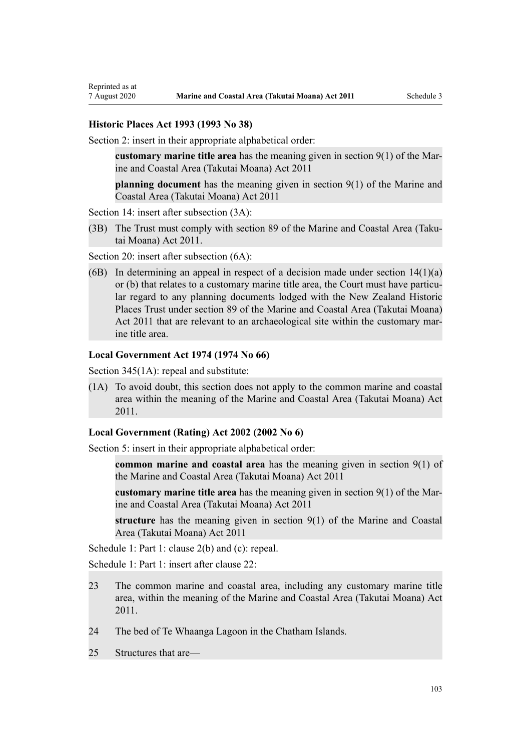### Historic Places Act 1993 (1993 No 38)

Section 2: insert in their appropriate alphabetical order:

> **customary marine title area** has the meaning given in section 9(1) of the Marine and Coastal Area (Takutai Moana) Act 2011
>
> **planning document** has the meaning given in section 9(1) of the Marine and Coastal Area (Takutai Moana) Act 2011

Section 14: insert after subsection (3A):

> (3B) The Trust must comply with section 89 of the Marine and Coastal Area (Takutai Moana) Act 2011.

Section 20: insert after subsection (6A):

> (6B) In determining an appeal in respect of a decision made under section 14(1)(a) or (b) that relates to a customary marine title area, the Court must have particular regard to any planning documents lodged with the New Zealand Historic Places Trust under section 89 of the Marine and Coastal Area (Takutai Moana) Act 2011 that are relevant to an archaeological site within the customary marine title area.

### Local Government Act 1974 (1974 No 66)

Section 345(1A): repeal and substitute:

> (1A) To avoid doubt, this section does not apply to the common marine and coastal area within the meaning of the Marine and Coastal Area (Takutai Moana) Act 2011.

### Local Government (Rating) Act 2002 (2002 No 6)

Section 5: insert in their appropriate alphabetical order:

> **common marine and coastal area** has the meaning given in section 9(1) of the Marine and Coastal Area (Takutai Moana) Act 2011
>
> **customary marine title area** has the meaning given in section 9(1) of the Marine and Coastal Area (Takutai Moana) Act 2011
>
> **structure** has the meaning given in section 9(1) of the Marine and Coastal Area (Takutai Moana) Act 2011

Schedule 1: Part 1: clause 2(b) and (c): repeal.

Schedule 1: Part 1: insert after clause 22:

> 23 The common marine and coastal area, including any customary marine title area, within the meaning of the Marine and Coastal Area (Takutai Moana) Act 2011.
>
> 24 The bed of Te Whaanga Lagoon in the Chatham Islands.
>
> 25 Structures that are—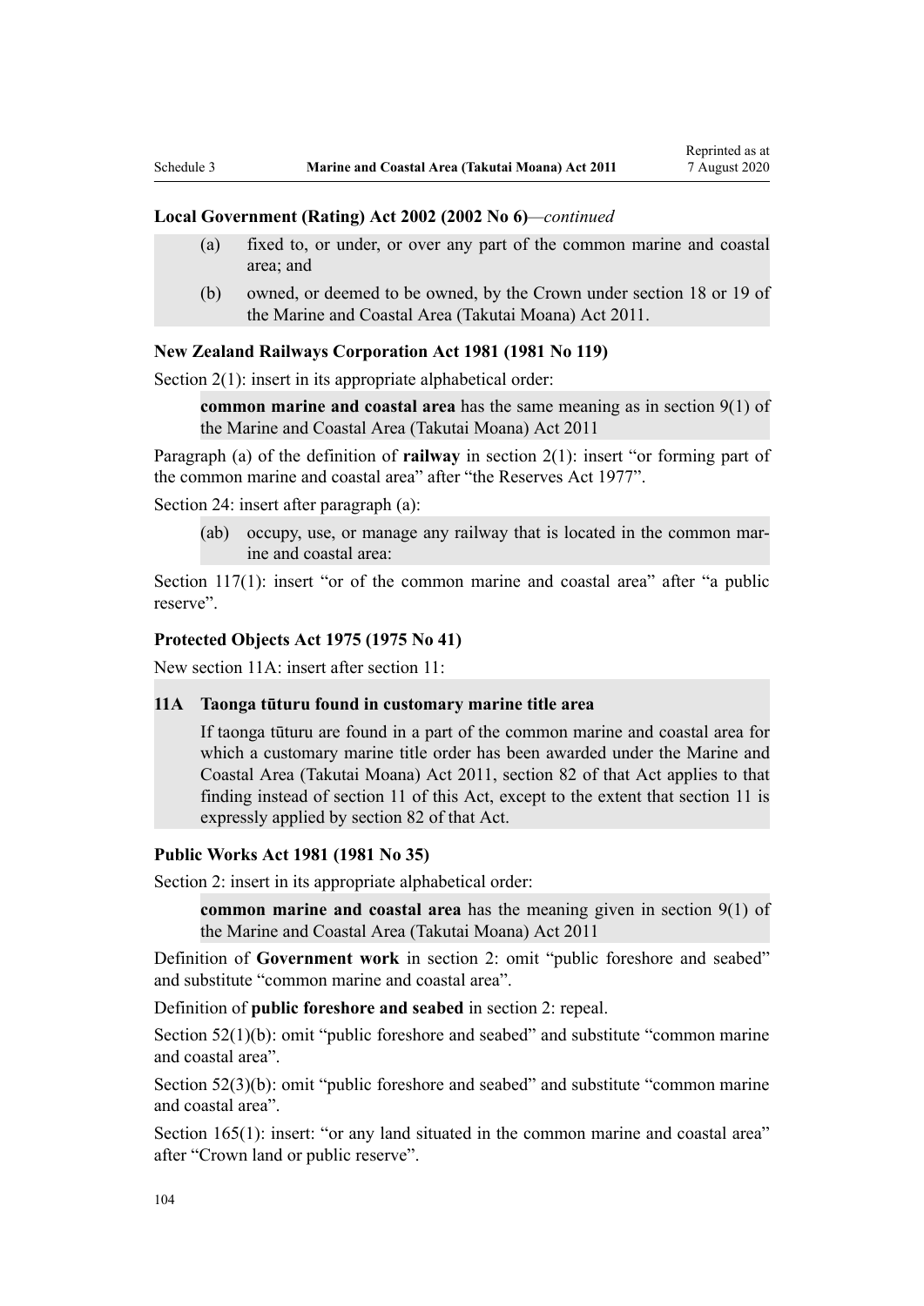**Local Government (Rating) Act 2002 (2002 No 6)**—*continued*

> (a) fixed to, or under, or over any part of the common marine and coastal area; and
>
> (b) owned, or deemed to be owned, by the Crown under section 18 or 19 of the Marine and Coastal Area (Takutai Moana) Act 2011.

**New Zealand Railways Corporation Act 1981 (1981 No 119)**

Section 2(1): insert in its appropriate alphabetical order:

> **common marine and coastal area** has the same meaning as in section 9(1) of the Marine and Coastal Area (Takutai Moana) Act 2011

Paragraph (a) of the definition of **railway** in section 2(1): insert "or forming part of the common marine and coastal area" after "the Reserves Act 1977".

Section 24: insert after paragraph (a):

> (ab) occupy, use, or manage any railway that is located in the common marine and coastal area:

Section 117(1): insert "or of the common marine and coastal area" after "a public reserve".

**Protected Objects Act 1975 (1975 No 41)**

New section 11A: insert after section 11:

> **11A Taonga tūturu found in customary marine title area**
>
> If taonga tūturu are found in a part of the common marine and coastal area for which a customary marine title order has been awarded under the Marine and Coastal Area (Takutai Moana) Act 2011, section 82 of that Act applies to that finding instead of section 11 of this Act, except to the extent that section 11 is expressly applied by section 82 of that Act.

**Public Works Act 1981 (1981 No 35)**

Section 2: insert in its appropriate alphabetical order:

> **common marine and coastal area** has the meaning given in section 9(1) of the Marine and Coastal Area (Takutai Moana) Act 2011

Definition of **Government work** in section 2: omit "public foreshore and seabed" and substitute "common marine and coastal area".

Definition of **public foreshore and seabed** in section 2: repeal.

Section 52(1)(b): omit "public foreshore and seabed" and substitute "common marine and coastal area".

Section 52(3)(b): omit "public foreshore and seabed" and substitute "common marine and coastal area".

Section 165(1): insert: "or any land situated in the common marine and coastal area" after "Crown land or public reserve".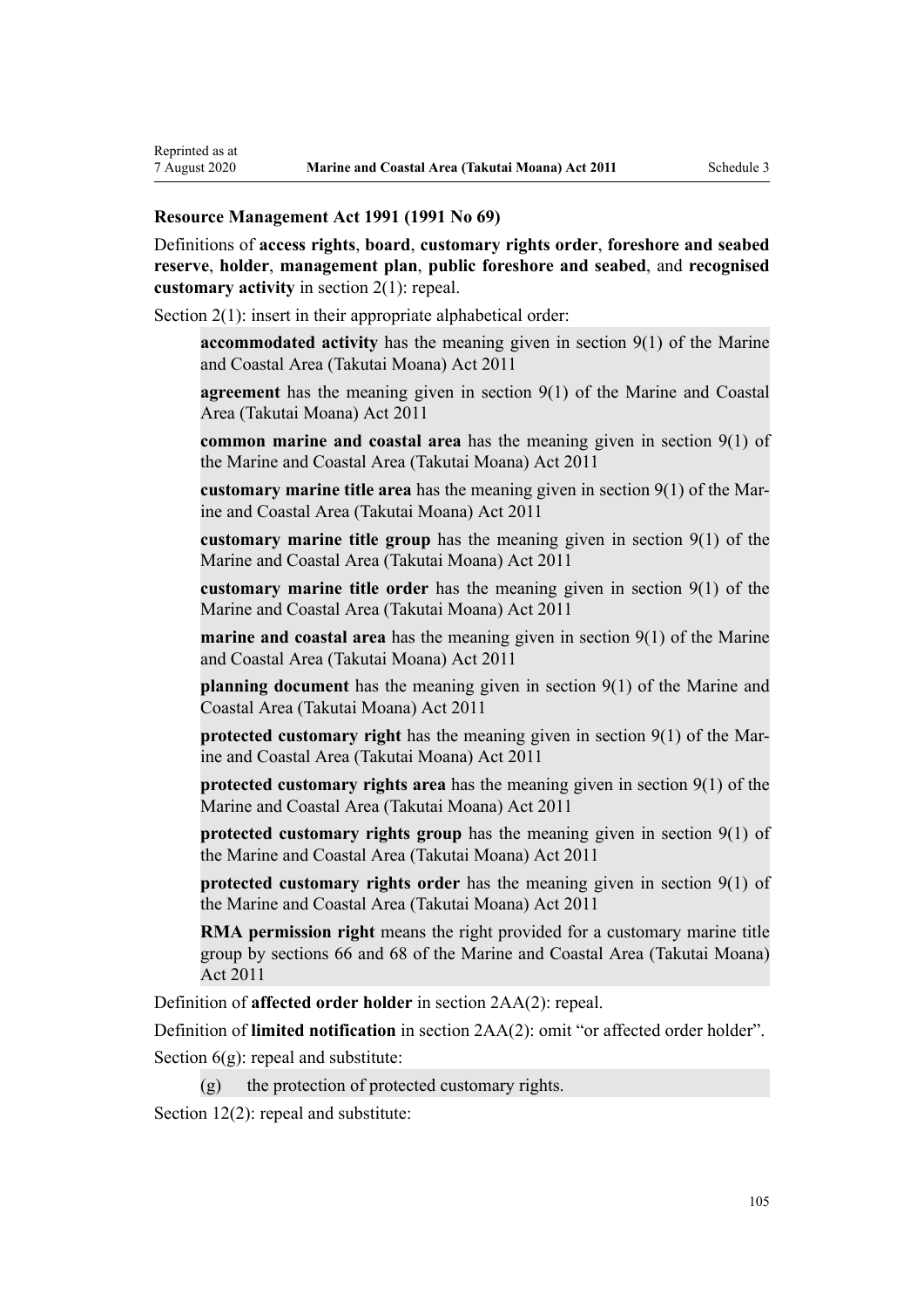**Resource Management Act 1991 (1991 No 69)**

Definitions of **access rights**, **board**, **customary rights order**, **foreshore and seabed reserve**, **holder**, **management plan**, **public foreshore and seabed**, and **recognised customary activity** in section 2(1): repeal.

Section 2(1): insert in their appropriate alphabetical order:

> **accommodated activity** has the meaning given in section 9(1) of the Marine and Coastal Area (Takutai Moana) Act 2011
>
> **agreement** has the meaning given in section 9(1) of the Marine and Coastal Area (Takutai Moana) Act 2011
>
> **common marine and coastal area** has the meaning given in section 9(1) of the Marine and Coastal Area (Takutai Moana) Act 2011
>
> **customary marine title area** has the meaning given in section 9(1) of the Marine and Coastal Area (Takutai Moana) Act 2011
>
> **customary marine title group** has the meaning given in section 9(1) of the Marine and Coastal Area (Takutai Moana) Act 2011
>
> **customary marine title order** has the meaning given in section 9(1) of the Marine and Coastal Area (Takutai Moana) Act 2011
>
> **marine and coastal area** has the meaning given in section 9(1) of the Marine and Coastal Area (Takutai Moana) Act 2011
>
> **planning document** has the meaning given in section 9(1) of the Marine and Coastal Area (Takutai Moana) Act 2011
>
> **protected customary right** has the meaning given in section 9(1) of the Marine and Coastal Area (Takutai Moana) Act 2011
>
> **protected customary rights area** has the meaning given in section 9(1) of the Marine and Coastal Area (Takutai Moana) Act 2011
>
> **protected customary rights group** has the meaning given in section 9(1) of the Marine and Coastal Area (Takutai Moana) Act 2011
>
> **protected customary rights order** has the meaning given in section 9(1) of the Marine and Coastal Area (Takutai Moana) Act 2011
>
> **RMA permission right** means the right provided for a customary marine title group by sections 66 and 68 of the Marine and Coastal Area (Takutai Moana) Act 2011

Definition of **affected order holder** in section 2AA(2): repeal.

Definition of **limited notification** in section 2AA(2): omit "or affected order holder".

Section 6(g): repeal and substitute:

> (g) the protection of protected customary rights.

Section 12(2): repeal and substitute: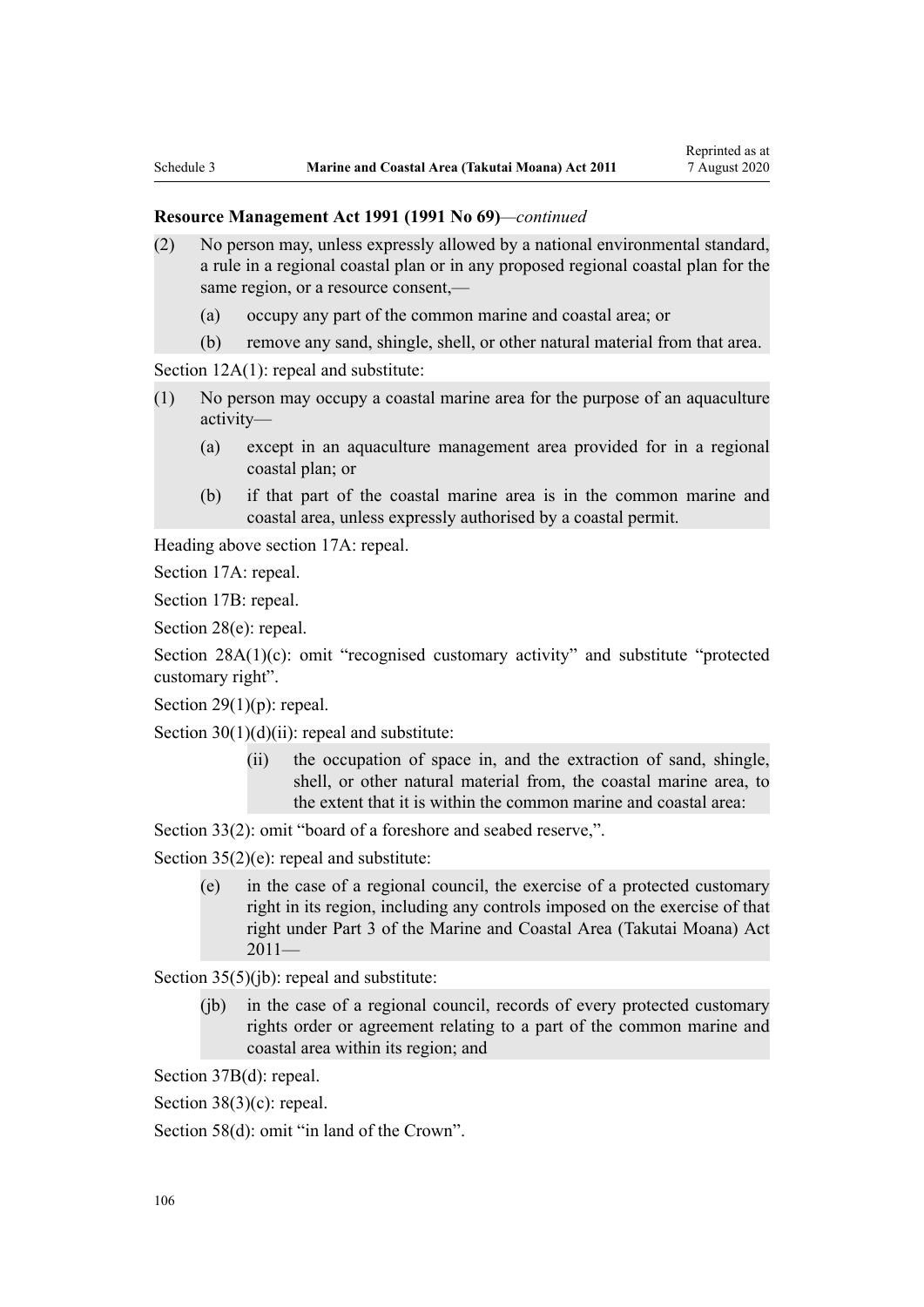**Resource Management Act 1991 (1991 No 69)**—*continued*

(2) No person may, unless expressly allowed by a national environmental standard, a rule in a regional coastal plan or in any proposed regional coastal plan for the same region, or a resource consent,—

(a) occupy any part of the common marine and coastal area; or

(b) remove any sand, shingle, shell, or other natural material from that area.

Section 12A(1): repeal and substitute:

(1) No person may occupy a coastal marine area for the purpose of an aquaculture activity—

(a) except in an aquaculture management area provided for in a regional coastal plan; or

(b) if that part of the coastal marine area is in the common marine and coastal area, unless expressly authorised by a coastal permit.

Heading above section 17A: repeal.

Section 17A: repeal.

Section 17B: repeal.

Section 28(e): repeal.

Section 28A(1)(c): omit "recognised customary activity" and substitute "protected customary right".

Section 29(1)(p): repeal.

Section 30(1)(d)(ii): repeal and substitute:

(ii) the occupation of space in, and the extraction of sand, shingle, shell, or other natural material from, the coastal marine area, to the extent that it is within the common marine and coastal area:

Section 33(2): omit "board of a foreshore and seabed reserve,".

Section 35(2)(e): repeal and substitute:

(e) in the case of a regional council, the exercise of a protected customary right in its region, including any controls imposed on the exercise of that right under Part 3 of the Marine and Coastal Area (Takutai Moana) Act 2011—

Section 35(5)(jb): repeal and substitute:

(jb) in the case of a regional council, records of every protected customary rights order or agreement relating to a part of the common marine and coastal area within its region; and

Section 37B(d): repeal.

Section 38(3)(c): repeal.

Section 58(d): omit "in land of the Crown".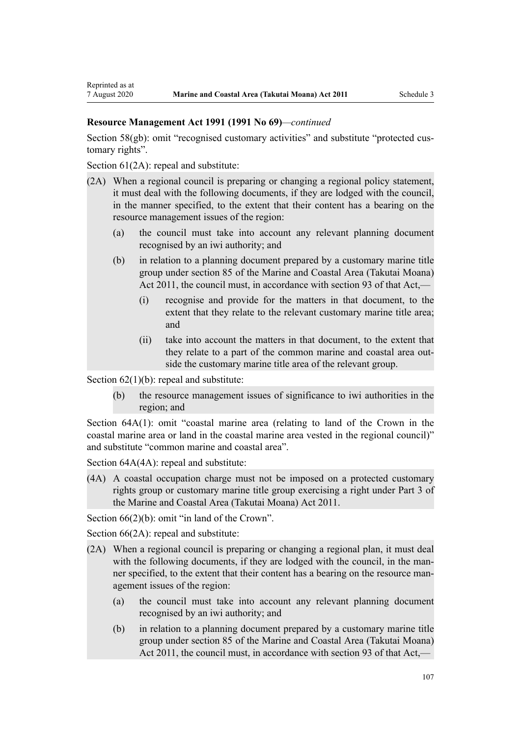**Resource Management Act 1991 (1991 No 69)***—continued*

Section 58(gb): omit "recognised customary activities" and substitute "protected customary rights".

Section 61(2A): repeal and substitute:

(2A) When a regional council is preparing or changing a regional policy statement, it must deal with the following documents, if they are lodged with the council, in the manner specified, to the extent that their content has a bearing on the resource management issues of the region:

- (a) the council must take into account any relevant planning document recognised by an iwi authority; and
- (b) in relation to a planning document prepared by a customary marine title group under section 85 of the Marine and Coastal Area (Takutai Moana) Act 2011, the council must, in accordance with section 93 of that Act,—
  - (i) recognise and provide for the matters in that document, to the extent that they relate to the relevant customary marine title area; and
  - (ii) take into account the matters in that document, to the extent that they relate to a part of the common marine and coastal area outside the customary marine title area of the relevant group.

Section 62(1)(b): repeal and substitute:

- (b) the resource management issues of significance to iwi authorities in the region; and

Section 64A(1): omit "coastal marine area (relating to land of the Crown in the coastal marine area or land in the coastal marine area vested in the regional council)" and substitute "common marine and coastal area".

Section 64A(4A): repeal and substitute:

(4A) A coastal occupation charge must not be imposed on a protected customary rights group or customary marine title group exercising a right under Part 3 of the Marine and Coastal Area (Takutai Moana) Act 2011.

Section 66(2)(b): omit "in land of the Crown".

Section 66(2A): repeal and substitute:

(2A) When a regional council is preparing or changing a regional plan, it must deal with the following documents, if they are lodged with the council, in the manner specified, to the extent that their content has a bearing on the resource management issues of the region:

- (a) the council must take into account any relevant planning document recognised by an iwi authority; and
- (b) in relation to a planning document prepared by a customary marine title group under section 85 of the Marine and Coastal Area (Takutai Moana) Act 2011, the council must, in accordance with section 93 of that Act,—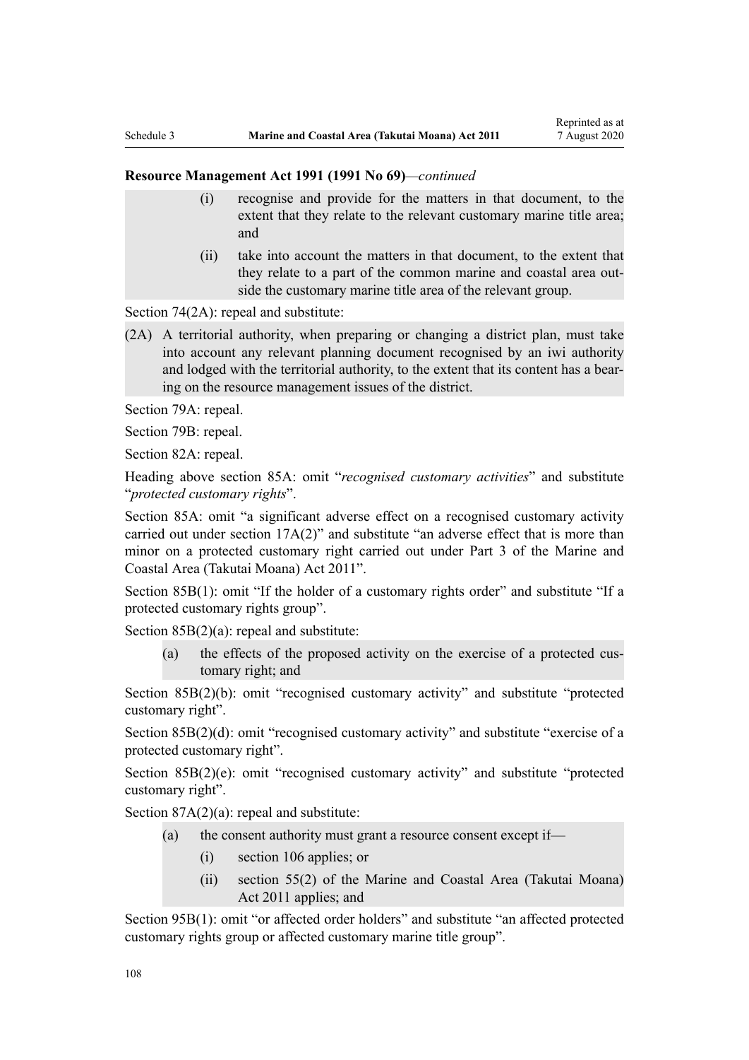**Resource Management Act 1991 (1991 No 69)**—*continued*

- (i) recognise and provide for the matters in that document, to the extent that they relate to the relevant customary marine title area; and
- (ii) take into account the matters in that document, to the extent that they relate to a part of the common marine and coastal area outside the customary marine title area of the relevant group.

Section 74(2A): repeal and substitute:

(2A) A territorial authority, when preparing or changing a district plan, must take into account any relevant planning document recognised by an iwi authority and lodged with the territorial authority, to the extent that its content has a bearing on the resource management issues of the district.

Section 79A: repeal.

Section 79B: repeal.

Section 82A: repeal.

Heading above section 85A: omit "*recognised customary activities*" and substitute "*protected customary rights*".

Section 85A: omit "a significant adverse effect on a recognised customary activity carried out under section 17A(2)" and substitute "an adverse effect that is more than minor on a protected customary right carried out under Part 3 of the Marine and Coastal Area (Takutai Moana) Act 2011".

Section 85B(1): omit "If the holder of a customary rights order" and substitute "If a protected customary rights group".

Section 85B(2)(a): repeal and substitute:

- (a) the effects of the proposed activity on the exercise of a protected customary right; and

Section 85B(2)(b): omit "recognised customary activity" and substitute "protected customary right".

Section 85B(2)(d): omit "recognised customary activity" and substitute "exercise of a protected customary right".

Section 85B(2)(e): omit "recognised customary activity" and substitute "protected customary right".

Section 87A(2)(a): repeal and substitute:

- (a) the consent authority must grant a resource consent except if—
  - (i) section 106 applies; or
  - (ii) section 55(2) of the Marine and Coastal Area (Takutai Moana) Act 2011 applies; and

Section 95B(1): omit "or affected order holders" and substitute "an affected protected customary rights group or affected customary marine title group".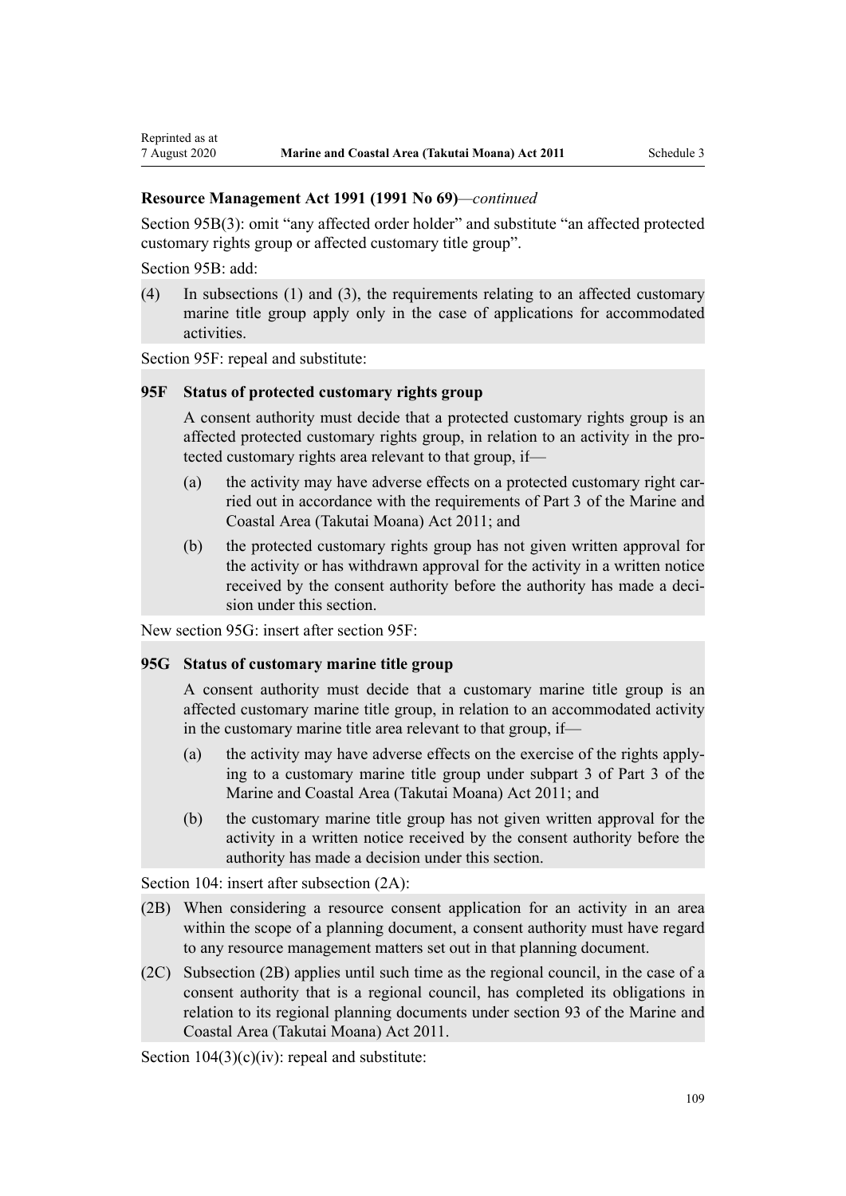**Resource Management Act 1991 (1991 No 69)**—*continued*

Section 95B(3): omit "any affected order holder" and substitute "an affected protected customary rights group or affected customary title group".

Section 95B: add:

(4) In subsections (1) and (3), the requirements relating to an affected customary marine title group apply only in the case of applications for accommodated activities.

Section 95F: repeal and substitute:

**95F Status of protected customary rights group**

A consent authority must decide that a protected customary rights group is an affected protected customary rights group, in relation to an activity in the protected customary rights area relevant to that group, if—

(a) the activity may have adverse effects on a protected customary right carried out in accordance with the requirements of Part 3 of the Marine and Coastal Area (Takutai Moana) Act 2011; and

(b) the protected customary rights group has not given written approval for the activity or has withdrawn approval for the activity in a written notice received by the consent authority before the authority has made a decision under this section.

New section 95G: insert after section 95F:

**95G Status of customary marine title group**

A consent authority must decide that a customary marine title group is an affected customary marine title group, in relation to an accommodated activity in the customary marine title area relevant to that group, if—

(a) the activity may have adverse effects on the exercise of the rights applying to a customary marine title group under subpart 3 of Part 3 of the Marine and Coastal Area (Takutai Moana) Act 2011; and

(b) the customary marine title group has not given written approval for the activity in a written notice received by the consent authority before the authority has made a decision under this section.

Section 104: insert after subsection (2A):

(2B) When considering a resource consent application for an activity in an area within the scope of a planning document, a consent authority must have regard to any resource management matters set out in that planning document.

(2C) Subsection (2B) applies until such time as the regional council, in the case of a consent authority that is a regional council, has completed its obligations in relation to its regional planning documents under section 93 of the Marine and Coastal Area (Takutai Moana) Act 2011.

Section 104(3)(c)(iv): repeal and substitute: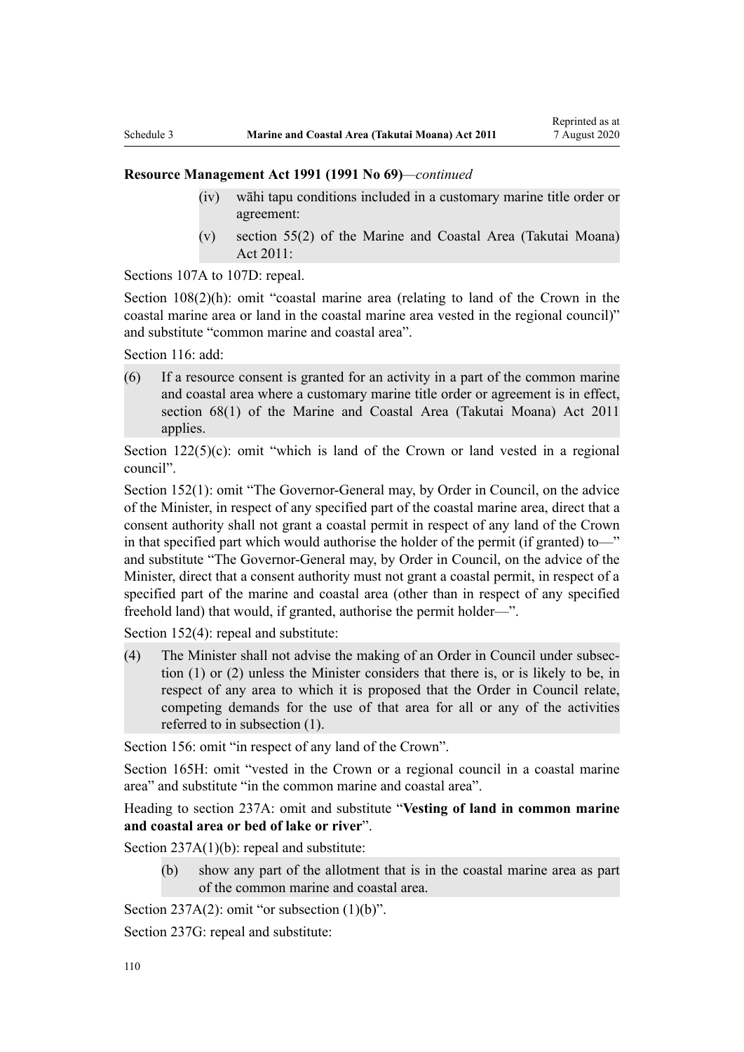**Resource Management Act 1991 (1991 No 69)**—*continued*

> (iv) wāhi tapu conditions included in a customary marine title order or agreement:
>
> (v) section 55(2) of the Marine and Coastal Area (Takutai Moana) Act 2011:

Sections 107A to 107D: repeal.

Section 108(2)(h): omit "coastal marine area (relating to land of the Crown in the coastal marine area or land in the coastal marine area vested in the regional council)" and substitute "common marine and coastal area".

Section 116: add:

> (6) If a resource consent is granted for an activity in a part of the common marine and coastal area where a customary marine title order or agreement is in effect, section 68(1) of the Marine and Coastal Area (Takutai Moana) Act 2011 applies.

Section 122(5)(c): omit "which is land of the Crown or land vested in a regional council".

Section 152(1): omit "The Governor-General may, by Order in Council, on the advice of the Minister, in respect of any specified part of the coastal marine area, direct that a consent authority shall not grant a coastal permit in respect of any land of the Crown in that specified part which would authorise the holder of the permit (if granted) to—" and substitute "The Governor-General may, by Order in Council, on the advice of the Minister, direct that a consent authority must not grant a coastal permit, in respect of a specified part of the marine and coastal area (other than in respect of any specified freehold land) that would, if granted, authorise the permit holder—".

Section 152(4): repeal and substitute:

> (4) The Minister shall not advise the making of an Order in Council under subsection (1) or (2) unless the Minister considers that there is, or is likely to be, in respect of any area to which it is proposed that the Order in Council relate, competing demands for the use of that area for all or any of the activities referred to in subsection (1).

Section 156: omit "in respect of any land of the Crown".

Section 165H: omit "vested in the Crown or a regional council in a coastal marine area" and substitute "in the common marine and coastal area".

Heading to section 237A: omit and substitute "**Vesting of land in common marine and coastal area or bed of lake or river**".

Section 237A(1)(b): repeal and substitute:

> (b) show any part of the allotment that is in the coastal marine area as part of the common marine and coastal area.

Section 237A(2): omit "or subsection (1)(b)".

Section 237G: repeal and substitute: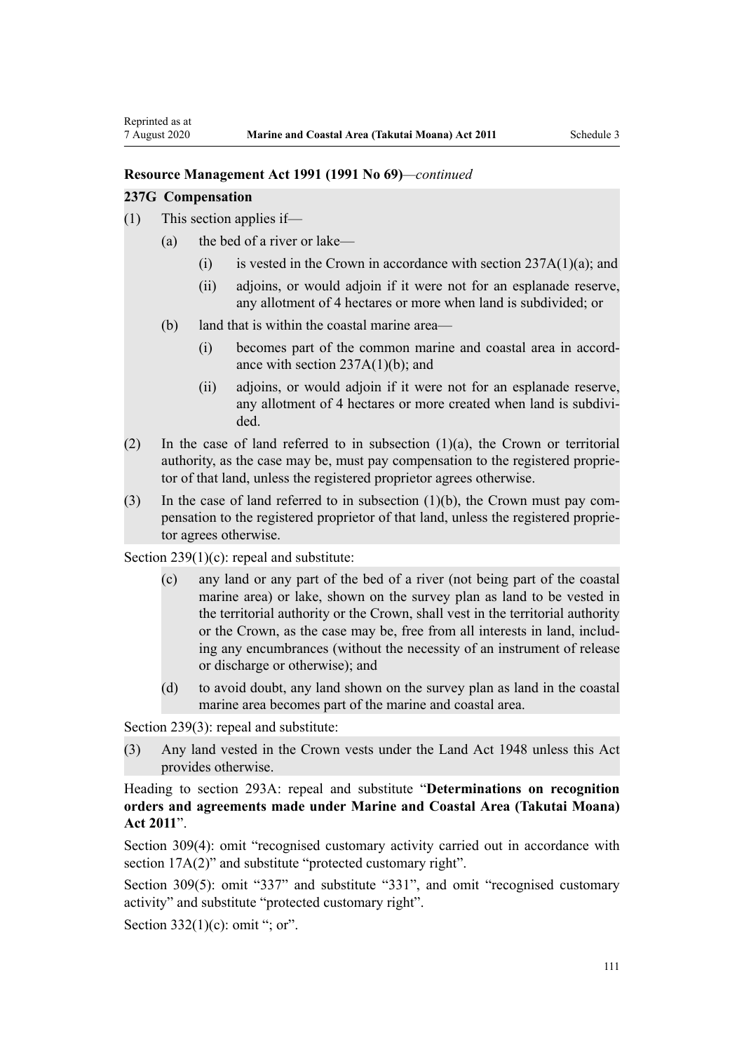**Resource Management Act 1991 (1991 No 69)**—*continued*

**237G Compensation**

(1) This section applies if—

(a) the bed of a river or lake—

(i) is vested in the Crown in accordance with section 237A(1)(a); and

(ii) adjoins, or would adjoin if it were not for an esplanade reserve, any allotment of 4 hectares or more when land is subdivided; or

(b) land that is within the coastal marine area—

(i) becomes part of the common marine and coastal area in accordance with section 237A(1)(b); and

(ii) adjoins, or would adjoin if it were not for an esplanade reserve, any allotment of 4 hectares or more created when land is subdivided.

(2) In the case of land referred to in subsection (1)(a), the Crown or territorial authority, as the case may be, must pay compensation to the registered proprietor of that land, unless the registered proprietor agrees otherwise.

(3) In the case of land referred to in subsection (1)(b), the Crown must pay compensation to the registered proprietor of that land, unless the registered proprietor agrees otherwise.

Section 239(1)(c): repeal and substitute:

(c) any land or any part of the bed of a river (not being part of the coastal marine area) or lake, shown on the survey plan as land to be vested in the territorial authority or the Crown, shall vest in the territorial authority or the Crown, as the case may be, free from all interests in land, including any encumbrances (without the necessity of an instrument of release or discharge or otherwise); and

(d) to avoid doubt, any land shown on the survey plan as land in the coastal marine area becomes part of the marine and coastal area.

Section 239(3): repeal and substitute:

(3) Any land vested in the Crown vests under the Land Act 1948 unless this Act provides otherwise.

Heading to section 293A: repeal and substitute "**Determinations on recognition orders and agreements made under Marine and Coastal Area (Takutai Moana) Act 2011**".

Section 309(4): omit "recognised customary activity carried out in accordance with section 17A(2)" and substitute "protected customary right".

Section 309(5): omit "337" and substitute "331", and omit "recognised customary activity" and substitute "protected customary right".

Section 332(1)(c): omit "; or".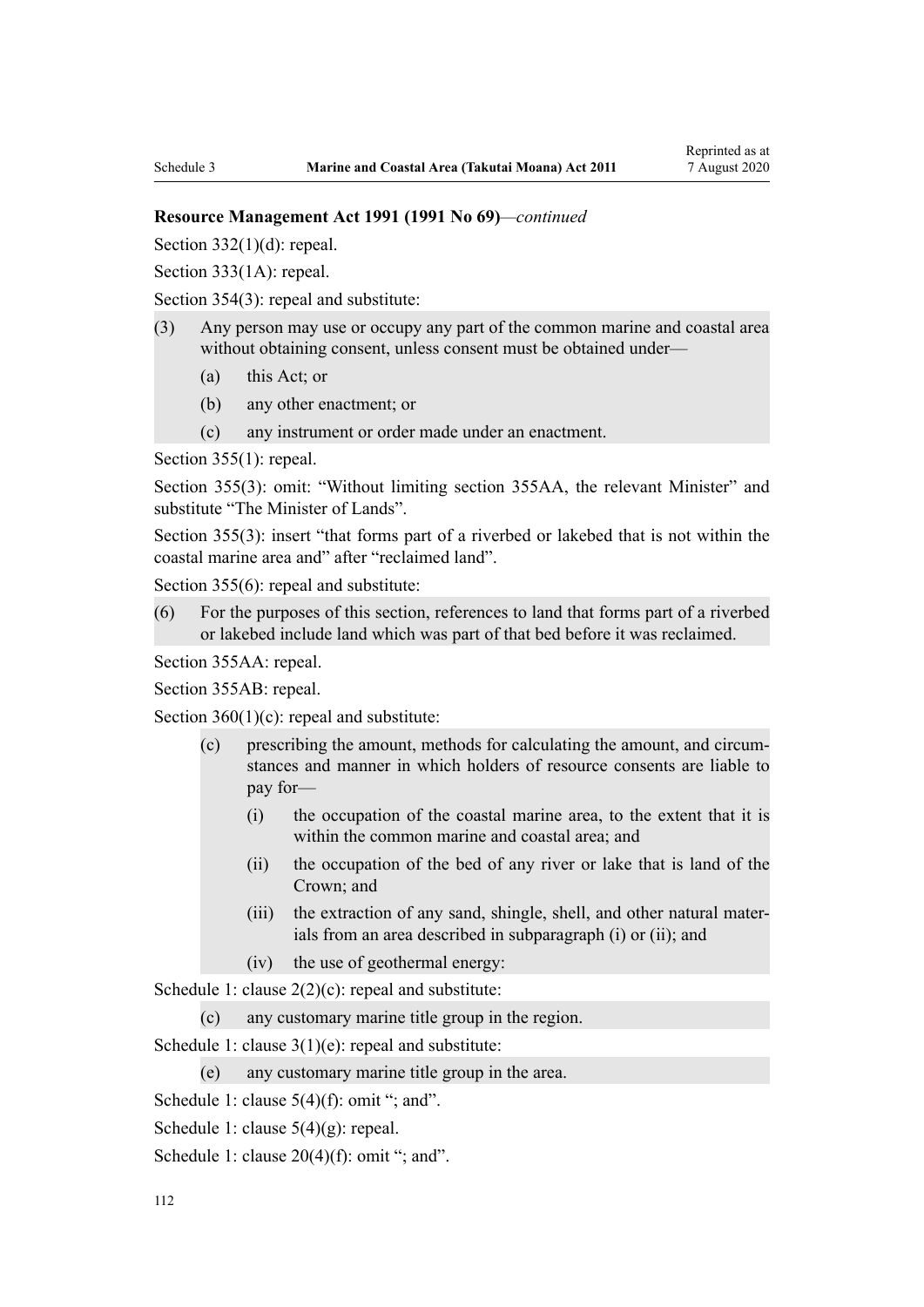**Resource Management Act 1991 (1991 No 69)**—*continued*

Section 332(1)(d): repeal.

Section 333(1A): repeal.

Section 354(3): repeal and substitute:

(3) Any person may use or occupy any part of the common marine and coastal area without obtaining consent, unless consent must be obtained under—

- (a) this Act; or
- (b) any other enactment; or
- (c) any instrument or order made under an enactment.

Section 355(1): repeal.

Section 355(3): omit: "Without limiting section 355AA, the relevant Minister" and substitute "The Minister of Lands".

Section 355(3): insert "that forms part of a riverbed or lakebed that is not within the coastal marine area and" after "reclaimed land".

Section 355(6): repeal and substitute:

(6) For the purposes of this section, references to land that forms part of a riverbed or lakebed include land which was part of that bed before it was reclaimed.

Section 355AA: repeal.

Section 355AB: repeal.

Section 360(1)(c): repeal and substitute:

- (c) prescribing the amount, methods for calculating the amount, and circumstances and manner in which holders of resource consents are liable to pay for—
  - (i) the occupation of the coastal marine area, to the extent that it is within the common marine and coastal area; and
  - (ii) the occupation of the bed of any river or lake that is land of the Crown; and
  - (iii) the extraction of any sand, shingle, shell, and other natural materials from an area described in subparagraph (i) or (ii); and
  - (iv) the use of geothermal energy:

Schedule 1: clause 2(2)(c): repeal and substitute:

- (c) any customary marine title group in the region.

Schedule 1: clause 3(1)(e): repeal and substitute:

- (e) any customary marine title group in the area.

Schedule 1: clause 5(4)(f): omit "; and".

Schedule 1: clause 5(4)(g): repeal.

Schedule 1: clause 20(4)(f): omit "; and".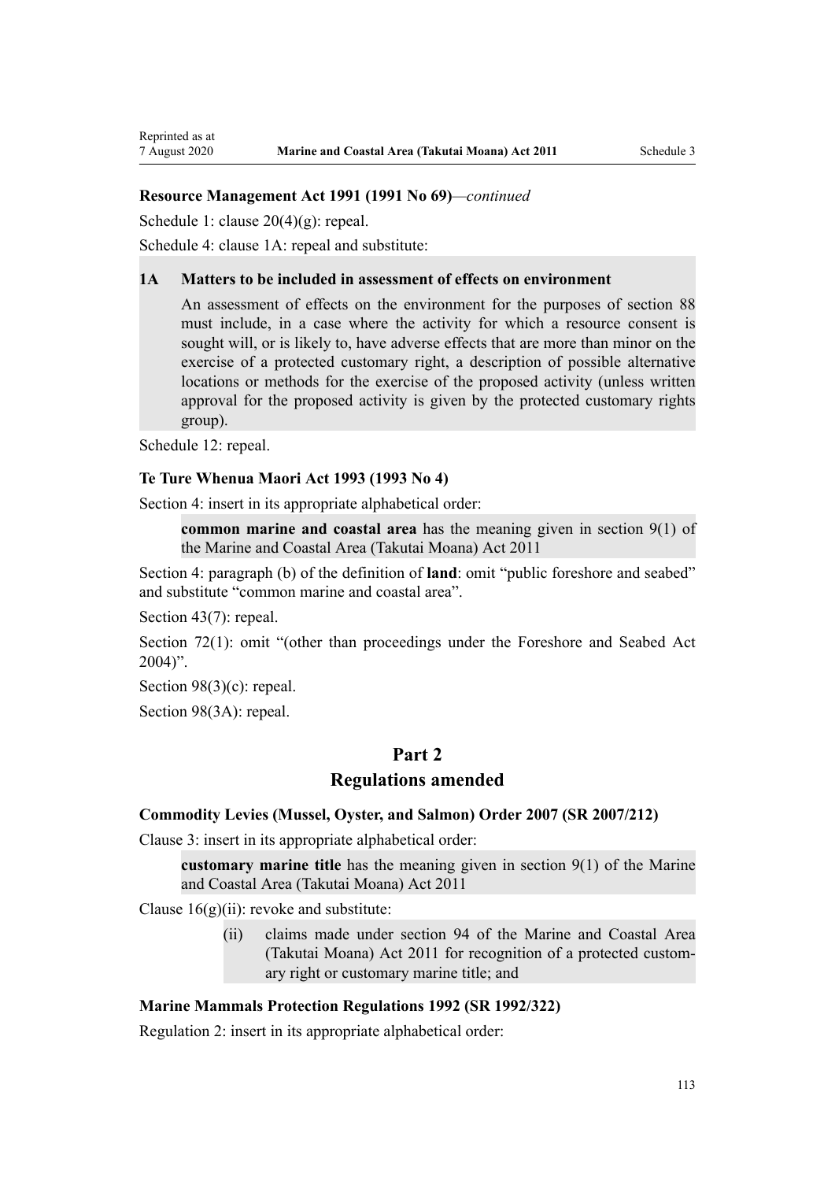**Resource Management Act 1991 (1991 No 69)**—*continued*

Schedule 1: clause 20(4)(g): repeal.

Schedule 4: clause 1A: repeal and substitute:

> **1A Matters to be included in assessment of effects on environment**
>
> An assessment of effects on the environment for the purposes of section 88 must include, in a case where the activity for which a resource consent is sought will, or is likely to, have adverse effects that are more than minor on the exercise of a protected customary right, a description of possible alternative locations or methods for the exercise of the proposed activity (unless written approval for the proposed activity is given by the protected customary rights group).

Schedule 12: repeal.

**Te Ture Whenua Maori Act 1993 (1993 No 4)**

Section 4: insert in its appropriate alphabetical order:

> **common marine and coastal area** has the meaning given in section 9(1) of the Marine and Coastal Area (Takutai Moana) Act 2011

Section 4: paragraph (b) of the definition of **land**: omit "public foreshore and seabed" and substitute "common marine and coastal area".

Section 43(7): repeal.

Section 72(1): omit "(other than proceedings under the Foreshore and Seabed Act 2004)".

Section 98(3)(c): repeal.

Section 98(3A): repeal.

## Part 2
## Regulations amended

**Commodity Levies (Mussel, Oyster, and Salmon) Order 2007 (SR 2007/212)**

Clause 3: insert in its appropriate alphabetical order:

> **customary marine title** has the meaning given in section 9(1) of the Marine and Coastal Area (Takutai Moana) Act 2011

Clause 16(g)(ii): revoke and substitute:

> (ii) claims made under section 94 of the Marine and Coastal Area (Takutai Moana) Act 2011 for recognition of a protected customary right or customary marine title; and

**Marine Mammals Protection Regulations 1992 (SR 1992/322)**

Regulation 2: insert in its appropriate alphabetical order: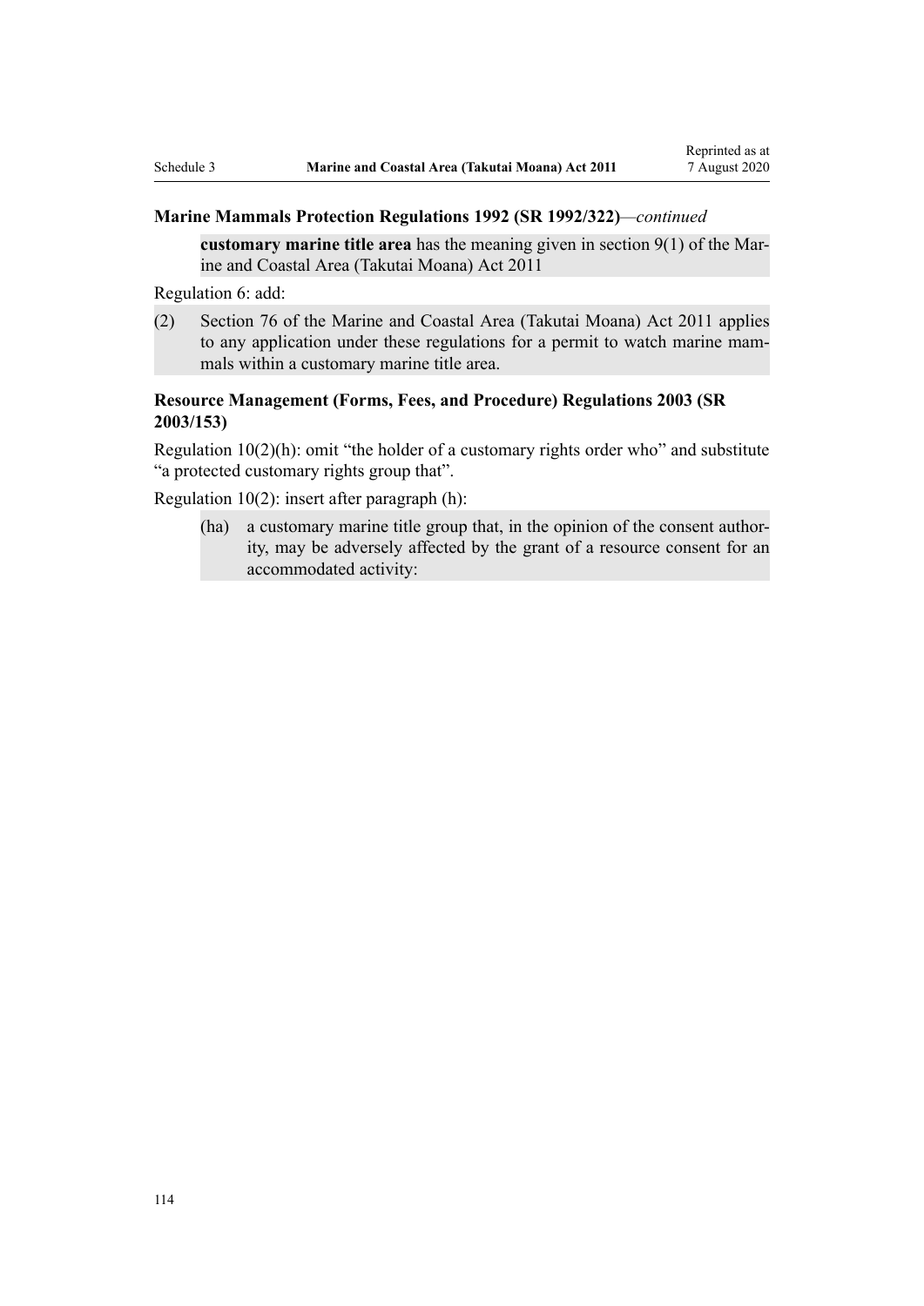**Marine Mammals Protection Regulations 1992 (SR 1992/322)**—*continued*

> **customary marine title area** has the meaning given in section 9(1) of the Marine and Coastal Area (Takutai Moana) Act 2011

Regulation 6: add:

> (2) Section 76 of the Marine and Coastal Area (Takutai Moana) Act 2011 applies to any application under these regulations for a permit to watch marine mammals within a customary marine title area.

**Resource Management (Forms, Fees, and Procedure) Regulations 2003 (SR 2003/153)**

Regulation 10(2)(h): omit "the holder of a customary rights order who" and substitute "a protected customary rights group that".

Regulation 10(2): insert after paragraph (h):

> (ha) a customary marine title group that, in the opinion of the consent authority, may be adversely affected by the grant of a resource consent for an accommodated activity: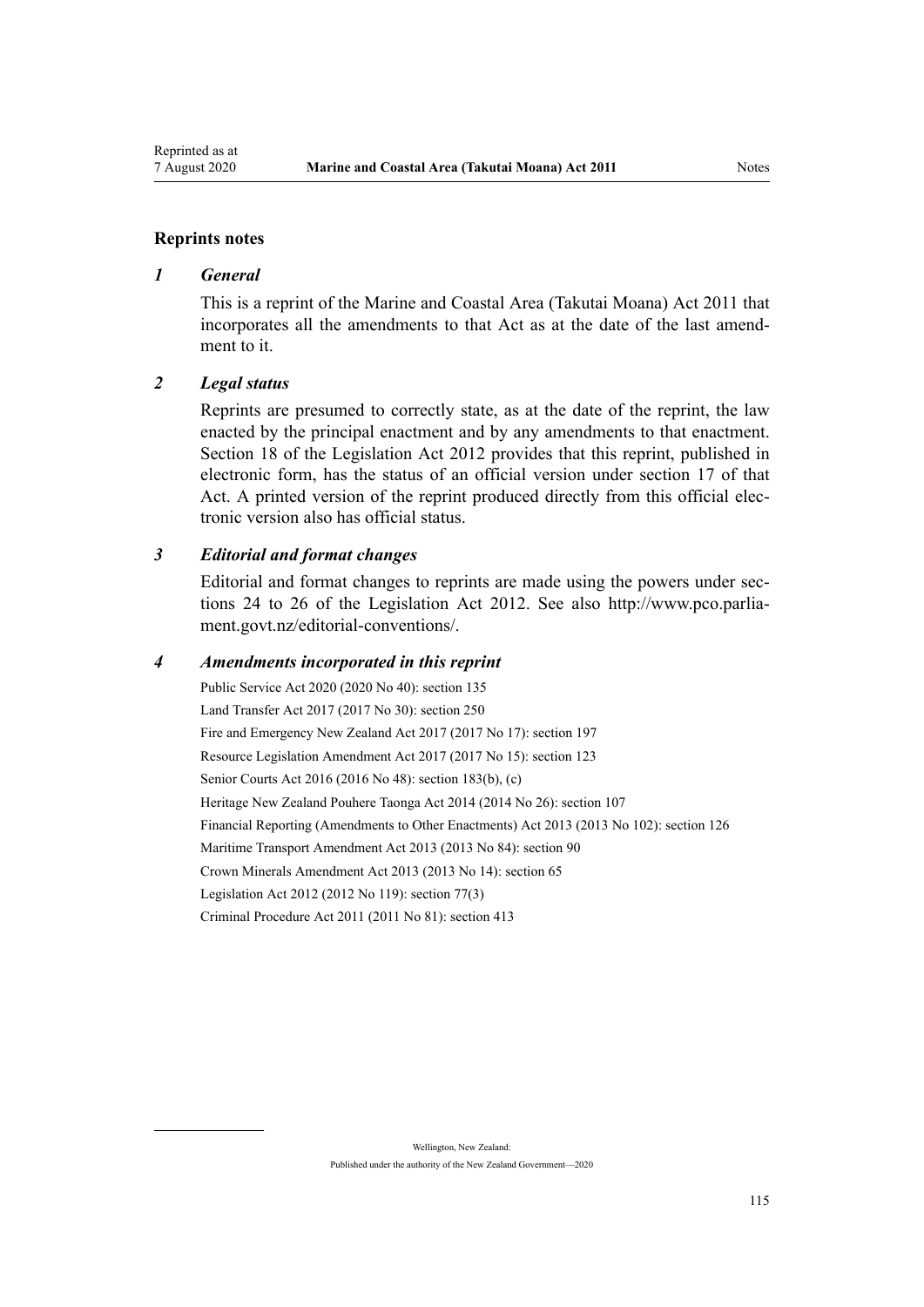## Reprints notes

### *1 General*

This is a reprint of the Marine and Coastal Area (Takutai Moana) Act 2011 that incorporates all the amendments to that Act as at the date of the last amendment to it.

### *2 Legal status*

Reprints are presumed to correctly state, as at the date of the reprint, the law enacted by the principal enactment and by any amendments to that enactment. Section 18 of the Legislation Act 2012 provides that this reprint, published in electronic form, has the status of an official version under section 17 of that Act. A printed version of the reprint produced directly from this official electronic version also has official status.

### *3 Editorial and format changes*

Editorial and format changes to reprints are made using the powers under sections 24 to 26 of the Legislation Act 2012. See also http://www.pco.parliament.govt.nz/editorial-conventions/.

### *4 Amendments incorporated in this reprint*

Public Service Act 2020 (2020 No 40): section 135

Land Transfer Act 2017 (2017 No 30): section 250

Fire and Emergency New Zealand Act 2017 (2017 No 17): section 197

Resource Legislation Amendment Act 2017 (2017 No 15): section 123

Senior Courts Act 2016 (2016 No 48): section 183(b), (c)

Heritage New Zealand Pouhere Taonga Act 2014 (2014 No 26): section 107

Financial Reporting (Amendments to Other Enactments) Act 2013 (2013 No 102): section 126

Maritime Transport Amendment Act 2013 (2013 No 84): section 90

Crown Minerals Amendment Act 2013 (2013 No 14): section 65

Legislation Act 2012 (2012 No 119): section 77(3)

Criminal Procedure Act 2011 (2011 No 81): section 413

Wellington, New Zealand:

Published under the authority of the New Zealand Government—2020